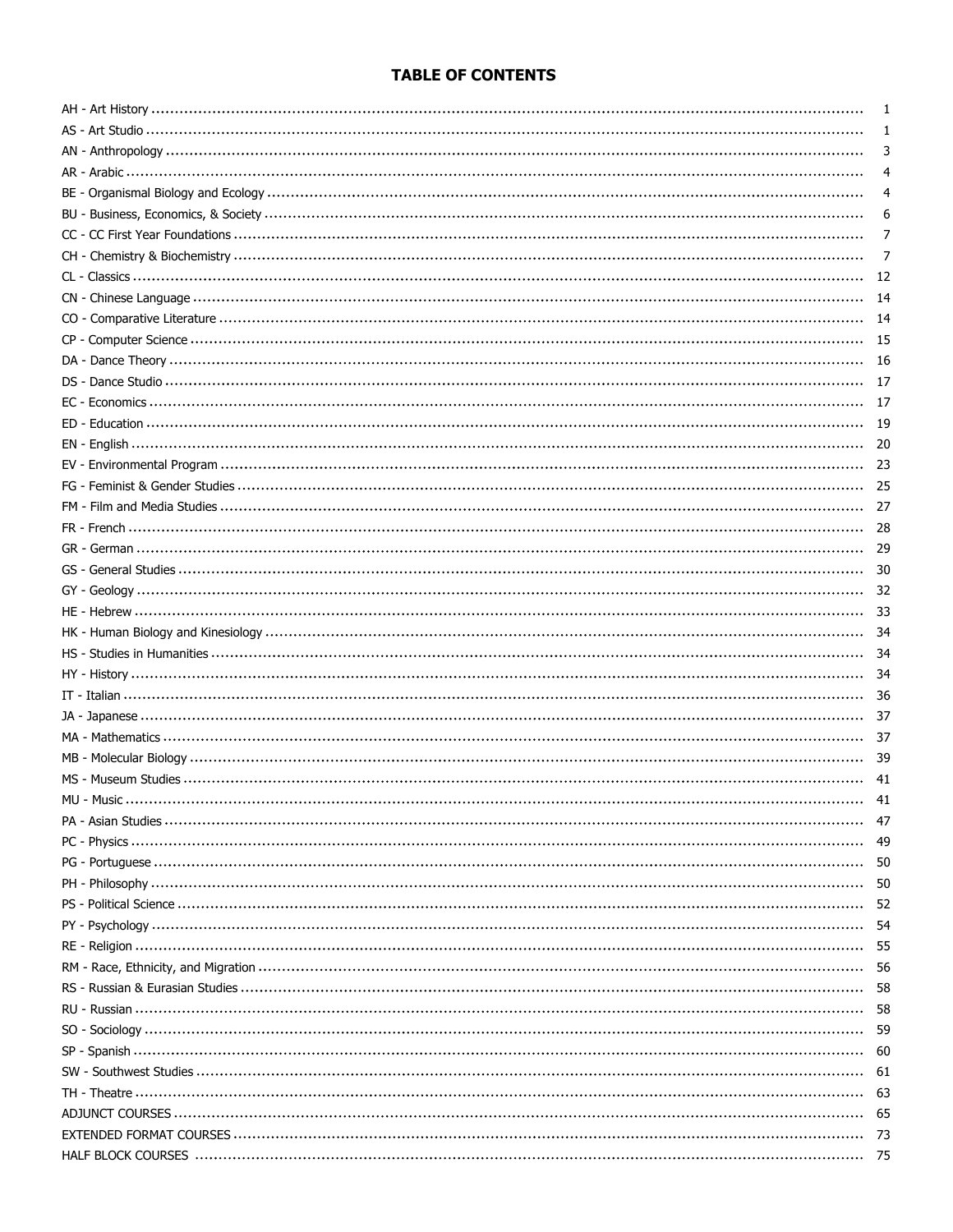# TABLE OF CONTENTS

| | |
|---|---|
| AH - Art History | 1 |
| AS - Art Studio | 1 |
| AN - Anthropology | 3 |
| AR - Arabic | 4 |
| BE - Organismal Biology and Ecology | 4 |
| BU - Business, Economics, & Society | 6 |
| CC - CC First Year Foundations | 7 |
| CH - Chemistry & Biochemistry | 7 |
| CL - Classics | 12 |
| CN - Chinese Language | 14 |
| CO - Comparative Literature | 14 |
| CP - Computer Science | 15 |
| DA - Dance Theory | 16 |
| DS - Dance Studio | 17 |
| EC - Economics | 17 |
| ED - Education | 19 |
| EN - English | 20 |
| EV - Environmental Program | 23 |
| FG - Feminist & Gender Studies | 25 |
| FM - Film and Media Studies | 27 |
| FR - French | 28 |
| GR - German | 29 |
| GS - General Studies | 30 |
| GY - Geology | 32 |
| HE - Hebrew | 33 |
| HK - Human Biology and Kinesiology | 34 |
| HS - Studies in Humanities | 34 |
| HY - History | 34 |
| IT - Italian | 36 |
| JA - Japanese | 37 |
| MA - Mathematics | 37 |
| MB - Molecular Biology | 39 |
| MS - Museum Studies | 41 |
| MU - Music | 41 |
| PA - Asian Studies | 47 |
| PC - Physics | 49 |
| PG - Portuguese | 50 |
| PH - Philosophy | 50 |
| PS - Political Science | 52 |
| PY - Psychology | 54 |
| RE - Religion | 55 |
| RM - Race, Ethnicity, and Migration | 56 |
| RS - Russian & Eurasian Studies | 58 |
| RU - Russian | 58 |
| SO - Sociology | 59 |
| SP - Spanish | 60 |
| SW - Southwest Studies | 61 |
| TH - Theatre | 63 |
| ADJUNCT COURSES | 65 |
| EXTENDED FORMAT COURSES | 73 |
| HALF BLOCK COURSES | 75 |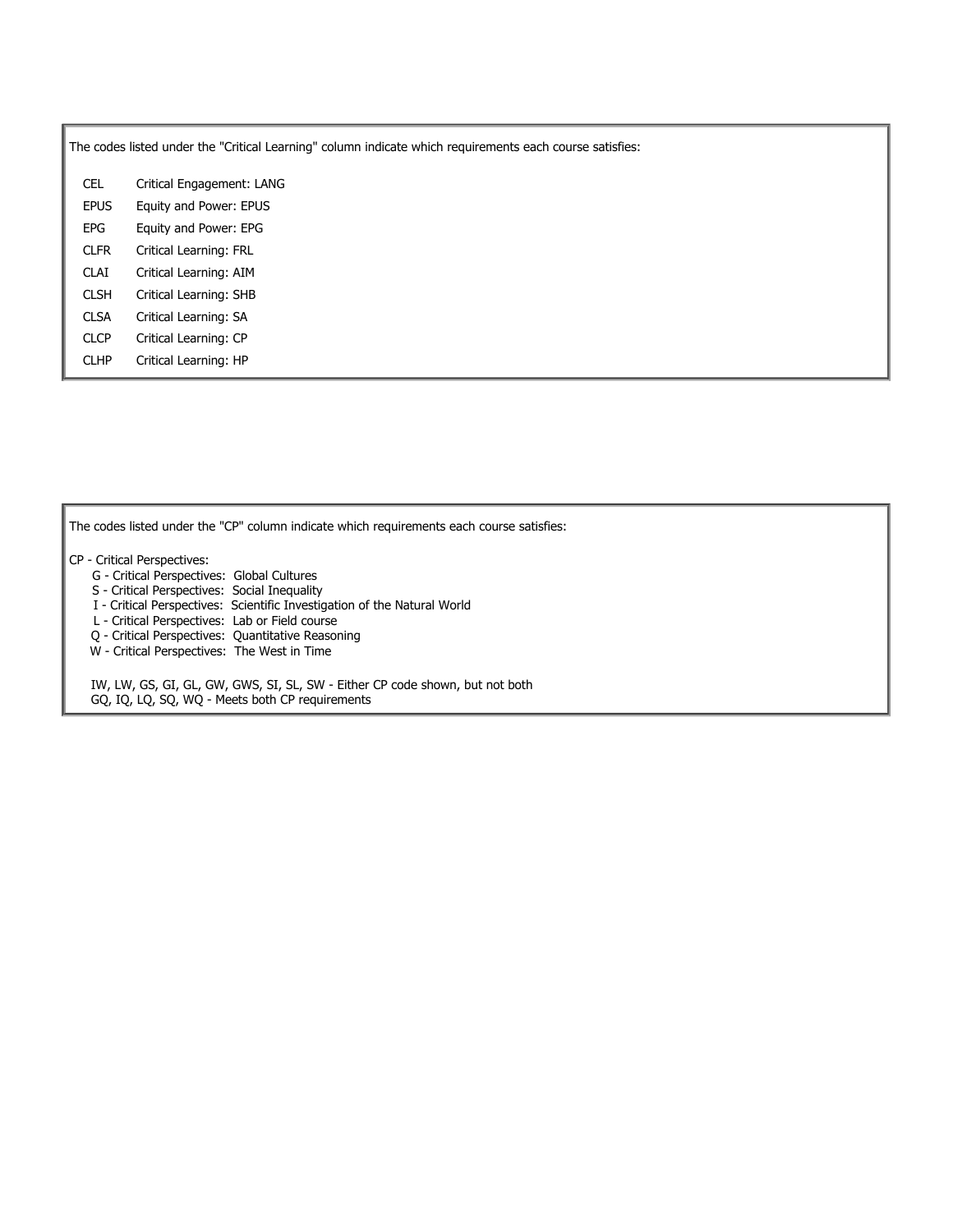The codes listed under the "Critical Learning" column indicate which requirements each course satisfies:

| Code | Requirement |
|---|---|
| CEL | Critical Engagement: LANG |
| EPUS | Equity and Power: EPUS |
| EPG | Equity and Power: EPG |
| CLFR | Critical Learning: FRL |
| CLAI | Critical Learning: AIM |
| CLSH | Critical Learning: SHB |
| CLSA | Critical Learning: SA |
| CLCP | Critical Learning: CP |
| CLHP | Critical Learning: HP |

The codes listed under the "CP" column indicate which requirements each course satisfies:

CP - Critical Perspectives:

- G - Critical Perspectives: Global Cultures
- S - Critical Perspectives: Social Inequality
- I - Critical Perspectives: Scientific Investigation of the Natural World
- L - Critical Perspectives: Lab or Field course
- Q - Critical Perspectives: Quantitative Reasoning
- W - Critical Perspectives: The West in Time

IW, LW, GS, GI, GL, GW, GWS, SI, SL, SW - Either CP code shown, but not both

GQ, IQ, LQ, SQ, WQ - Meets both CP requirements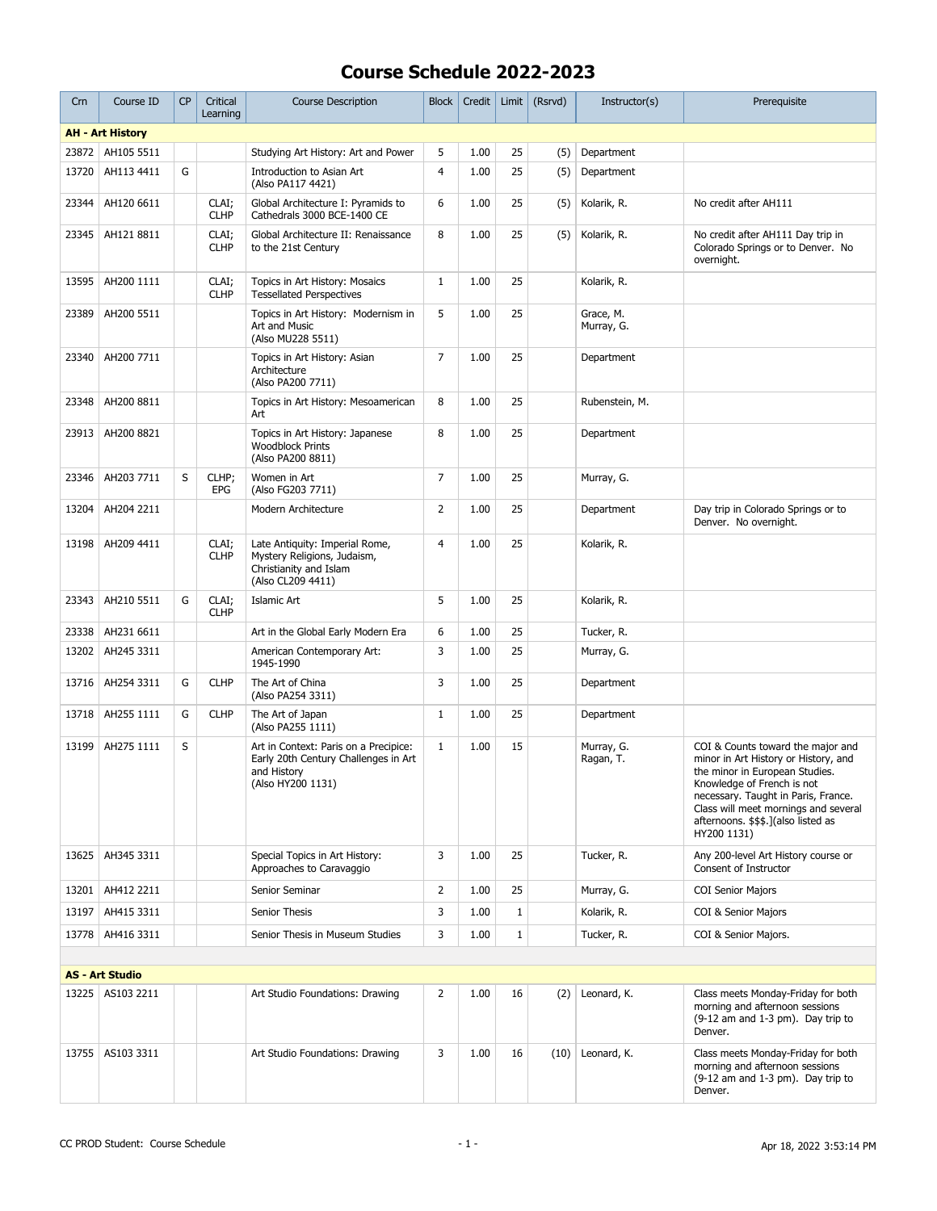# Course Schedule 2022-2023

| Crn | Course ID | CP | Critical Learning | Course Description | Block | Credit | Limit | (Rsrvd) | Instructor(s) | Prerequisite |
|---|---|---|---|---|---|---|---|---|---|---|
| **AH - Art History** | | | | | | | | | | |
| 23872 | AH105 5511 | | | Studying Art History: Art and Power | 5 | 1.00 | 25 | (5) | Department | |
| 13720 | AH113 4411 | G | | Introduction to Asian Art (Also PA117 4421) | 4 | 1.00 | 25 | (5) | Department | |
| 23344 | AH120 6611 | | CLAI; CLHP | Global Architecture I: Pyramids to Cathedrals 3000 BCE-1400 CE | 6 | 1.00 | 25 | (5) | Kolarik, R. | No credit after AH111 |
| 23345 | AH121 8811 | | CLAI; CLHP | Global Architecture II: Renaissance to the 21st Century | 8 | 1.00 | 25 | (5) | Kolarik, R. | No credit after AH111 Day trip in Colorado Springs or to Denver. No overnight. |
| 13595 | AH200 1111 | | CLAI; CLHP | Topics in Art History: Mosaics Tessellated Perspectives | 1 | 1.00 | 25 | | Kolarik, R. | |
| 23389 | AH200 5511 | | | Topics in Art History: Modernism in Art and Music (Also MU228 5511) | 5 | 1.00 | 25 | | Grace, M. Murray, G. | |
| 23340 | AH200 7711 | | | Topics in Art History: Asian Architecture (Also PA200 7711) | 7 | 1.00 | 25 | | Department | |
| 23348 | AH200 8811 | | | Topics in Art History: Mesoamerican Art | 8 | 1.00 | 25 | | Rubenstein, M. | |
| 23913 | AH200 8821 | | | Topics in Art History: Japanese Woodblock Prints (Also PA200 8811) | 8 | 1.00 | 25 | | Department | |
| 23346 | AH203 7711 | S | CLHP; EPG | Women in Art (Also FG203 7711) | 7 | 1.00 | 25 | | Murray, G. | |
| 13204 | AH204 2211 | | | Modern Architecture | 2 | 1.00 | 25 | | Department | Day trip in Colorado Springs or to Denver. No overnight. |
| 13198 | AH209 4411 | | CLAI; CLHP | Late Antiquity: Imperial Rome, Mystery Religions, Judaism, Christianity and Islam (Also CL209 4411) | 4 | 1.00 | 25 | | Kolarik, R. | |
| 23343 | AH210 5511 | G | CLAI; CLHP | Islamic Art | 5 | 1.00 | 25 | | Kolarik, R. | |
| 23338 | AH231 6611 | | | Art in the Global Early Modern Era | 6 | 1.00 | 25 | | Tucker, R. | |
| 13202 | AH245 3311 | | | American Contemporary Art: 1945-1990 | 3 | 1.00 | 25 | | Murray, G. | |
| 13716 | AH254 3311 | G | CLHP | The Art of China (Also PA254 3311) | 3 | 1.00 | 25 | | Department | |
| 13718 | AH255 1111 | G | CLHP | The Art of Japan (Also PA255 1111) | 1 | 1.00 | 25 | | Department | |
| 13199 | AH275 1111 | S | | Art in Context: Paris on a Precipice: Early 20th Century Challenges in Art and History (Also HY200 1131) | 1 | 1.00 | 15 | | Murray, G. Ragan, T. | COI & Counts toward the major and minor in Art History or History, and the minor in European Studies. Knowledge of French is not necessary. Taught in Paris, France. Class will meet mornings and several afternoons. $$$.](also listed as HY200 1131) |
| 13625 | AH345 3311 | | | Special Topics in Art History: Approaches to Caravaggio | 3 | 1.00 | 25 | | Tucker, R. | Any 200-level Art History course or Consent of Instructor |
| 13201 | AH412 2211 | | | Senior Seminar | 2 | 1.00 | 25 | | Murray, G. | COI Senior Majors |
| 13197 | AH415 3311 | | | Senior Thesis | 3 | 1.00 | 1 | | Kolarik, R. | COI & Senior Majors |
| 13778 | AH416 3311 | | | Senior Thesis in Museum Studies | 3 | 1.00 | 1 | | Tucker, R. | COI & Senior Majors. |
| **AS - Art Studio** | | | | | | | | | | |
| 13225 | AS103 2211 | | | Art Studio Foundations: Drawing | 2 | 1.00 | 16 | (2) | Leonard, K. | Class meets Monday-Friday for both morning and afternoon sessions (9-12 am and 1-3 pm). Day trip to Denver. |
| 13755 | AS103 3311 | | | Art Studio Foundations: Drawing | 3 | 1.00 | 16 | (10) | Leonard, K. | Class meets Monday-Friday for both morning and afternoon sessions (9-12 am and 1-3 pm). Day trip to Denver. |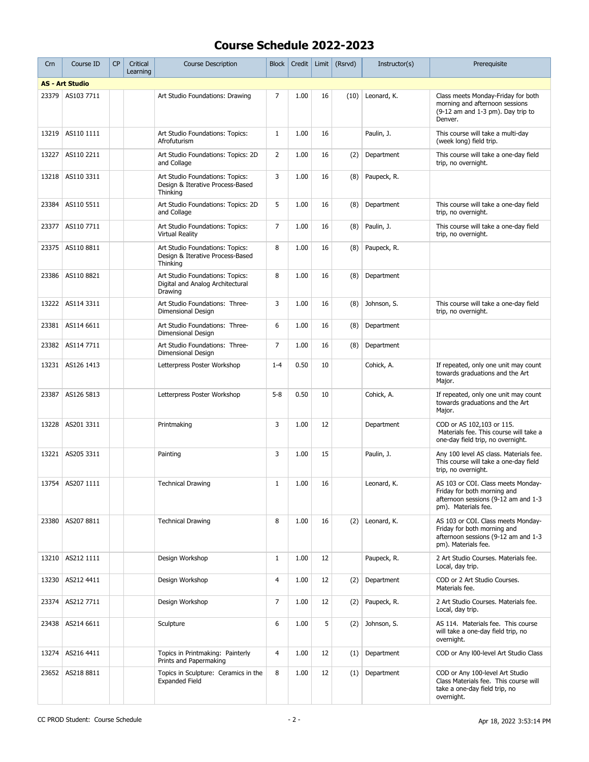# Course Schedule 2022-2023

| Crn | Course ID | CP | Critical Learning | Course Description | Block | Credit | Limit | (Rsrvd) | Instructor(s) | Prerequisite |
|---|---|---|---|---|---|---|---|---|---|---|
| **AS - Art Studio** | | | | | | | | | | |
| 23379 | AS103 7711 | | | Art Studio Foundations: Drawing | 7 | 1.00 | 16 | (10) | Leonard, K. | Class meets Monday-Friday for both morning and afternoon sessions (9-12 am and 1-3 pm). Day trip to Denver. |
| 13219 | AS110 1111 | | | Art Studio Foundations: Topics: Afrofuturism | 1 | 1.00 | 16 | | Paulin, J. | This course will take a multi-day (week long) field trip. |
| 13227 | AS110 2211 | | | Art Studio Foundations: Topics: 2D and Collage | 2 | 1.00 | 16 | (2) | Department | This course will take a one-day field trip, no overnight. |
| 13218 | AS110 3311 | | | Art Studio Foundations: Topics: Design & Iterative Process-Based Thinking | 3 | 1.00 | 16 | (8) | Paupeck, R. | |
| 23384 | AS110 5511 | | | Art Studio Foundations: Topics: 2D and Collage | 5 | 1.00 | 16 | (8) | Department | This course will take a one-day field trip, no overnight. |
| 23377 | AS110 7711 | | | Art Studio Foundations: Topics: Virtual Reality | 7 | 1.00 | 16 | (8) | Paulin, J. | This course will take a one-day field trip, no overnight. |
| 23375 | AS110 8811 | | | Art Studio Foundations: Topics: Design & Iterative Process-Based Thinking | 8 | 1.00 | 16 | (8) | Paupeck, R. | |
| 23386 | AS110 8821 | | | Art Studio Foundations: Topics: Digital and Analog Architectural Drawing | 8 | 1.00 | 16 | (8) | Department | |
| 13222 | AS114 3311 | | | Art Studio Foundations: Three-Dimensional Design | 3 | 1.00 | 16 | (8) | Johnson, S. | This course will take a one-day field trip, no overnight. |
| 23381 | AS114 6611 | | | Art Studio Foundations: Three-Dimensional Design | 6 | 1.00 | 16 | (8) | Department | |
| 23382 | AS114 7711 | | | Art Studio Foundations: Three-Dimensional Design | 7 | 1.00 | 16 | (8) | Department | |
| 13231 | AS126 1413 | | | Letterpress Poster Workshop | 1-4 | 0.50 | 10 | | Cohick, A. | If repeated, only one unit may count towards graduations and the Art Major. |
| 23387 | AS126 5813 | | | Letterpress Poster Workshop | 5-8 | 0.50 | 10 | | Cohick, A. | If repeated, only one unit may count towards graduations and the Art Major. |
| 13228 | AS201 3311 | | | Printmaking | 3 | 1.00 | 12 | | Department | COD or AS 102,103 or 115. Materials fee. This course will take a one-day field trip, no overnight. |
| 13221 | AS205 3311 | | | Painting | 3 | 1.00 | 15 | | Paulin, J. | Any 100 level AS class. Materials fee. This course will take a one-day field trip, no overnight. |
| 13754 | AS207 1111 | | | Technical Drawing | 1 | 1.00 | 16 | | Leonard, K. | AS 103 or COI. Class meets Monday-Friday for both morning and afternoon sessions (9-12 am and 1-3 pm). Materials fee. |
| 23380 | AS207 8811 | | | Technical Drawing | 8 | 1.00 | 16 | (2) | Leonard, K. | AS 103 or COI. Class meets Monday-Friday for both morning and afternoon sessions (9-12 am and 1-3 pm). Materials fee. |
| 13210 | AS212 1111 | | | Design Workshop | 1 | 1.00 | 12 | | Paupeck, R. | 2 Art Studio Courses. Materials fee. Local, day trip. |
| 13230 | AS212 4411 | | | Design Workshop | 4 | 1.00 | 12 | (2) | Department | COD or 2 Art Studio Courses. Materials fee. |
| 23374 | AS212 7711 | | | Design Workshop | 7 | 1.00 | 12 | (2) | Paupeck, R. | 2 Art Studio Courses. Materials fee. Local, day trip. |
| 23438 | AS214 6611 | | | Sculpture | 6 | 1.00 | 5 | (2) | Johnson, S. | AS 114. Materials fee. This course will take a one-day field trip, no overnight. |
| 13274 | AS216 4411 | | | Topics in Printmaking: Painterly Prints and Papermaking | 4 | 1.00 | 12 | (1) | Department | COD or Any l00-level Art Studio Class |
| 23652 | AS218 8811 | | | Topics in Sculpture: Ceramics in the Expanded Field | 8 | 1.00 | 12 | (1) | Department | COD or Any 100-level Art Studio Class Materials fee. This course will take a one-day field trip, no overnight. |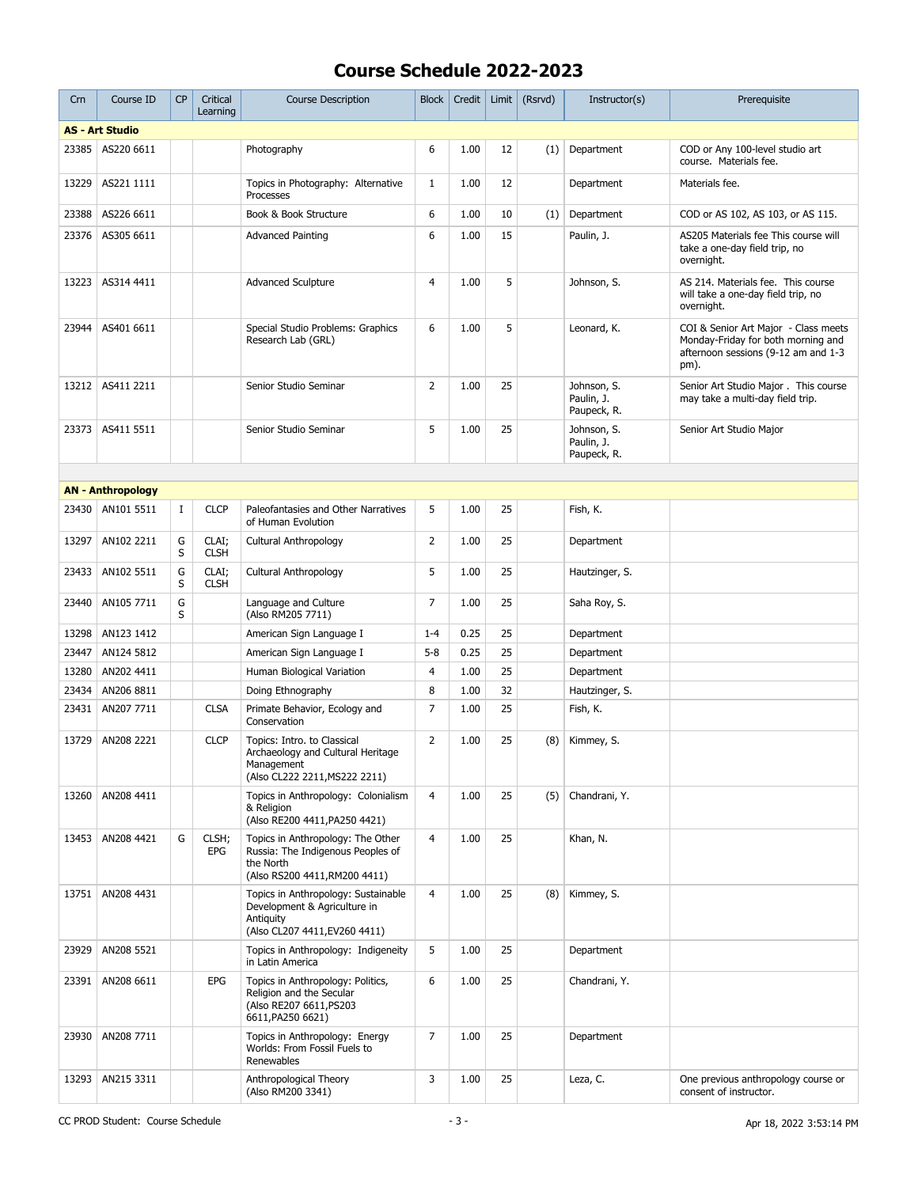# Course Schedule 2022-2023

| Crn | Course ID | CP | Critical Learning | Course Description | Block | Credit | Limit | (Rsrvd) | Instructor(s) | Prerequisite |
|---|---|---|---|---|---|---|---|---|---|---|
| **AS - Art Studio** | | | | | | | | | | |
| 23385 | AS220 6611 | | | Photography | 6 | 1.00 | 12 | (1) | Department | COD or Any 100-level studio art course. Materials fee. |
| 13229 | AS221 1111 | | | Topics in Photography: Alternative Processes | 1 | 1.00 | 12 | | Department | Materials fee. |
| 23388 | AS226 6611 | | | Book & Book Structure | 6 | 1.00 | 10 | (1) | Department | COD or AS 102, AS 103, or AS 115. |
| 23376 | AS305 6611 | | | Advanced Painting | 6 | 1.00 | 15 | | Paulin, J. | AS205 Materials fee This course will take a one-day field trip, no overnight. |
| 13223 | AS314 4411 | | | Advanced Sculpture | 4 | 1.00 | 5 | | Johnson, S. | AS 214. Materials fee. This course will take a one-day field trip, no overnight. |
| 23944 | AS401 6611 | | | Special Studio Problems: Graphics Research Lab (GRL) | 6 | 1.00 | 5 | | Leonard, K. | COI & Senior Art Major - Class meets Monday-Friday for both morning and afternoon sessions (9-12 am and 1-3 pm). |
| 13212 | AS411 2211 | | | Senior Studio Seminar | 2 | 1.00 | 25 | | Johnson, S.<br>Paulin, J.<br>Paupeck, R. | Senior Art Studio Major . This course may take a multi-day field trip. |
| 23373 | AS411 5511 | | | Senior Studio Seminar | 5 | 1.00 | 25 | | Johnson, S.<br>Paulin, J.<br>Paupeck, R. | Senior Art Studio Major |
| **AN - Anthropology** | | | | | | | | | | |
| 23430 | AN101 5511 | I | CLCP | Paleofantasies and Other Narratives of Human Evolution | 5 | 1.00 | 25 | | Fish, K. | |
| 13297 | AN102 2211 | G S | CLAI; CLSH | Cultural Anthropology | 2 | 1.00 | 25 | | Department | |
| 23433 | AN102 5511 | G S | CLAI; CLSH | Cultural Anthropology | 5 | 1.00 | 25 | | Hautzinger, S. | |
| 23440 | AN105 7711 | G S | | Language and Culture (Also RM205 7711) | 7 | 1.00 | 25 | | Saha Roy, S. | |
| 13298 | AN123 1412 | | | American Sign Language I | 1-4 | 0.25 | 25 | | Department | |
| 23447 | AN124 5812 | | | American Sign Language I | 5-8 | 0.25 | 25 | | Department | |
| 13280 | AN202 4411 | | | Human Biological Variation | 4 | 1.00 | 25 | | Department | |
| 23434 | AN206 8811 | | | Doing Ethnography | 8 | 1.00 | 32 | | Hautzinger, S. | |
| 23431 | AN207 7711 | | CLSA | Primate Behavior, Ecology and Conservation | 7 | 1.00 | 25 | | Fish, K. | |
| 13729 | AN208 2221 | | CLCP | Topics: Intro. to Classical Archaeology and Cultural Heritage Management (Also CL222 2211,MS222 2211) | 2 | 1.00 | 25 | (8) | Kimmey, S. | |
| 13260 | AN208 4411 | | | Topics in Anthropology: Colonialism & Religion (Also RE200 4411,PA250 4421) | 4 | 1.00 | 25 | (5) | Chandrani, Y. | |
| 13453 | AN208 4421 | G | CLSH; EPG | Topics in Anthropology: The Other Russia: The Indigenous Peoples of the North (Also RS200 4411,RM200 4411) | 4 | 1.00 | 25 | | Khan, N. | |
| 13751 | AN208 4431 | | | Topics in Anthropology: Sustainable Development & Agriculture in Antiquity (Also CL207 4411,EV260 4411) | 4 | 1.00 | 25 | (8) | Kimmey, S. | |
| 23929 | AN208 5521 | | | Topics in Anthropology: Indigeneity in Latin America | 5 | 1.00 | 25 | | Department | |
| 23391 | AN208 6611 | | EPG | Topics in Anthropology: Politics, Religion and the Secular (Also RE207 6611,PS203 6611,PA250 6621) | 6 | 1.00 | 25 | | Chandrani, Y. | |
| 23930 | AN208 7711 | | | Topics in Anthropology: Energy Worlds: From Fossil Fuels to Renewables | 7 | 1.00 | 25 | | Department | |
| 13293 | AN215 3311 | | | Anthropological Theory (Also RM200 3341) | 3 | 1.00 | 25 | | Leza, C. | One previous anthropology course or consent of instructor. |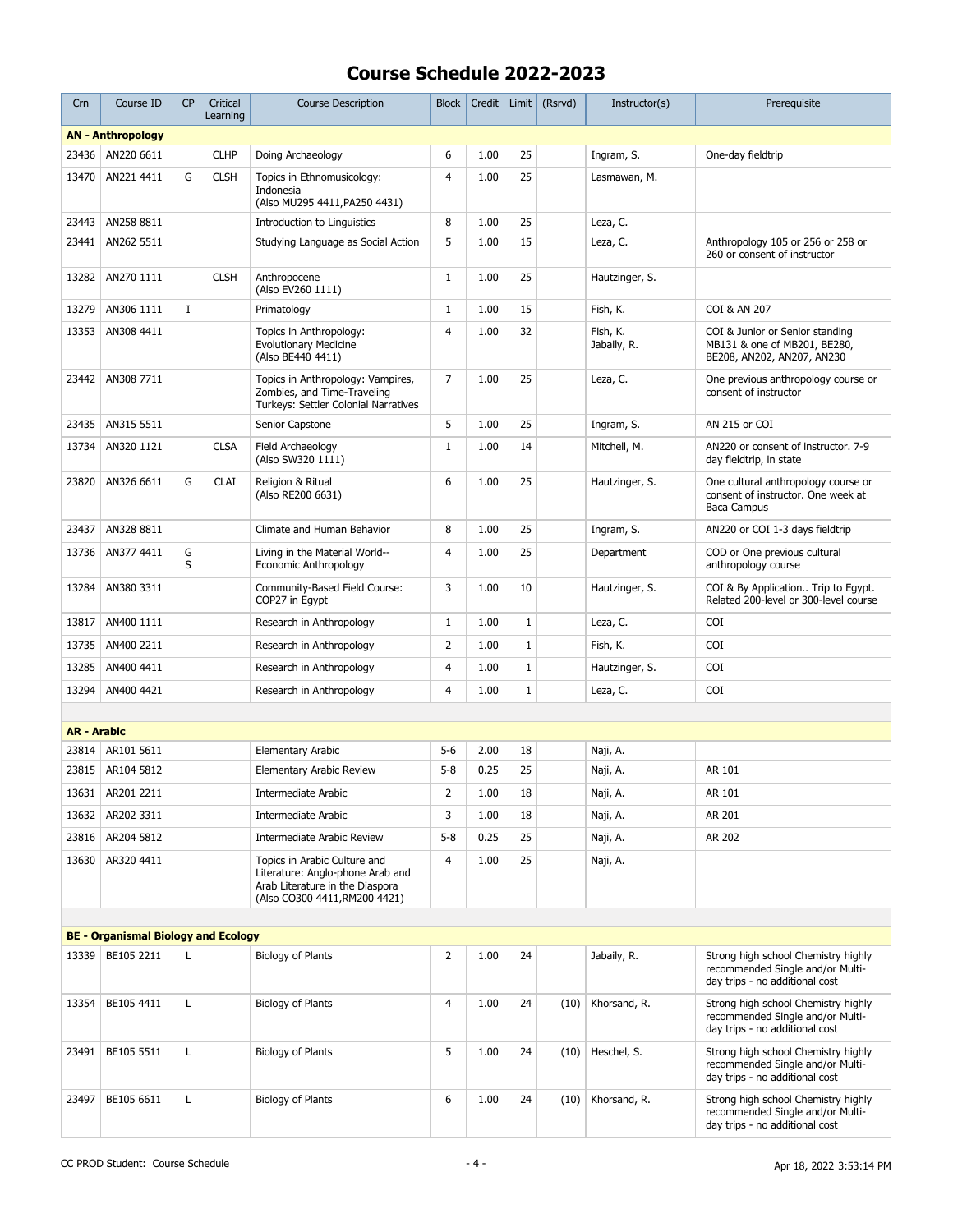# Course Schedule 2022-2023

| Crn | Course ID | CP | Critical Learning | Course Description | Block | Credit | Limit | (Rsrvd) | Instructor(s) | Prerequisite |
|---|---|---|---|---|---|---|---|---|---|---|
| **AN - Anthropology** | | | | | | | | | | |
| 23436 | AN220 6611 | | CLHP | Doing Archaeology | 6 | 1.00 | 25 | | Ingram, S. | One-day fieldtrip |
| 13470 | AN221 4411 | G | CLSH | Topics in Ethnomusicology: Indonesia (Also MU295 4411,PA250 4431) | 4 | 1.00 | 25 | | Lasmawan, M. | |
| 23443 | AN258 8811 | | | Introduction to Linguistics | 8 | 1.00 | 25 | | Leza, C. | |
| 23441 | AN262 5511 | | | Studying Language as Social Action | 5 | 1.00 | 15 | | Leza, C. | Anthropology 105 or 256 or 258 or 260 or consent of instructor |
| 13282 | AN270 1111 | | CLSH | Anthropocene (Also EV260 1111) | 1 | 1.00 | 25 | | Hautzinger, S. | |
| 13279 | AN306 1111 | I | | Primatology | 1 | 1.00 | 15 | | Fish, K. | COI & AN 207 |
| 13353 | AN308 4411 | | | Topics in Anthropology: Evolutionary Medicine (Also BE440 4411) | 4 | 1.00 | 32 | | Fish, K. Jabaily, R. | COI & Junior or Senior standing MB131 & one of MB201, BE280, BE208, AN202, AN207, AN230 |
| 23442 | AN308 7711 | | | Topics in Anthropology: Vampires, Zombies, and Time-Traveling Turkeys: Settler Colonial Narratives | 7 | 1.00 | 25 | | Leza, C. | One previous anthropology course or consent of instructor |
| 23435 | AN315 5511 | | | Senior Capstone | 5 | 1.00 | 25 | | Ingram, S. | AN 215 or COI |
| 13734 | AN320 1121 | | CLSA | Field Archaeology (Also SW320 1111) | 1 | 1.00 | 14 | | Mitchell, M. | AN220 or consent of instructor. 7-9 day fieldtrip, in state |
| 23820 | AN326 6611 | G | CLAI | Religion & Ritual (Also RE200 6631) | 6 | 1.00 | 25 | | Hautzinger, S. | One cultural anthropology course or consent of instructor. One week at Baca Campus |
| 23437 | AN328 8811 | | | Climate and Human Behavior | 8 | 1.00 | 25 | | Ingram, S. | AN220 or COI 1-3 days fieldtrip |
| 13736 | AN377 4411 | G S | | Living in the Material World-- Economic Anthropology | 4 | 1.00 | 25 | | Department | COD or One previous cultural anthropology course |
| 13284 | AN380 3311 | | | Community-Based Field Course: COP27 in Egypt | 3 | 1.00 | 10 | | Hautzinger, S. | COI & By Application.. Trip to Egypt. Related 200-level or 300-level course |
| 13817 | AN400 1111 | | | Research in Anthropology | 1 | 1.00 | 1 | | Leza, C. | COI |
| 13735 | AN400 2211 | | | Research in Anthropology | 2 | 1.00 | 1 | | Fish, K. | COI |
| 13285 | AN400 4411 | | | Research in Anthropology | 4 | 1.00 | 1 | | Hautzinger, S. | COI |
| 13294 | AN400 4421 | | | Research in Anthropology | 4 | 1.00 | 1 | | Leza, C. | COI |
| **AR - Arabic** | | | | | | | | | | |
| 23814 | AR101 5611 | | | Elementary Arabic | 5-6 | 2.00 | 18 | | Naji, A. | |
| 23815 | AR104 5812 | | | Elementary Arabic Review | 5-8 | 0.25 | 25 | | Naji, A. | AR 101 |
| 13631 | AR201 2211 | | | Intermediate Arabic | 2 | 1.00 | 18 | | Naji, A. | AR 101 |
| 13632 | AR202 3311 | | | Intermediate Arabic | 3 | 1.00 | 18 | | Naji, A. | AR 201 |
| 23816 | AR204 5812 | | | Intermediate Arabic Review | 5-8 | 0.25 | 25 | | Naji, A. | AR 202 |
| 13630 | AR320 4411 | | | Topics in Arabic Culture and Literature: Anglo-phone Arab and Arab Literature in the Diaspora (Also CO300 4411,RM200 4421) | 4 | 1.00 | 25 | | Naji, A. | |
| **BE - Organismal Biology and Ecology** | | | | | | | | | | |
| 13339 | BE105 2211 | L | | Biology of Plants | 2 | 1.00 | 24 | | Jabaily, R. | Strong high school Chemistry highly recommended Single and/or Multi-day trips - no additional cost |
| 13354 | BE105 4411 | L | | Biology of Plants | 4 | 1.00 | 24 | (10) | Khorsand, R. | Strong high school Chemistry highly recommended Single and/or Multi-day trips - no additional cost |
| 23491 | BE105 5511 | L | | Biology of Plants | 5 | 1.00 | 24 | (10) | Heschel, S. | Strong high school Chemistry highly recommended Single and/or Multi-day trips - no additional cost |
| 23497 | BE105 6611 | L | | Biology of Plants | 6 | 1.00 | 24 | (10) | Khorsand, R. | Strong high school Chemistry highly recommended Single and/or Multi-day trips - no additional cost |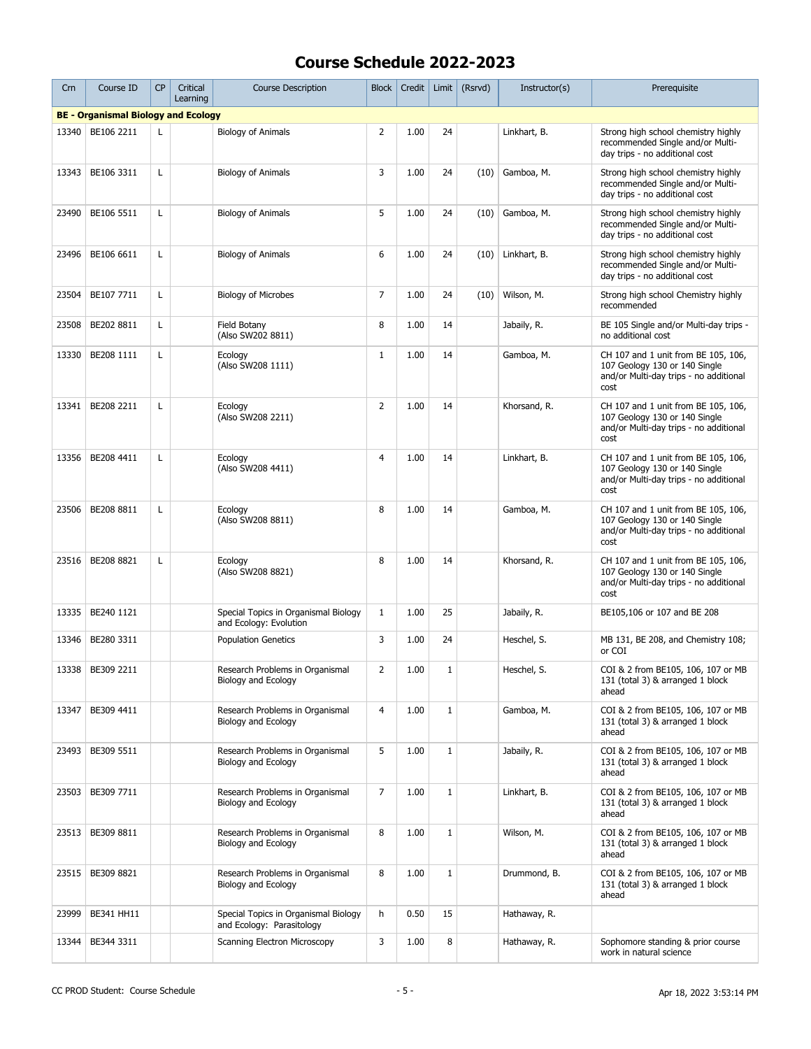# Course Schedule 2022-2023

| Crn | Course ID | CP | Critical Learning | Course Description | Block | Credit | Limit | (Rsrvd) | Instructor(s) | Prerequisite |
|---|---|---|---|---|---|---|---|---|---|---|
| **BE - Organismal Biology and Ecology** | | | | | | | | | | |
| 13340 | BE106 2211 | L | | Biology of Animals | 2 | 1.00 | 24 | | Linkhart, B. | Strong high school chemistry highly recommended Single and/or Multi-day trips - no additional cost |
| 13343 | BE106 3311 | L | | Biology of Animals | 3 | 1.00 | 24 | (10) | Gamboa, M. | Strong high school chemistry highly recommended Single and/or Multi-day trips - no additional cost |
| 23490 | BE106 5511 | L | | Biology of Animals | 5 | 1.00 | 24 | (10) | Gamboa, M. | Strong high school chemistry highly recommended Single and/or Multi-day trips - no additional cost |
| 23496 | BE106 6611 | L | | Biology of Animals | 6 | 1.00 | 24 | (10) | Linkhart, B. | Strong high school chemistry highly recommended Single and/or Multi-day trips - no additional cost |
| 23504 | BE107 7711 | L | | Biology of Microbes | 7 | 1.00 | 24 | (10) | Wilson, M. | Strong high school Chemistry highly recommended |
| 23508 | BE202 8811 | L | | Field Botany (Also SW202 8811) | 8 | 1.00 | 14 | | Jabaily, R. | BE 105 Single and/or Multi-day trips - no additional cost |
| 13330 | BE208 1111 | L | | Ecology (Also SW208 1111) | 1 | 1.00 | 14 | | Gamboa, M. | CH 107 and 1 unit from BE 105, 106, 107 Geology 130 or 140 Single and/or Multi-day trips - no additional cost |
| 13341 | BE208 2211 | L | | Ecology (Also SW208 2211) | 2 | 1.00 | 14 | | Khorsand, R. | CH 107 and 1 unit from BE 105, 106, 107 Geology 130 or 140 Single and/or Multi-day trips - no additional cost |
| 13356 | BE208 4411 | L | | Ecology (Also SW208 4411) | 4 | 1.00 | 14 | | Linkhart, B. | CH 107 and 1 unit from BE 105, 106, 107 Geology 130 or 140 Single and/or Multi-day trips - no additional cost |
| 23506 | BE208 8811 | L | | Ecology (Also SW208 8811) | 8 | 1.00 | 14 | | Gamboa, M. | CH 107 and 1 unit from BE 105, 106, 107 Geology 130 or 140 Single and/or Multi-day trips - no additional cost |
| 23516 | BE208 8821 | L | | Ecology (Also SW208 8821) | 8 | 1.00 | 14 | | Khorsand, R. | CH 107 and 1 unit from BE 105, 106, 107 Geology 130 or 140 Single and/or Multi-day trips - no additional cost |
| 13335 | BE240 1121 | | | Special Topics in Organismal Biology and Ecology: Evolution | 1 | 1.00 | 25 | | Jabaily, R. | BE105,106 or 107 and BE 208 |
| 13346 | BE280 3311 | | | Population Genetics | 3 | 1.00 | 24 | | Heschel, S. | MB 131, BE 208, and Chemistry 108; or COI |
| 13338 | BE309 2211 | | | Research Problems in Organismal Biology and Ecology | 2 | 1.00 | 1 | | Heschel, S. | COI & 2 from BE105, 106, 107 or MB 131 (total 3) & arranged 1 block ahead |
| 13347 | BE309 4411 | | | Research Problems in Organismal Biology and Ecology | 4 | 1.00 | 1 | | Gamboa, M. | COI & 2 from BE105, 106, 107 or MB 131 (total 3) & arranged 1 block ahead |
| 23493 | BE309 5511 | | | Research Problems in Organismal Biology and Ecology | 5 | 1.00 | 1 | | Jabaily, R. | COI & 2 from BE105, 106, 107 or MB 131 (total 3) & arranged 1 block ahead |
| 23503 | BE309 7711 | | | Research Problems in Organismal Biology and Ecology | 7 | 1.00 | 1 | | Linkhart, B. | COI & 2 from BE105, 106, 107 or MB 131 (total 3) & arranged 1 block ahead |
| 23513 | BE309 8811 | | | Research Problems in Organismal Biology and Ecology | 8 | 1.00 | 1 | | Wilson, M. | COI & 2 from BE105, 106, 107 or MB 131 (total 3) & arranged 1 block ahead |
| 23515 | BE309 8821 | | | Research Problems in Organismal Biology and Ecology | 8 | 1.00 | 1 | | Drummond, B. | COI & 2 from BE105, 106, 107 or MB 131 (total 3) & arranged 1 block ahead |
| 23999 | BE341 HH11 | | | Special Topics in Organismal Biology and Ecology: Parasitology | h | 0.50 | 15 | | Hathaway, R. | |
| 13344 | BE344 3311 | | | Scanning Electron Microscopy | 3 | 1.00 | 8 | | Hathaway, R. | Sophomore standing & prior course work in natural science |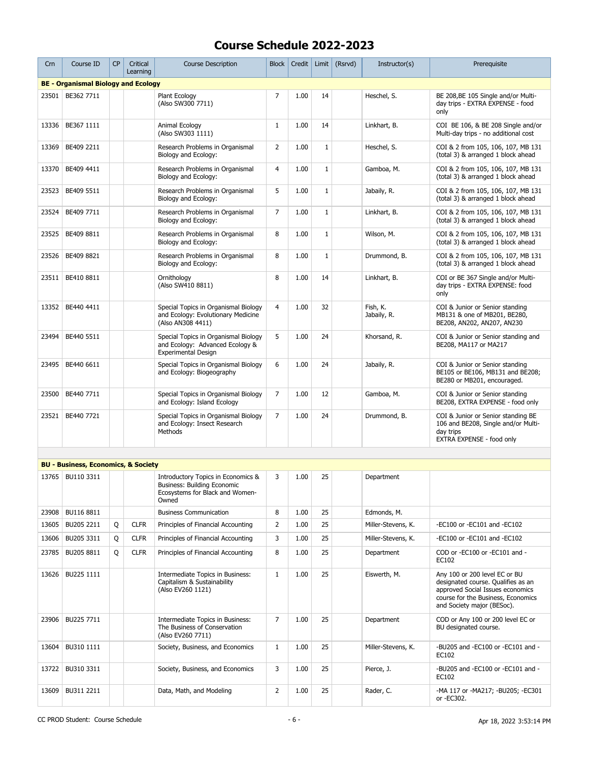# Course Schedule 2022-2023

| Crn | Course ID | CP | Critical Learning | Course Description | Block | Credit | Limit | (Rsrvd) | Instructor(s) | Prerequisite |
|---|---|---|---|---|---|---|---|---|---|---|
| **BE - Organismal Biology and Ecology** | | | | | | | | | | |
| 23501 | BE362 7711 | | | Plant Ecology (Also SW300 7711) | 7 | 1.00 | 14 | | Heschel, S. | BE 208,BE 105 Single and/or Multi-day trips - EXTRA EXPENSE - food only |
| 13336 | BE367 1111 | | | Animal Ecology (Also SW303 1111) | 1 | 1.00 | 14 | | Linkhart, B. | COI BE 106, & BE 208 Single and/or Multi-day trips - no additional cost |
| 13369 | BE409 2211 | | | Research Problems in Organismal Biology and Ecology: | 2 | 1.00 | 1 | | Heschel, S. | COI & 2 from 105, 106, 107, MB 131 (total 3) & arranged 1 block ahead |
| 13370 | BE409 4411 | | | Research Problems in Organismal Biology and Ecology: | 4 | 1.00 | 1 | | Gamboa, M. | COI & 2 from 105, 106, 107, MB 131 (total 3) & arranged 1 block ahead |
| 23523 | BE409 5511 | | | Research Problems in Organismal Biology and Ecology: | 5 | 1.00 | 1 | | Jabaily, R. | COI & 2 from 105, 106, 107, MB 131 (total 3) & arranged 1 block ahead |
| 23524 | BE409 7711 | | | Research Problems in Organismal Biology and Ecology: | 7 | 1.00 | 1 | | Linkhart, B. | COI & 2 from 105, 106, 107, MB 131 (total 3) & arranged 1 block ahead |
| 23525 | BE409 8811 | | | Research Problems in Organismal Biology and Ecology: | 8 | 1.00 | 1 | | Wilson, M. | COI & 2 from 105, 106, 107, MB 131 (total 3) & arranged 1 block ahead |
| 23526 | BE409 8821 | | | Research Problems in Organismal Biology and Ecology: | 8 | 1.00 | 1 | | Drummond, B. | COI & 2 from 105, 106, 107, MB 131 (total 3) & arranged 1 block ahead |
| 23511 | BE410 8811 | | | Ornithology (Also SW410 8811) | 8 | 1.00 | 14 | | Linkhart, B. | COI or BE 367 Single and/or Multi-day trips - EXTRA EXPENSE: food only |
| 13352 | BE440 4411 | | | Special Topics in Organismal Biology and Ecology: Evolutionary Medicine (Also AN308 4411) | 4 | 1.00 | 32 | | Fish, K. Jabaily, R. | COI & Junior or Senior standing MB131 & one of MB201, BE280, BE208, AN202, AN207, AN230 |
| 23494 | BE440 5511 | | | Special Topics in Organismal Biology and Ecology: Advanced Ecology & Experimental Design | 5 | 1.00 | 24 | | Khorsand, R. | COI & Junior or Senior standing and BE208, MA117 or MA217 |
| 23495 | BE440 6611 | | | Special Topics in Organismal Biology and Ecology: Biogeography | 6 | 1.00 | 24 | | Jabaily, R. | COI & Junior or Senior standing BE105 or BE106, MB131 and BE208; BE280 or MB201, encouraged. |
| 23500 | BE440 7711 | | | Special Topics in Organismal Biology and Ecology: Island Ecology | 7 | 1.00 | 12 | | Gamboa, M. | COI & Junior or Senior standing BE208, EXTRA EXPENSE - food only |
| 23521 | BE440 7721 | | | Special Topics in Organismal Biology and Ecology: Insect Research Methods | 7 | 1.00 | 24 | | Drummond, B. | COI & Junior or Senior standing BE 106 and BE208, Single and/or Multi-day trips EXTRA EXPENSE - food only |
| **BU - Business, Economics, & Society** | | | | | | | | | | |
| 13765 | BU110 3311 | | | Introductory Topics in Economics & Business: Building Economic Ecosystems for Black and Women-Owned | 3 | 1.00 | 25 | | Department | |
| 23908 | BU116 8811 | | | Business Communication | 8 | 1.00 | 25 | | Edmonds, M. | |
| 13605 | BU205 2211 | Q | CLFR | Principles of Financial Accounting | 2 | 1.00 | 25 | | Miller-Stevens, K. | -EC100 or -EC101 and -EC102 |
| 13606 | BU205 3311 | Q | CLFR | Principles of Financial Accounting | 3 | 1.00 | 25 | | Miller-Stevens, K. | -EC100 or -EC101 and -EC102 |
| 23785 | BU205 8811 | Q | CLFR | Principles of Financial Accounting | 8 | 1.00 | 25 | | Department | COD or -EC100 or -EC101 and -EC102 |
| 13626 | BU225 1111 | | | Intermediate Topics in Business: Capitalism & Sustainability (Also EV260 1121) | 1 | 1.00 | 25 | | Eisworth, M. | Any 100 or 200 level EC or BU designated course. Qualifies as an approved Social Issues economics course for the Business, Economics and Society major (BESoc). |
| 23906 | BU225 7711 | | | Intermediate Topics in Business: The Business of Conservation (Also EV260 7711) | 7 | 1.00 | 25 | | Department | COD or Any 100 or 200 level EC or BU designated course. |
| 13604 | BU310 1111 | | | Society, Business, and Economics | 1 | 1.00 | 25 | | Miller-Stevens, K. | -BU205 and -EC100 or -EC101 and -EC102 |
| 13722 | BU310 3311 | | | Society, Business, and Economics | 3 | 1.00 | 25 | | Pierce, J. | -BU205 and -EC100 or -EC101 and -EC102 |
| 13609 | BU311 2211 | | | Data, Math, and Modeling | 2 | 1.00 | 25 | | Rader, C. | -MA 117 or -MA217; -BU205; -EC301 or -EC302. |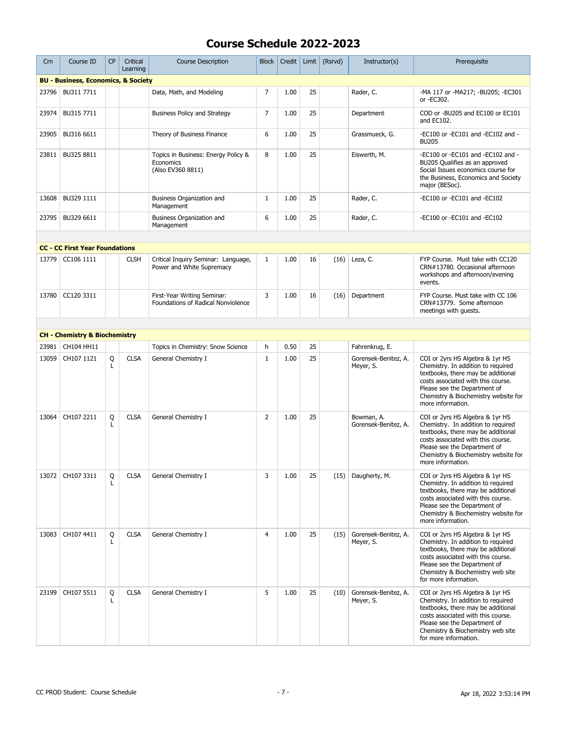# Course Schedule 2022-2023

| Crn | Course ID | CP | Critical Learning | Course Description | Block | Credit | Limit | (Rsrvd) | Instructor(s) | Prerequisite |
|---|---|---|---|---|---|---|---|---|---|---|
| **BU - Business, Economics, & Society** | | | | | | | | | | |
| 23796 | BU311 7711 | | | Data, Math, and Modeling | 7 | 1.00 | 25 | | Rader, C. | -MA 117 or -MA217; -BU205; -EC301 or -EC302. |
| 23974 | BU315 7711 | | | Business Policy and Strategy | 7 | 1.00 | 25 | | Department | COD or -BU205 and EC100 or EC101 and EC102. |
| 23905 | BU316 6611 | | | Theory of Business Finance | 6 | 1.00 | 25 | | Grassmueck, G. | -EC100 or -EC101 and -EC102 and -BU205 |
| 23811 | BU325 8811 | | | Topics in Business: Energy Policy & Economics (Also EV360 8811) | 8 | 1.00 | 25 | | Eisworth, M. | -EC100 or -EC101 and -EC102 and -BU205 Qualifies as an approved Social Issues economics course for the Business, Economics and Society major (BESoc). |
| 13608 | BU329 1111 | | | Business Organization and Management | 1 | 1.00 | 25 | | Rader, C. | -EC100 or -EC101 and -EC102 |
| 23795 | BU329 6611 | | | Business Organization and Management | 6 | 1.00 | 25 | | Rader, C. | -EC100 or -EC101 and -EC102 |
| **CC - CC First Year Foundations** | | | | | | | | | | |
| 13779 | CC106 1111 | | CLSH | Critical Inquiry Seminar: Language, Power and White Supremacy | 1 | 1.00 | 16 | (16) | Leza, C. | FYP Course. Must take with CC120 CRN#13780. Occasional afternoon workshops and afternoon/evening events. |
| 13780 | CC120 3311 | | | First-Year Writing Seminar: Foundations of Radical Nonviolence | 3 | 1.00 | 16 | (16) | Department | FYP Course. Must take with CC 106 CRN#13779. Some afternoon meetings with guests. |
| **CH - Chemistry & Biochemistry** | | | | | | | | | | |
| 23981 | CH104 HH11 | | | Topics in Chemistry: Snow Science | h | 0.50 | 25 | | Fahrenkrug, E. | |
| 13059 | CH107 1121 | Q L | CLSA | General Chemistry I | 1 | 1.00 | 25 | | Gorensek-Benitez, A. Meyer, S. | COI or 2yrs HS Algebra & 1yr HS Chemistry. In addition to required textbooks, there may be additional costs associated with this course. Please see the Department of Chemistry & Biochemistry website for more information. |
| 13064 | CH107 2211 | Q L | CLSA | General Chemistry I | 2 | 1.00 | 25 | | Bowman, A. Gorensek-Benitez, A. | COI or 2yrs HS Algebra & 1yr HS Chemistry. In addition to required textbooks, there may be additional costs associated with this course. Please see the Department of Chemistry & Biochemistry website for more information. |
| 13072 | CH107 3311 | Q L | CLSA | General Chemistry I | 3 | 1.00 | 25 | (15) | Daugherty, M. | COI or 2yrs HS Algebra & 1yr HS Chemistry. In addition to required textbooks, there may be additional costs associated with this course. Please see the Department of Chemistry & Biochemistry website for more information. |
| 13083 | CH107 4411 | Q L | CLSA | General Chemistry I | 4 | 1.00 | 25 | (15) | Gorensek-Benitez, A. Meyer, S. | COI or 2yrs HS Algebra & 1yr HS Chemistry. In addition to required textbooks, there may be additional costs associated with this course. Please see the Department of Chemistry & Biochemistry web site for more information. |
| 23199 | CH107 5511 | Q L | CLSA | General Chemistry I | 5 | 1.00 | 25 | (10) | Gorensek-Benitez, A. Meyer, S. | COI or 2yrs HS Algebra & 1yr HS Chemistry. In addition to required textbooks, there may be additional costs associated with this course. Please see the Department of Chemistry & Biochemistry web site for more information. |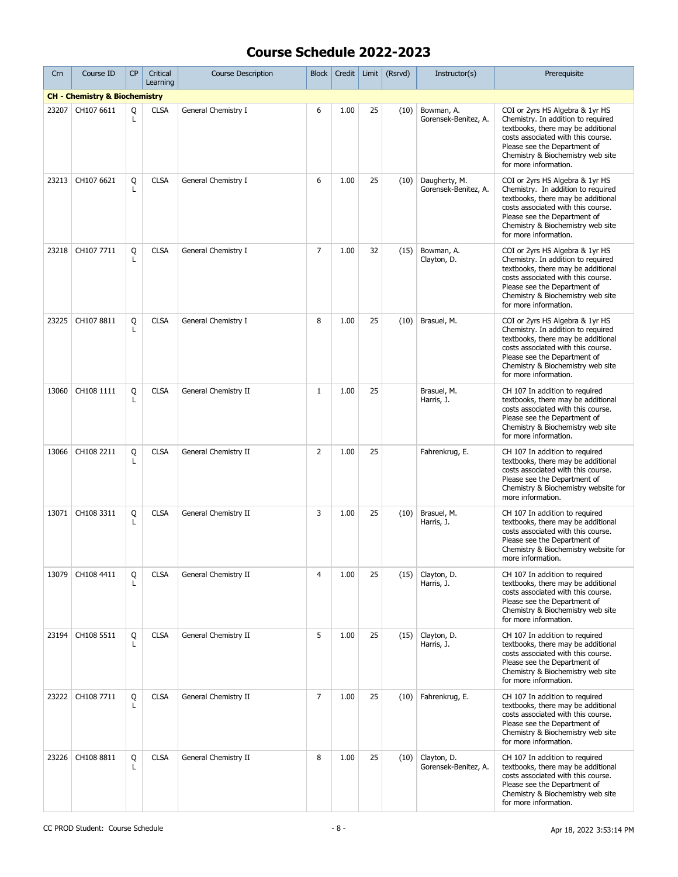# Course Schedule 2022-2023

| Crn | Course ID | CP | Critical Learning | Course Description | Block | Credit | Limit | (Rsrvd) | Instructor(s) | Prerequisite |
|---|---|---|---|---|---|---|---|---|---|---|
| **CH - Chemistry & Biochemistry** | | | | | | | | | | |
| 23207 | CH107 6611 | Q L | CLSA | General Chemistry I | 6 | 1.00 | 25 | (10) | Bowman, A. Gorensek-Benitez, A. | COI or 2yrs HS Algebra & 1yr HS Chemistry. In addition to required textbooks, there may be additional costs associated with this course. Please see the Department of Chemistry & Biochemistry web site for more information. |
| 23213 | CH107 6621 | Q L | CLSA | General Chemistry I | 6 | 1.00 | 25 | (10) | Daugherty, M. Gorensek-Benitez, A. | COI or 2yrs HS Algebra & 1yr HS Chemistry. In addition to required textbooks, there may be additional costs associated with this course. Please see the Department of Chemistry & Biochemistry web site for more information. |
| 23218 | CH107 7711 | Q L | CLSA | General Chemistry I | 7 | 1.00 | 32 | (15) | Bowman, A. Clayton, D. | COI or 2yrs HS Algebra & 1yr HS Chemistry. In addition to required textbooks, there may be additional costs associated with this course. Please see the Department of Chemistry & Biochemistry web site for more information. |
| 23225 | CH107 8811 | Q L | CLSA | General Chemistry I | 8 | 1.00 | 25 | (10) | Brasuel, M. | COI or 2yrs HS Algebra & 1yr HS Chemistry. In addition to required textbooks, there may be additional costs associated with this course. Please see the Department of Chemistry & Biochemistry web site for more information. |
| 13060 | CH108 1111 | Q L | CLSA | General Chemistry II | 1 | 1.00 | 25 | | Brasuel, M. Harris, J. | CH 107 In addition to required textbooks, there may be additional costs associated with this course. Please see the Department of Chemistry & Biochemistry web site for more information. |
| 13066 | CH108 2211 | Q L | CLSA | General Chemistry II | 2 | 1.00 | 25 | | Fahrenkrug, E. | CH 107 In addition to required textbooks, there may be additional costs associated with this course. Please see the Department of Chemistry & Biochemistry website for more information. |
| 13071 | CH108 3311 | Q L | CLSA | General Chemistry II | 3 | 1.00 | 25 | (10) | Brasuel, M. Harris, J. | CH 107 In addition to required textbooks, there may be additional costs associated with this course. Please see the Department of Chemistry & Biochemistry website for more information. |
| 13079 | CH108 4411 | Q L | CLSA | General Chemistry II | 4 | 1.00 | 25 | (15) | Clayton, D. Harris, J. | CH 107 In addition to required textbooks, there may be additional costs associated with this course. Please see the Department of Chemistry & Biochemistry web site for more information. |
| 23194 | CH108 5511 | Q L | CLSA | General Chemistry II | 5 | 1.00 | 25 | (15) | Clayton, D. Harris, J. | CH 107 In addition to required textbooks, there may be additional costs associated with this course. Please see the Department of Chemistry & Biochemistry web site for more information. |
| 23222 | CH108 7711 | Q L | CLSA | General Chemistry II | 7 | 1.00 | 25 | (10) | Fahrenkrug, E. | CH 107 In addition to required textbooks, there may be additional costs associated with this course. Please see the Department of Chemistry & Biochemistry web site for more information. |
| 23226 | CH108 8811 | Q L | CLSA | General Chemistry II | 8 | 1.00 | 25 | (10) | Clayton, D. Gorensek-Benitez, A. | CH 107 In addition to required textbooks, there may be additional costs associated with this course. Please see the Department of Chemistry & Biochemistry web site for more information. |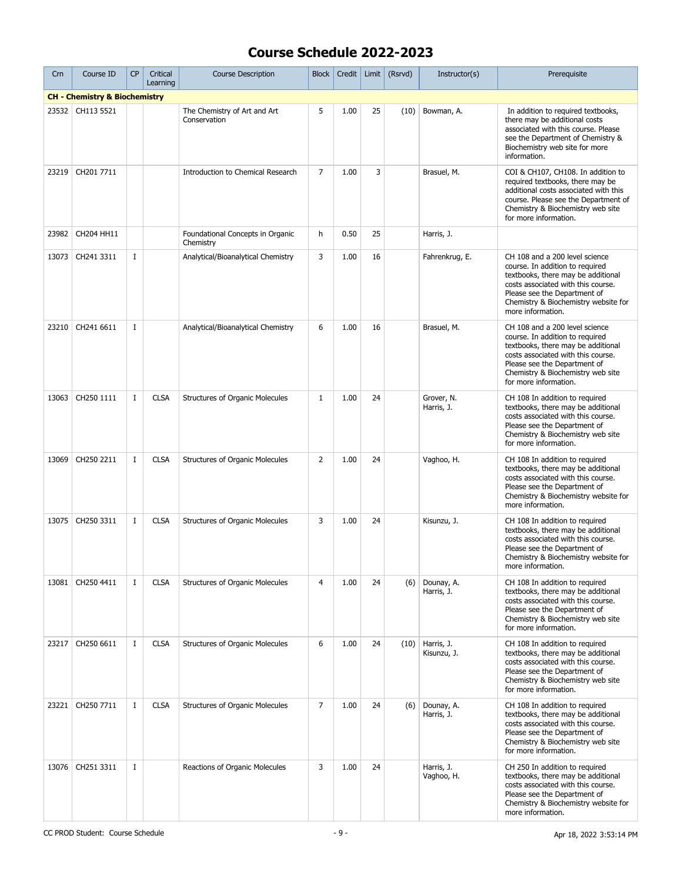# Course Schedule 2022-2023

| Crn | Course ID | CP | Critical Learning | Course Description | Block | Credit | Limit | (Rsrvd) | Instructor(s) | Prerequisite |
|---|---|---|---|---|---|---|---|---|---|---|
| **CH - Chemistry & Biochemistry** | | | | | | | | | | |
| 23532 | CH113 5521 | | | The Chemistry of Art and Art Conservation | 5 | 1.00 | 25 | (10) | Bowman, A. | In addition to required textbooks, there may be additional costs associated with this course. Please see the Department of Chemistry & Biochemistry web site for more information. |
| 23219 | CH201 7711 | | | Introduction to Chemical Research | 7 | 1.00 | 3 | | Brasuel, M. | COI & CH107, CH108. In addition to required textbooks, there may be additional costs associated with this course. Please see the Department of Chemistry & Biochemistry web site for more information. |
| 23982 | CH204 HH11 | | | Foundational Concepts in Organic Chemistry | h | 0.50 | 25 | | Harris, J. | |
| 13073 | CH241 3311 | I | | Analytical/Bioanalytical Chemistry | 3 | 1.00 | 16 | | Fahrenkrug, E. | CH 108 and a 200 level science course. In addition to required textbooks, there may be additional costs associated with this course. Please see the Department of Chemistry & Biochemistry website for more information. |
| 23210 | CH241 6611 | I | | Analytical/Bioanalytical Chemistry | 6 | 1.00 | 16 | | Brasuel, M. | CH 108 and a 200 level science course. In addition to required textbooks, there may be additional costs associated with this course. Please see the Department of Chemistry & Biochemistry web site for more information. |
| 13063 | CH250 1111 | I | CLSA | Structures of Organic Molecules | 1 | 1.00 | 24 | | Grover, N.<br>Harris, J. | CH 108 In addition to required textbooks, there may be additional costs associated with this course. Please see the Department of Chemistry & Biochemistry web site for more information. |
| 13069 | CH250 2211 | I | CLSA | Structures of Organic Molecules | 2 | 1.00 | 24 | | Vaghoo, H. | CH 108 In addition to required textbooks, there may be additional costs associated with this course. Please see the Department of Chemistry & Biochemistry website for more information. |
| 13075 | CH250 3311 | I | CLSA | Structures of Organic Molecules | 3 | 1.00 | 24 | | Kisunzu, J. | CH 108 In addition to required textbooks, there may be additional costs associated with this course. Please see the Department of Chemistry & Biochemistry website for more information. |
| 13081 | CH250 4411 | I | CLSA | Structures of Organic Molecules | 4 | 1.00 | 24 | (6) | Dounay, A.<br>Harris, J. | CH 108 In addition to required textbooks, there may be additional costs associated with this course. Please see the Department of Chemistry & Biochemistry web site for more information. |
| 23217 | CH250 6611 | I | CLSA | Structures of Organic Molecules | 6 | 1.00 | 24 | (10) | Harris, J.<br>Kisunzu, J. | CH 108 In addition to required textbooks, there may be additional costs associated with this course. Please see the Department of Chemistry & Biochemistry web site for more information. |
| 23221 | CH250 7711 | I | CLSA | Structures of Organic Molecules | 7 | 1.00 | 24 | (6) | Dounay, A.<br>Harris, J. | CH 108 In addition to required textbooks, there may be additional costs associated with this course. Please see the Department of Chemistry & Biochemistry web site for more information. |
| 13076 | CH251 3311 | I | | Reactions of Organic Molecules | 3 | 1.00 | 24 | | Harris, J.<br>Vaghoo, H. | CH 250 In addition to required textbooks, there may be additional costs associated with this course. Please see the Department of Chemistry & Biochemistry website for more information. |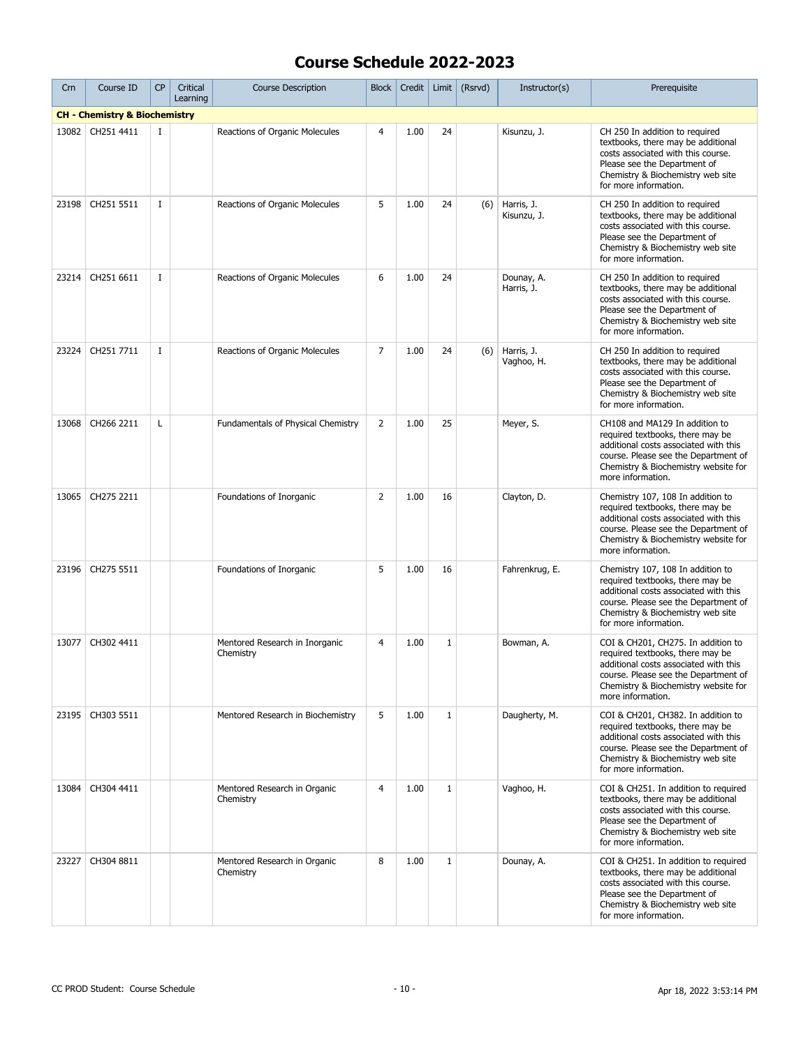# Course Schedule 2022-2023

| Crn | Course ID | CP | Critical Learning | Course Description | Block | Credit | Limit | (Rsrvd) | Instructor(s) | Prerequisite |
|---|---|---|---|---|---|---|---|---|---|---|
| **CH - Chemistry & Biochemistry** | | | | | | | | | | |
| 13082 | CH251 4411 | I | | Reactions of Organic Molecules | 4 | 1.00 | 24 | | Kisunzu, J. | CH 250 In addition to required textbooks, there may be additional costs associated with this course. Please see the Department of Chemistry & Biochemistry web site for more information. |
| 23198 | CH251 5511 | I | | Reactions of Organic Molecules | 5 | 1.00 | 24 | (6) | Harris, J.<br>Kisunzu, J. | CH 250 In addition to required textbooks, there may be additional costs associated with this course. Please see the Department of Chemistry & Biochemistry web site for more information. |
| 23214 | CH251 6611 | I | | Reactions of Organic Molecules | 6 | 1.00 | 24 | | Dounay, A.<br>Harris, J. | CH 250 In addition to required textbooks, there may be additional costs associated with this course. Please see the Department of Chemistry & Biochemistry web site for more information. |
| 23224 | CH251 7711 | I | | Reactions of Organic Molecules | 7 | 1.00 | 24 | (6) | Harris, J.<br>Vaghoo, H. | CH 250 In addition to required textbooks, there may be additional costs associated with this course. Please see the Department of Chemistry & Biochemistry web site for more information. |
| 13068 | CH266 2211 | L | | Fundamentals of Physical Chemistry | 2 | 1.00 | 25 | | Meyer, S. | CH108 and MA129 In addition to required textbooks, there may be additional costs associated with this course. Please see the Department of Chemistry & Biochemistry website for more information. |
| 13065 | CH275 2211 | | | Foundations of Inorganic | 2 | 1.00 | 16 | | Clayton, D. | Chemistry 107, 108 In addition to required textbooks, there may be additional costs associated with this course. Please see the Department of Chemistry & Biochemistry website for more information. |
| 23196 | CH275 5511 | | | Foundations of Inorganic | 5 | 1.00 | 16 | | Fahrenkrug, E. | Chemistry 107, 108 In addition to required textbooks, there may be additional costs associated with this course. Please see the Department of Chemistry & Biochemistry web site for more information. |
| 13077 | CH302 4411 | | | Mentored Research in Inorganic Chemistry | 4 | 1.00 | 1 | | Bowman, A. | COI & CH201, CH275. In addition to required textbooks, there may be additional costs associated with this course. Please see the Department of Chemistry & Biochemistry website for more information. |
| 23195 | CH303 5511 | | | Mentored Research in Biochemistry | 5 | 1.00 | 1 | | Daugherty, M. | COI & CH201, CH382. In addition to required textbooks, there may be additional costs associated with this course. Please see the Department of Chemistry & Biochemistry web site for more information. |
| 13084 | CH304 4411 | | | Mentored Research in Organic Chemistry | 4 | 1.00 | 1 | | Vaghoo, H. | COI & CH251. In addition to required textbooks, there may be additional costs associated with this course. Please see the Department of Chemistry & Biochemistry web site for more information. |
| 23227 | CH304 8811 | | | Mentored Research in Organic Chemistry | 8 | 1.00 | 1 | | Dounay, A. | COI & CH251. In addition to required textbooks, there may be additional costs associated with this course. Please see the Department of Chemistry & Biochemistry web site for more information. |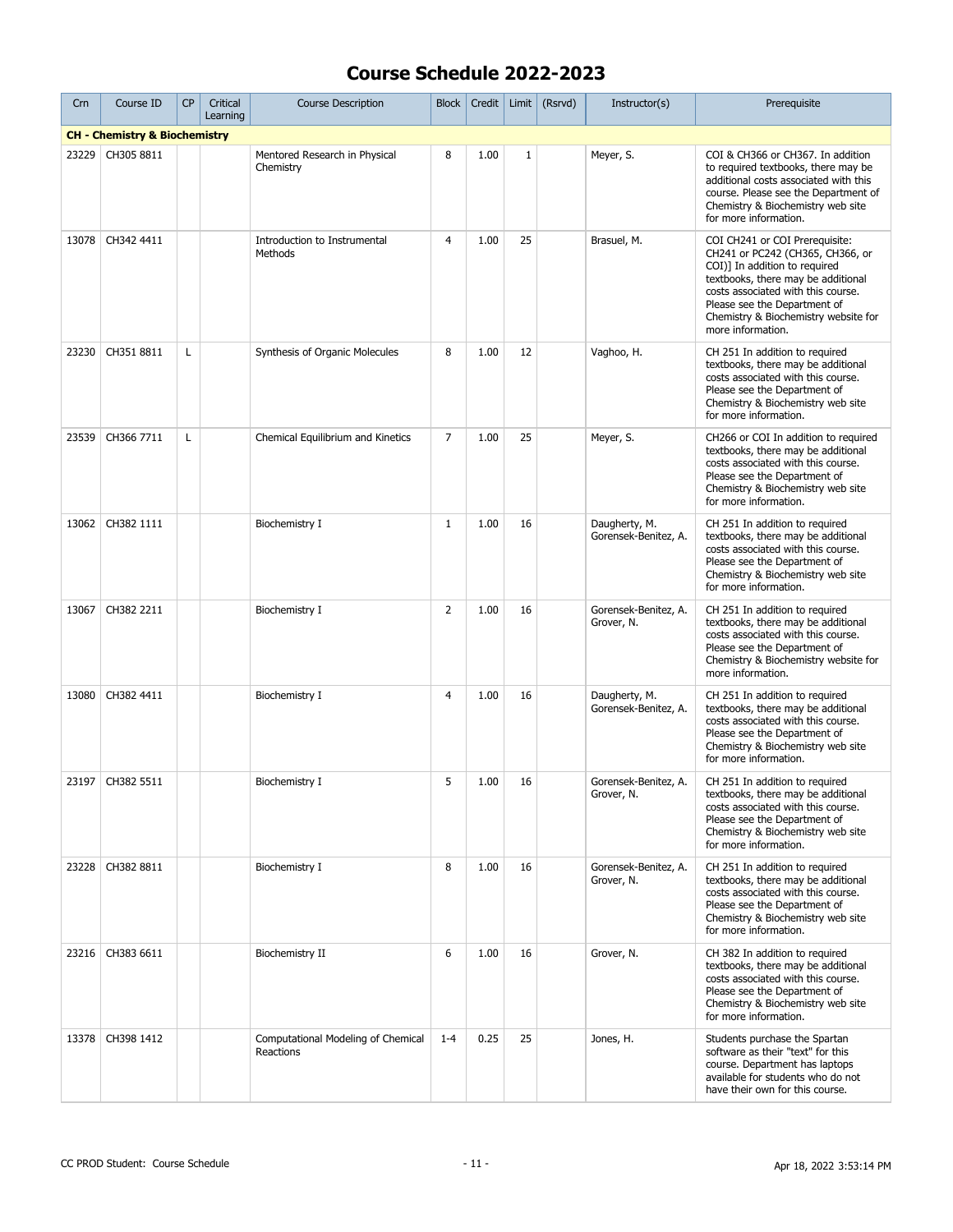# Course Schedule 2022-2023

| Crn | Course ID | CP | Critical Learning | Course Description | Block | Credit | Limit | (Rsrvd) | Instructor(s) | Prerequisite |
|---|---|---|---|---|---|---|---|---|---|---|
| **CH - Chemistry & Biochemistry** | | | | | | | | | | |
| 23229 | CH305 8811 | | | Mentored Research in Physical Chemistry | 8 | 1.00 | 1 | | Meyer, S. | COI & CH366 or CH367. In addition to required textbooks, there may be additional costs associated with this course. Please see the Department of Chemistry & Biochemistry web site for more information. |
| 13078 | CH342 4411 | | | Introduction to Instrumental Methods | 4 | 1.00 | 25 | | Brasuel, M. | COI CH241 or COI Prerequisite: CH241 or PC242 (CH365, CH366, or COI)] In addition to required textbooks, there may be additional costs associated with this course. Please see the Department of Chemistry & Biochemistry website for more information. |
| 23230 | CH351 8811 | L | | Synthesis of Organic Molecules | 8 | 1.00 | 12 | | Vaghoo, H. | CH 251 In addition to required textbooks, there may be additional costs associated with this course. Please see the Department of Chemistry & Biochemistry web site for more information. |
| 23539 | CH366 7711 | L | | Chemical Equilibrium and Kinetics | 7 | 1.00 | 25 | | Meyer, S. | CH266 or COI In addition to required textbooks, there may be additional costs associated with this course. Please see the Department of Chemistry & Biochemistry web site for more information. |
| 13062 | CH382 1111 | | | Biochemistry I | 1 | 1.00 | 16 | | Daugherty, M. Gorensek-Benitez, A. | CH 251 In addition to required textbooks, there may be additional costs associated with this course. Please see the Department of Chemistry & Biochemistry web site for more information. |
| 13067 | CH382 2211 | | | Biochemistry I | 2 | 1.00 | 16 | | Gorensek-Benitez, A. Grover, N. | CH 251 In addition to required textbooks, there may be additional costs associated with this course. Please see the Department of Chemistry & Biochemistry website for more information. |
| 13080 | CH382 4411 | | | Biochemistry I | 4 | 1.00 | 16 | | Daugherty, M. Gorensek-Benitez, A. | CH 251 In addition to required textbooks, there may be additional costs associated with this course. Please see the Department of Chemistry & Biochemistry web site for more information. |
| 23197 | CH382 5511 | | | Biochemistry I | 5 | 1.00 | 16 | | Gorensek-Benitez, A. Grover, N. | CH 251 In addition to required textbooks, there may be additional costs associated with this course. Please see the Department of Chemistry & Biochemistry web site for more information. |
| 23228 | CH382 8811 | | | Biochemistry I | 8 | 1.00 | 16 | | Gorensek-Benitez, A. Grover, N. | CH 251 In addition to required textbooks, there may be additional costs associated with this course. Please see the Department of Chemistry & Biochemistry web site for more information. |
| 23216 | CH383 6611 | | | Biochemistry II | 6 | 1.00 | 16 | | Grover, N. | CH 382 In addition to required textbooks, there may be additional costs associated with this course. Please see the Department of Chemistry & Biochemistry web site for more information. |
| 13378 | CH398 1412 | | | Computational Modeling of Chemical Reactions | 1-4 | 0.25 | 25 | | Jones, H. | Students purchase the Spartan software as their "text" for this course. Department has laptops available for students who do not have their own for this course. |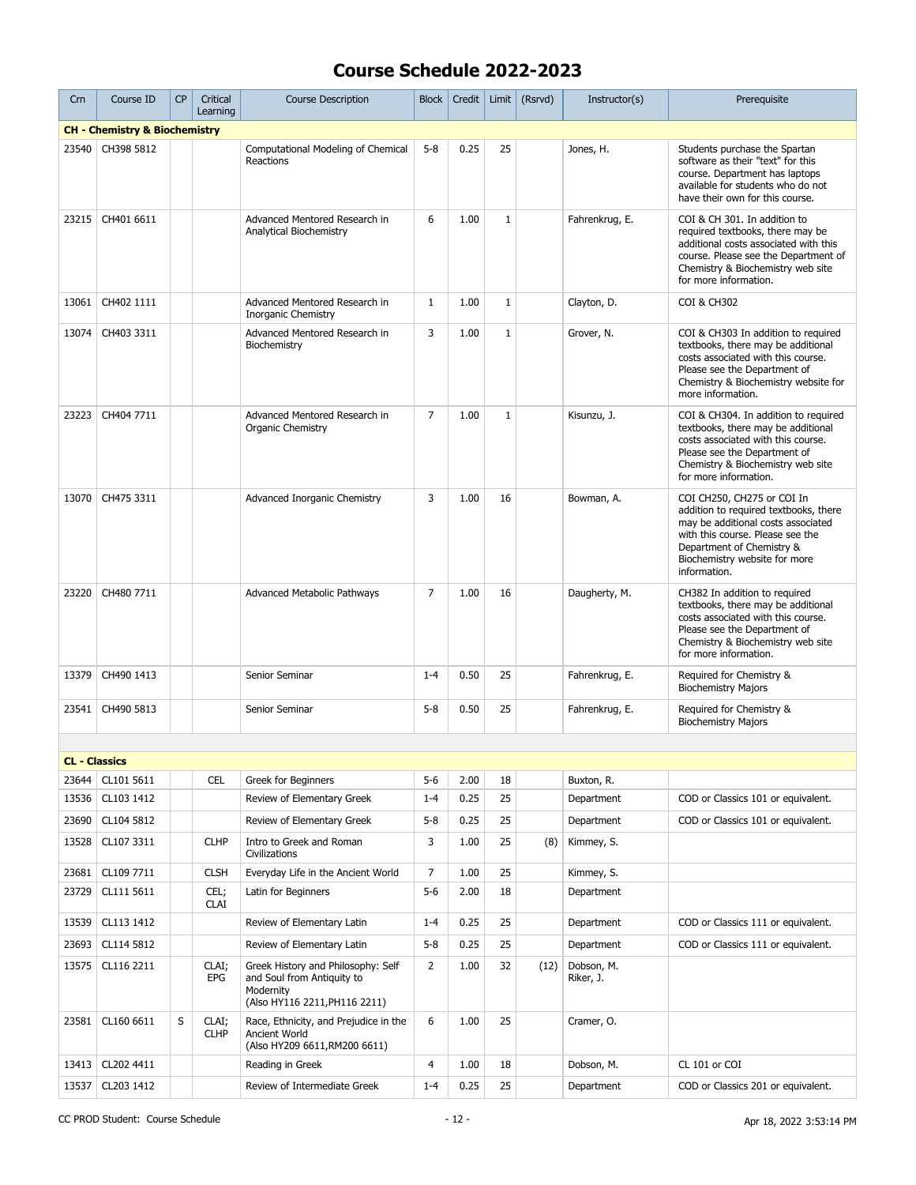# Course Schedule 2022-2023

| Crn | Course ID | CP | Critical Learning | Course Description | Block | Credit | Limit | (Rsrvd) | Instructor(s) | Prerequisite |
|---|---|---|---|---|---|---|---|---|---|---|
| **CH - Chemistry & Biochemistry** | | | | | | | | | | |
| 23540 | CH398 5812 | | | Computational Modeling of Chemical Reactions | 5-8 | 0.25 | 25 | | Jones, H. | Students purchase the Spartan software as their "text" for this course. Department has laptops available for students who do not have their own for this course. |
| 23215 | CH401 6611 | | | Advanced Mentored Research in Analytical Biochemistry | 6 | 1.00 | 1 | | Fahrenkrug, E. | COI & CH 301. In addition to required textbooks, there may be additional costs associated with this course. Please see the Department of Chemistry & Biochemistry web site for more information. |
| 13061 | CH402 1111 | | | Advanced Mentored Research in Inorganic Chemistry | 1 | 1.00 | 1 | | Clayton, D. | COI & CH302 |
| 13074 | CH403 3311 | | | Advanced Mentored Research in Biochemistry | 3 | 1.00 | 1 | | Grover, N. | COI & CH303 In addition to required textbooks, there may be additional costs associated with this course. Please see the Department of Chemistry & Biochemistry website for more information. |
| 23223 | CH404 7711 | | | Advanced Mentored Research in Organic Chemistry | 7 | 1.00 | 1 | | Kisunzu, J. | COI & CH304. In addition to required textbooks, there may be additional costs associated with this course. Please see the Department of Chemistry & Biochemistry web site for more information. |
| 13070 | CH475 3311 | | | Advanced Inorganic Chemistry | 3 | 1.00 | 16 | | Bowman, A. | COI CH250, CH275 or COI In addition to required textbooks, there may be additional costs associated with this course. Please see the Department of Chemistry & Biochemistry website for more information. |
| 23220 | CH480 7711 | | | Advanced Metabolic Pathways | 7 | 1.00 | 16 | | Daugherty, M. | CH382 In addition to required textbooks, there may be additional costs associated with this course. Please see the Department of Chemistry & Biochemistry web site for more information. |
| 13379 | CH490 1413 | | | Senior Seminar | 1-4 | 0.50 | 25 | | Fahrenkrug, E. | Required for Chemistry & Biochemistry Majors |
| 23541 | CH490 5813 | | | Senior Seminar | 5-8 | 0.50 | 25 | | Fahrenkrug, E. | Required for Chemistry & Biochemistry Majors |
| **CL - Classics** | | | | | | | | | | |
| 23644 | CL101 5611 | | CEL | Greek for Beginners | 5-6 | 2.00 | 18 | | Buxton, R. | |
| 13536 | CL103 1412 | | | Review of Elementary Greek | 1-4 | 0.25 | 25 | | Department | COD or Classics 101 or equivalent. |
| 23690 | CL104 5812 | | | Review of Elementary Greek | 5-8 | 0.25 | 25 | | Department | COD or Classics 101 or equivalent. |
| 13528 | CL107 3311 | | CLHP | Intro to Greek and Roman Civilizations | 3 | 1.00 | 25 | (8) | Kimmey, S. | |
| 23681 | CL109 7711 | | CLSH | Everyday Life in the Ancient World | 7 | 1.00 | 25 | | Kimmey, S. | |
| 23729 | CL111 5611 | | CEL; CLAI | Latin for Beginners | 5-6 | 2.00 | 18 | | Department | |
| 13539 | CL113 1412 | | | Review of Elementary Latin | 1-4 | 0.25 | 25 | | Department | COD or Classics 111 or equivalent. |
| 23693 | CL114 5812 | | | Review of Elementary Latin | 5-8 | 0.25 | 25 | | Department | COD or Classics 111 or equivalent. |
| 13575 | CL116 2211 | | CLAI; EPG | Greek History and Philosophy: Self and Soul from Antiquity to Modernity (Also HY116 2211,PH116 2211) | 2 | 1.00 | 32 | (12) | Dobson, M. Riker, J. | |
| 23581 | CL160 6611 | S | CLAI; CLHP | Race, Ethnicity, and Prejudice in the Ancient World (Also HY209 6611,RM200 6611) | 6 | 1.00 | 25 | | Cramer, O. | |
| 13413 | CL202 4411 | | | Reading in Greek | 4 | 1.00 | 18 | | Dobson, M. | CL 101 or COI |
| 13537 | CL203 1412 | | | Review of Intermediate Greek | 1-4 | 0.25 | 25 | | Department | COD or Classics 201 or equivalent. |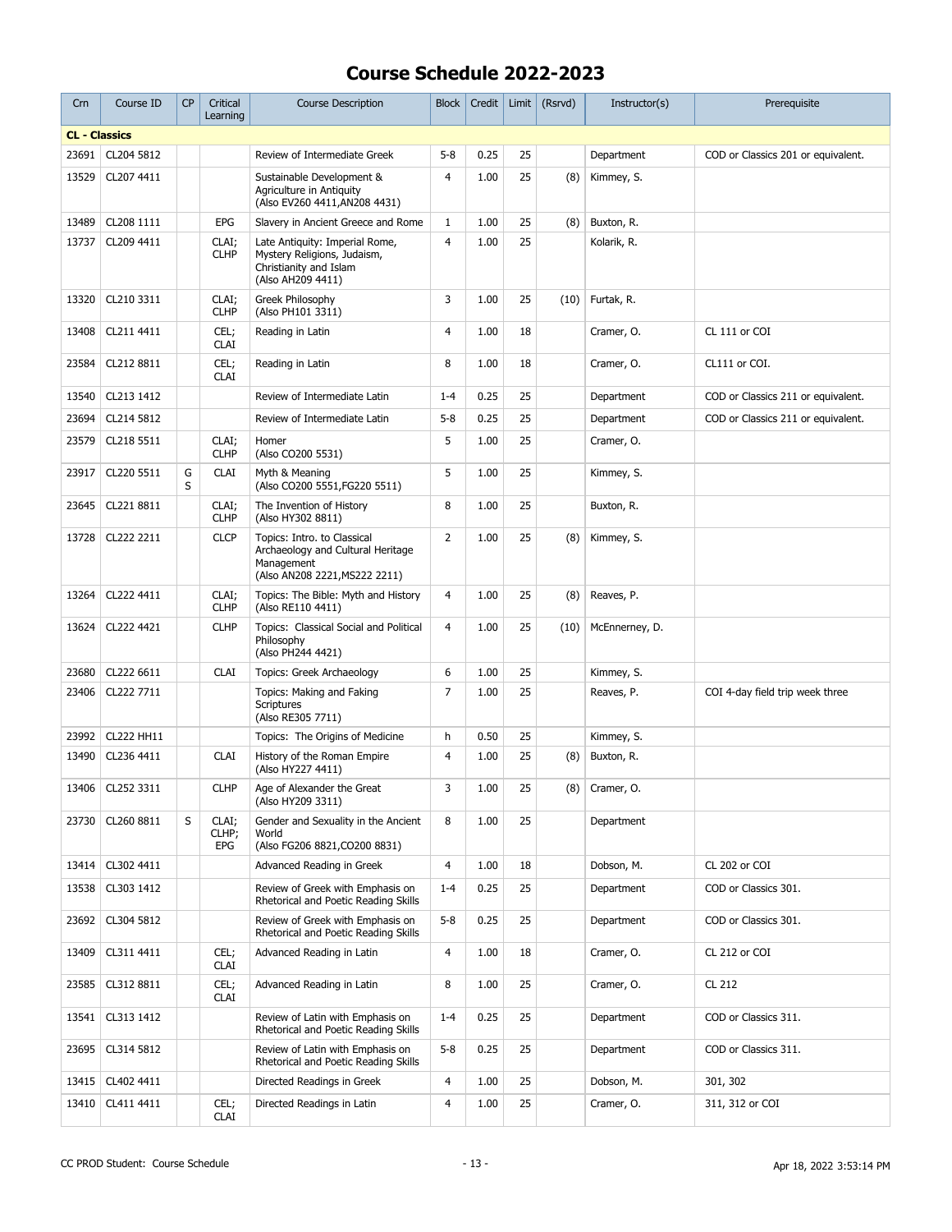# Course Schedule 2022-2023

| Crn | Course ID | CP | Critical Learning | Course Description | Block | Credit | Limit | (Rsrvd) | Instructor(s) | Prerequisite |
|---|---|---|---|---|---|---|---|---|---|---|
| **CL - Classics** | | | | | | | | | | |
| 23691 | CL204 5812 | | | Review of Intermediate Greek | 5-8 | 0.25 | 25 | | Department | COD or Classics 201 or equivalent. |
| 13529 | CL207 4411 | | | Sustainable Development & Agriculture in Antiquity (Also EV260 4411,AN208 4431) | 4 | 1.00 | 25 | (8) | Kimmey, S. | |
| 13489 | CL208 1111 | | EPG | Slavery in Ancient Greece and Rome | 1 | 1.00 | 25 | (8) | Buxton, R. | |
| 13737 | CL209 4411 | | CLAI; CLHP | Late Antiquity: Imperial Rome, Mystery Religions, Judaism, Christianity and Islam (Also AH209 4411) | 4 | 1.00 | 25 | | Kolarik, R. | |
| 13320 | CL210 3311 | | CLAI; CLHP | Greek Philosophy (Also PH101 3311) | 3 | 1.00 | 25 | (10) | Furtak, R. | |
| 13408 | CL211 4411 | | CEL; CLAI | Reading in Latin | 4 | 1.00 | 18 | | Cramer, O. | CL 111 or COI |
| 23584 | CL212 8811 | | CEL; CLAI | Reading in Latin | 8 | 1.00 | 18 | | Cramer, O. | CL111 or COI. |
| 13540 | CL213 1412 | | | Review of Intermediate Latin | 1-4 | 0.25 | 25 | | Department | COD or Classics 211 or equivalent. |
| 23694 | CL214 5812 | | | Review of Intermediate Latin | 5-8 | 0.25 | 25 | | Department | COD or Classics 211 or equivalent. |
| 23579 | CL218 5511 | | CLAI; CLHP | Homer (Also CO200 5531) | 5 | 1.00 | 25 | | Cramer, O. | |
| 23917 | CL220 5511 | G S | CLAI | Myth & Meaning (Also CO200 5551,FG220 5511) | 5 | 1.00 | 25 | | Kimmey, S. | |
| 23645 | CL221 8811 | | CLAI; CLHP | The Invention of History (Also HY302 8811) | 8 | 1.00 | 25 | | Buxton, R. | |
| 13728 | CL222 2211 | | CLCP | Topics: Intro. to Classical Archaeology and Cultural Heritage Management (Also AN208 2221,MS222 2211) | 2 | 1.00 | 25 | (8) | Kimmey, S. | |
| 13264 | CL222 4411 | | CLAI; CLHP | Topics: The Bible: Myth and History (Also RE110 4411) | 4 | 1.00 | 25 | (8) | Reaves, P. | |
| 13624 | CL222 4421 | | CLHP | Topics: Classical Social and Political Philosophy (Also PH244 4421) | 4 | 1.00 | 25 | (10) | McEnnerney, D. | |
| 23680 | CL222 6611 | | CLAI | Topics: Greek Archaeology | 6 | 1.00 | 25 | | Kimmey, S. | |
| 23406 | CL222 7711 | | | Topics: Making and Faking Scriptures (Also RE305 7711) | 7 | 1.00 | 25 | | Reaves, P. | COI 4-day field trip week three |
| 23992 | CL222 HH11 | | | Topics: The Origins of Medicine | h | 0.50 | 25 | | Kimmey, S. | |
| 13490 | CL236 4411 | | CLAI | History of the Roman Empire (Also HY227 4411) | 4 | 1.00 | 25 | (8) | Buxton, R. | |
| 13406 | CL252 3311 | | CLHP | Age of Alexander the Great (Also HY209 3311) | 3 | 1.00 | 25 | (8) | Cramer, O. | |
| 23730 | CL260 8811 | S | CLAI; CLHP; EPG | Gender and Sexuality in the Ancient World (Also FG206 8821,CO200 8831) | 8 | 1.00 | 25 | | Department | |
| 13414 | CL302 4411 | | | Advanced Reading in Greek | 4 | 1.00 | 18 | | Dobson, M. | CL 202 or COI |
| 13538 | CL303 1412 | | | Review of Greek with Emphasis on Rhetorical and Poetic Reading Skills | 1-4 | 0.25 | 25 | | Department | COD or Classics 301. |
| 23692 | CL304 5812 | | | Review of Greek with Emphasis on Rhetorical and Poetic Reading Skills | 5-8 | 0.25 | 25 | | Department | COD or Classics 301. |
| 13409 | CL311 4411 | | CEL; CLAI | Advanced Reading in Latin | 4 | 1.00 | 18 | | Cramer, O. | CL 212 or COI |
| 23585 | CL312 8811 | | CEL; CLAI | Advanced Reading in Latin | 8 | 1.00 | 25 | | Cramer, O. | CL 212 |
| 13541 | CL313 1412 | | | Review of Latin with Emphasis on Rhetorical and Poetic Reading Skills | 1-4 | 0.25 | 25 | | Department | COD or Classics 311. |
| 23695 | CL314 5812 | | | Review of Latin with Emphasis on Rhetorical and Poetic Reading Skills | 5-8 | 0.25 | 25 | | Department | COD or Classics 311. |
| 13415 | CL402 4411 | | | Directed Readings in Greek | 4 | 1.00 | 25 | | Dobson, M. | 301, 302 |
| 13410 | CL411 4411 | | CEL; CLAI | Directed Readings in Latin | 4 | 1.00 | 25 | | Cramer, O. | 311, 312 or COI |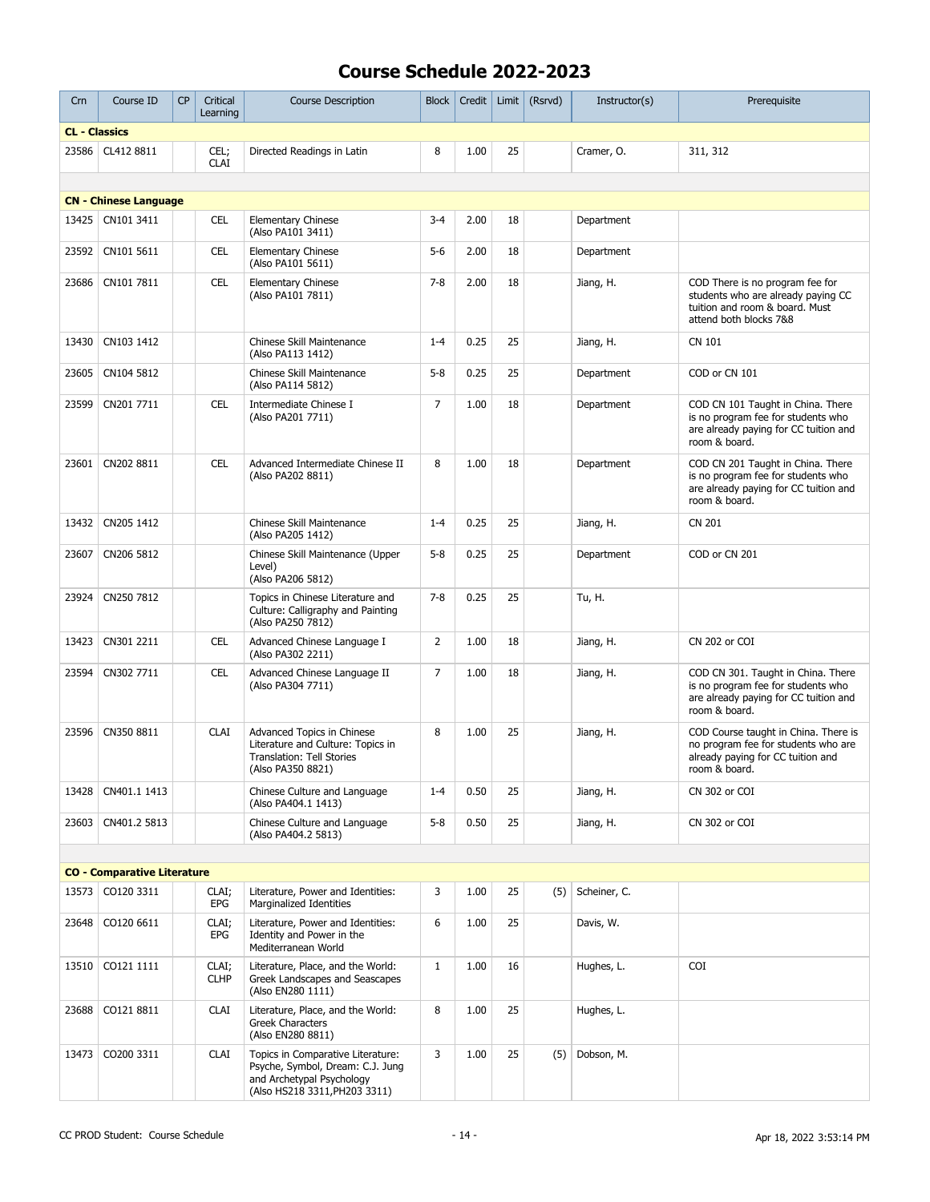# Course Schedule 2022-2023

| Crn | Course ID | CP | Critical Learning | Course Description | Block | Credit | Limit | (Rsrvd) | Instructor(s) | Prerequisite |
|---|---|---|---|---|---|---|---|---|---|---|
| **CL - Classics** | | | | | | | | | | |
| 23586 | CL412 8811 | | CEL; CLAI | Directed Readings in Latin | 8 | 1.00 | 25 | | Cramer, O. | 311, 312 |
| **CN - Chinese Language** | | | | | | | | | | |
| 13425 | CN101 3411 | | CEL | Elementary Chinese (Also PA101 3411) | 3-4 | 2.00 | 18 | | Department | |
| 23592 | CN101 5611 | | CEL | Elementary Chinese (Also PA101 5611) | 5-6 | 2.00 | 18 | | Department | |
| 23686 | CN101 7811 | | CEL | Elementary Chinese (Also PA101 7811) | 7-8 | 2.00 | 18 | | Jiang, H. | COD There is no program fee for students who are already paying CC tuition and room & board. Must attend both blocks 7&8 |
| 13430 | CN103 1412 | | | Chinese Skill Maintenance (Also PA113 1412) | 1-4 | 0.25 | 25 | | Jiang, H. | CN 101 |
| 23605 | CN104 5812 | | | Chinese Skill Maintenance (Also PA114 5812) | 5-8 | 0.25 | 25 | | Department | COD or CN 101 |
| 23599 | CN201 7711 | | CEL | Intermediate Chinese I (Also PA201 7711) | 7 | 1.00 | 18 | | Department | COD CN 101 Taught in China. There is no program fee for students who are already paying for CC tuition and room & board. |
| 23601 | CN202 8811 | | CEL | Advanced Intermediate Chinese II (Also PA202 8811) | 8 | 1.00 | 18 | | Department | COD CN 201 Taught in China. There is no program fee for students who are already paying for CC tuition and room & board. |
| 13432 | CN205 1412 | | | Chinese Skill Maintenance (Also PA205 1412) | 1-4 | 0.25 | 25 | | Jiang, H. | CN 201 |
| 23607 | CN206 5812 | | | Chinese Skill Maintenance (Upper Level) (Also PA206 5812) | 5-8 | 0.25 | 25 | | Department | COD or CN 201 |
| 23924 | CN250 7812 | | | Topics in Chinese Literature and Culture: Calligraphy and Painting (Also PA250 7812) | 7-8 | 0.25 | 25 | | Tu, H. | |
| 13423 | CN301 2211 | | CEL | Advanced Chinese Language I (Also PA302 2211) | 2 | 1.00 | 18 | | Jiang, H. | CN 202 or COI |
| 23594 | CN302 7711 | | CEL | Advanced Chinese Language II (Also PA304 7711) | 7 | 1.00 | 18 | | Jiang, H. | COD CN 301. Taught in China. There is no program fee for students who are already paying for CC tuition and room & board. |
| 23596 | CN350 8811 | | CLAI | Advanced Topics in Chinese Literature and Culture: Topics in Translation: Tell Stories (Also PA350 8821) | 8 | 1.00 | 25 | | Jiang, H. | COD Course taught in China. There is no program fee for students who are already paying for CC tuition and room & board. |
| 13428 | CN401.1 1413 | | | Chinese Culture and Language (Also PA404.1 1413) | 1-4 | 0.50 | 25 | | Jiang, H. | CN 302 or COI |
| 23603 | CN401.2 5813 | | | Chinese Culture and Language (Also PA404.2 5813) | 5-8 | 0.50 | 25 | | Jiang, H. | CN 302 or COI |
| **CO - Comparative Literature** | | | | | | | | | | |
| 13573 | CO120 3311 | | CLAI; EPG | Literature, Power and Identities: Marginalized Identities | 3 | 1.00 | 25 | (5) | Scheiner, C. | |
| 23648 | CO120 6611 | | CLAI; EPG | Literature, Power and Identities: Identity and Power in the Mediterranean World | 6 | 1.00 | 25 | | Davis, W. | |
| 13510 | CO121 1111 | | CLAI; CLHP | Literature, Place, and the World: Greek Landscapes and Seascapes (Also EN280 1111) | 1 | 1.00 | 16 | | Hughes, L. | COI |
| 23688 | CO121 8811 | | CLAI | Literature, Place, and the World: Greek Characters (Also EN280 8811) | 8 | 1.00 | 25 | | Hughes, L. | |
| 13473 | CO200 3311 | | CLAI | Topics in Comparative Literature: Psyche, Symbol, Dream: C.J. Jung and Archetypal Psychology (Also HS218 3311,PH203 3311) | 3 | 1.00 | 25 | (5) | Dobson, M. | |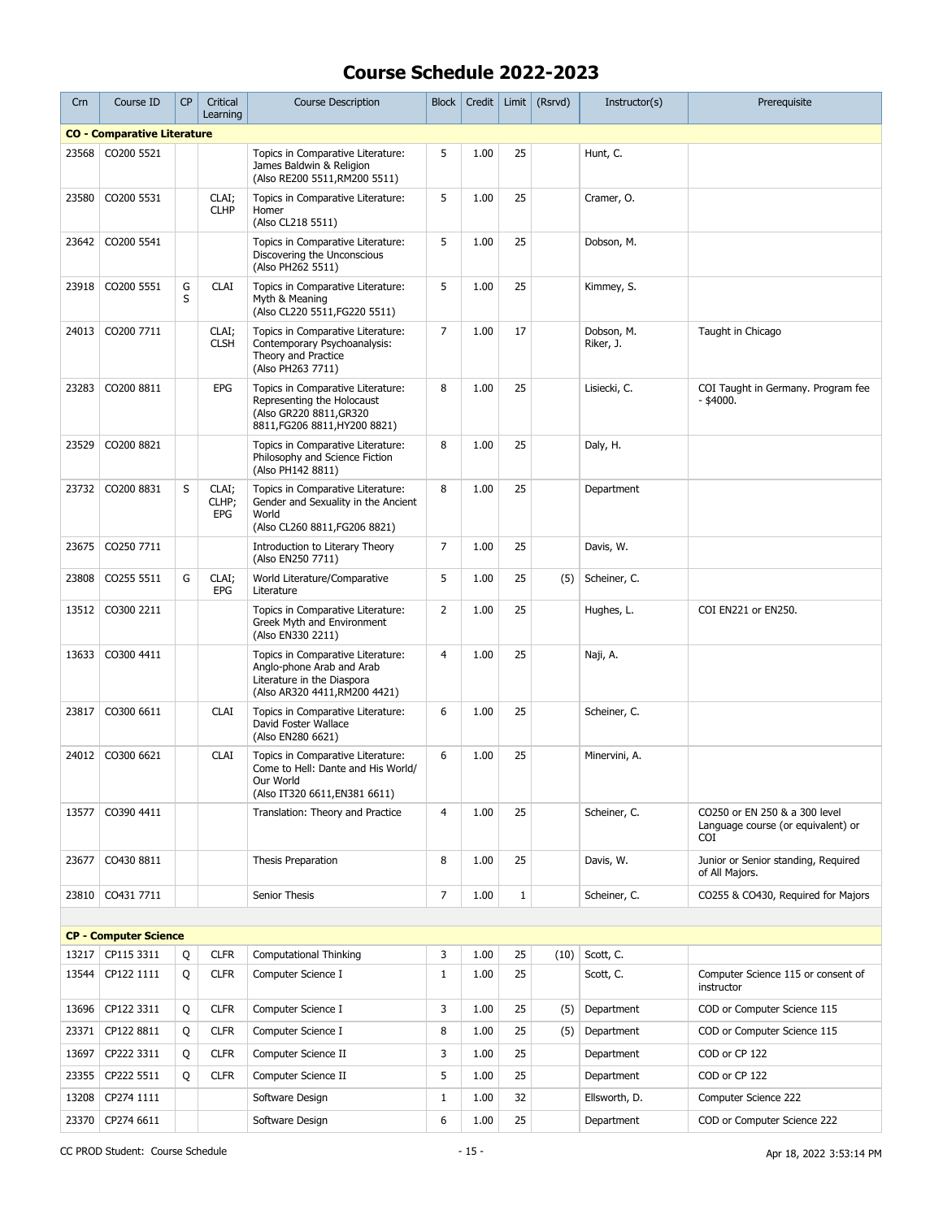# Course Schedule 2022-2023

| Crn | Course ID | CP | Critical Learning | Course Description | Block | Credit | Limit | (Rsrvd) | Instructor(s) | Prerequisite |
|---|---|---|---|---|---|---|---|---|---|---|
| **CO - Comparative Literature** | | | | | | | | | | |
| 23568 | CO200 5521 | | | Topics in Comparative Literature: James Baldwin & Religion (Also RE200 5511,RM200 5511) | 5 | 1.00 | 25 | | Hunt, C. | |
| 23580 | CO200 5531 | | CLAI; CLHP | Topics in Comparative Literature: Homer (Also CL218 5511) | 5 | 1.00 | 25 | | Cramer, O. | |
| 23642 | CO200 5541 | | | Topics in Comparative Literature: Discovering the Unconscious (Also PH262 5511) | 5 | 1.00 | 25 | | Dobson, M. | |
| 23918 | CO200 5551 | G S | CLAI | Topics in Comparative Literature: Myth & Meaning (Also CL220 5511,FG220 5511) | 5 | 1.00 | 25 | | Kimmey, S. | |
| 24013 | CO200 7711 | | CLAI; CLSH | Topics in Comparative Literature: Contemporary Psychoanalysis: Theory and Practice (Also PH263 7711) | 7 | 1.00 | 17 | | Dobson, M. Riker, J. | Taught in Chicago |
| 23283 | CO200 8811 | | EPG | Topics in Comparative Literature: Representing the Holocaust (Also GR220 8811,GR320 8811,FG206 8811,HY200 8821) | 8 | 1.00 | 25 | | Lisiecki, C. | COI Taught in Germany. Program fee - $4000. |
| 23529 | CO200 8821 | | | Topics in Comparative Literature: Philosophy and Science Fiction (Also PH142 8811) | 8 | 1.00 | 25 | | Daly, H. | |
| 23732 | CO200 8831 | S | CLAI; CLHP; EPG | Topics in Comparative Literature: Gender and Sexuality in the Ancient World (Also CL260 8811,FG206 8821) | 8 | 1.00 | 25 | | Department | |
| 23675 | CO250 7711 | | | Introduction to Literary Theory (Also EN250 7711) | 7 | 1.00 | 25 | | Davis, W. | |
| 23808 | CO255 5511 | G | CLAI; EPG | World Literature/Comparative Literature | 5 | 1.00 | 25 | (5) | Scheiner, C. | |
| 13512 | CO300 2211 | | | Topics in Comparative Literature: Greek Myth and Environment (Also EN330 2211) | 2 | 1.00 | 25 | | Hughes, L. | COI EN221 or EN250. |
| 13633 | CO300 4411 | | | Topics in Comparative Literature: Anglo-phone Arab and Arab Literature in the Diaspora (Also AR320 4411,RM200 4421) | 4 | 1.00 | 25 | | Naji, A. | |
| 23817 | CO300 6611 | | CLAI | Topics in Comparative Literature: David Foster Wallace (Also EN280 6621) | 6 | 1.00 | 25 | | Scheiner, C. | |
| 24012 | CO300 6621 | | CLAI | Topics in Comparative Literature: Come to Hell: Dante and His World/ Our World (Also IT320 6611,EN381 6611) | 6 | 1.00 | 25 | | Minervini, A. | |
| 13577 | CO390 4411 | | | Translation: Theory and Practice | 4 | 1.00 | 25 | | Scheiner, C. | CO250 or EN 250 & a 300 level Language course (or equivalent) or COI |
| 23677 | CO430 8811 | | | Thesis Preparation | 8 | 1.00 | 25 | | Davis, W. | Junior or Senior standing, Required of All Majors. |
| 23810 | CO431 7711 | | | Senior Thesis | 7 | 1.00 | 1 | | Scheiner, C. | CO255 & CO430, Required for Majors |
| **CP - Computer Science** | | | | | | | | | | |
| 13217 | CP115 3311 | Q | CLFR | Computational Thinking | 3 | 1.00 | 25 | (10) | Scott, C. | |
| 13544 | CP122 1111 | Q | CLFR | Computer Science I | 1 | 1.00 | 25 | | Scott, C. | Computer Science 115 or consent of instructor |
| 13696 | CP122 3311 | Q | CLFR | Computer Science I | 3 | 1.00 | 25 | (5) | Department | COD or Computer Science 115 |
| 23371 | CP122 8811 | Q | CLFR | Computer Science I | 8 | 1.00 | 25 | (5) | Department | COD or Computer Science 115 |
| 13697 | CP222 3311 | Q | CLFR | Computer Science II | 3 | 1.00 | 25 | | Department | COD or CP 122 |
| 23355 | CP222 5511 | Q | CLFR | Computer Science II | 5 | 1.00 | 25 | | Department | COD or CP 122 |
| 13208 | CP274 1111 | | | Software Design | 1 | 1.00 | 32 | | Ellsworth, D. | Computer Science 222 |
| 23370 | CP274 6611 | | | Software Design | 6 | 1.00 | 25 | | Department | COD or Computer Science 222 |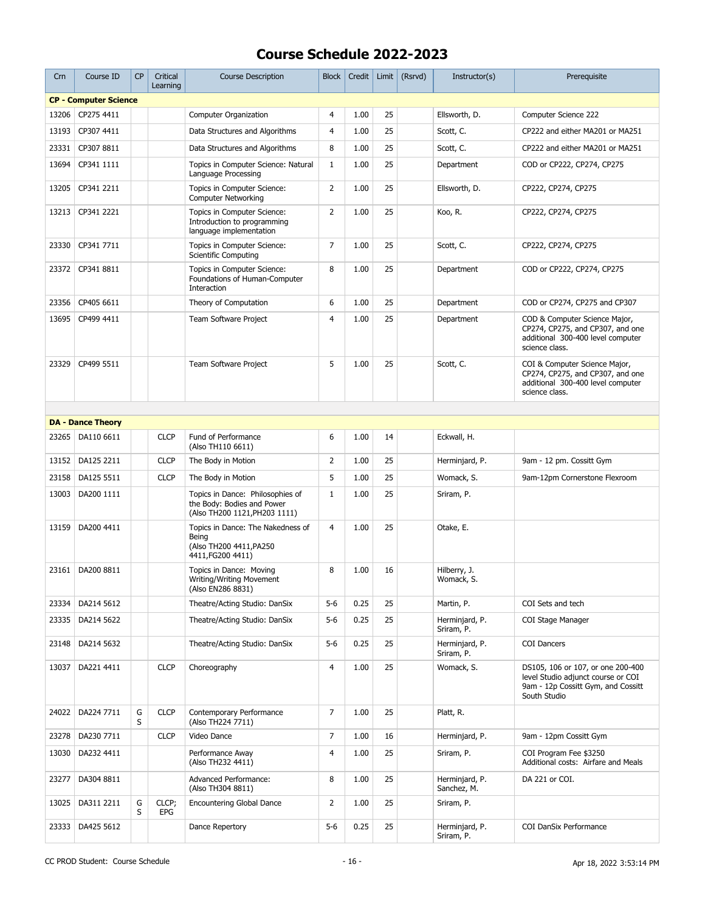# Course Schedule 2022-2023

| Crn | Course ID | CP | Critical Learning | Course Description | Block | Credit | Limit | (Rsrvd) | Instructor(s) | Prerequisite |
|---|---|---|---|---|---|---|---|---|---|---|
| **CP - Computer Science** | | | | | | | | | | |
| 13206 | CP275 4411 | | | Computer Organization | 4 | 1.00 | 25 | | Ellsworth, D. | Computer Science 222 |
| 13193 | CP307 4411 | | | Data Structures and Algorithms | 4 | 1.00 | 25 | | Scott, C. | CP222 and either MA201 or MA251 |
| 23331 | CP307 8811 | | | Data Structures and Algorithms | 8 | 1.00 | 25 | | Scott, C. | CP222 and either MA201 or MA251 |
| 13694 | CP341 1111 | | | Topics in Computer Science: Natural Language Processing | 1 | 1.00 | 25 | | Department | COD or CP222, CP274, CP275 |
| 13205 | CP341 2211 | | | Topics in Computer Science: Computer Networking | 2 | 1.00 | 25 | | Ellsworth, D. | CP222, CP274, CP275 |
| 13213 | CP341 2221 | | | Topics in Computer Science: Introduction to programming language implementation | 2 | 1.00 | 25 | | Koo, R. | CP222, CP274, CP275 |
| 23330 | CP341 7711 | | | Topics in Computer Science: Scientific Computing | 7 | 1.00 | 25 | | Scott, C. | CP222, CP274, CP275 |
| 23372 | CP341 8811 | | | Topics in Computer Science: Foundations of Human-Computer Interaction | 8 | 1.00 | 25 | | Department | COD or CP222, CP274, CP275 |
| 23356 | CP405 6611 | | | Theory of Computation | 6 | 1.00 | 25 | | Department | COD or CP274, CP275 and CP307 |
| 13695 | CP499 4411 | | | Team Software Project | 4 | 1.00 | 25 | | Department | COD & Computer Science Major, CP274, CP275, and CP307, and one additional 300-400 level computer science class. |
| 23329 | CP499 5511 | | | Team Software Project | 5 | 1.00 | 25 | | Scott, C. | COI & Computer Science Major, CP274, CP275, and CP307, and one additional 300-400 level computer science class. |
| **DA - Dance Theory** | | | | | | | | | | |
| 23265 | DA110 6611 | | CLCP | Fund of Performance (Also TH110 6611) | 6 | 1.00 | 14 | | Eckwall, H. | |
| 13152 | DA125 2211 | | CLCP | The Body in Motion | 2 | 1.00 | 25 | | Herminjard, P. | 9am - 12 pm. Cossitt Gym |
| 23158 | DA125 5511 | | CLCP | The Body in Motion | 5 | 1.00 | 25 | | Womack, S. | 9am-12pm Cornerstone Flexroom |
| 13003 | DA200 1111 | | | Topics in Dance: Philosophies of the Body: Bodies and Power (Also TH200 1121,PH203 1111) | 1 | 1.00 | 25 | | Sriram, P. | |
| 13159 | DA200 4411 | | | Topics in Dance: The Nakedness of Being (Also TH200 4411,PA250 4411,FG200 4411) | 4 | 1.00 | 25 | | Otake, E. | |
| 23161 | DA200 8811 | | | Topics in Dance: Moving Writing/Writing Movement (Also EN286 8831) | 8 | 1.00 | 16 | | Hilberry, J. Womack, S. | |
| 23334 | DA214 5612 | | | Theatre/Acting Studio: DanSix | 5-6 | 0.25 | 25 | | Martin, P. | COI Sets and tech |
| 23335 | DA214 5622 | | | Theatre/Acting Studio: DanSix | 5-6 | 0.25 | 25 | | Herminjard, P. Sriram, P. | COI Stage Manager |
| 23148 | DA214 5632 | | | Theatre/Acting Studio: DanSix | 5-6 | 0.25 | 25 | | Herminjard, P. Sriram, P. | COI Dancers |
| 13037 | DA221 4411 | | CLCP | Choreography | 4 | 1.00 | 25 | | Womack, S. | DS105, 106 or 107, or one 200-400 level Studio adjunct course or COI 9am - 12p Cossitt Gym, and Cossitt South Studio |
| 24022 | DA224 7711 | GS | CLCP | Contemporary Performance (Also TH224 7711) | 7 | 1.00 | 25 | | Platt, R. | |
| 23278 | DA230 7711 | | CLCP | Video Dance | 7 | 1.00 | 16 | | Herminjard, P. | 9am - 12pm Cossitt Gym |
| 13030 | DA232 4411 | | | Performance Away (Also TH232 4411) | 4 | 1.00 | 25 | | Sriram, P. | COI Program Fee $3250 Additional costs: Airfare and Meals |
| 23277 | DA304 8811 | | | Advanced Performance: (Also TH304 8811) | 8 | 1.00 | 25 | | Herminjard, P. Sanchez, M. | DA 221 or COI. |
| 13025 | DA311 2211 | GS | CLCP; EPG | Encountering Global Dance | 2 | 1.00 | 25 | | Sriram, P. | |
| 23333 | DA425 5612 | | | Dance Repertory | 5-6 | 0.25 | 25 | | Herminjard, P. Sriram, P. | COI DanSix Performance |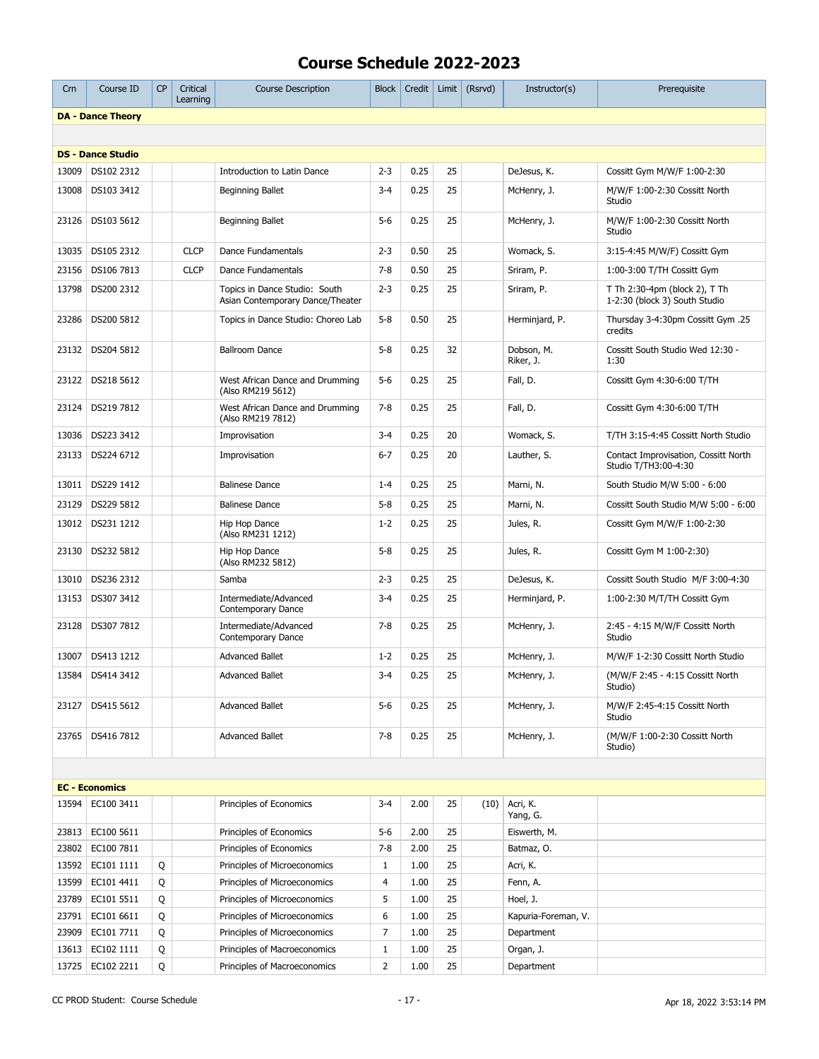# Course Schedule 2022-2023

| Crn | Course ID | CP | Critical Learning | Course Description | Block | Credit | Limit | (Rsrvd) | Instructor(s) | Prerequisite |
|---|---|---|---|---|---|---|---|---|---|---|
| **DA - Dance Theory** | | | | | | | | | | |
| **DS - Dance Studio** | | | | | | | | | | |
| 13009 | DS102 2312 | | | Introduction to Latin Dance | 2-3 | 0.25 | 25 | | DeJesus, K. | Cossitt Gym M/W/F 1:00-2:30 |
| 13008 | DS103 3412 | | | Beginning Ballet | 3-4 | 0.25 | 25 | | McHenry, J. | M/W/F 1:00-2:30 Cossitt North Studio |
| 23126 | DS103 5612 | | | Beginning Ballet | 5-6 | 0.25 | 25 | | McHenry, J. | M/W/F 1:00-2:30 Cossitt North Studio |
| 13035 | DS105 2312 | | CLCP | Dance Fundamentals | 2-3 | 0.50 | 25 | | Womack, S. | 3:15-4:45 M/W/F) Cossitt Gym |
| 23156 | DS106 7813 | | CLCP | Dance Fundamentals | 7-8 | 0.50 | 25 | | Sriram, P. | 1:00-3:00 T/TH Cossitt Gym |
| 13798 | DS200 2312 | | | Topics in Dance Studio: South Asian Contemporary Dance/Theater | 2-3 | 0.25 | 25 | | Sriram, P. | T Th 2:30-4pm (block 2), T Th 1-2:30 (block 3) South Studio |
| 23286 | DS200 5812 | | | Topics in Dance Studio: Choreo Lab | 5-8 | 0.50 | 25 | | Herminjard, P. | Thursday 3-4:30pm Cossitt Gym .25 credits |
| 23132 | DS204 5812 | | | Ballroom Dance | 5-8 | 0.25 | 32 | | Dobson, M.<br>Riker, J. | Cossitt South Studio Wed 12:30 - 1:30 |
| 23122 | DS218 5612 | | | West African Dance and Drumming (Also RM219 5612) | 5-6 | 0.25 | 25 | | Fall, D. | Cossitt Gym 4:30-6:00 T/TH |
| 23124 | DS219 7812 | | | West African Dance and Drumming (Also RM219 7812) | 7-8 | 0.25 | 25 | | Fall, D. | Cossitt Gym 4:30-6:00 T/TH |
| 13036 | DS223 3412 | | | Improvisation | 3-4 | 0.25 | 20 | | Womack, S. | T/TH 3:15-4:45 Cossitt North Studio |
| 23133 | DS224 6712 | | | Improvisation | 6-7 | 0.25 | 20 | | Lauther, S. | Contact Improvisation, Cossitt North Studio T/TH3:00-4:30 |
| 13011 | DS229 1412 | | | Balinese Dance | 1-4 | 0.25 | 25 | | Marni, N. | South Studio M/W 5:00 - 6:00 |
| 23129 | DS229 5812 | | | Balinese Dance | 5-8 | 0.25 | 25 | | Marni, N. | Cossitt South Studio M/W 5:00 - 6:00 |
| 13012 | DS231 1212 | | | Hip Hop Dance (Also RM231 1212) | 1-2 | 0.25 | 25 | | Jules, R. | Cossitt Gym M/W/F 1:00-2:30 |
| 23130 | DS232 5812 | | | Hip Hop Dance (Also RM232 5812) | 5-8 | 0.25 | 25 | | Jules, R. | Cossitt Gym M 1:00-2:30) |
| 13010 | DS236 2312 | | | Samba | 2-3 | 0.25 | 25 | | DeJesus, K. | Cossitt South Studio M/F 3:00-4:30 |
| 13153 | DS307 3412 | | | Intermediate/Advanced Contemporary Dance | 3-4 | 0.25 | 25 | | Herminjard, P. | 1:00-2:30 M/T/TH Cossitt Gym |
| 23128 | DS307 7812 | | | Intermediate/Advanced Contemporary Dance | 7-8 | 0.25 | 25 | | McHenry, J. | 2:45 - 4:15 M/W/F Cossitt North Studio |
| 13007 | DS413 1212 | | | Advanced Ballet | 1-2 | 0.25 | 25 | | McHenry, J. | M/W/F 1-2:30 Cossitt North Studio |
| 13584 | DS414 3412 | | | Advanced Ballet | 3-4 | 0.25 | 25 | | McHenry, J. | (M/W/F 2:45 - 4:15 Cossitt North Studio) |
| 23127 | DS415 5612 | | | Advanced Ballet | 5-6 | 0.25 | 25 | | McHenry, J. | M/W/F 2:45-4:15 Cossitt North Studio |
| 23765 | DS416 7812 | | | Advanced Ballet | 7-8 | 0.25 | 25 | | McHenry, J. | (M/W/F 1:00-2:30 Cossitt North Studio) |
| **EC - Economics** | | | | | | | | | | |
| 13594 | EC100 3411 | | | Principles of Economics | 3-4 | 2.00 | 25 | (10) | Acri, K.<br>Yang, G. | |
| 23813 | EC100 5611 | | | Principles of Economics | 5-6 | 2.00 | 25 | | Eiswerth, M. | |
| 23802 | EC100 7811 | | | Principles of Economics | 7-8 | 2.00 | 25 | | Batmaz, O. | |
| 13592 | EC101 1111 | Q | | Principles of Microeconomics | 1 | 1.00 | 25 | | Acri, K. | |
| 13599 | EC101 4411 | Q | | Principles of Microeconomics | 4 | 1.00 | 25 | | Fenn, A. | |
| 23789 | EC101 5511 | Q | | Principles of Microeconomics | 5 | 1.00 | 25 | | Hoel, J. | |
| 23791 | EC101 6611 | Q | | Principles of Microeconomics | 6 | 1.00 | 25 | | Kapuria-Foreman, V. | |
| 23909 | EC101 7711 | Q | | Principles of Microeconomics | 7 | 1.00 | 25 | | Department | |
| 13613 | EC102 1111 | Q | | Principles of Macroeconomics | 1 | 1.00 | 25 | | Organ, J. | |
| 13725 | EC102 2211 | Q | | Principles of Macroeconomics | 2 | 1.00 | 25 | | Department | |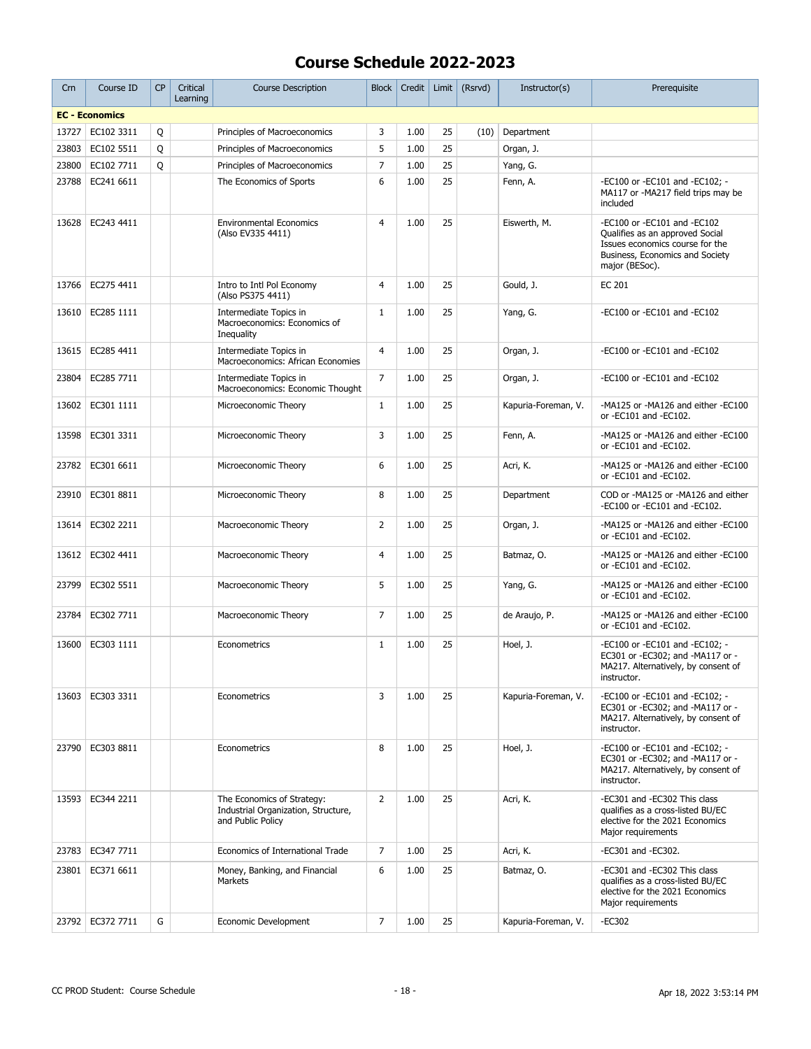# Course Schedule 2022-2023

| Crn | Course ID | CP | Critical Learning | Course Description | Block | Credit | Limit | (Rsrvd) | Instructor(s) | Prerequisite |
|---|---|---|---|---|---|---|---|---|---|---|
| **EC - Economics** | | | | | | | | | | |
| 13727 | EC102 3311 | Q | | Principles of Macroeconomics | 3 | 1.00 | 25 | (10) | Department | |
| 23803 | EC102 5511 | Q | | Principles of Macroeconomics | 5 | 1.00 | 25 | | Organ, J. | |
| 23800 | EC102 7711 | Q | | Principles of Macroeconomics | 7 | 1.00 | 25 | | Yang, G. | |
| 23788 | EC241 6611 | | | The Economics of Sports | 6 | 1.00 | 25 | | Fenn, A. | -EC100 or -EC101 and -EC102; -MA117 or -MA217 field trips may be included |
| 13628 | EC243 4411 | | | Environmental Economics (Also EV335 4411) | 4 | 1.00 | 25 | | Eiswerth, M. | -EC100 or -EC101 and -EC102 Qualifies as an approved Social Issues economics course for the Business, Economics and Society major (BESoc). |
| 13766 | EC275 4411 | | | Intro to Intl Pol Economy (Also PS375 4411) | 4 | 1.00 | 25 | | Gould, J. | EC 201 |
| 13610 | EC285 1111 | | | Intermediate Topics in Macroeconomics: Economics of Inequality | 1 | 1.00 | 25 | | Yang, G. | -EC100 or -EC101 and -EC102 |
| 13615 | EC285 4411 | | | Intermediate Topics in Macroeconomics: African Economies | 4 | 1.00 | 25 | | Organ, J. | -EC100 or -EC101 and -EC102 |
| 23804 | EC285 7711 | | | Intermediate Topics in Macroeconomics: Economic Thought | 7 | 1.00 | 25 | | Organ, J. | -EC100 or -EC101 and -EC102 |
| 13602 | EC301 1111 | | | Microeconomic Theory | 1 | 1.00 | 25 | | Kapuria-Foreman, V. | -MA125 or -MA126 and either -EC100 or -EC101 and -EC102. |
| 13598 | EC301 3311 | | | Microeconomic Theory | 3 | 1.00 | 25 | | Fenn, A. | -MA125 or -MA126 and either -EC100 or -EC101 and -EC102. |
| 23782 | EC301 6611 | | | Microeconomic Theory | 6 | 1.00 | 25 | | Acri, K. | -MA125 or -MA126 and either -EC100 or -EC101 and -EC102. |
| 23910 | EC301 8811 | | | Microeconomic Theory | 8 | 1.00 | 25 | | Department | COD or -MA125 or -MA126 and either -EC100 or -EC101 and -EC102. |
| 13614 | EC302 2211 | | | Macroeconomic Theory | 2 | 1.00 | 25 | | Organ, J. | -MA125 or -MA126 and either -EC100 or -EC101 and -EC102. |
| 13612 | EC302 4411 | | | Macroeconomic Theory | 4 | 1.00 | 25 | | Batmaz, O. | -MA125 or -MA126 and either -EC100 or -EC101 and -EC102. |
| 23799 | EC302 5511 | | | Macroeconomic Theory | 5 | 1.00 | 25 | | Yang, G. | -MA125 or -MA126 and either -EC100 or -EC101 and -EC102. |
| 23784 | EC302 7711 | | | Macroeconomic Theory | 7 | 1.00 | 25 | | de Araujo, P. | -MA125 or -MA126 and either -EC100 or -EC101 and -EC102. |
| 13600 | EC303 1111 | | | Econometrics | 1 | 1.00 | 25 | | Hoel, J. | -EC100 or -EC101 and -EC102; -EC301 or -EC302; and -MA117 or -MA217. Alternatively, by consent of instructor. |
| 13603 | EC303 3311 | | | Econometrics | 3 | 1.00 | 25 | | Kapuria-Foreman, V. | -EC100 or -EC101 and -EC102; -EC301 or -EC302; and -MA117 or -MA217. Alternatively, by consent of instructor. |
| 23790 | EC303 8811 | | | Econometrics | 8 | 1.00 | 25 | | Hoel, J. | -EC100 or -EC101 and -EC102; -EC301 or -EC302; and -MA117 or -MA217. Alternatively, by consent of instructor. |
| 13593 | EC344 2211 | | | The Economics of Strategy: Industrial Organization, Structure, and Public Policy | 2 | 1.00 | 25 | | Acri, K. | -EC301 and -EC302 This class qualifies as a cross-listed BU/EC elective for the 2021 Economics Major requirements |
| 23783 | EC347 7711 | | | Economics of International Trade | 7 | 1.00 | 25 | | Acri, K. | -EC301 and -EC302. |
| 23801 | EC371 6611 | | | Money, Banking, and Financial Markets | 6 | 1.00 | 25 | | Batmaz, O. | -EC301 and -EC302 This class qualifies as a cross-listed BU/EC elective for the 2021 Economics Major requirements |
| 23792 | EC372 7711 | G | | Economic Development | 7 | 1.00 | 25 | | Kapuria-Foreman, V. | -EC302 |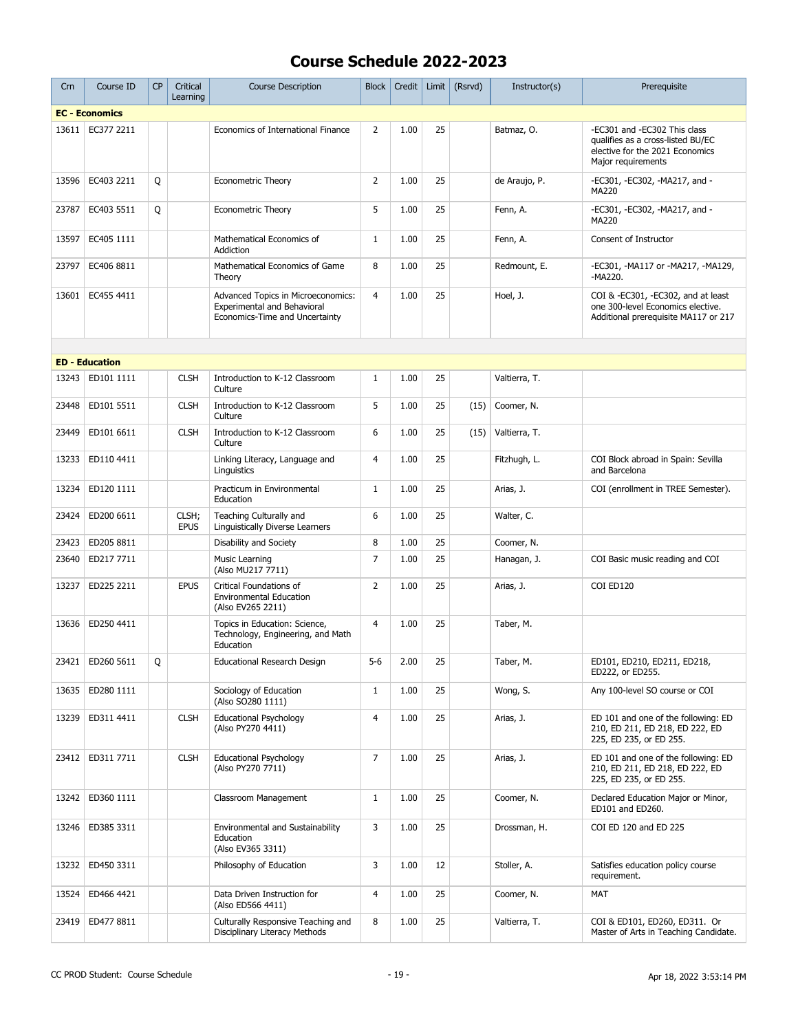# Course Schedule 2022-2023

| Crn | Course ID | CP | Critical Learning | Course Description | Block | Credit | Limit | (Rsrvd) | Instructor(s) | Prerequisite |
|---|---|---|---|---|---|---|---|---|---|---|
| **EC - Economics** | | | | | | | | | | |
| 13611 | EC377 2211 | | | Economics of International Finance | 2 | 1.00 | 25 | | Batmaz, O. | -EC301 and -EC302 This class qualifies as a cross-listed BU/EC elective for the 2021 Economics Major requirements |
| 13596 | EC403 2211 | Q | | Econometric Theory | 2 | 1.00 | 25 | | de Araujo, P. | -EC301, -EC302, -MA217, and -MA220 |
| 23787 | EC403 5511 | Q | | Econometric Theory | 5 | 1.00 | 25 | | Fenn, A. | -EC301, -EC302, -MA217, and -MA220 |
| 13597 | EC405 1111 | | | Mathematical Economics of Addiction | 1 | 1.00 | 25 | | Fenn, A. | Consent of Instructor |
| 23797 | EC406 8811 | | | Mathematical Economics of Game Theory | 8 | 1.00 | 25 | | Redmount, E. | -EC301, -MA117 or -MA217, -MA129, -MA220. |
| 13601 | EC455 4411 | | | Advanced Topics in Microeconomics: Experimental and Behavioral Economics-Time and Uncertainty | 4 | 1.00 | 25 | | Hoel, J. | COI & -EC301, -EC302, and at least one 300-level Economics elective. Additional prerequisite MA117 or 217 |
| **ED - Education** | | | | | | | | | | |
| 13243 | ED101 1111 | | CLSH | Introduction to K-12 Classroom Culture | 1 | 1.00 | 25 | | Valtierra, T. | |
| 23448 | ED101 5511 | | CLSH | Introduction to K-12 Classroom Culture | 5 | 1.00 | 25 | (15) | Coomer, N. | |
| 23449 | ED101 6611 | | CLSH | Introduction to K-12 Classroom Culture | 6 | 1.00 | 25 | (15) | Valtierra, T. | |
| 13233 | ED110 4411 | | | Linking Literacy, Language and Linguistics | 4 | 1.00 | 25 | | Fitzhugh, L. | COI Block abroad in Spain: Sevilla and Barcelona |
| 13234 | ED120 1111 | | | Practicum in Environmental Education | 1 | 1.00 | 25 | | Arias, J. | COI (enrollment in TREE Semester). |
| 23424 | ED200 6611 | | CLSH; EPUS | Teaching Culturally and Linguistically Diverse Learners | 6 | 1.00 | 25 | | Walter, C. | |
| 23423 | ED205 8811 | | | Disability and Society | 8 | 1.00 | 25 | | Coomer, N. | |
| 23640 | ED217 7711 | | | Music Learning (Also MU217 7711) | 7 | 1.00 | 25 | | Hanagan, J. | COI Basic music reading and COI |
| 13237 | ED225 2211 | | EPUS | Critical Foundations of Environmental Education (Also EV265 2211) | 2 | 1.00 | 25 | | Arias, J. | COI ED120 |
| 13636 | ED250 4411 | | | Topics in Education: Science, Technology, Engineering, and Math Education | 4 | 1.00 | 25 | | Taber, M. | |
| 23421 | ED260 5611 | Q | | Educational Research Design | 5-6 | 2.00 | 25 | | Taber, M. | ED101, ED210, ED211, ED218, ED222, or ED255. |
| 13635 | ED280 1111 | | | Sociology of Education (Also SO280 1111) | 1 | 1.00 | 25 | | Wong, S. | Any 100-level SO course or COI |
| 13239 | ED311 4411 | | CLSH | Educational Psychology (Also PY270 4411) | 4 | 1.00 | 25 | | Arias, J. | ED 101 and one of the following: ED 210, ED 211, ED 218, ED 222, ED 225, ED 235, or ED 255. |
| 23412 | ED311 7711 | | CLSH | Educational Psychology (Also PY270 7711) | 7 | 1.00 | 25 | | Arias, J. | ED 101 and one of the following: ED 210, ED 211, ED 218, ED 222, ED 225, ED 235, or ED 255. |
| 13242 | ED360 1111 | | | Classroom Management | 1 | 1.00 | 25 | | Coomer, N. | Declared Education Major or Minor, ED101 and ED260. |
| 13246 | ED385 3311 | | | Environmental and Sustainability Education (Also EV365 3311) | 3 | 1.00 | 25 | | Drossman, H. | COI ED 120 and ED 225 |
| 13232 | ED450 3311 | | | Philosophy of Education | 3 | 1.00 | 12 | | Stoller, A. | Satisfies education policy course requirement. |
| 13524 | ED466 4421 | | | Data Driven Instruction for (Also ED566 4411) | 4 | 1.00 | 25 | | Coomer, N. | MAT |
| 23419 | ED477 8811 | | | Culturally Responsive Teaching and Disciplinary Literacy Methods | 8 | 1.00 | 25 | | Valtierra, T. | COI & ED101, ED260, ED311. Or Master of Arts in Teaching Candidate. |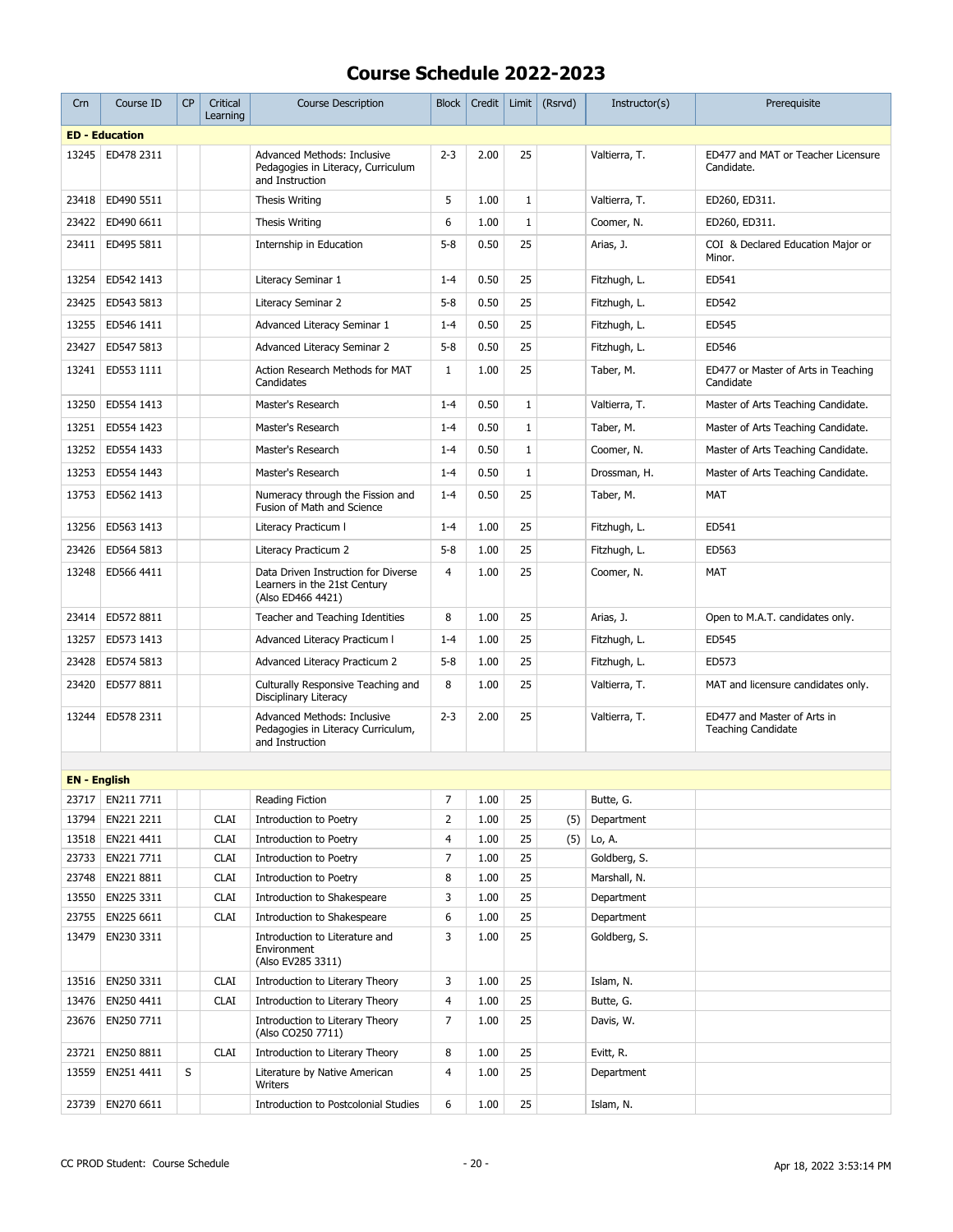# Course Schedule 2022-2023

| Crn | Course ID | CP | Critical Learning | Course Description | Block | Credit | Limit | (Rsrvd) | Instructor(s) | Prerequisite |
|---|---|---|---|---|---|---|---|---|---|---|
| **ED - Education** | | | | | | | | | | |
| 13245 | ED478 2311 | | | Advanced Methods: Inclusive Pedagogies in Literacy, Curriculum and Instruction | 2-3 | 2.00 | 25 | | Valtierra, T. | ED477 and MAT or Teacher Licensure Candidate. |
| 23418 | ED490 5511 | | | Thesis Writing | 5 | 1.00 | 1 | | Valtierra, T. | ED260, ED311. |
| 23422 | ED490 6611 | | | Thesis Writing | 6 | 1.00 | 1 | | Coomer, N. | ED260, ED311. |
| 23411 | ED495 5811 | | | Internship in Education | 5-8 | 0.50 | 25 | | Arias, J. | COI & Declared Education Major or Minor. |
| 13254 | ED542 1413 | | | Literacy Seminar 1 | 1-4 | 0.50 | 25 | | Fitzhugh, L. | ED541 |
| 23425 | ED543 5813 | | | Literacy Seminar 2 | 5-8 | 0.50 | 25 | | Fitzhugh, L. | ED542 |
| 13255 | ED546 1411 | | | Advanced Literacy Seminar 1 | 1-4 | 0.50 | 25 | | Fitzhugh, L. | ED545 |
| 23427 | ED547 5813 | | | Advanced Literacy Seminar 2 | 5-8 | 0.50 | 25 | | Fitzhugh, L. | ED546 |
| 13241 | ED553 1111 | | | Action Research Methods for MAT Candidates | 1 | 1.00 | 25 | | Taber, M. | ED477 or Master of Arts in Teaching Candidate |
| 13250 | ED554 1413 | | | Master's Research | 1-4 | 0.50 | 1 | | Valtierra, T. | Master of Arts Teaching Candidate. |
| 13251 | ED554 1423 | | | Master's Research | 1-4 | 0.50 | 1 | | Taber, M. | Master of Arts Teaching Candidate. |
| 13252 | ED554 1433 | | | Master's Research | 1-4 | 0.50 | 1 | | Coomer, N. | Master of Arts Teaching Candidate. |
| 13253 | ED554 1443 | | | Master's Research | 1-4 | 0.50 | 1 | | Drossman, H. | Master of Arts Teaching Candidate. |
| 13753 | ED562 1413 | | | Numeracy through the Fission and Fusion of Math and Science | 1-4 | 0.50 | 25 | | Taber, M. | MAT |
| 13256 | ED563 1413 | | | Literacy Practicum l | 1-4 | 1.00 | 25 | | Fitzhugh, L. | ED541 |
| 23426 | ED564 5813 | | | Literacy Practicum 2 | 5-8 | 1.00 | 25 | | Fitzhugh, L. | ED563 |
| 13248 | ED566 4411 | | | Data Driven Instruction for Diverse Learners in the 21st Century (Also ED466 4421) | 4 | 1.00 | 25 | | Coomer, N. | MAT |
| 23414 | ED572 8811 | | | Teacher and Teaching Identities | 8 | 1.00 | 25 | | Arias, J. | Open to M.A.T. candidates only. |
| 13257 | ED573 1413 | | | Advanced Literacy Practicum l | 1-4 | 1.00 | 25 | | Fitzhugh, L. | ED545 |
| 23428 | ED574 5813 | | | Advanced Literacy Practicum 2 | 5-8 | 1.00 | 25 | | Fitzhugh, L. | ED573 |
| 23420 | ED577 8811 | | | Culturally Responsive Teaching and Disciplinary Literacy | 8 | 1.00 | 25 | | Valtierra, T. | MAT and licensure candidates only. |
| 13244 | ED578 2311 | | | Advanced Methods: Inclusive Pedagogies in Literacy Curriculum, and Instruction | 2-3 | 2.00 | 25 | | Valtierra, T. | ED477 and Master of Arts in Teaching Candidate |
| **EN - English** | | | | | | | | | | |
| 23717 | EN211 7711 | | | Reading Fiction | 7 | 1.00 | 25 | | Butte, G. | |
| 13794 | EN221 2211 | | CLAI | Introduction to Poetry | 2 | 1.00 | 25 | (5) | Department | |
| 13518 | EN221 4411 | | CLAI | Introduction to Poetry | 4 | 1.00 | 25 | (5) | Lo, A. | |
| 23733 | EN221 7711 | | CLAI | Introduction to Poetry | 7 | 1.00 | 25 | | Goldberg, S. | |
| 23748 | EN221 8811 | | CLAI | Introduction to Poetry | 8 | 1.00 | 25 | | Marshall, N. | |
| 13550 | EN225 3311 | | CLAI | Introduction to Shakespeare | 3 | 1.00 | 25 | | Department | |
| 23755 | EN225 6611 | | CLAI | Introduction to Shakespeare | 6 | 1.00 | 25 | | Department | |
| 13479 | EN230 3311 | | | Introduction to Literature and Environment (Also EV285 3311) | 3 | 1.00 | 25 | | Goldberg, S. | |
| 13516 | EN250 3311 | | CLAI | Introduction to Literary Theory | 3 | 1.00 | 25 | | Islam, N. | |
| 13476 | EN250 4411 | | CLAI | Introduction to Literary Theory | 4 | 1.00 | 25 | | Butte, G. | |
| 23676 | EN250 7711 | | | Introduction to Literary Theory (Also CO250 7711) | 7 | 1.00 | 25 | | Davis, W. | |
| 23721 | EN250 8811 | | CLAI | Introduction to Literary Theory | 8 | 1.00 | 25 | | Evitt, R. | |
| 13559 | EN251 4411 | S | | Literature by Native American Writers | 4 | 1.00 | 25 | | Department | |
| 23739 | EN270 6611 | | | Introduction to Postcolonial Studies | 6 | 1.00 | 25 | | Islam, N. | |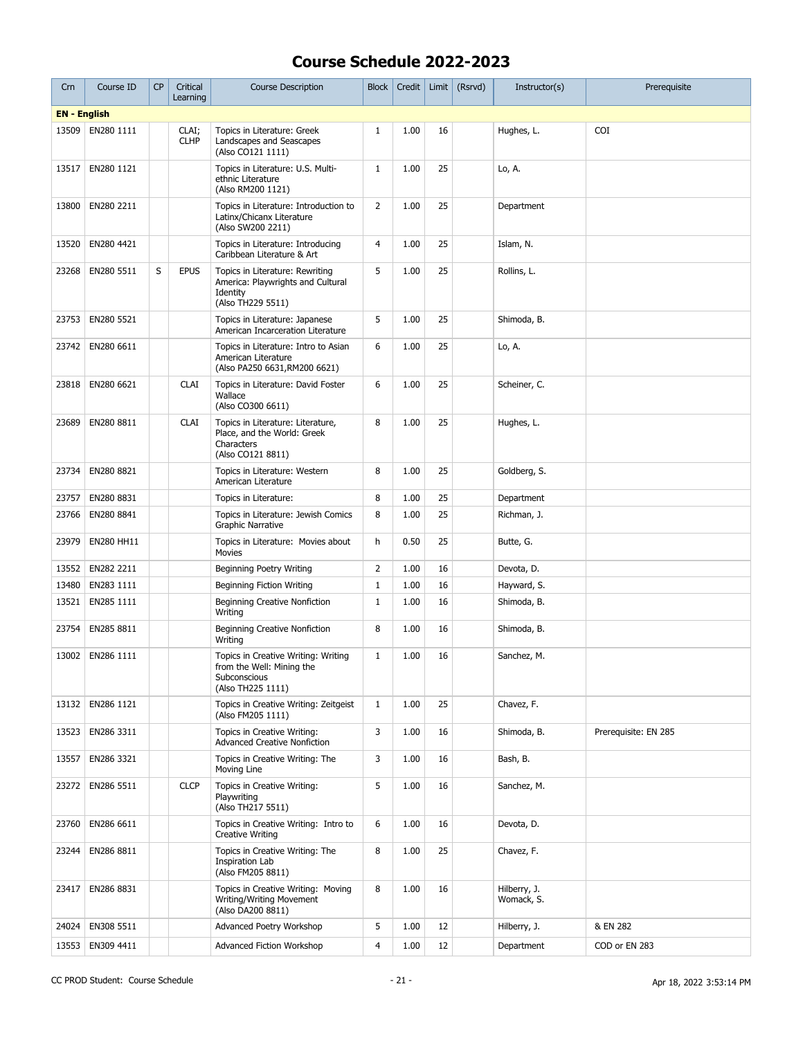# Course Schedule 2022-2023

| Crn | Course ID | CP | Critical Learning | Course Description | Block | Credit | Limit | (Rsrvd) | Instructor(s) | Prerequisite |
|---|---|---|---|---|---|---|---|---|---|---|
| **EN - English** | | | | | | | | | | |
| 13509 | EN280 1111 | | CLAI; CLHP | Topics in Literature: Greek Landscapes and Seascapes (Also CO121 1111) | 1 | 1.00 | 16 | | Hughes, L. | COI |
| 13517 | EN280 1121 | | | Topics in Literature: U.S. Multi-ethnic Literature (Also RM200 1121) | 1 | 1.00 | 25 | | Lo, A. | |
| 13800 | EN280 2211 | | | Topics in Literature: Introduction to Latinx/Chicanx Literature (Also SW200 2211) | 2 | 1.00 | 25 | | Department | |
| 13520 | EN280 4421 | | | Topics in Literature: Introducing Caribbean Literature & Art | 4 | 1.00 | 25 | | Islam, N. | |
| 23268 | EN280 5511 | S | EPUS | Topics in Literature: Rewriting America: Playwrights and Cultural Identity (Also TH229 5511) | 5 | 1.00 | 25 | | Rollins, L. | |
| 23753 | EN280 5521 | | | Topics in Literature: Japanese American Incarceration Literature | 5 | 1.00 | 25 | | Shimoda, B. | |
| 23742 | EN280 6611 | | | Topics in Literature: Intro to Asian American Literature (Also PA250 6631,RM200 6621) | 6 | 1.00 | 25 | | Lo, A. | |
| 23818 | EN280 6621 | | CLAI | Topics in Literature: David Foster Wallace (Also CO300 6611) | 6 | 1.00 | 25 | | Scheiner, C. | |
| 23689 | EN280 8811 | | CLAI | Topics in Literature: Literature, Place, and the World: Greek Characters (Also CO121 8811) | 8 | 1.00 | 25 | | Hughes, L. | |
| 23734 | EN280 8821 | | | Topics in Literature: Western American Literature | 8 | 1.00 | 25 | | Goldberg, S. | |
| 23757 | EN280 8831 | | | Topics in Literature: | 8 | 1.00 | 25 | | Department | |
| 23766 | EN280 8841 | | | Topics in Literature: Jewish Comics Graphic Narrative | 8 | 1.00 | 25 | | Richman, J. | |
| 23979 | EN280 HH11 | | | Topics in Literature: Movies about Movies | h | 0.50 | 25 | | Butte, G. | |
| 13552 | EN282 2211 | | | Beginning Poetry Writing | 2 | 1.00 | 16 | | Devota, D. | |
| 13480 | EN283 1111 | | | Beginning Fiction Writing | 1 | 1.00 | 16 | | Hayward, S. | |
| 13521 | EN285 1111 | | | Beginning Creative Nonfiction Writing | 1 | 1.00 | 16 | | Shimoda, B. | |
| 23754 | EN285 8811 | | | Beginning Creative Nonfiction Writing | 8 | 1.00 | 16 | | Shimoda, B. | |
| 13002 | EN286 1111 | | | Topics in Creative Writing: Writing from the Well: Mining the Subconscious (Also TH225 1111) | 1 | 1.00 | 16 | | Sanchez, M. | |
| 13132 | EN286 1121 | | | Topics in Creative Writing: Zeitgeist (Also FM205 1111) | 1 | 1.00 | 25 | | Chavez, F. | |
| 13523 | EN286 3311 | | | Topics in Creative Writing: Advanced Creative Nonfiction | 3 | 1.00 | 16 | | Shimoda, B. | Prerequisite: EN 285 |
| 13557 | EN286 3321 | | | Topics in Creative Writing: The Moving Line | 3 | 1.00 | 16 | | Bash, B. | |
| 23272 | EN286 5511 | | CLCP | Topics in Creative Writing: Playwriting (Also TH217 5511) | 5 | 1.00 | 16 | | Sanchez, M. | |
| 23760 | EN286 6611 | | | Topics in Creative Writing: Intro to Creative Writing | 6 | 1.00 | 16 | | Devota, D. | |
| 23244 | EN286 8811 | | | Topics in Creative Writing: The Inspiration Lab (Also FM205 8811) | 8 | 1.00 | 25 | | Chavez, F. | |
| 23417 | EN286 8831 | | | Topics in Creative Writing: Moving Writing/Writing Movement (Also DA200 8811) | 8 | 1.00 | 16 | | Hilberry, J. Womack, S. | |
| 24024 | EN308 5511 | | | Advanced Poetry Workshop | 5 | 1.00 | 12 | | Hilberry, J. | & EN 282 |
| 13553 | EN309 4411 | | | Advanced Fiction Workshop | 4 | 1.00 | 12 | | Department | COD or EN 283 |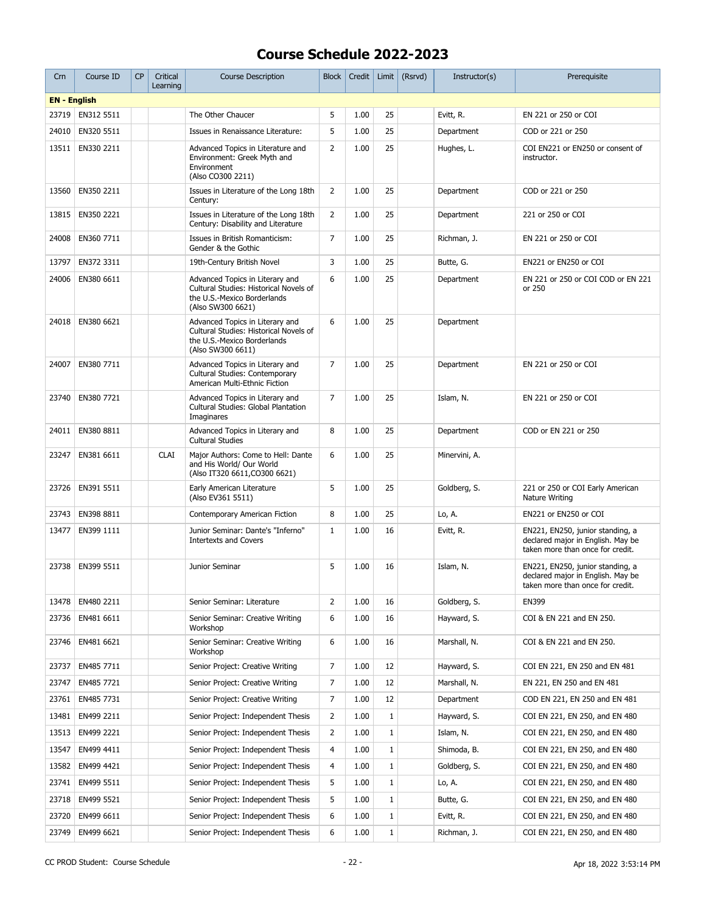# Course Schedule 2022-2023

| Crn | Course ID | CP | Critical Learning | Course Description | Block | Credit | Limit | (Rsrvd) | Instructor(s) | Prerequisite |
|---|---|---|---|---|---|---|---|---|---|---|
| **EN - English** | | | | | | | | | | |
| 23719 | EN312 5511 | | | The Other Chaucer | 5 | 1.00 | 25 | | Evitt, R. | EN 221 or 250 or COI |
| 24010 | EN320 5511 | | | Issues in Renaissance Literature: | 5 | 1.00 | 25 | | Department | COD or 221 or 250 |
| 13511 | EN330 2211 | | | Advanced Topics in Literature and Environment: Greek Myth and Environment (Also CO300 2211) | 2 | 1.00 | 25 | | Hughes, L. | COI EN221 or EN250 or consent of instructor. |
| 13560 | EN350 2211 | | | Issues in Literature of the Long 18th Century: | 2 | 1.00 | 25 | | Department | COD or 221 or 250 |
| 13815 | EN350 2221 | | | Issues in Literature of the Long 18th Century: Disability and Literature | 2 | 1.00 | 25 | | Department | 221 or 250 or COI |
| 24008 | EN360 7711 | | | Issues in British Romanticism: Gender & the Gothic | 7 | 1.00 | 25 | | Richman, J. | EN 221 or 250 or COI |
| 13797 | EN372 3311 | | | 19th-Century British Novel | 3 | 1.00 | 25 | | Butte, G. | EN221 or EN250 or COI |
| 24006 | EN380 6611 | | | Advanced Topics in Literary and Cultural Studies: Historical Novels of the U.S.-Mexico Borderlands (Also SW300 6621) | 6 | 1.00 | 25 | | Department | EN 221 or 250 or COI COD or EN 221 or 250 |
| 24018 | EN380 6621 | | | Advanced Topics in Literary and Cultural Studies: Historical Novels of the U.S.-Mexico Borderlands (Also SW300 6611) | 6 | 1.00 | 25 | | Department | |
| 24007 | EN380 7711 | | | Advanced Topics in Literary and Cultural Studies: Contemporary American Multi-Ethnic Fiction | 7 | 1.00 | 25 | | Department | EN 221 or 250 or COI |
| 23740 | EN380 7721 | | | Advanced Topics in Literary and Cultural Studies: Global Plantation Imaginares | 7 | 1.00 | 25 | | Islam, N. | EN 221 or 250 or COI |
| 24011 | EN380 8811 | | | Advanced Topics in Literary and Cultural Studies | 8 | 1.00 | 25 | | Department | COD or EN 221 or 250 |
| 23247 | EN381 6611 | | CLAI | Major Authors: Come to Hell: Dante and His World/ Our World (Also IT320 6611,CO300 6621) | 6 | 1.00 | 25 | | Minervini, A. | |
| 23726 | EN391 5511 | | | Early American Literature (Also EV361 5511) | 5 | 1.00 | 25 | | Goldberg, S. | 221 or 250 or COI Early American Nature Writing |
| 23743 | EN398 8811 | | | Contemporary American Fiction | 8 | 1.00 | 25 | | Lo, A. | EN221 or EN250 or COI |
| 13477 | EN399 1111 | | | Junior Seminar: Dante's "Inferno" Intertexts and Covers | 1 | 1.00 | 16 | | Evitt, R. | EN221, EN250, junior standing, a declared major in English. May be taken more than once for credit. |
| 23738 | EN399 5511 | | | Junior Seminar | 5 | 1.00 | 16 | | Islam, N. | EN221, EN250, junior standing, a declared major in English. May be taken more than once for credit. |
| 13478 | EN480 2211 | | | Senior Seminar: Literature | 2 | 1.00 | 16 | | Goldberg, S. | EN399 |
| 23736 | EN481 6611 | | | Senior Seminar: Creative Writing Workshop | 6 | 1.00 | 16 | | Hayward, S. | COI & EN 221 and EN 250. |
| 23746 | EN481 6621 | | | Senior Seminar: Creative Writing Workshop | 6 | 1.00 | 16 | | Marshall, N. | COI & EN 221 and EN 250. |
| 23737 | EN485 7711 | | | Senior Project: Creative Writing | 7 | 1.00 | 12 | | Hayward, S. | COI EN 221, EN 250 and EN 481 |
| 23747 | EN485 7721 | | | Senior Project: Creative Writing | 7 | 1.00 | 12 | | Marshall, N. | EN 221, EN 250 and EN 481 |
| 23761 | EN485 7731 | | | Senior Project: Creative Writing | 7 | 1.00 | 12 | | Department | COD EN 221, EN 250 and EN 481 |
| 13481 | EN499 2211 | | | Senior Project: Independent Thesis | 2 | 1.00 | 1 | | Hayward, S. | COI EN 221, EN 250, and EN 480 |
| 13513 | EN499 2221 | | | Senior Project: Independent Thesis | 2 | 1.00 | 1 | | Islam, N. | COI EN 221, EN 250, and EN 480 |
| 13547 | EN499 4411 | | | Senior Project: Independent Thesis | 4 | 1.00 | 1 | | Shimoda, B. | COI EN 221, EN 250, and EN 480 |
| 13582 | EN499 4421 | | | Senior Project: Independent Thesis | 4 | 1.00 | 1 | | Goldberg, S. | COI EN 221, EN 250, and EN 480 |
| 23741 | EN499 5511 | | | Senior Project: Independent Thesis | 5 | 1.00 | 1 | | Lo, A. | COI EN 221, EN 250, and EN 480 |
| 23718 | EN499 5521 | | | Senior Project: Independent Thesis | 5 | 1.00 | 1 | | Butte, G. | COI EN 221, EN 250, and EN 480 |
| 23720 | EN499 6611 | | | Senior Project: Independent Thesis | 6 | 1.00 | 1 | | Evitt, R. | COI EN 221, EN 250, and EN 480 |
| 23749 | EN499 6621 | | | Senior Project: Independent Thesis | 6 | 1.00 | 1 | | Richman, J. | COI EN 221, EN 250, and EN 480 |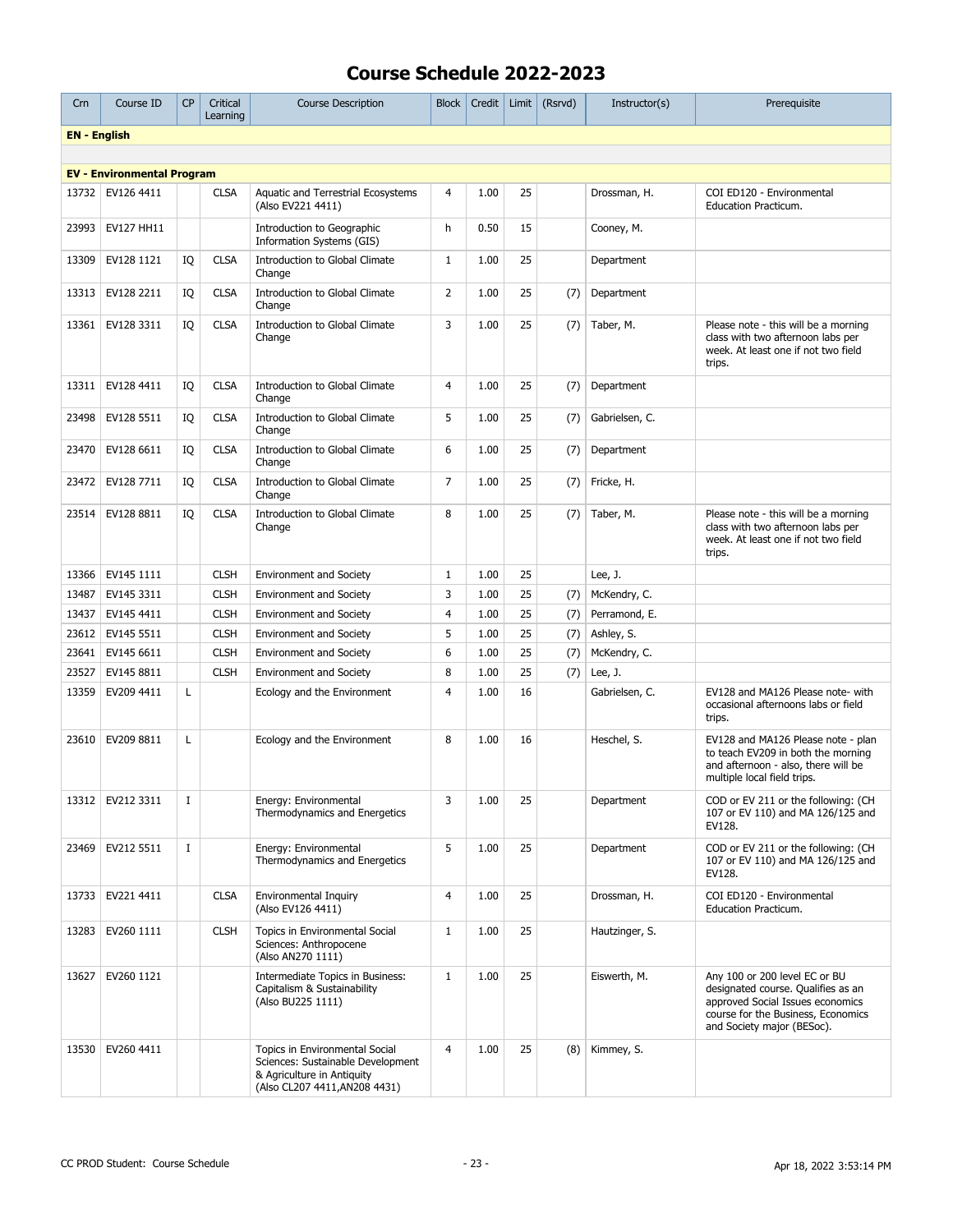# Course Schedule 2022-2023

| Crn | Course ID | CP | Critical Learning | Course Description | Block | Credit | Limit | (Rsrvd) | Instructor(s) | Prerequisite |
|---|---|---|---|---|---|---|---|---|---|---|
| **EN - English** | | | | | | | | | | |
| | | | | | | | | | | |
| **EV - Environmental Program** | | | | | | | | | | |
| 13732 | EV126 4411 | | CLSA | Aquatic and Terrestrial Ecosystems (Also EV221 4411) | 4 | 1.00 | 25 | | Drossman, H. | COI ED120 - Environmental Education Practicum. |
| 23993 | EV127 HH11 | | | Introduction to Geographic Information Systems (GIS) | h | 0.50 | 15 | | Cooney, M. | |
| 13309 | EV128 1121 | IQ | CLSA | Introduction to Global Climate Change | 1 | 1.00 | 25 | | Department | |
| 13313 | EV128 2211 | IQ | CLSA | Introduction to Global Climate Change | 2 | 1.00 | 25 | (7) | Department | |
| 13361 | EV128 3311 | IQ | CLSA | Introduction to Global Climate Change | 3 | 1.00 | 25 | (7) | Taber, M. | Please note - this will be a morning class with two afternoon labs per week. At least one if not two field trips. |
| 13311 | EV128 4411 | IQ | CLSA | Introduction to Global Climate Change | 4 | 1.00 | 25 | (7) | Department | |
| 23498 | EV128 5511 | IQ | CLSA | Introduction to Global Climate Change | 5 | 1.00 | 25 | (7) | Gabrielsen, C. | |
| 23470 | EV128 6611 | IQ | CLSA | Introduction to Global Climate Change | 6 | 1.00 | 25 | (7) | Department | |
| 23472 | EV128 7711 | IQ | CLSA | Introduction to Global Climate Change | 7 | 1.00 | 25 | (7) | Fricke, H. | |
| 23514 | EV128 8811 | IQ | CLSA | Introduction to Global Climate Change | 8 | 1.00 | 25 | (7) | Taber, M. | Please note - this will be a morning class with two afternoon labs per week. At least one if not two field trips. |
| 13366 | EV145 1111 | | CLSH | Environment and Society | 1 | 1.00 | 25 | | Lee, J. | |
| 13487 | EV145 3311 | | CLSH | Environment and Society | 3 | 1.00 | 25 | (7) | McKendry, C. | |
| 13437 | EV145 4411 | | CLSH | Environment and Society | 4 | 1.00 | 25 | (7) | Perramond, E. | |
| 23612 | EV145 5511 | | CLSH | Environment and Society | 5 | 1.00 | 25 | (7) | Ashley, S. | |
| 23641 | EV145 6611 | | CLSH | Environment and Society | 6 | 1.00 | 25 | (7) | McKendry, C. | |
| 23527 | EV145 8811 | | CLSH | Environment and Society | 8 | 1.00 | 25 | (7) | Lee, J. | |
| 13359 | EV209 4411 | L | | Ecology and the Environment | 4 | 1.00 | 16 | | Gabrielsen, C. | EV128 and MA126 Please note- with occasional afternoons labs or field trips. |
| 23610 | EV209 8811 | L | | Ecology and the Environment | 8 | 1.00 | 16 | | Heschel, S. | EV128 and MA126 Please note - plan to teach EV209 in both the morning and afternoon - also, there will be multiple local field trips. |
| 13312 | EV212 3311 | I | | Energy: Environmental Thermodynamics and Energetics | 3 | 1.00 | 25 | | Department | COD or EV 211 or the following: (CH 107 or EV 110) and MA 126/125 and EV128. |
| 23469 | EV212 5511 | I | | Energy: Environmental Thermodynamics and Energetics | 5 | 1.00 | 25 | | Department | COD or EV 211 or the following: (CH 107 or EV 110) and MA 126/125 and EV128. |
| 13733 | EV221 4411 | | CLSA | Environmental Inquiry (Also EV126 4411) | 4 | 1.00 | 25 | | Drossman, H. | COI ED120 - Environmental Education Practicum. |
| 13283 | EV260 1111 | | CLSH | Topics in Environmental Social Sciences: Anthropocene (Also AN270 1111) | 1 | 1.00 | 25 | | Hautzinger, S. | |
| 13627 | EV260 1121 | | | Intermediate Topics in Business: Capitalism & Sustainability (Also BU225 1111) | 1 | 1.00 | 25 | | Eiswerth, M. | Any 100 or 200 level EC or BU designated course. Qualifies as an approved Social Issues economics course for the Business, Economics and Society major (BESoc). |
| 13530 | EV260 4411 | | | Topics in Environmental Social Sciences: Sustainable Development & Agriculture in Antiquity (Also CL207 4411,AN208 4431) | 4 | 1.00 | 25 | (8) | Kimmey, S. | |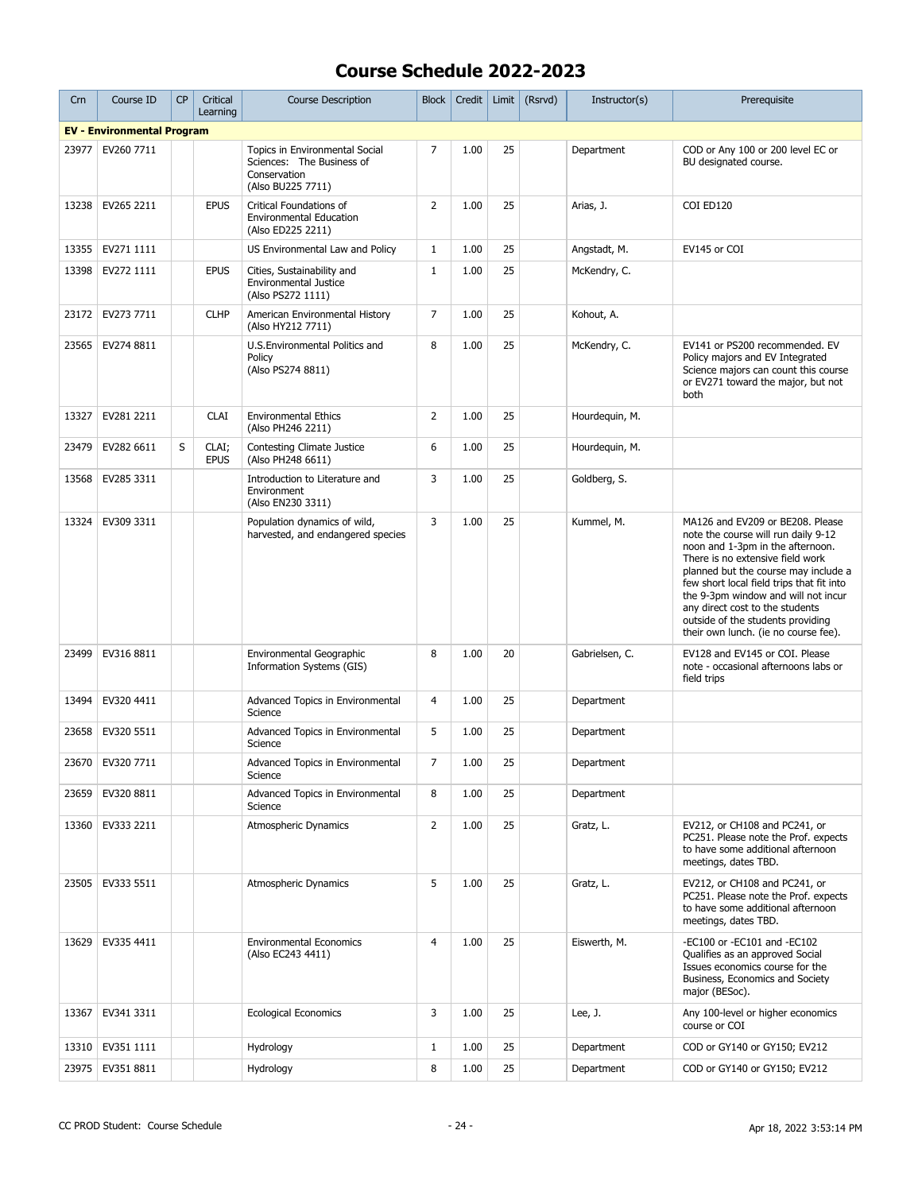# Course Schedule 2022-2023

| Crn | Course ID | CP | Critical Learning | Course Description | Block | Credit | Limit | (Rsrvd) | Instructor(s) | Prerequisite |
|---|---|---|---|---|---|---|---|---|---|---|
| **EV - Environmental Program** | | | | | | | | | | |
| 23977 | EV260 7711 | | | Topics in Environmental Social Sciences: The Business of Conservation (Also BU225 7711) | 7 | 1.00 | 25 | | Department | COD or Any 100 or 200 level EC or BU designated course. |
| 13238 | EV265 2211 | | EPUS | Critical Foundations of Environmental Education (Also ED225 2211) | 2 | 1.00 | 25 | | Arias, J. | COI ED120 |
| 13355 | EV271 1111 | | | US Environmental Law and Policy | 1 | 1.00 | 25 | | Angstadt, M. | EV145 or COI |
| 13398 | EV272 1111 | | EPUS | Cities, Sustainability and Environmental Justice (Also PS272 1111) | 1 | 1.00 | 25 | | McKendry, C. | |
| 23172 | EV273 7711 | | CLHP | American Environmental History (Also HY212 7711) | 7 | 1.00 | 25 | | Kohout, A. | |
| 23565 | EV274 8811 | | | U.S.Environmental Politics and Policy (Also PS274 8811) | 8 | 1.00 | 25 | | McKendry, C. | EV141 or PS200 recommended. EV Policy majors and EV Integrated Science majors can count this course or EV271 toward the major, but not both |
| 13327 | EV281 2211 | | CLAI | Environmental Ethics (Also PH246 2211) | 2 | 1.00 | 25 | | Hourdequin, M. | |
| 23479 | EV282 6611 | S | CLAI; EPUS | Contesting Climate Justice (Also PH248 6611) | 6 | 1.00 | 25 | | Hourdequin, M. | |
| 13568 | EV285 3311 | | | Introduction to Literature and Environment (Also EN230 3311) | 3 | 1.00 | 25 | | Goldberg, S. | |
| 13324 | EV309 3311 | | | Population dynamics of wild, harvested, and endangered species | 3 | 1.00 | 25 | | Kummel, M. | MA126 and EV209 or BE208. Please note the course will run daily 9-12 noon and 1-3pm in the afternoon. There is no extensive field work planned but the course may include a few short local field trips that fit into the 9-3pm window and will not incur any direct cost to the students outside of the students providing their own lunch. (ie no course fee). |
| 23499 | EV316 8811 | | | Environmental Geographic Information Systems (GIS) | 8 | 1.00 | 20 | | Gabrielsen, C. | EV128 and EV145 or COI. Please note - occasional afternoons labs or field trips |
| 13494 | EV320 4411 | | | Advanced Topics in Environmental Science | 4 | 1.00 | 25 | | Department | |
| 23658 | EV320 5511 | | | Advanced Topics in Environmental Science | 5 | 1.00 | 25 | | Department | |
| 23670 | EV320 7711 | | | Advanced Topics in Environmental Science | 7 | 1.00 | 25 | | Department | |
| 23659 | EV320 8811 | | | Advanced Topics in Environmental Science | 8 | 1.00 | 25 | | Department | |
| 13360 | EV333 2211 | | | Atmospheric Dynamics | 2 | 1.00 | 25 | | Gratz, L. | EV212, or CH108 and PC241, or PC251. Please note the Prof. expects to have some additional afternoon meetings, dates TBD. |
| 23505 | EV333 5511 | | | Atmospheric Dynamics | 5 | 1.00 | 25 | | Gratz, L. | EV212, or CH108 and PC241, or PC251. Please note the Prof. expects to have some additional afternoon meetings, dates TBD. |
| 13629 | EV335 4411 | | | Environmental Economics (Also EC243 4411) | 4 | 1.00 | 25 | | Eiswerth, M. | -EC100 or -EC101 and -EC102 Qualifies as an approved Social Issues economics course for the Business, Economics and Society major (BESoc). |
| 13367 | EV341 3311 | | | Ecological Economics | 3 | 1.00 | 25 | | Lee, J. | Any 100-level or higher economics course or COI |
| 13310 | EV351 1111 | | | Hydrology | 1 | 1.00 | 25 | | Department | COD or GY140 or GY150; EV212 |
| 23975 | EV351 8811 | | | Hydrology | 8 | 1.00 | 25 | | Department | COD or GY140 or GY150; EV212 |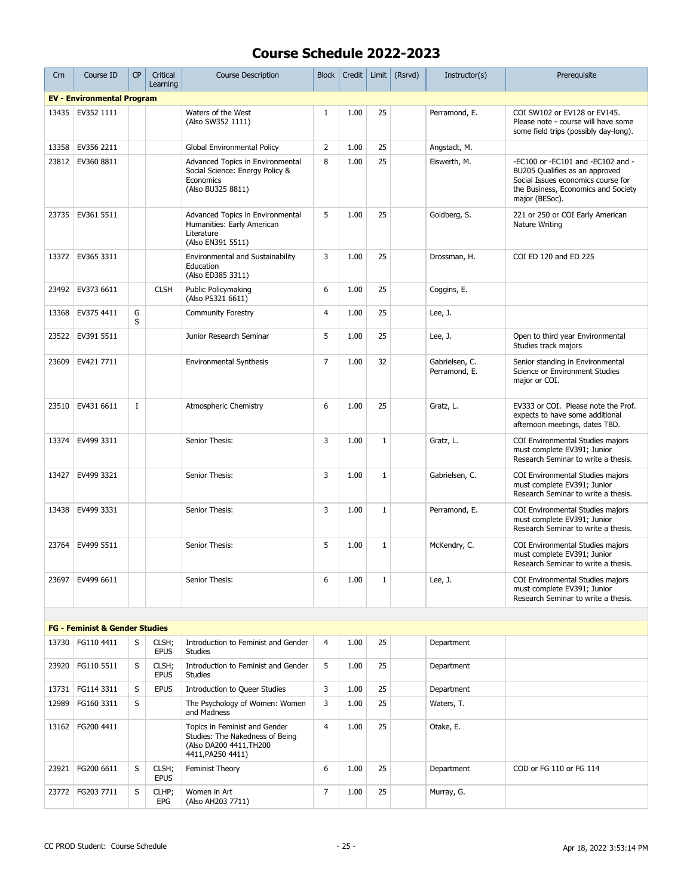# Course Schedule 2022-2023

| Crn | Course ID | CP | Critical Learning | Course Description | Block | Credit | Limit | (Rsrvd) | Instructor(s) | Prerequisite |
|---|---|---|---|---|---|---|---|---|---|---|
| **EV - Environmental Program** | | | | | | | | | | |
| 13435 | EV352 1111 | | | Waters of the West (Also SW352 1111) | 1 | 1.00 | 25 | | Perramond, E. | COI SW102 or EV128 or EV145. Please note - course will have some some field trips (possibly day-long). |
| 13358 | EV356 2211 | | | Global Environmental Policy | 2 | 1.00 | 25 | | Angstadt, M. | |
| 23812 | EV360 8811 | | | Advanced Topics in Environmental Social Science: Energy Policy & Economics (Also BU325 8811) | 8 | 1.00 | 25 | | Eiswerth, M. | -EC100 or -EC101 and -EC102 and -BU205 Qualifies as an approved Social Issues economics course for the Business, Economics and Society major (BESoc). |
| 23735 | EV361 5511 | | | Advanced Topics in Environmental Humanities: Early American Literature (Also EN391 5511) | 5 | 1.00 | 25 | | Goldberg, S. | 221 or 250 or COI Early American Nature Writing |
| 13372 | EV365 3311 | | | Environmental and Sustainability Education (Also ED385 3311) | 3 | 1.00 | 25 | | Drossman, H. | COI ED 120 and ED 225 |
| 23492 | EV373 6611 | | CLSH | Public Policymaking (Also PS321 6611) | 6 | 1.00 | 25 | | Coggins, E. | |
| 13368 | EV375 4411 | G S | | Community Forestry | 4 | 1.00 | 25 | | Lee, J. | |
| 23522 | EV391 5511 | | | Junior Research Seminar | 5 | 1.00 | 25 | | Lee, J. | Open to third year Environmental Studies track majors |
| 23609 | EV421 7711 | | | Environmental Synthesis | 7 | 1.00 | 32 | | Gabrielsen, C. Perramond, E. | Senior standing in Environmental Science or Environment Studies major or COI. |
| 23510 | EV431 6611 | I | | Atmospheric Chemistry | 6 | 1.00 | 25 | | Gratz, L. | EV333 or COI. Please note the Prof. expects to have some additional afternoon meetings, dates TBD. |
| 13374 | EV499 3311 | | | Senior Thesis: | 3 | 1.00 | 1 | | Gratz, L. | COI Environmental Studies majors must complete EV391; Junior Research Seminar to write a thesis. |
| 13427 | EV499 3321 | | | Senior Thesis: | 3 | 1.00 | 1 | | Gabrielsen, C. | COI Environmental Studies majors must complete EV391; Junior Research Seminar to write a thesis. |
| 13438 | EV499 3331 | | | Senior Thesis: | 3 | 1.00 | 1 | | Perramond, E. | COI Environmental Studies majors must complete EV391; Junior Research Seminar to write a thesis. |
| 23764 | EV499 5511 | | | Senior Thesis: | 5 | 1.00 | 1 | | McKendry, C. | COI Environmental Studies majors must complete EV391; Junior Research Seminar to write a thesis. |
| 23697 | EV499 6611 | | | Senior Thesis: | 6 | 1.00 | 1 | | Lee, J. | COI Environmental Studies majors must complete EV391; Junior Research Seminar to write a thesis. |
| **FG - Feminist & Gender Studies** | | | | | | | | | | |
| 13730 | FG110 4411 | S | CLSH; EPUS | Introduction to Feminist and Gender Studies | 4 | 1.00 | 25 | | Department | |
| 23920 | FG110 5511 | S | CLSH; EPUS | Introduction to Feminist and Gender Studies | 5 | 1.00 | 25 | | Department | |
| 13731 | FG114 3311 | S | EPUS | Introduction to Queer Studies | 3 | 1.00 | 25 | | Department | |
| 12989 | FG160 3311 | S | | The Psychology of Women: Women and Madness | 3 | 1.00 | 25 | | Waters, T. | |
| 13162 | FG200 4411 | | | Topics in Feminist and Gender Studies: The Nakedness of Being (Also DA200 4411,TH200 4411,PA250 4411) | 4 | 1.00 | 25 | | Otake, E. | |
| 23921 | FG200 6611 | S | CLSH; EPUS | Feminist Theory | 6 | 1.00 | 25 | | Department | COD or FG 110 or FG 114 |
| 23772 | FG203 7711 | S | CLHP; EPG | Women in Art (Also AH203 7711) | 7 | 1.00 | 25 | | Murray, G. | |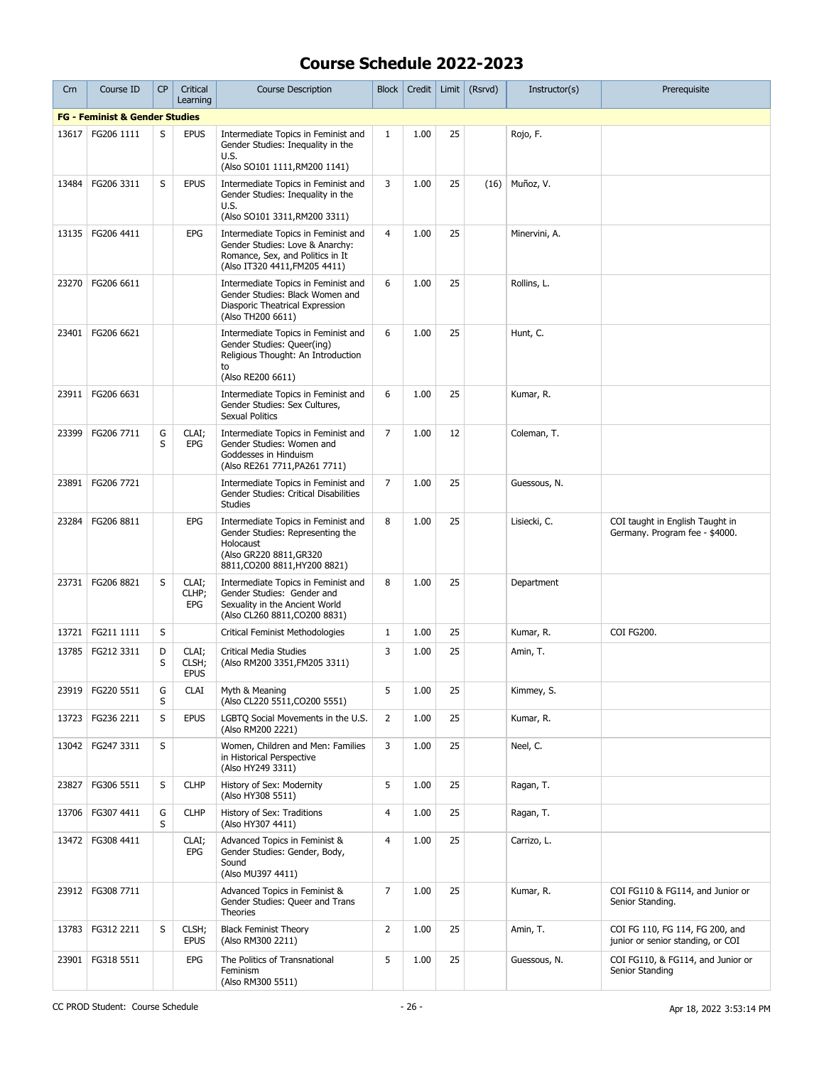# Course Schedule 2022-2023

| Crn | Course ID | CP | Critical Learning | Course Description | Block | Credit | Limit | (Rsrvd) | Instructor(s) | Prerequisite |
|---|---|---|---|---|---|---|---|---|---|---|
| **FG - Feminist & Gender Studies** | | | | | | | | | | |
| 13617 | FG206 1111 | S | EPUS | Intermediate Topics in Feminist and Gender Studies: Inequality in the U.S. (Also SO101 1111,RM200 1141) | 1 | 1.00 | 25 | | Rojo, F. | |
| 13484 | FG206 3311 | S | EPUS | Intermediate Topics in Feminist and Gender Studies: Inequality in the U.S. (Also SO101 3311,RM200 3311) | 3 | 1.00 | 25 | (16) | Muñoz, V. | |
| 13135 | FG206 4411 | | EPG | Intermediate Topics in Feminist and Gender Studies: Love & Anarchy: Romance, Sex, and Politics in It (Also IT320 4411,FM205 4411) | 4 | 1.00 | 25 | | Minervini, A. | |
| 23270 | FG206 6611 | | | Intermediate Topics in Feminist and Gender Studies: Black Women and Diasporic Theatrical Expression (Also TH200 6611) | 6 | 1.00 | 25 | | Rollins, L. | |
| 23401 | FG206 6621 | | | Intermediate Topics in Feminist and Gender Studies: Queer(ing) Religious Thought: An Introduction to (Also RE200 6611) | 6 | 1.00 | 25 | | Hunt, C. | |
| 23911 | FG206 6631 | | | Intermediate Topics in Feminist and Gender Studies: Sex Cultures, Sexual Politics | 6 | 1.00 | 25 | | Kumar, R. | |
| 23399 | FG206 7711 | G S | CLAI; EPG | Intermediate Topics in Feminist and Gender Studies: Women and Goddesses in Hinduism (Also RE261 7711,PA261 7711) | 7 | 1.00 | 12 | | Coleman, T. | |
| 23891 | FG206 7721 | | | Intermediate Topics in Feminist and Gender Studies: Critical Disabilities Studies | 7 | 1.00 | 25 | | Guessous, N. | |
| 23284 | FG206 8811 | | EPG | Intermediate Topics in Feminist and Gender Studies: Representing the Holocaust (Also GR220 8811,GR320 8811,CO200 8811,HY200 8821) | 8 | 1.00 | 25 | | Lisiecki, C. | COI taught in English Taught in Germany. Program fee - $4000. |
| 23731 | FG206 8821 | S | CLAI; CLHP; EPG | Intermediate Topics in Feminist and Gender Studies: Gender and Sexuality in the Ancient World (Also CL260 8811,CO200 8831) | 8 | 1.00 | 25 | | Department | |
| 13721 | FG211 1111 | S | | Critical Feminist Methodologies | 1 | 1.00 | 25 | | Kumar, R. | COI FG200. |
| 13785 | FG212 3311 | D S | CLAI; CLSH; EPUS | Critical Media Studies (Also RM200 3351,FM205 3311) | 3 | 1.00 | 25 | | Amin, T. | |
| 23919 | FG220 5511 | G S | CLAI | Myth & Meaning (Also CL220 5511,CO200 5551) | 5 | 1.00 | 25 | | Kimmey, S. | |
| 13723 | FG236 2211 | S | EPUS | LGBTQ Social Movements in the U.S. (Also RM200 2221) | 2 | 1.00 | 25 | | Kumar, R. | |
| 13042 | FG247 3311 | S | | Women, Children and Men: Families in Historical Perspective (Also HY249 3311) | 3 | 1.00 | 25 | | Neel, C. | |
| 23827 | FG306 5511 | S | CLHP | History of Sex: Modernity (Also HY308 5511) | 5 | 1.00 | 25 | | Ragan, T. | |
| 13706 | FG307 4411 | G S | CLHP | History of Sex: Traditions (Also HY307 4411) | 4 | 1.00 | 25 | | Ragan, T. | |
| 13472 | FG308 4411 | | CLAI; EPG | Advanced Topics in Feminist & Gender Studies: Gender, Body, Sound (Also MU397 4411) | 4 | 1.00 | 25 | | Carrizo, L. | |
| 23912 | FG308 7711 | | | Advanced Topics in Feminist & Gender Studies: Queer and Trans Theories | 7 | 1.00 | 25 | | Kumar, R. | COI FG110 & FG114, and Junior or Senior Standing. |
| 13783 | FG312 2211 | S | CLSH; EPUS | Black Feminist Theory (Also RM300 2211) | 2 | 1.00 | 25 | | Amin, T. | COI FG 110, FG 114, FG 200, and junior or senior standing, or COI |
| 23901 | FG318 5511 | | EPG | The Politics of Transnational Feminism (Also RM300 5511) | 5 | 1.00 | 25 | | Guessous, N. | COI FG110, & FG114, and Junior or Senior Standing |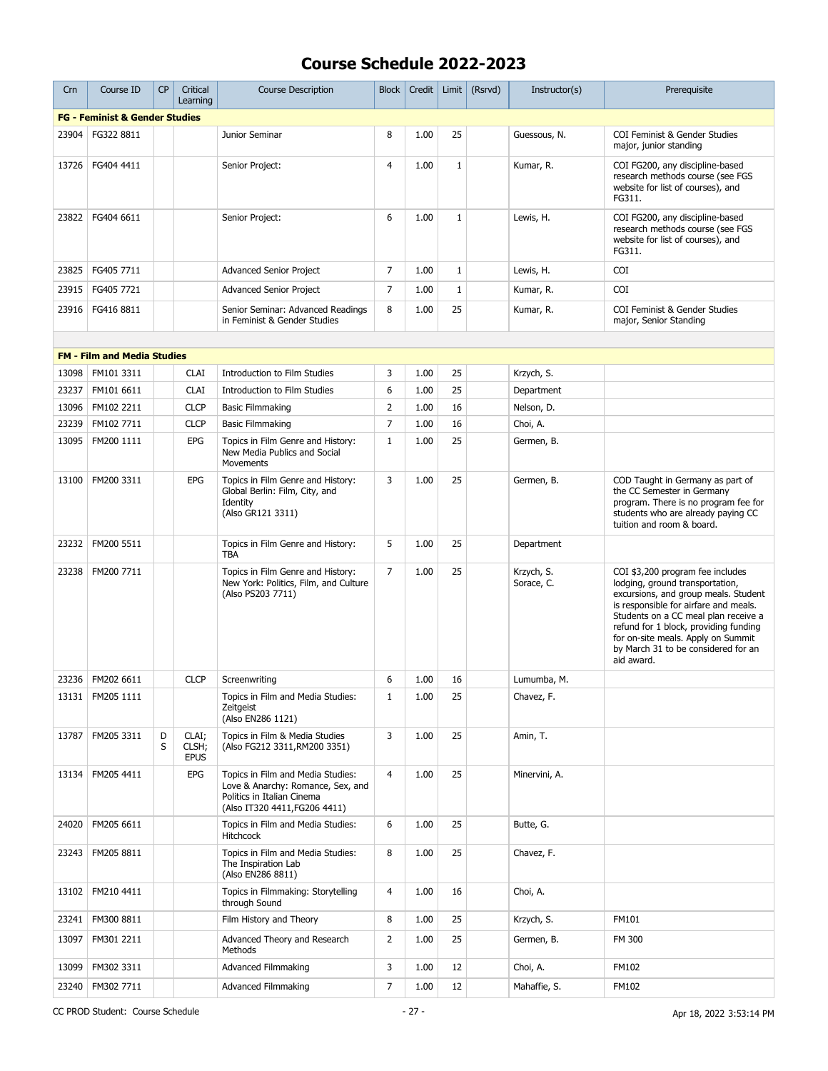# Course Schedule 2022-2023

| Crn | Course ID | CP | Critical Learning | Course Description | Block | Credit | Limit | (Rsrvd) | Instructor(s) | Prerequisite |
|---|---|---|---|---|---|---|---|---|---|---|
| **FG - Feminist & Gender Studies** | | | | | | | | | | |
| 23904 | FG322 8811 | | | Junior Seminar | 8 | 1.00 | 25 | | Guessous, N. | COI Feminist & Gender Studies major, junior standing |
| 13726 | FG404 4411 | | | Senior Project: | 4 | 1.00 | 1 | | Kumar, R. | COI FG200, any discipline-based research methods course (see FGS website for list of courses), and FG311. |
| 23822 | FG404 6611 | | | Senior Project: | 6 | 1.00 | 1 | | Lewis, H. | COI FG200, any discipline-based research methods course (see FGS website for list of courses), and FG311. |
| 23825 | FG405 7711 | | | Advanced Senior Project | 7 | 1.00 | 1 | | Lewis, H. | COI |
| 23915 | FG405 7721 | | | Advanced Senior Project | 7 | 1.00 | 1 | | Kumar, R. | COI |
| 23916 | FG416 8811 | | | Senior Seminar: Advanced Readings in Feminist & Gender Studies | 8 | 1.00 | 25 | | Kumar, R. | COI Feminist & Gender Studies major, Senior Standing |
| **FM - Film and Media Studies** | | | | | | | | | | |
| 13098 | FM101 3311 | | CLAI | Introduction to Film Studies | 3 | 1.00 | 25 | | Krzych, S. | |
| 23237 | FM101 6611 | | CLAI | Introduction to Film Studies | 6 | 1.00 | 25 | | Department | |
| 13096 | FM102 2211 | | CLCP | Basic Filmmaking | 2 | 1.00 | 16 | | Nelson, D. | |
| 23239 | FM102 7711 | | CLCP | Basic Filmmaking | 7 | 1.00 | 16 | | Choi, A. | |
| 13095 | FM200 1111 | | EPG | Topics in Film Genre and History: New Media Publics and Social Movements | 1 | 1.00 | 25 | | Germen, B. | |
| 13100 | FM200 3311 | | EPG | Topics in Film Genre and History: Global Berlin: Film, City, and Identity (Also GR121 3311) | 3 | 1.00 | 25 | | Germen, B. | COD Taught in Germany as part of the CC Semester in Germany program. There is no program fee for students who are already paying CC tuition and room & board. |
| 23232 | FM200 5511 | | | Topics in Film Genre and History: TBA | 5 | 1.00 | 25 | | Department | |
| 23238 | FM200 7711 | | | Topics in Film Genre and History: New York: Politics, Film, and Culture (Also PS203 7711) | 7 | 1.00 | 25 | | Krzych, S. Sorace, C. | COI $3,200 program fee includes lodging, ground transportation, excursions, and group meals. Student is responsible for airfare and meals. Students on a CC meal plan receive a refund for 1 block, providing funding for on-site meals. Apply on Summit by March 31 to be considered for an aid award. |
| 23236 | FM202 6611 | | CLCP | Screenwriting | 6 | 1.00 | 16 | | Lumumba, M. | |
| 13131 | FM205 1111 | | | Topics in Film and Media Studies: Zeitgeist (Also EN286 1121) | 1 | 1.00 | 25 | | Chavez, F. | |
| 13787 | FM205 3311 | D S | CLAI; CLSH; EPUS | Topics in Film & Media Studies (Also FG212 3311,RM200 3351) | 3 | 1.00 | 25 | | Amin, T. | |
| 13134 | FM205 4411 | | EPG | Topics in Film and Media Studies: Love & Anarchy: Romance, Sex, and Politics in Italian Cinema (Also IT320 4411,FG206 4411) | 4 | 1.00 | 25 | | Minervini, A. | |
| 24020 | FM205 6611 | | | Topics in Film and Media Studies: Hitchcock | 6 | 1.00 | 25 | | Butte, G. | |
| 23243 | FM205 8811 | | | Topics in Film and Media Studies: The Inspiration Lab (Also EN286 8811) | 8 | 1.00 | 25 | | Chavez, F. | |
| 13102 | FM210 4411 | | | Topics in Filmmaking: Storytelling through Sound | 4 | 1.00 | 16 | | Choi, A. | |
| 23241 | FM300 8811 | | | Film History and Theory | 8 | 1.00 | 25 | | Krzych, S. | FM101 |
| 13097 | FM301 2211 | | | Advanced Theory and Research Methods | 2 | 1.00 | 25 | | Germen, B. | FM 300 |
| 13099 | FM302 3311 | | | Advanced Filmmaking | 3 | 1.00 | 12 | | Choi, A. | FM102 |
| 23240 | FM302 7711 | | | Advanced Filmmaking | 7 | 1.00 | 12 | | Mahaffie, S. | FM102 |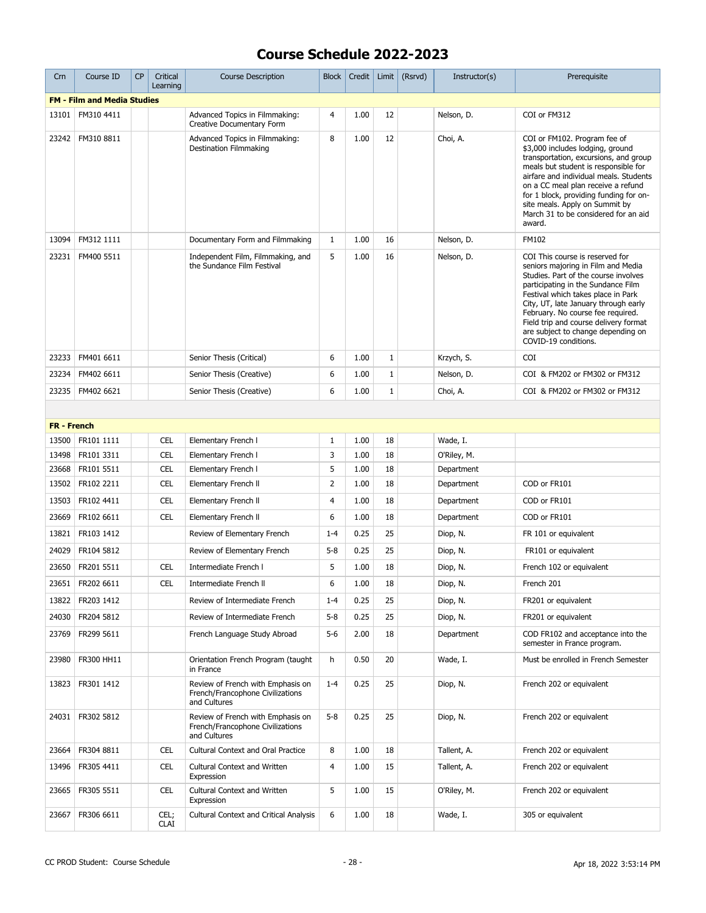# Course Schedule 2022-2023

| Crn | Course ID | CP | Critical Learning | Course Description | Block | Credit | Limit | (Rsrvd) | Instructor(s) | Prerequisite |
|---|---|---|---|---|---|---|---|---|---|---|
| **FM - Film and Media Studies** | | | | | | | | | | |
| 13101 | FM310 4411 | | | Advanced Topics in Filmmaking: Creative Documentary Form | 4 | 1.00 | 12 | | Nelson, D. | COI or FM312 |
| 23242 | FM310 8811 | | | Advanced Topics in Filmmaking: Destination Filmmaking | 8 | 1.00 | 12 | | Choi, A. | COI or FM102. Program fee of $3,000 includes lodging, ground transportation, excursions, and group meals but student is responsible for airfare and individual meals. Students on a CC meal plan receive a refund for 1 block, providing funding for on-site meals. Apply on Summit by March 31 to be considered for an aid award. |
| 13094 | FM312 1111 | | | Documentary Form and Filmmaking | 1 | 1.00 | 16 | | Nelson, D. | FM102 |
| 23231 | FM400 5511 | | | Independent Film, Filmmaking, and the Sundance Film Festival | 5 | 1.00 | 16 | | Nelson, D. | COI This course is reserved for seniors majoring in Film and Media Studies. Part of the course involves participating in the Sundance Film Festival which takes place in Park City, UT, late January through early February. No course fee required. Field trip and course delivery format are subject to change depending on COVID-19 conditions. |
| 23233 | FM401 6611 | | | Senior Thesis (Critical) | 6 | 1.00 | 1 | | Krzych, S. | COI |
| 23234 | FM402 6611 | | | Senior Thesis (Creative) | 6 | 1.00 | 1 | | Nelson, D. | COI & FM202 or FM302 or FM312 |
| 23235 | FM402 6621 | | | Senior Thesis (Creative) | 6 | 1.00 | 1 | | Choi, A. | COI & FM202 or FM302 or FM312 |
| **FR - French** | | | | | | | | | | |
| 13500 | FR101 1111 | | CEL | Elementary French I | 1 | 1.00 | 18 | | Wade, I. | |
| 13498 | FR101 3311 | | CEL | Elementary French I | 3 | 1.00 | 18 | | O'Riley, M. | |
| 23668 | FR101 5511 | | CEL | Elementary French I | 5 | 1.00 | 18 | | Department | |
| 13502 | FR102 2211 | | CEL | Elementary French II | 2 | 1.00 | 18 | | Department | COD or FR101 |
| 13503 | FR102 4411 | | CEL | Elementary French II | 4 | 1.00 | 18 | | Department | COD or FR101 |
| 23669 | FR102 6611 | | CEL | Elementary French II | 6 | 1.00 | 18 | | Department | COD or FR101 |
| 13821 | FR103 1412 | | | Review of Elementary French | 1-4 | 0.25 | 25 | | Diop, N. | FR 101 or equivalent |
| 24029 | FR104 5812 | | | Review of Elementary French | 5-8 | 0.25 | 25 | | Diop, N. | FR101 or equivalent |
| 23650 | FR201 5511 | | CEL | Intermediate French I | 5 | 1.00 | 18 | | Diop, N. | French 102 or equivalent |
| 23651 | FR202 6611 | | CEL | Intermediate French II | 6 | 1.00 | 18 | | Diop, N. | French 201 |
| 13822 | FR203 1412 | | | Review of Intermediate French | 1-4 | 0.25 | 25 | | Diop, N. | FR201 or equivalent |
| 24030 | FR204 5812 | | | Review of Intermediate French | 5-8 | 0.25 | 25 | | Diop, N. | FR201 or equivalent |
| 23769 | FR299 5611 | | | French Language Study Abroad | 5-6 | 2.00 | 18 | | Department | COD FR102 and acceptance into the semester in France program. |
| 23980 | FR300 HH11 | | | Orientation French Program (taught in France | h | 0.50 | 20 | | Wade, I. | Must be enrolled in French Semester |
| 13823 | FR301 1412 | | | Review of French with Emphasis on French/Francophone Civilizations and Cultures | 1-4 | 0.25 | 25 | | Diop, N. | French 202 or equivalent |
| 24031 | FR302 5812 | | | Review of French with Emphasis on French/Francophone Civilizations and Cultures | 5-8 | 0.25 | 25 | | Diop, N. | French 202 or equivalent |
| 23664 | FR304 8811 | | CEL | Cultural Context and Oral Practice | 8 | 1.00 | 18 | | Tallent, A. | French 202 or equivalent |
| 13496 | FR305 4411 | | CEL | Cultural Context and Written Expression | 4 | 1.00 | 15 | | Tallent, A. | French 202 or equivalent |
| 23665 | FR305 5511 | | CEL | Cultural Context and Written Expression | 5 | 1.00 | 15 | | O'Riley, M. | French 202 or equivalent |
| 23667 | FR306 6611 | | CEL; CLAI | Cultural Context and Critical Analysis | 6 | 1.00 | 18 | | Wade, I. | 305 or equivalent |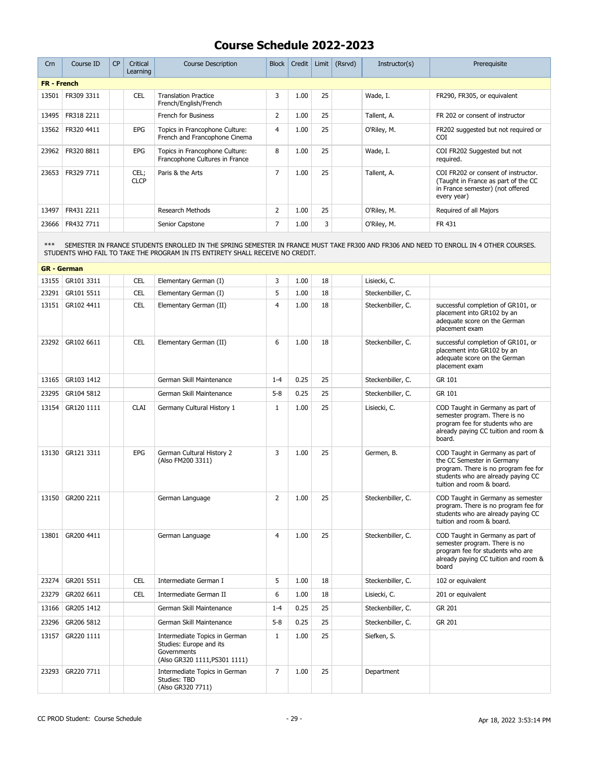# Course Schedule 2022-2023

| Crn | Course ID | CP | Critical Learning | Course Description | Block | Credit | Limit | (Rsrvd) | Instructor(s) | Prerequisite |
|---|---|---|---|---|---|---|---|---|---|---|
| **FR - French** | | | | | | | | | | |
| 13501 | FR309 3311 | | CEL | Translation Practice French/English/French | 3 | 1.00 | 25 | | Wade, I. | FR290, FR305, or equivalent |
| 13495 | FR318 2211 | | | French for Business | 2 | 1.00 | 25 | | Tallent, A. | FR 202 or consent of instructor |
| 13562 | FR320 4411 | | EPG | Topics in Francophone Culture: French and Francophone Cinema | 4 | 1.00 | 25 | | O'Riley, M. | FR202 suggested but not required or COI |
| 23962 | FR320 8811 | | EPG | Topics in Francophone Culture: Francophone Cultures in France | 8 | 1.00 | 25 | | Wade, I. | COI FR202 Suggested but not required. |
| 23653 | FR329 7711 | | CEL; CLCP | Paris & the Arts | 7 | 1.00 | 25 | | Tallent, A. | COI FR202 or consent of instructor. (Taught in France as part of the CC in France semester) (not offered every year) |
| 13497 | FR431 2211 | | | Research Methods | 2 | 1.00 | 25 | | O'Riley, M. | Required of all Majors |
| 23666 | FR432 7711 | | | Senior Capstone | 7 | 1.00 | 3 | | O'Riley, M. | FR 431 |

*** SEMESTER IN FRANCE STUDENTS ENROLLED IN THE SPRING SEMESTER IN FRANCE MUST TAKE FR300 AND FR306 AND NEED TO ENROLL IN 4 OTHER COURSES. STUDENTS WHO FAIL TO TAKE THE PROGRAM IN ITS ENTIRETY SHALL RECEIVE NO CREDIT.

| Crn | Course ID | CP | Critical Learning | Course Description | Block | Credit | Limit | (Rsrvd) | Instructor(s) | Prerequisite |
|---|---|---|---|---|---|---|---|---|---|---|
| **GR - German** | | | | | | | | | | |
| 13155 | GR101 3311 | | CEL | Elementary German (I) | 3 | 1.00 | 18 | | Lisiecki, C. | |
| 23291 | GR101 5511 | | CEL | Elementary German (I) | 5 | 1.00 | 18 | | Steckenbiller, C. | |
| 13151 | GR102 4411 | | CEL | Elementary German (II) | 4 | 1.00 | 18 | | Steckenbiller, C. | successful completion of GR101, or placement into GR102 by an adequate score on the German placement exam |
| 23292 | GR102 6611 | | CEL | Elementary German (II) | 6 | 1.00 | 18 | | Steckenbiller, C. | successful completion of GR101, or placement into GR102 by an adequate score on the German placement exam |
| 13165 | GR103 1412 | | | German Skill Maintenance | 1-4 | 0.25 | 25 | | Steckenbiller, C. | GR 101 |
| 23295 | GR104 5812 | | | German Skill Maintenance | 5-8 | 0.25 | 25 | | Steckenbiller, C. | GR 101 |
| 13154 | GR120 1111 | | CLAI | Germany Cultural History 1 | 1 | 1.00 | 25 | | Lisiecki, C. | COD Taught in Germany as part of semester program. There is no program fee for students who are already paying CC tuition and room & board. |
| 13130 | GR121 3311 | | EPG | German Cultural History 2 (Also FM200 3311) | 3 | 1.00 | 25 | | Germen, B. | COD Taught in Germany as part of the CC Semester in Germany program. There is no program fee for students who are already paying CC tuition and room & board. |
| 13150 | GR200 2211 | | | German Language | 2 | 1.00 | 25 | | Steckenbiller, C. | COD Taught in Germany as semester program. There is no program fee for students who are already paying CC tuition and room & board. |
| 13801 | GR200 4411 | | | German Language | 4 | 1.00 | 25 | | Steckenbiller, C. | COD Taught in Germany as part of semester program. There is no program fee for students who are already paying CC tuition and room & board |
| 23274 | GR201 5511 | | CEL | Intermediate German I | 5 | 1.00 | 18 | | Steckenbiller, C. | 102 or equivalent |
| 23279 | GR202 6611 | | CEL | Intermediate German II | 6 | 1.00 | 18 | | Lisiecki, C. | 201 or equivalent |
| 13166 | GR205 1412 | | | German Skill Maintenance | 1-4 | 0.25 | 25 | | Steckenbiller, C. | GR 201 |
| 23296 | GR206 5812 | | | German Skill Maintenance | 5-8 | 0.25 | 25 | | Steckenbiller, C. | GR 201 |
| 13157 | GR220 1111 | | | Intermediate Topics in German Studies: Europe and its Governments (Also GR320 1111,PS301 1111) | 1 | 1.00 | 25 | | Siefken, S. | |
| 23293 | GR220 7711 | | | Intermediate Topics in German Studies: TBD (Also GR320 7711) | 7 | 1.00 | 25 | | Department | |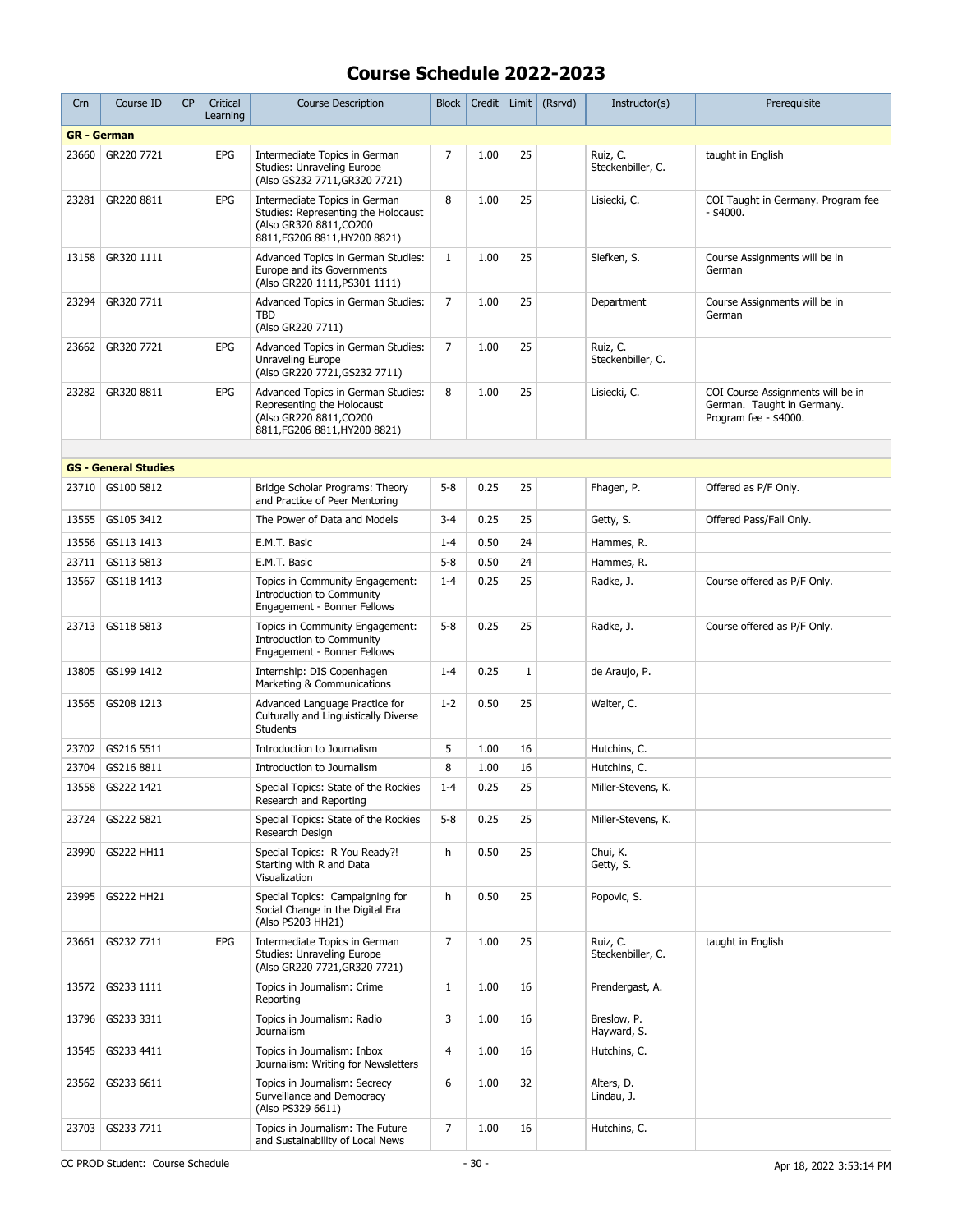# Course Schedule 2022-2023

| Crn | Course ID | CP | Critical Learning | Course Description | Block | Credit | Limit | (Rsrvd) | Instructor(s) | Prerequisite |
|---|---|---|---|---|---|---|---|---|---|---|
| **GR - German** | | | | | | | | | | |
| 23660 | GR220 7721 | | EPG | Intermediate Topics in German Studies: Unraveling Europe (Also GS232 7711,GR320 7721) | 7 | 1.00 | 25 | | Ruiz, C. Steckenbiller, C. | taught in English |
| 23281 | GR220 8811 | | EPG | Intermediate Topics in German Studies: Representing the Holocaust (Also GR320 8811,CO200 8811,FG206 8811,HY200 8821) | 8 | 1.00 | 25 | | Lisiecki, C. | COI Taught in Germany. Program fee - $4000. |
| 13158 | GR320 1111 | | | Advanced Topics in German Studies: Europe and its Governments (Also GR220 1111,PS301 1111) | 1 | 1.00 | 25 | | Siefken, S. | Course Assignments will be in German |
| 23294 | GR320 7711 | | | Advanced Topics in German Studies: TBD (Also GR220 7711) | 7 | 1.00 | 25 | | Department | Course Assignments will be in German |
| 23662 | GR320 7721 | | EPG | Advanced Topics in German Studies: Unraveling Europe (Also GR220 7721,GS232 7711) | 7 | 1.00 | 25 | | Ruiz, C. Steckenbiller, C. | |
| 23282 | GR320 8811 | | EPG | Advanced Topics in German Studies: Representing the Holocaust (Also GR220 8811,CO200 8811,FG206 8811,HY200 8821) | 8 | 1.00 | 25 | | Lisiecki, C. | COI Course Assignments will be in German. Taught in Germany. Program fee - $4000. |
| **GS - General Studies** | | | | | | | | | | |
| 23710 | GS100 5812 | | | Bridge Scholar Programs: Theory and Practice of Peer Mentoring | 5-8 | 0.25 | 25 | | Fhagen, P. | Offered as P/F Only. |
| 13555 | GS105 3412 | | | The Power of Data and Models | 3-4 | 0.25 | 25 | | Getty, S. | Offered Pass/Fail Only. |
| 13556 | GS113 1413 | | | E.M.T. Basic | 1-4 | 0.50 | 24 | | Hammes, R. | |
| 23711 | GS113 5813 | | | E.M.T. Basic | 5-8 | 0.50 | 24 | | Hammes, R. | |
| 13567 | GS118 1413 | | | Topics in Community Engagement: Introduction to Community Engagement - Bonner Fellows | 1-4 | 0.25 | 25 | | Radke, J. | Course offered as P/F Only. |
| 23713 | GS118 5813 | | | Topics in Community Engagement: Introduction to Community Engagement - Bonner Fellows | 5-8 | 0.25 | 25 | | Radke, J. | Course offered as P/F Only. |
| 13805 | GS199 1412 | | | Internship: DIS Copenhagen Marketing & Communications | 1-4 | 0.25 | 1 | | de Araujo, P. | |
| 13565 | GS208 1213 | | | Advanced Language Practice for Culturally and Linguistically Diverse Students | 1-2 | 0.50 | 25 | | Walter, C. | |
| 23702 | GS216 5511 | | | Introduction to Journalism | 5 | 1.00 | 16 | | Hutchins, C. | |
| 23704 | GS216 8811 | | | Introduction to Journalism | 8 | 1.00 | 16 | | Hutchins, C. | |
| 13558 | GS222 1421 | | | Special Topics: State of the Rockies Research and Reporting | 1-4 | 0.25 | 25 | | Miller-Stevens, K. | |
| 23724 | GS222 5821 | | | Special Topics: State of the Rockies Research Design | 5-8 | 0.25 | 25 | | Miller-Stevens, K. | |
| 23990 | GS222 HH11 | | | Special Topics: R You Ready?! Starting with R and Data Visualization | h | 0.50 | 25 | | Chui, K. Getty, S. | |
| 23995 | GS222 HH21 | | | Special Topics: Campaigning for Social Change in the Digital Era (Also PS203 HH21) | h | 0.50 | 25 | | Popovic, S. | |
| 23661 | GS232 7711 | | EPG | Intermediate Topics in German Studies: Unraveling Europe (Also GR220 7721,GR320 7721) | 7 | 1.00 | 25 | | Ruiz, C. Steckenbiller, C. | taught in English |
| 13572 | GS233 1111 | | | Topics in Journalism: Crime Reporting | 1 | 1.00 | 16 | | Prendergast, A. | |
| 13796 | GS233 3311 | | | Topics in Journalism: Radio Journalism | 3 | 1.00 | 16 | | Breslow, P. Hayward, S. | |
| 13545 | GS233 4411 | | | Topics in Journalism: Inbox Journalism: Writing for Newsletters | 4 | 1.00 | 16 | | Hutchins, C. | |
| 23562 | GS233 6611 | | | Topics in Journalism: Secrecy Surveillance and Democracy (Also PS329 6611) | 6 | 1.00 | 32 | | Alters, D. Lindau, J. | |
| 23703 | GS233 7711 | | | Topics in Journalism: The Future and Sustainability of Local News | 7 | 1.00 | 16 | | Hutchins, C. | |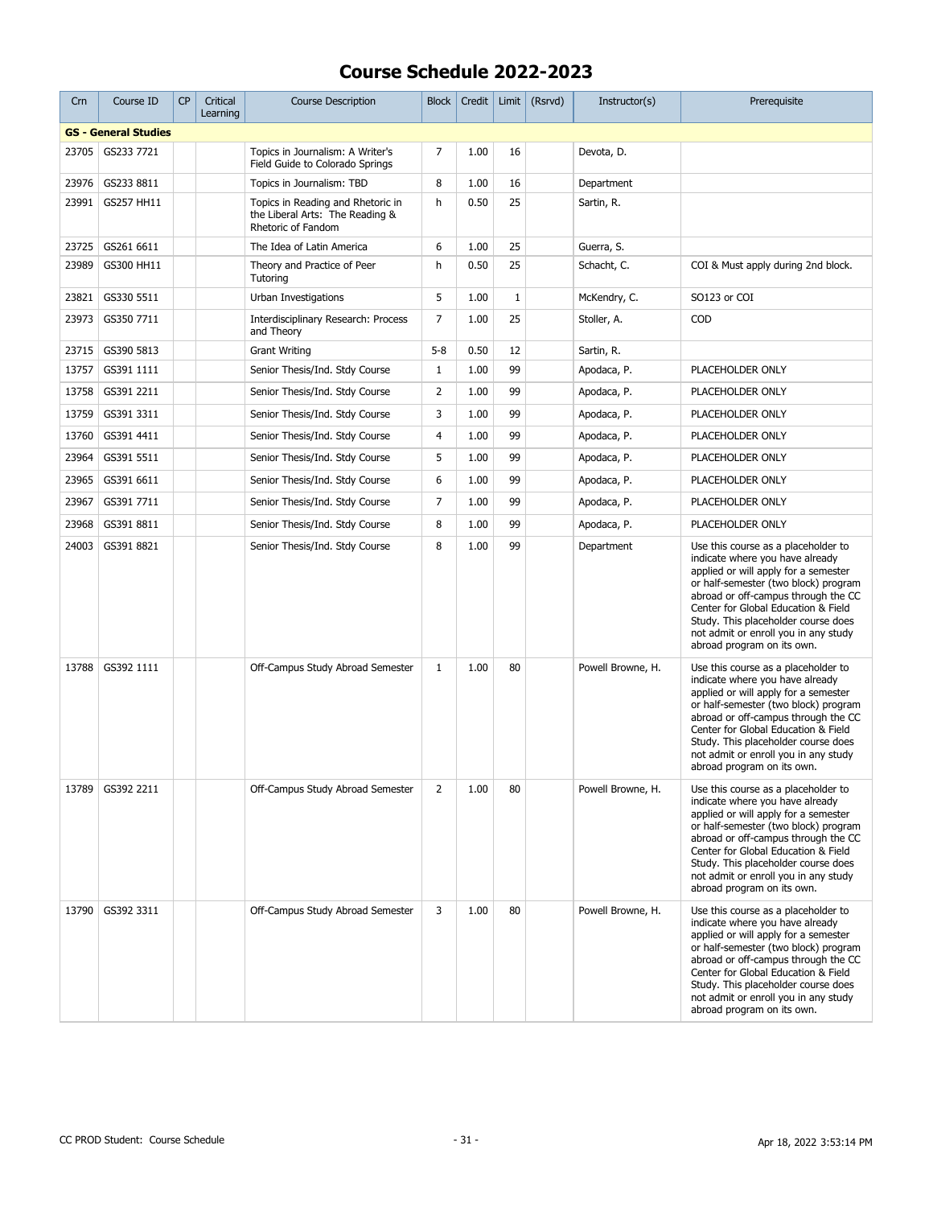# Course Schedule 2022-2023

| Crn | Course ID | CP | Critical Learning | Course Description | Block | Credit | Limit | (Rsrvd) | Instructor(s) | Prerequisite |
|---|---|---|---|---|---|---|---|---|---|---|
| **GS - General Studies** | | | | | | | | | | |
| 23705 | GS233 7721 | | | Topics in Journalism: A Writer's Field Guide to Colorado Springs | 7 | 1.00 | 16 | | Devota, D. | |
| 23976 | GS233 8811 | | | Topics in Journalism: TBD | 8 | 1.00 | 16 | | Department | |
| 23991 | GS257 HH11 | | | Topics in Reading and Rhetoric in the Liberal Arts: The Reading & Rhetoric of Fandom | h | 0.50 | 25 | | Sartin, R. | |
| 23725 | GS261 6611 | | | The Idea of Latin America | 6 | 1.00 | 25 | | Guerra, S. | |
| 23989 | GS300 HH11 | | | Theory and Practice of Peer Tutoring | h | 0.50 | 25 | | Schacht, C. | COI & Must apply during 2nd block. |
| 23821 | GS330 5511 | | | Urban Investigations | 5 | 1.00 | 1 | | McKendry, C. | SO123 or COI |
| 23973 | GS350 7711 | | | Interdisciplinary Research: Process and Theory | 7 | 1.00 | 25 | | Stoller, A. | COD |
| 23715 | GS390 5813 | | | Grant Writing | 5-8 | 0.50 | 12 | | Sartin, R. | |
| 13757 | GS391 1111 | | | Senior Thesis/Ind. Stdy Course | 1 | 1.00 | 99 | | Apodaca, P. | PLACEHOLDER ONLY |
| 13758 | GS391 2211 | | | Senior Thesis/Ind. Stdy Course | 2 | 1.00 | 99 | | Apodaca, P. | PLACEHOLDER ONLY |
| 13759 | GS391 3311 | | | Senior Thesis/Ind. Stdy Course | 3 | 1.00 | 99 | | Apodaca, P. | PLACEHOLDER ONLY |
| 13760 | GS391 4411 | | | Senior Thesis/Ind. Stdy Course | 4 | 1.00 | 99 | | Apodaca, P. | PLACEHOLDER ONLY |
| 23964 | GS391 5511 | | | Senior Thesis/Ind. Stdy Course | 5 | 1.00 | 99 | | Apodaca, P. | PLACEHOLDER ONLY |
| 23965 | GS391 6611 | | | Senior Thesis/Ind. Stdy Course | 6 | 1.00 | 99 | | Apodaca, P. | PLACEHOLDER ONLY |
| 23967 | GS391 7711 | | | Senior Thesis/Ind. Stdy Course | 7 | 1.00 | 99 | | Apodaca, P. | PLACEHOLDER ONLY |
| 23968 | GS391 8811 | | | Senior Thesis/Ind. Stdy Course | 8 | 1.00 | 99 | | Apodaca, P. | PLACEHOLDER ONLY |
| 24003 | GS391 8821 | | | Senior Thesis/Ind. Stdy Course | 8 | 1.00 | 99 | | Department | Use this course as a placeholder to indicate where you have already applied or will apply for a semester or half-semester (two block) program abroad or off-campus through the CC Center for Global Education & Field Study. This placeholder course does not admit or enroll you in any study abroad program on its own. |
| 13788 | GS392 1111 | | | Off-Campus Study Abroad Semester | 1 | 1.00 | 80 | | Powell Browne, H. | Use this course as a placeholder to indicate where you have already applied or will apply for a semester or half-semester (two block) program abroad or off-campus through the CC Center for Global Education & Field Study. This placeholder course does not admit or enroll you in any study abroad program on its own. |
| 13789 | GS392 2211 | | | Off-Campus Study Abroad Semester | 2 | 1.00 | 80 | | Powell Browne, H. | Use this course as a placeholder to indicate where you have already applied or will apply for a semester or half-semester (two block) program abroad or off-campus through the CC Center for Global Education & Field Study. This placeholder course does not admit or enroll you in any study abroad program on its own. |
| 13790 | GS392 3311 | | | Off-Campus Study Abroad Semester | 3 | 1.00 | 80 | | Powell Browne, H. | Use this course as a placeholder to indicate where you have already applied or will apply for a semester or half-semester (two block) program abroad or off-campus through the CC Center for Global Education & Field Study. This placeholder course does not admit or enroll you in any study abroad program on its own. |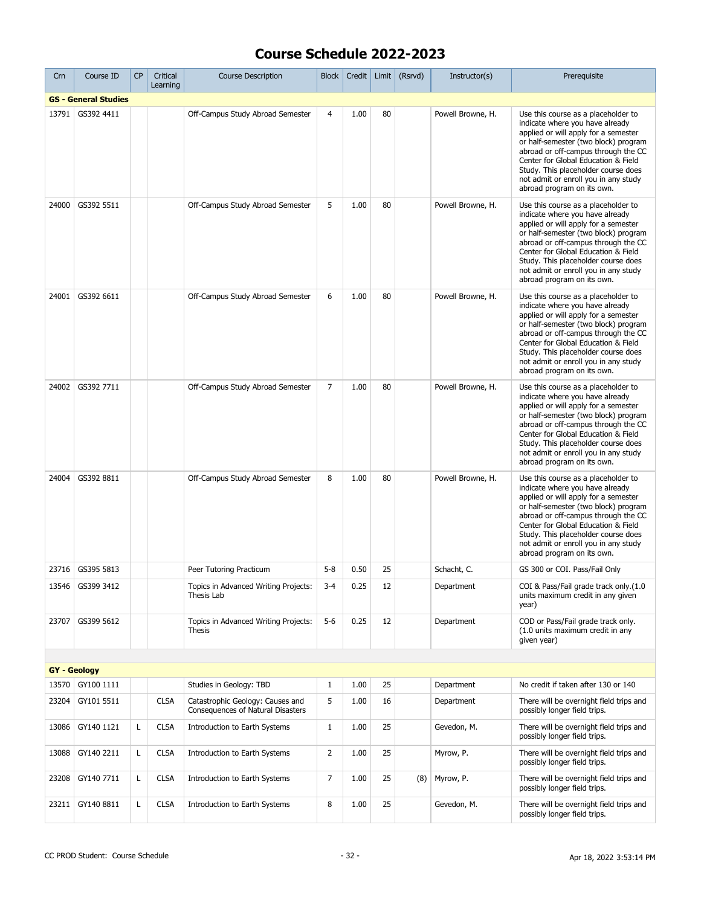# Course Schedule 2022-2023

| Crn | Course ID | CP | Critical Learning | Course Description | Block | Credit | Limit | (Rsrvd) | Instructor(s) | Prerequisite |
|---|---|---|---|---|---|---|---|---|---|---|
| **GS - General Studies** | | | | | | | | | | |
| 13791 | GS392 4411 | | | Off-Campus Study Abroad Semester | 4 | 1.00 | 80 | | Powell Browne, H. | Use this course as a placeholder to indicate where you have already applied or will apply for a semester or half-semester (two block) program abroad or off-campus through the CC Center for Global Education & Field Study. This placeholder course does not admit or enroll you in any study abroad program on its own. |
| 24000 | GS392 5511 | | | Off-Campus Study Abroad Semester | 5 | 1.00 | 80 | | Powell Browne, H. | Use this course as a placeholder to indicate where you have already applied or will apply for a semester or half-semester (two block) program abroad or off-campus through the CC Center for Global Education & Field Study. This placeholder course does not admit or enroll you in any study abroad program on its own. |
| 24001 | GS392 6611 | | | Off-Campus Study Abroad Semester | 6 | 1.00 | 80 | | Powell Browne, H. | Use this course as a placeholder to indicate where you have already applied or will apply for a semester or half-semester (two block) program abroad or off-campus through the CC Center for Global Education & Field Study. This placeholder course does not admit or enroll you in any study abroad program on its own. |
| 24002 | GS392 7711 | | | Off-Campus Study Abroad Semester | 7 | 1.00 | 80 | | Powell Browne, H. | Use this course as a placeholder to indicate where you have already applied or will apply for a semester or half-semester (two block) program abroad or off-campus through the CC Center for Global Education & Field Study. This placeholder course does not admit or enroll you in any study abroad program on its own. |
| 24004 | GS392 8811 | | | Off-Campus Study Abroad Semester | 8 | 1.00 | 80 | | Powell Browne, H. | Use this course as a placeholder to indicate where you have already applied or will apply for a semester or half-semester (two block) program abroad or off-campus through the CC Center for Global Education & Field Study. This placeholder course does not admit or enroll you in any study abroad program on its own. |
| 23716 | GS395 5813 | | | Peer Tutoring Practicum | 5-8 | 0.50 | 25 | | Schacht, C. | GS 300 or COI. Pass/Fail Only |
| 13546 | GS399 3412 | | | Topics in Advanced Writing Projects: Thesis Lab | 3-4 | 0.25 | 12 | | Department | COI & Pass/Fail grade track only.(1.0 units maximum credit in any given year) |
| 23707 | GS399 5612 | | | Topics in Advanced Writing Projects: Thesis | 5-6 | 0.25 | 12 | | Department | COD or Pass/Fail grade track only. (1.0 units maximum credit in any given year) |
| **GY - Geology** | | | | | | | | | | |
| 13570 | GY100 1111 | | | Studies in Geology: TBD | 1 | 1.00 | 25 | | Department | No credit if taken after 130 or 140 |
| 23204 | GY101 5511 | | CLSA | Catastrophic Geology: Causes and Consequences of Natural Disasters | 5 | 1.00 | 16 | | Department | There will be overnight field trips and possibly longer field trips. |
| 13086 | GY140 1121 | L | CLSA | Introduction to Earth Systems | 1 | 1.00 | 25 | | Gevedon, M. | There will be overnight field trips and possibly longer field trips. |
| 13088 | GY140 2211 | L | CLSA | Introduction to Earth Systems | 2 | 1.00 | 25 | | Myrow, P. | There will be overnight field trips and possibly longer field trips. |
| 23208 | GY140 7711 | L | CLSA | Introduction to Earth Systems | 7 | 1.00 | 25 | (8) | Myrow, P. | There will be overnight field trips and possibly longer field trips. |
| 23211 | GY140 8811 | L | CLSA | Introduction to Earth Systems | 8 | 1.00 | 25 | | Gevedon, M. | There will be overnight field trips and possibly longer field trips. |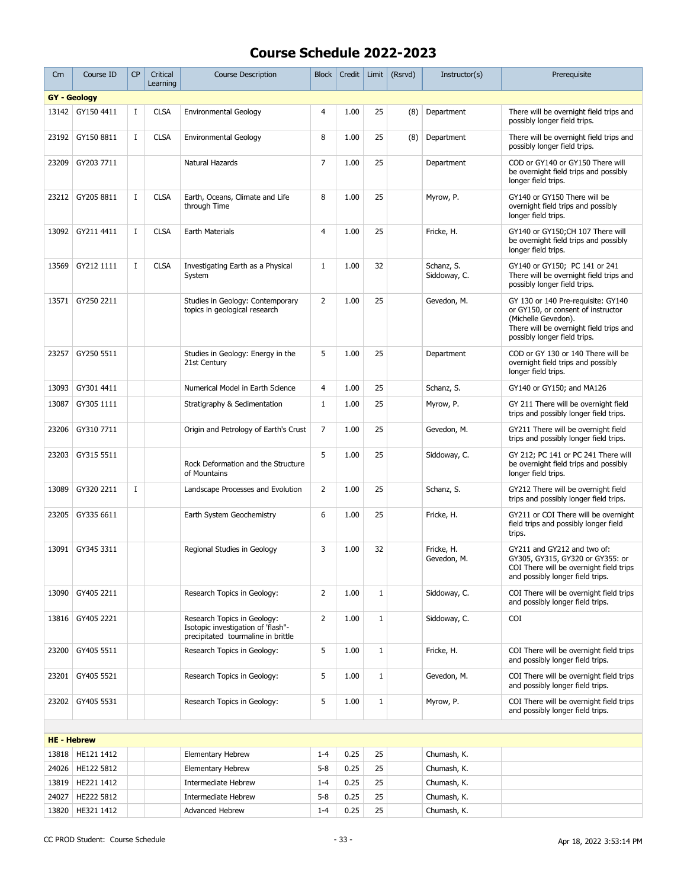# Course Schedule 2022-2023

| Crn | Course ID | CP | Critical Learning | Course Description | Block | Credit | Limit | (Rsrvd) | Instructor(s) | Prerequisite |
|---|---|---|---|---|---|---|---|---|---|---|
| **GY - Geology** | | | | | | | | | | |
| 13142 | GY150 4411 | I | CLSA | Environmental Geology | 4 | 1.00 | 25 | (8) | Department | There will be overnight field trips and possibly longer field trips. |
| 23192 | GY150 8811 | I | CLSA | Environmental Geology | 8 | 1.00 | 25 | (8) | Department | There will be overnight field trips and possibly longer field trips. |
| 23209 | GY203 7711 | | | Natural Hazards | 7 | 1.00 | 25 | | Department | COD or GY140 or GY150 There will be overnight field trips and possibly longer field trips. |
| 23212 | GY205 8811 | I | CLSA | Earth, Oceans, Climate and Life through Time | 8 | 1.00 | 25 | | Myrow, P. | GY140 or GY150 There will be overnight field trips and possibly longer field trips. |
| 13092 | GY211 4411 | I | CLSA | Earth Materials | 4 | 1.00 | 25 | | Fricke, H. | GY140 or GY150;CH 107 There will be overnight field trips and possibly longer field trips. |
| 13569 | GY212 1111 | I | CLSA | Investigating Earth as a Physical System | 1 | 1.00 | 32 | | Schanz, S.<br>Siddoway, C. | GY140 or GY150; PC 141 or 241 There will be overnight field trips and possibly longer field trips. |
| 13571 | GY250 2211 | | | Studies in Geology: Contemporary topics in geological research | 2 | 1.00 | 25 | | Gevedon, M. | GY 130 or 140 Pre-requisite: GY140 or GY150, or consent of instructor (Michelle Gevedon).<br>There will be overnight field trips and possibly longer field trips. |
| 23257 | GY250 5511 | | | Studies in Geology: Energy in the 21st Century | 5 | 1.00 | 25 | | Department | COD or GY 130 or 140 There will be overnight field trips and possibly longer field trips. |
| 13093 | GY301 4411 | | | Numerical Model in Earth Science | 4 | 1.00 | 25 | | Schanz, S. | GY140 or GY150; and MA126 |
| 13087 | GY305 1111 | | | Stratigraphy & Sedimentation | 1 | 1.00 | 25 | | Myrow, P. | GY 211 There will be overnight field trips and possibly longer field trips. |
| 23206 | GY310 7711 | | | Origin and Petrology of Earth's Crust | 7 | 1.00 | 25 | | Gevedon, M. | GY211 There will be overnight field trips and possibly longer field trips. |
| 23203 | GY315 5511 | | | Rock Deformation and the Structure of Mountains | 5 | 1.00 | 25 | | Siddoway, C. | GY 212; PC 141 or PC 241 There will be overnight field trips and possibly longer field trips. |
| 13089 | GY320 2211 | I | | Landscape Processes and Evolution | 2 | 1.00 | 25 | | Schanz, S. | GY212 There will be overnight field trips and possibly longer field trips. |
| 23205 | GY335 6611 | | | Earth System Geochemistry | 6 | 1.00 | 25 | | Fricke, H. | GY211 or COI There will be overnight field trips and possibly longer field trips. |
| 13091 | GY345 3311 | | | Regional Studies in Geology | 3 | 1.00 | 32 | | Fricke, H.<br>Gevedon, M. | GY211 and GY212 and two of: GY305, GY315, GY320 or GY355: or COI There will be overnight field trips and possibly longer field trips. |
| 13090 | GY405 2211 | | | Research Topics in Geology: | 2 | 1.00 | 1 | | Siddoway, C. | COI There will be overnight field trips and possibly longer field trips. |
| 13816 | GY405 2221 | | | Research Topics in Geology: Isotopic investigation of 'flash"-precipitated tourmaline in brittle | 2 | 1.00 | 1 | | Siddoway, C. | COI |
| 23200 | GY405 5511 | | | Research Topics in Geology: | 5 | 1.00 | 1 | | Fricke, H. | COI There will be overnight field trips and possibly longer field trips. |
| 23201 | GY405 5521 | | | Research Topics in Geology: | 5 | 1.00 | 1 | | Gevedon, M. | COI There will be overnight field trips and possibly longer field trips. |
| 23202 | GY405 5531 | | | Research Topics in Geology: | 5 | 1.00 | 1 | | Myrow, P. | COI There will be overnight field trips and possibly longer field trips. |
| **HE - Hebrew** | | | | | | | | | | |
| 13818 | HE121 1412 | | | Elementary Hebrew | 1-4 | 0.25 | 25 | | Chumash, K. | |
| 24026 | HE122 5812 | | | Elementary Hebrew | 5-8 | 0.25 | 25 | | Chumash, K. | |
| 13819 | HE221 1412 | | | Intermediate Hebrew | 1-4 | 0.25 | 25 | | Chumash, K. | |
| 24027 | HE222 5812 | | | Intermediate Hebrew | 5-8 | 0.25 | 25 | | Chumash, K. | |
| 13820 | HE321 1412 | | | Advanced Hebrew | 1-4 | 0.25 | 25 | | Chumash, K. | |

CC PROD Student: Course Schedule

Apr 18, 2022 3:53:14 PM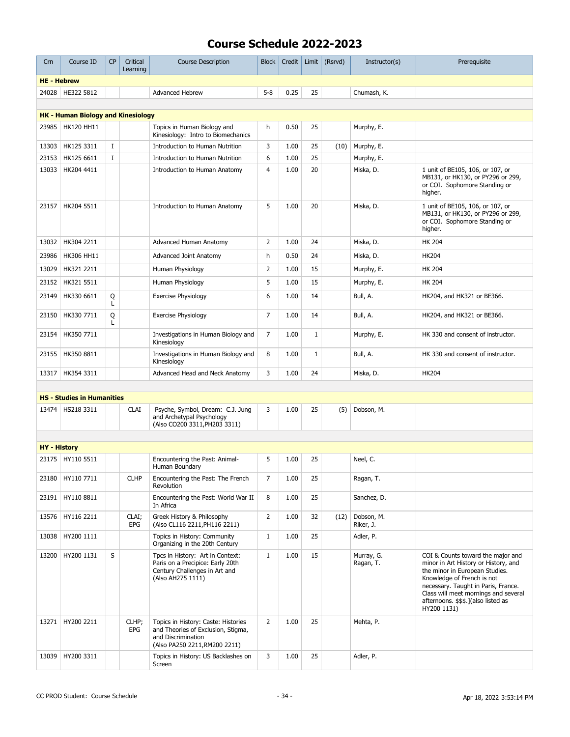# Course Schedule 2022-2023

| Crn | Course ID | CP | Critical Learning | Course Description | Block | Credit | Limit | (Rsrvd) | Instructor(s) | Prerequisite |
|---|---|---|---|---|---|---|---|---|---|---|
| **HE - Hebrew** | | | | | | | | | | |
| 24028 | HE322 5812 | | | Advanced Hebrew | 5-8 | 0.25 | 25 | | Chumash, K. | |
| **HK - Human Biology and Kinesiology** | | | | | | | | | | |
| 23985 | HK120 HH11 | | | Topics in Human Biology and Kinesiology: Intro to Biomechanics | h | 0.50 | 25 | | Murphy, E. | |
| 13303 | HK125 3311 | I | | Introduction to Human Nutrition | 3 | 1.00 | 25 | (10) | Murphy, E. | |
| 23153 | HK125 6611 | I | | Introduction to Human Nutrition | 6 | 1.00 | 25 | | Murphy, E. | |
| 13033 | HK204 4411 | | | Introduction to Human Anatomy | 4 | 1.00 | 20 | | Miska, D. | 1 unit of BE105, 106, or 107, or MB131, or HK130, or PY296 or 299, or COI. Sophomore Standing or higher. |
| 23157 | HK204 5511 | | | Introduction to Human Anatomy | 5 | 1.00 | 20 | | Miska, D. | 1 unit of BE105, 106, or 107, or MB131, or HK130, or PY296 or 299, or COI. Sophomore Standing or higher. |
| 13032 | HK304 2211 | | | Advanced Human Anatomy | 2 | 1.00 | 24 | | Miska, D. | HK 204 |
| 23986 | HK306 HH11 | | | Advanced Joint Anatomy | h | 0.50 | 24 | | Miska, D. | HK204 |
| 13029 | HK321 2211 | | | Human Physiology | 2 | 1.00 | 15 | | Murphy, E. | HK 204 |
| 23152 | HK321 5511 | | | Human Physiology | 5 | 1.00 | 15 | | Murphy, E. | HK 204 |
| 23149 | HK330 6611 | Q L | | Exercise Physiology | 6 | 1.00 | 14 | | Bull, A. | HK204, and HK321 or BE366. |
| 23150 | HK330 7711 | Q L | | Exercise Physiology | 7 | 1.00 | 14 | | Bull, A. | HK204, and HK321 or BE366. |
| 23154 | HK350 7711 | | | Investigations in Human Biology and Kinesiology | 7 | 1.00 | 1 | | Murphy, E. | HK 330 and consent of instructor. |
| 23155 | HK350 8811 | | | Investigations in Human Biology and Kinesiology | 8 | 1.00 | 1 | | Bull, A. | HK 330 and consent of instructor. |
| 13317 | HK354 3311 | | | Advanced Head and Neck Anatomy | 3 | 1.00 | 24 | | Miska, D. | HK204 |
| **HS - Studies in Humanities** | | | | | | | | | | |
| 13474 | HS218 3311 | | CLAI | Psyche, Symbol, Dream: C.J. Jung and Archetypal Psychology (Also CO200 3311,PH203 3311) | 3 | 1.00 | 25 | (5) | Dobson, M. | |
| **HY - History** | | | | | | | | | | |
| 23175 | HY110 5511 | | | Encountering the Past: Animal-Human Boundary | 5 | 1.00 | 25 | | Neel, C. | |
| 23180 | HY110 7711 | | CLHP | Encountering the Past: The French Revolution | 7 | 1.00 | 25 | | Ragan, T. | |
| 23191 | HY110 8811 | | | Encountering the Past: World War II In Africa | 8 | 1.00 | 25 | | Sanchez, D. | |
| 13576 | HY116 2211 | | CLAI; EPG | Greek History & Philosophy (Also CL116 2211,PH116 2211) | 2 | 1.00 | 32 | (12) | Dobson, M. Riker, J. | |
| 13038 | HY200 1111 | | | Topics in History: Community Organizing in the 20th Century | 1 | 1.00 | 25 | | Adler, P. | |
| 13200 | HY200 1131 | S | | Tpcs in History: Art in Context: Paris on a Precipice: Early 20th Century Challenges in Art and (Also AH275 1111) | 1 | 1.00 | 15 | | Murray, G. Ragan, T. | COI & Counts toward the major and minor in Art History or History, and the minor in European Studies. Knowledge of French is not necessary. Taught in Paris, France. Class will meet mornings and several afternoons. $$$.](also listed as HY200 1131) |
| 13271 | HY200 2211 | | CLHP; EPG | Topics in History: Caste: Histories and Theories of Exclusion, Stigma, and Discrimination (Also PA250 2211,RM200 2211) | 2 | 1.00 | 25 | | Mehta, P. | |
| 13039 | HY200 3311 | | | Topics in History: US Backlashes on Screen | 3 | 1.00 | 25 | | Adler, P. | |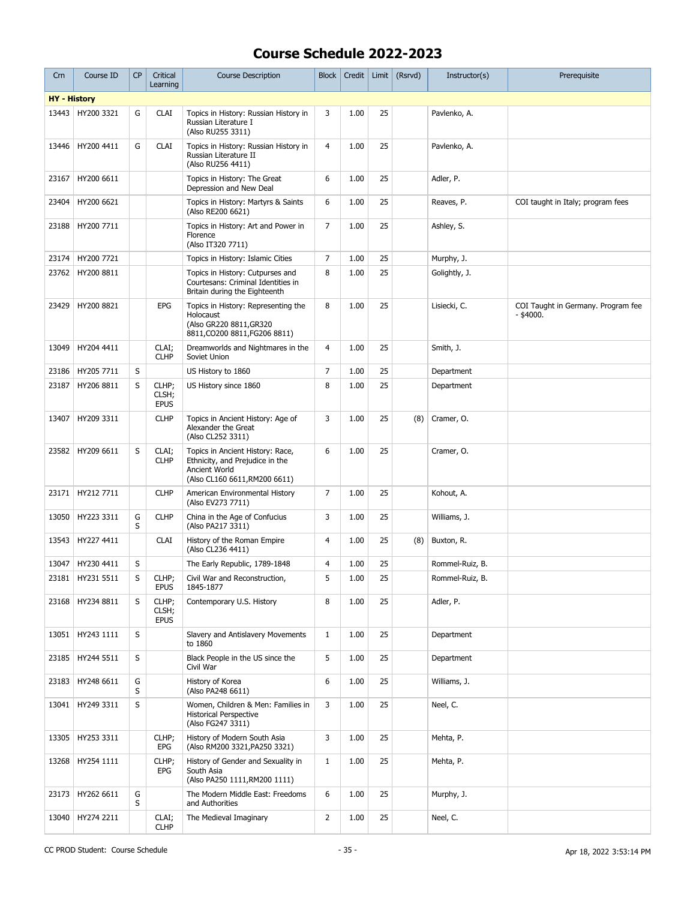# Course Schedule 2022-2023

| Crn | Course ID | CP | Critical Learning | Course Description | Block | Credit | Limit | (Rsrvd) | Instructor(s) | Prerequisite |
|---|---|---|---|---|---|---|---|---|---|---|
| **HY - History** | | | | | | | | | | |
| 13443 | HY200 3321 | G | CLAI | Topics in History: Russian History in Russian Literature I (Also RU255 3311) | 3 | 1.00 | 25 | | Pavlenko, A. | |
| 13446 | HY200 4411 | G | CLAI | Topics in History: Russian History in Russian Literature II (Also RU256 4411) | 4 | 1.00 | 25 | | Pavlenko, A. | |
| 23167 | HY200 6611 | | | Topics in History: The Great Depression and New Deal | 6 | 1.00 | 25 | | Adler, P. | |
| 23404 | HY200 6621 | | | Topics in History: Martyrs & Saints (Also RE200 6621) | 6 | 1.00 | 25 | | Reaves, P. | COI taught in Italy; program fees |
| 23188 | HY200 7711 | | | Topics in History: Art and Power in Florence (Also IT320 7711) | 7 | 1.00 | 25 | | Ashley, S. | |
| 23174 | HY200 7721 | | | Topics in History: Islamic Cities | 7 | 1.00 | 25 | | Murphy, J. | |
| 23762 | HY200 8811 | | | Topics in History: Cutpurses and Courtesans: Criminal Identities in Britain during the Eighteenth | 8 | 1.00 | 25 | | Golightly, J. | |
| 23429 | HY200 8821 | | EPG | Topics in History: Representing the Holocaust (Also GR220 8811,GR320 8811,CO200 8811,FG206 8811) | 8 | 1.00 | 25 | | Lisiecki, C. | COI Taught in Germany. Program fee - $4000. |
| 13049 | HY204 4411 | | CLAI; CLHP | Dreamworlds and Nightmares in the Soviet Union | 4 | 1.00 | 25 | | Smith, J. | |
| 23186 | HY205 7711 | S | | US History to 1860 | 7 | 1.00 | 25 | | Department | |
| 23187 | HY206 8811 | S | CLHP; CLSH; EPUS | US History since 1860 | 8 | 1.00 | 25 | | Department | |
| 13407 | HY209 3311 | | CLHP | Topics in Ancient History: Age of Alexander the Great (Also CL252 3311) | 3 | 1.00 | 25 | (8) | Cramer, O. | |
| 23582 | HY209 6611 | S | CLAI; CLHP | Topics in Ancient History: Race, Ethnicity, and Prejudice in the Ancient World (Also CL160 6611,RM200 6611) | 6 | 1.00 | 25 | | Cramer, O. | |
| 23171 | HY212 7711 | | CLHP | American Environmental History (Also EV273 7711) | 7 | 1.00 | 25 | | Kohout, A. | |
| 13050 | HY223 3311 | G S | CLHP | China in the Age of Confucius (Also PA217 3311) | 3 | 1.00 | 25 | | Williams, J. | |
| 13543 | HY227 4411 | | CLAI | History of the Roman Empire (Also CL236 4411) | 4 | 1.00 | 25 | (8) | Buxton, R. | |
| 13047 | HY230 4411 | S | | The Early Republic, 1789-1848 | 4 | 1.00 | 25 | | Rommel-Ruiz, B. | |
| 23181 | HY231 5511 | S | CLHP; EPUS | Civil War and Reconstruction, 1845-1877 | 5 | 1.00 | 25 | | Rommel-Ruiz, B. | |
| 23168 | HY234 8811 | S | CLHP; CLSH; EPUS | Contemporary U.S. History | 8 | 1.00 | 25 | | Adler, P. | |
| 13051 | HY243 1111 | S | | Slavery and Antislavery Movements to 1860 | 1 | 1.00 | 25 | | Department | |
| 23185 | HY244 5511 | S | | Black People in the US since the Civil War | 5 | 1.00 | 25 | | Department | |
| 23183 | HY248 6611 | G S | | History of Korea (Also PA248 6611) | 6 | 1.00 | 25 | | Williams, J. | |
| 13041 | HY249 3311 | S | | Women, Children & Men: Families in Historical Perspective (Also FG247 3311) | 3 | 1.00 | 25 | | Neel, C. | |
| 13305 | HY253 3311 | | CLHP; EPG | History of Modern South Asia (Also RM200 3321,PA250 3321) | 3 | 1.00 | 25 | | Mehta, P. | |
| 13268 | HY254 1111 | | CLHP; EPG | History of Gender and Sexuality in South Asia (Also PA250 1111,RM200 1111) | 1 | 1.00 | 25 | | Mehta, P. | |
| 23173 | HY262 6611 | G S | | The Modern Middle East: Freedoms and Authorities | 6 | 1.00 | 25 | | Murphy, J. | |
| 13040 | HY274 2211 | | CLAI; CLHP | The Medieval Imaginary | 2 | 1.00 | 25 | | Neel, C. | |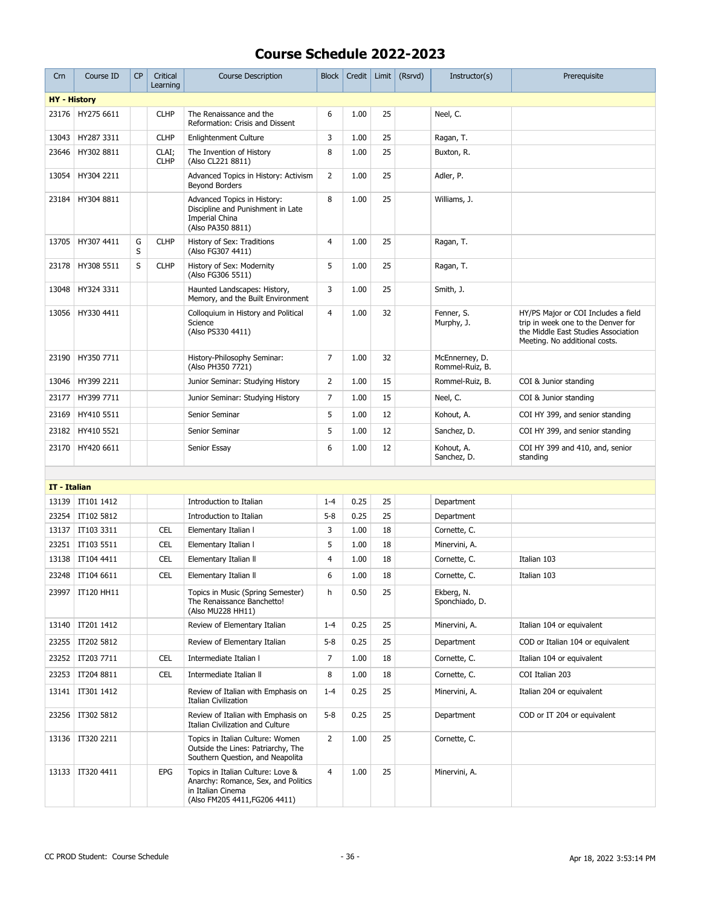# Course Schedule 2022-2023

| Crn | Course ID | CP | Critical Learning | Course Description | Block | Credit | Limit | (Rsrvd) | Instructor(s) | Prerequisite |
|---|---|---|---|---|---|---|---|---|---|---|
| **HY - History** | | | | | | | | | | |
| 23176 | HY275 6611 | | CLHP | The Renaissance and the Reformation: Crisis and Dissent | 6 | 1.00 | 25 | | Neel, C. | |
| 13043 | HY287 3311 | | CLHP | Enlightenment Culture | 3 | 1.00 | 25 | | Ragan, T. | |
| 23646 | HY302 8811 | | CLAI; CLHP | The Invention of History (Also CL221 8811) | 8 | 1.00 | 25 | | Buxton, R. | |
| 13054 | HY304 2211 | | | Advanced Topics in History: Activism Beyond Borders | 2 | 1.00 | 25 | | Adler, P. | |
| 23184 | HY304 8811 | | | Advanced Topics in History: Discipline and Punishment in Late Imperial China (Also PA350 8811) | 8 | 1.00 | 25 | | Williams, J. | |
| 13705 | HY307 4411 | G S | CLHP | History of Sex: Traditions (Also FG307 4411) | 4 | 1.00 | 25 | | Ragan, T. | |
| 23178 | HY308 5511 | S | CLHP | History of Sex: Modernity (Also FG306 5511) | 5 | 1.00 | 25 | | Ragan, T. | |
| 13048 | HY324 3311 | | | Haunted Landscapes: History, Memory, and the Built Environment | 3 | 1.00 | 25 | | Smith, J. | |
| 13056 | HY330 4411 | | | Colloquium in History and Political Science (Also PS330 4411) | 4 | 1.00 | 32 | | Fenner, S. Murphy, J. | HY/PS Major or COI Includes a field trip in week one to the Denver for the Middle East Studies Association Meeting. No additional costs. |
| 23190 | HY350 7711 | | | History-Philosophy Seminar: (Also PH350 7721) | 7 | 1.00 | 32 | | McEnnerney, D. Rommel-Ruiz, B. | |
| 13046 | HY399 2211 | | | Junior Seminar: Studying History | 2 | 1.00 | 15 | | Rommel-Ruiz, B. | COI & Junior standing |
| 23177 | HY399 7711 | | | Junior Seminar: Studying History | 7 | 1.00 | 15 | | Neel, C. | COI & Junior standing |
| 23169 | HY410 5511 | | | Senior Seminar | 5 | 1.00 | 12 | | Kohout, A. | COI HY 399, and senior standing |
| 23182 | HY410 5521 | | | Senior Seminar | 5 | 1.00 | 12 | | Sanchez, D. | COI HY 399, and senior standing |
| 23170 | HY420 6611 | | | Senior Essay | 6 | 1.00 | 12 | | Kohout, A. Sanchez, D. | COI HY 399 and 410, and, senior standing |
| **IT - Italian** | | | | | | | | | | |
| 13139 | IT101 1412 | | | Introduction to Italian | 1-4 | 0.25 | 25 | | Department | |
| 23254 | IT102 5812 | | | Introduction to Italian | 5-8 | 0.25 | 25 | | Department | |
| 13137 | IT103 3311 | | CEL | Elementary Italian I | 3 | 1.00 | 18 | | Cornette, C. | |
| 23251 | IT103 5511 | | CEL | Elementary Italian I | 5 | 1.00 | 18 | | Minervini, A. | |
| 13138 | IT104 4411 | | CEL | Elementary Italian II | 4 | 1.00 | 18 | | Cornette, C. | Italian 103 |
| 23248 | IT104 6611 | | CEL | Elementary Italian II | 6 | 1.00 | 18 | | Cornette, C. | Italian 103 |
| 23997 | IT120 HH11 | | | Topics in Music (Spring Semester) The Renaissance Banchetto! (Also MU228 HH11) | h | 0.50 | 25 | | Ekberg, N. Sponchiado, D. | |
| 13140 | IT201 1412 | | | Review of Elementary Italian | 1-4 | 0.25 | 25 | | Minervini, A. | Italian 104 or equivalent |
| 23255 | IT202 5812 | | | Review of Elementary Italian | 5-8 | 0.25 | 25 | | Department | COD or Italian 104 or equivalent |
| 23252 | IT203 7711 | | CEL | Intermediate Italian I | 7 | 1.00 | 18 | | Cornette, C. | Italian 104 or equivalent |
| 23253 | IT204 8811 | | CEL | Intermediate Italian II | 8 | 1.00 | 18 | | Cornette, C. | COI Italian 203 |
| 13141 | IT301 1412 | | | Review of Italian with Emphasis on Italian Civilization | 1-4 | 0.25 | 25 | | Minervini, A. | Italian 204 or equivalent |
| 23256 | IT302 5812 | | | Review of Italian with Emphasis on Italian Civilization and Culture | 5-8 | 0.25 | 25 | | Department | COD or IT 204 or equivalent |
| 13136 | IT320 2211 | | | Topics in Italian Culture: Women Outside the Lines: Patriarchy, The Southern Question, and Neapolita | 2 | 1.00 | 25 | | Cornette, C. | |
| 13133 | IT320 4411 | | EPG | Topics in Italian Culture: Love & Anarchy: Romance, Sex, and Politics in Italian Cinema (Also FM205 4411,FG206 4411) | 4 | 1.00 | 25 | | Minervini, A. | |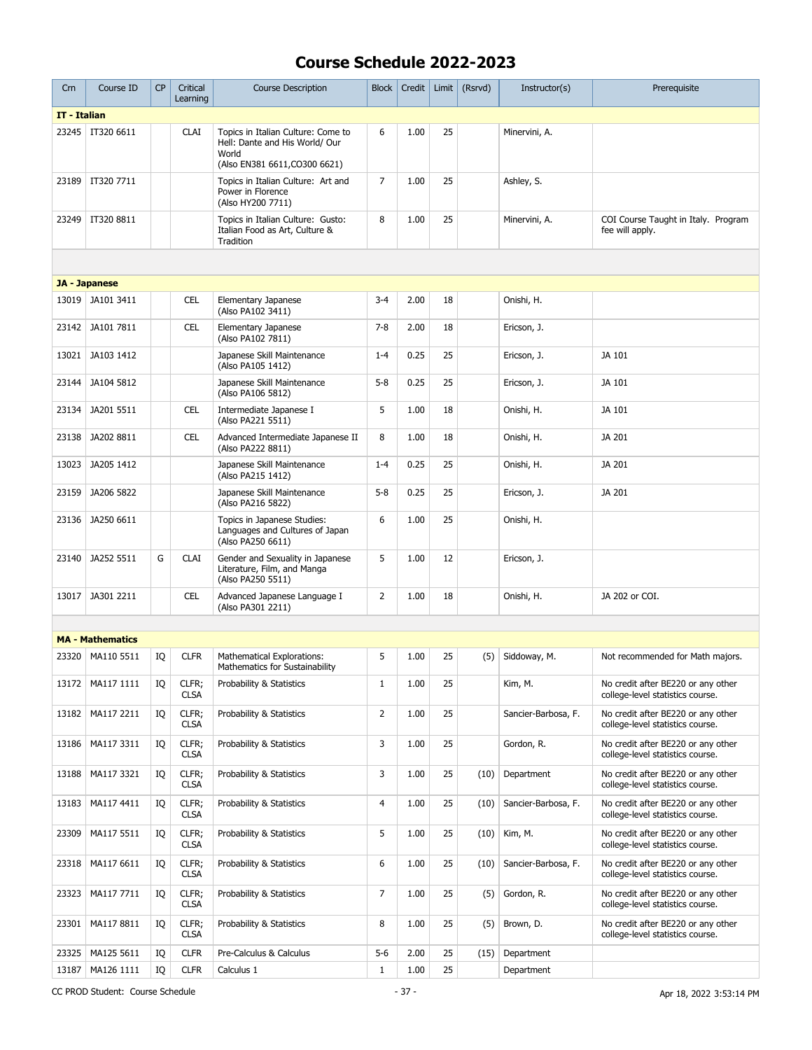# Course Schedule 2022-2023

| Crn | Course ID | CP | Critical Learning | Course Description | Block | Credit | Limit | (Rsrvd) | Instructor(s) | Prerequisite |
|---|---|---|---|---|---|---|---|---|---|---|
| **IT - Italian** | | | | | | | | | | |
| 23245 | IT320 6611 | | CLAI | Topics in Italian Culture: Come to Hell: Dante and His World/ Our World (Also EN381 6611,CO300 6621) | 6 | 1.00 | 25 | | Minervini, A. | |
| 23189 | IT320 7711 | | | Topics in Italian Culture: Art and Power in Florence (Also HY200 7711) | 7 | 1.00 | 25 | | Ashley, S. | |
| 23249 | IT320 8811 | | | Topics in Italian Culture: Gusto: Italian Food as Art, Culture & Tradition | 8 | 1.00 | 25 | | Minervini, A. | COI Course Taught in Italy. Program fee will apply. |
| **JA - Japanese** | | | | | | | | | | |
| 13019 | JA101 3411 | | CEL | Elementary Japanese (Also PA102 3411) | 3-4 | 2.00 | 18 | | Onishi, H. | |
| 23142 | JA101 7811 | | CEL | Elementary Japanese (Also PA102 7811) | 7-8 | 2.00 | 18 | | Ericson, J. | |
| 13021 | JA103 1412 | | | Japanese Skill Maintenance (Also PA105 1412) | 1-4 | 0.25 | 25 | | Ericson, J. | JA 101 |
| 23144 | JA104 5812 | | | Japanese Skill Maintenance (Also PA106 5812) | 5-8 | 0.25 | 25 | | Ericson, J. | JA 101 |
| 23134 | JA201 5511 | | CEL | Intermediate Japanese I (Also PA221 5511) | 5 | 1.00 | 18 | | Onishi, H. | JA 101 |
| 23138 | JA202 8811 | | CEL | Advanced Intermediate Japanese II (Also PA222 8811) | 8 | 1.00 | 18 | | Onishi, H. | JA 201 |
| 13023 | JA205 1412 | | | Japanese Skill Maintenance (Also PA215 1412) | 1-4 | 0.25 | 25 | | Onishi, H. | JA 201 |
| 23159 | JA206 5822 | | | Japanese Skill Maintenance (Also PA216 5822) | 5-8 | 0.25 | 25 | | Ericson, J. | JA 201 |
| 23136 | JA250 6611 | | | Topics in Japanese Studies: Languages and Cultures of Japan (Also PA250 6611) | 6 | 1.00 | 25 | | Onishi, H. | |
| 23140 | JA252 5511 | G | CLAI | Gender and Sexuality in Japanese Literature, Film, and Manga (Also PA250 5511) | 5 | 1.00 | 12 | | Ericson, J. | |
| 13017 | JA301 2211 | | CEL | Advanced Japanese Language I (Also PA301 2211) | 2 | 1.00 | 18 | | Onishi, H. | JA 202 or COI. |
| **MA - Mathematics** | | | | | | | | | | |
| 23320 | MA110 5511 | IQ | CLFR | Mathematical Explorations: Mathematics for Sustainability | 5 | 1.00 | 25 | (5) | Siddoway, M. | Not recommended for Math majors. |
| 13172 | MA117 1111 | IQ | CLFR; CLSA | Probability & Statistics | 1 | 1.00 | 25 | | Kim, M. | No credit after BE220 or any other college-level statistics course. |
| 13182 | MA117 2211 | IQ | CLFR; CLSA | Probability & Statistics | 2 | 1.00 | 25 | | Sancier-Barbosa, F. | No credit after BE220 or any other college-level statistics course. |
| 13186 | MA117 3311 | IQ | CLFR; CLSA | Probability & Statistics | 3 | 1.00 | 25 | | Gordon, R. | No credit after BE220 or any other college-level statistics course. |
| 13188 | MA117 3321 | IQ | CLFR; CLSA | Probability & Statistics | 3 | 1.00 | 25 | (10) | Department | No credit after BE220 or any other college-level statistics course. |
| 13183 | MA117 4411 | IQ | CLFR; CLSA | Probability & Statistics | 4 | 1.00 | 25 | (10) | Sancier-Barbosa, F. | No credit after BE220 or any other college-level statistics course. |
| 23309 | MA117 5511 | IQ | CLFR; CLSA | Probability & Statistics | 5 | 1.00 | 25 | (10) | Kim, M. | No credit after BE220 or any other college-level statistics course. |
| 23318 | MA117 6611 | IQ | CLFR; CLSA | Probability & Statistics | 6 | 1.00 | 25 | (10) | Sancier-Barbosa, F. | No credit after BE220 or any other college-level statistics course. |
| 23323 | MA117 7711 | IQ | CLFR; CLSA | Probability & Statistics | 7 | 1.00 | 25 | (5) | Gordon, R. | No credit after BE220 or any other college-level statistics course. |
| 23301 | MA117 8811 | IQ | CLFR; CLSA | Probability & Statistics | 8 | 1.00 | 25 | (5) | Brown, D. | No credit after BE220 or any other college-level statistics course. |
| 23325 | MA125 5611 | IQ | CLFR | Pre-Calculus & Calculus | 5-6 | 2.00 | 25 | (15) | Department | |
| 13187 | MA126 1111 | IQ | CLFR | Calculus 1 | 1 | 1.00 | 25 | | Department | |

CC PROD Student: Course Schedule

Apr 18, 2022 3:53:14 PM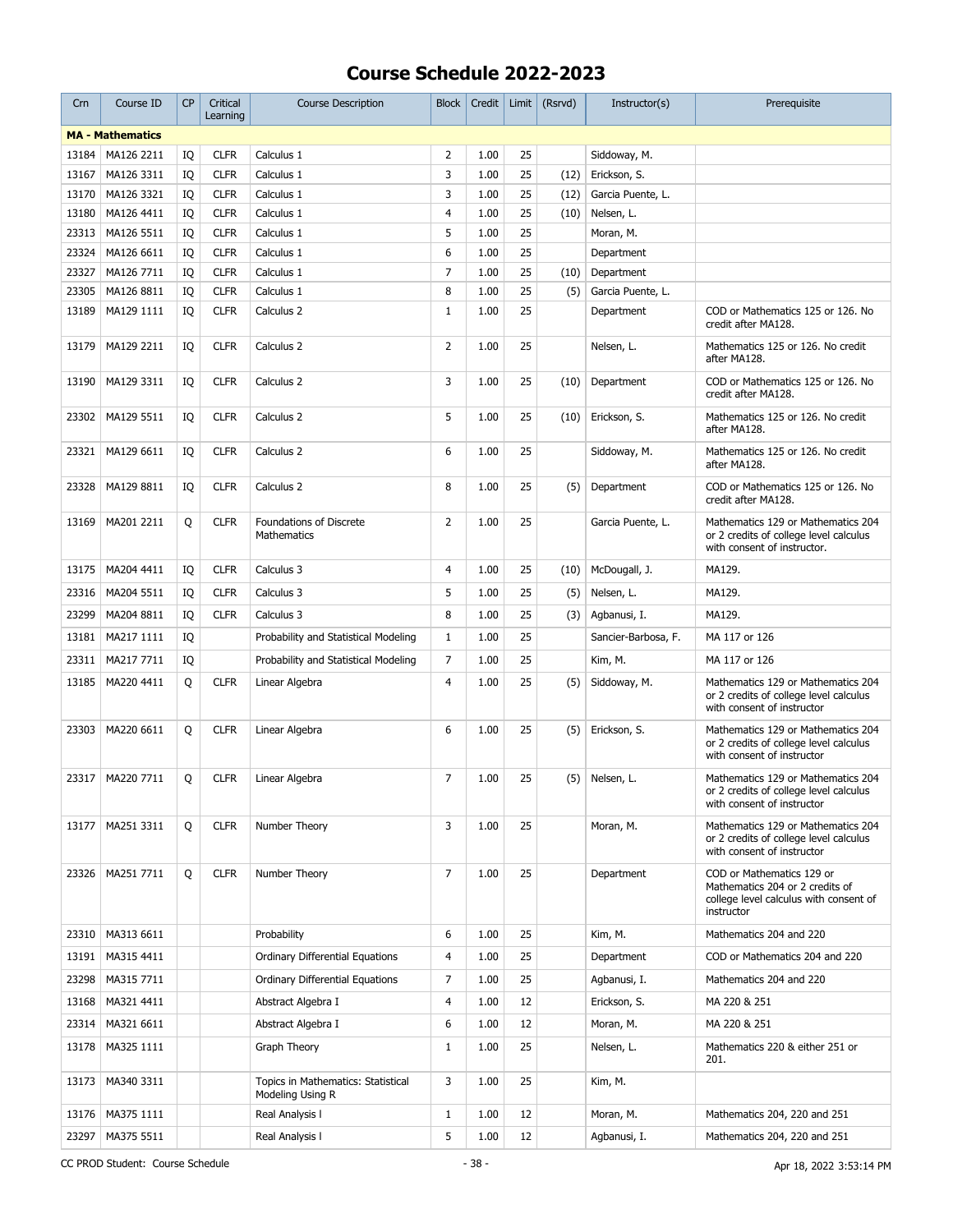# Course Schedule 2022-2023

| Crn | Course ID | CP | Critical Learning | Course Description | Block | Credit | Limit | (Rsrvd) | Instructor(s) | Prerequisite |
|---|---|---|---|---|---|---|---|---|---|---|
| **MA - Mathematics** | | | | | | | | | | |
| 13184 | MA126 2211 | IQ | CLFR | Calculus 1 | 2 | 1.00 | 25 | | Siddoway, M. | |
| 13167 | MA126 3311 | IQ | CLFR | Calculus 1 | 3 | 1.00 | 25 | (12) | Erickson, S. | |
| 13170 | MA126 3321 | IQ | CLFR | Calculus 1 | 3 | 1.00 | 25 | (12) | Garcia Puente, L. | |
| 13180 | MA126 4411 | IQ | CLFR | Calculus 1 | 4 | 1.00 | 25 | (10) | Nelsen, L. | |
| 23313 | MA126 5511 | IQ | CLFR | Calculus 1 | 5 | 1.00 | 25 | | Moran, M. | |
| 23324 | MA126 6611 | IQ | CLFR | Calculus 1 | 6 | 1.00 | 25 | | Department | |
| 23327 | MA126 7711 | IQ | CLFR | Calculus 1 | 7 | 1.00 | 25 | (10) | Department | |
| 23305 | MA126 8811 | IQ | CLFR | Calculus 1 | 8 | 1.00 | 25 | (5) | Garcia Puente, L. | |
| 13189 | MA129 1111 | IQ | CLFR | Calculus 2 | 1 | 1.00 | 25 | | Department | COD or Mathematics 125 or 126. No credit after MA128. |
| 13179 | MA129 2211 | IQ | CLFR | Calculus 2 | 2 | 1.00 | 25 | | Nelsen, L. | Mathematics 125 or 126. No credit after MA128. |
| 13190 | MA129 3311 | IQ | CLFR | Calculus 2 | 3 | 1.00 | 25 | (10) | Department | COD or Mathematics 125 or 126. No credit after MA128. |
| 23302 | MA129 5511 | IQ | CLFR | Calculus 2 | 5 | 1.00 | 25 | (10) | Erickson, S. | Mathematics 125 or 126. No credit after MA128. |
| 23321 | MA129 6611 | IQ | CLFR | Calculus 2 | 6 | 1.00 | 25 | | Siddoway, M. | Mathematics 125 or 126. No credit after MA128. |
| 23328 | MA129 8811 | IQ | CLFR | Calculus 2 | 8 | 1.00 | 25 | (5) | Department | COD or Mathematics 125 or 126. No credit after MA128. |
| 13169 | MA201 2211 | Q | CLFR | Foundations of Discrete Mathematics | 2 | 1.00 | 25 | | Garcia Puente, L. | Mathematics 129 or Mathematics 204 or 2 credits of college level calculus with consent of instructor. |
| 13175 | MA204 4411 | IQ | CLFR | Calculus 3 | 4 | 1.00 | 25 | (10) | McDougall, J. | MA129. |
| 23316 | MA204 5511 | IQ | CLFR | Calculus 3 | 5 | 1.00 | 25 | (5) | Nelsen, L. | MA129. |
| 23299 | MA204 8811 | IQ | CLFR | Calculus 3 | 8 | 1.00 | 25 | (3) | Agbanusi, I. | MA129. |
| 13181 | MA217 1111 | IQ | | Probability and Statistical Modeling | 1 | 1.00 | 25 | | Sancier-Barbosa, F. | MA 117 or 126 |
| 23311 | MA217 7711 | IQ | | Probability and Statistical Modeling | 7 | 1.00 | 25 | | Kim, M. | MA 117 or 126 |
| 13185 | MA220 4411 | Q | CLFR | Linear Algebra | 4 | 1.00 | 25 | (5) | Siddoway, M. | Mathematics 129 or Mathematics 204 or 2 credits of college level calculus with consent of instructor |
| 23303 | MA220 6611 | Q | CLFR | Linear Algebra | 6 | 1.00 | 25 | (5) | Erickson, S. | Mathematics 129 or Mathematics 204 or 2 credits of college level calculus with consent of instructor |
| 23317 | MA220 7711 | Q | CLFR | Linear Algebra | 7 | 1.00 | 25 | (5) | Nelsen, L. | Mathematics 129 or Mathematics 204 or 2 credits of college level calculus with consent of instructor |
| 13177 | MA251 3311 | Q | CLFR | Number Theory | 3 | 1.00 | 25 | | Moran, M. | Mathematics 129 or Mathematics 204 or 2 credits of college level calculus with consent of instructor |
| 23326 | MA251 7711 | Q | CLFR | Number Theory | 7 | 1.00 | 25 | | Department | COD or Mathematics 129 or Mathematics 204 or 2 credits of college level calculus with consent of instructor |
| 23310 | MA313 6611 | | | Probability | 6 | 1.00 | 25 | | Kim, M. | Mathematics 204 and 220 |
| 13191 | MA315 4411 | | | Ordinary Differential Equations | 4 | 1.00 | 25 | | Department | COD or Mathematics 204 and 220 |
| 23298 | MA315 7711 | | | Ordinary Differential Equations | 7 | 1.00 | 25 | | Agbanusi, I. | Mathematics 204 and 220 |
| 13168 | MA321 4411 | | | Abstract Algebra I | 4 | 1.00 | 12 | | Erickson, S. | MA 220 & 251 |
| 23314 | MA321 6611 | | | Abstract Algebra I | 6 | 1.00 | 12 | | Moran, M. | MA 220 & 251 |
| 13178 | MA325 1111 | | | Graph Theory | 1 | 1.00 | 25 | | Nelsen, L. | Mathematics 220 & either 251 or 201. |
| 13173 | MA340 3311 | | | Topics in Mathematics: Statistical Modeling Using R | 3 | 1.00 | 25 | | Kim, M. | |
| 13176 | MA375 1111 | | | Real Analysis I | 1 | 1.00 | 12 | | Moran, M. | Mathematics 204, 220 and 251 |
| 23297 | MA375 5511 | | | Real Analysis I | 5 | 1.00 | 12 | | Agbanusi, I. | Mathematics 204, 220 and 251 |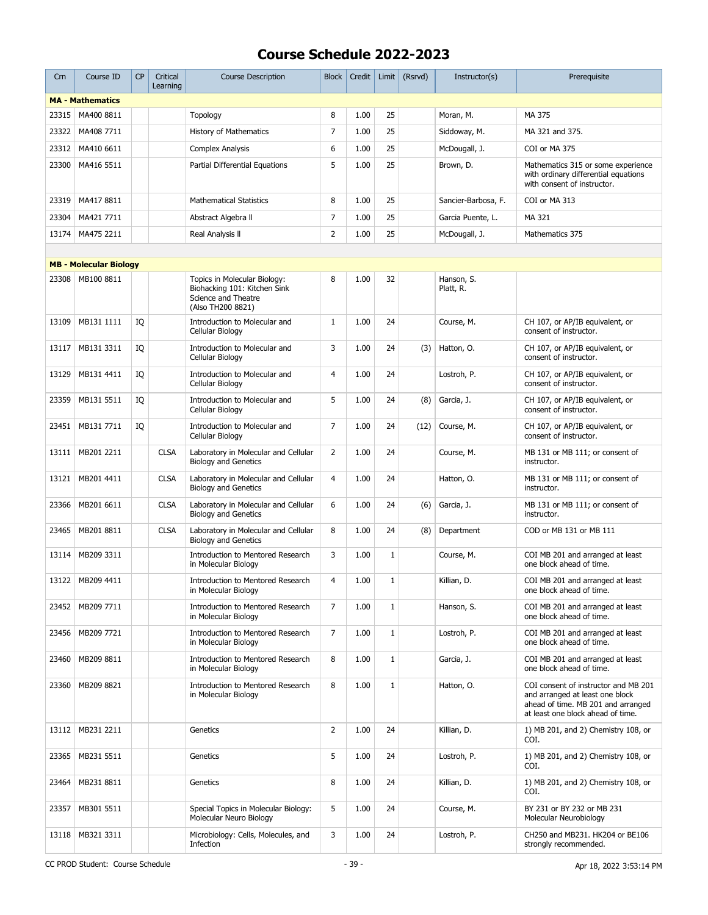# Course Schedule 2022-2023

| Crn | Course ID | CP | Critical Learning | Course Description | Block | Credit | Limit | (Rsrvd) | Instructor(s) | Prerequisite |
|---|---|---|---|---|---|---|---|---|---|---|
| **MA - Mathematics** | | | | | | | | | | |
| 23315 | MA400 8811 | | | Topology | 8 | 1.00 | 25 | | Moran, M. | MA 375 |
| 23322 | MA408 7711 | | | History of Mathematics | 7 | 1.00 | 25 | | Siddoway, M. | MA 321 and 375. |
| 23312 | MA410 6611 | | | Complex Analysis | 6 | 1.00 | 25 | | McDougall, J. | COI or MA 375 |
| 23300 | MA416 5511 | | | Partial Differential Equations | 5 | 1.00 | 25 | | Brown, D. | Mathematics 315 or some experience with ordinary differential equations with consent of instructor. |
| 23319 | MA417 8811 | | | Mathematical Statistics | 8 | 1.00 | 25 | | Sancier-Barbosa, F. | COI or MA 313 |
| 23304 | MA421 7711 | | | Abstract Algebra II | 7 | 1.00 | 25 | | Garcia Puente, L. | MA 321 |
| 13174 | MA475 2211 | | | Real Analysis II | 2 | 1.00 | 25 | | McDougall, J. | Mathematics 375 |
| **MB - Molecular Biology** | | | | | | | | | | |
| 23308 | MB100 8811 | | | Topics in Molecular Biology: Biohacking 101: Kitchen Sink Science and Theatre (Also TH200 8821) | 8 | 1.00 | 32 | | Hanson, S. Platt, R. | |
| 13109 | MB131 1111 | IQ | | Introduction to Molecular and Cellular Biology | 1 | 1.00 | 24 | | Course, M. | CH 107, or AP/IB equivalent, or consent of instructor. |
| 13117 | MB131 3311 | IQ | | Introduction to Molecular and Cellular Biology | 3 | 1.00 | 24 | (3) | Hatton, O. | CH 107, or AP/IB equivalent, or consent of instructor. |
| 13129 | MB131 4411 | IQ | | Introduction to Molecular and Cellular Biology | 4 | 1.00 | 24 | | Lostroh, P. | CH 107, or AP/IB equivalent, or consent of instructor. |
| 23359 | MB131 5511 | IQ | | Introduction to Molecular and Cellular Biology | 5 | 1.00 | 24 | (8) | Garcia, J. | CH 107, or AP/IB equivalent, or consent of instructor. |
| 23451 | MB131 7711 | IQ | | Introduction to Molecular and Cellular Biology | 7 | 1.00 | 24 | (12) | Course, M. | CH 107, or AP/IB equivalent, or consent of instructor. |
| 13111 | MB201 2211 | | CLSA | Laboratory in Molecular and Cellular Biology and Genetics | 2 | 1.00 | 24 | | Course, M. | MB 131 or MB 111; or consent of instructor. |
| 13121 | MB201 4411 | | CLSA | Laboratory in Molecular and Cellular Biology and Genetics | 4 | 1.00 | 24 | | Hatton, O. | MB 131 or MB 111; or consent of instructor. |
| 23366 | MB201 6611 | | CLSA | Laboratory in Molecular and Cellular Biology and Genetics | 6 | 1.00 | 24 | (6) | Garcia, J. | MB 131 or MB 111; or consent of instructor. |
| 23465 | MB201 8811 | | CLSA | Laboratory in Molecular and Cellular Biology and Genetics | 8 | 1.00 | 24 | (8) | Department | COD or MB 131 or MB 111 |
| 13114 | MB209 3311 | | | Introduction to Mentored Research in Molecular Biology | 3 | 1.00 | 1 | | Course, M. | COI MB 201 and arranged at least one block ahead of time. |
| 13122 | MB209 4411 | | | Introduction to Mentored Research in Molecular Biology | 4 | 1.00 | 1 | | Killian, D. | COI MB 201 and arranged at least one block ahead of time. |
| 23452 | MB209 7711 | | | Introduction to Mentored Research in Molecular Biology | 7 | 1.00 | 1 | | Hanson, S. | COI MB 201 and arranged at least one block ahead of time. |
| 23456 | MB209 7721 | | | Introduction to Mentored Research in Molecular Biology | 7 | 1.00 | 1 | | Lostroh, P. | COI MB 201 and arranged at least one block ahead of time. |
| 23460 | MB209 8811 | | | Introduction to Mentored Research in Molecular Biology | 8 | 1.00 | 1 | | Garcia, J. | COI MB 201 and arranged at least one block ahead of time. |
| 23360 | MB209 8821 | | | Introduction to Mentored Research in Molecular Biology | 8 | 1.00 | 1 | | Hatton, O. | COI consent of instructor and MB 201 and arranged at least one block ahead of time. MB 201 and arranged at least one block ahead of time. |
| 13112 | MB231 2211 | | | Genetics | 2 | 1.00 | 24 | | Killian, D. | 1) MB 201, and 2) Chemistry 108, or COI. |
| 23365 | MB231 5511 | | | Genetics | 5 | 1.00 | 24 | | Lostroh, P. | 1) MB 201, and 2) Chemistry 108, or COI. |
| 23464 | MB231 8811 | | | Genetics | 8 | 1.00 | 24 | | Killian, D. | 1) MB 201, and 2) Chemistry 108, or COI. |
| 23357 | MB301 5511 | | | Special Topics in Molecular Biology: Molecular Neuro Biology | 5 | 1.00 | 24 | | Course, M. | BY 231 or BY 232 or MB 231 Molecular Neurobiology |
| 13118 | MB321 3311 | | | Microbiology: Cells, Molecules, and Infection | 3 | 1.00 | 24 | | Lostroh, P. | CH250 and MB231. HK204 or BE106 strongly recommended. |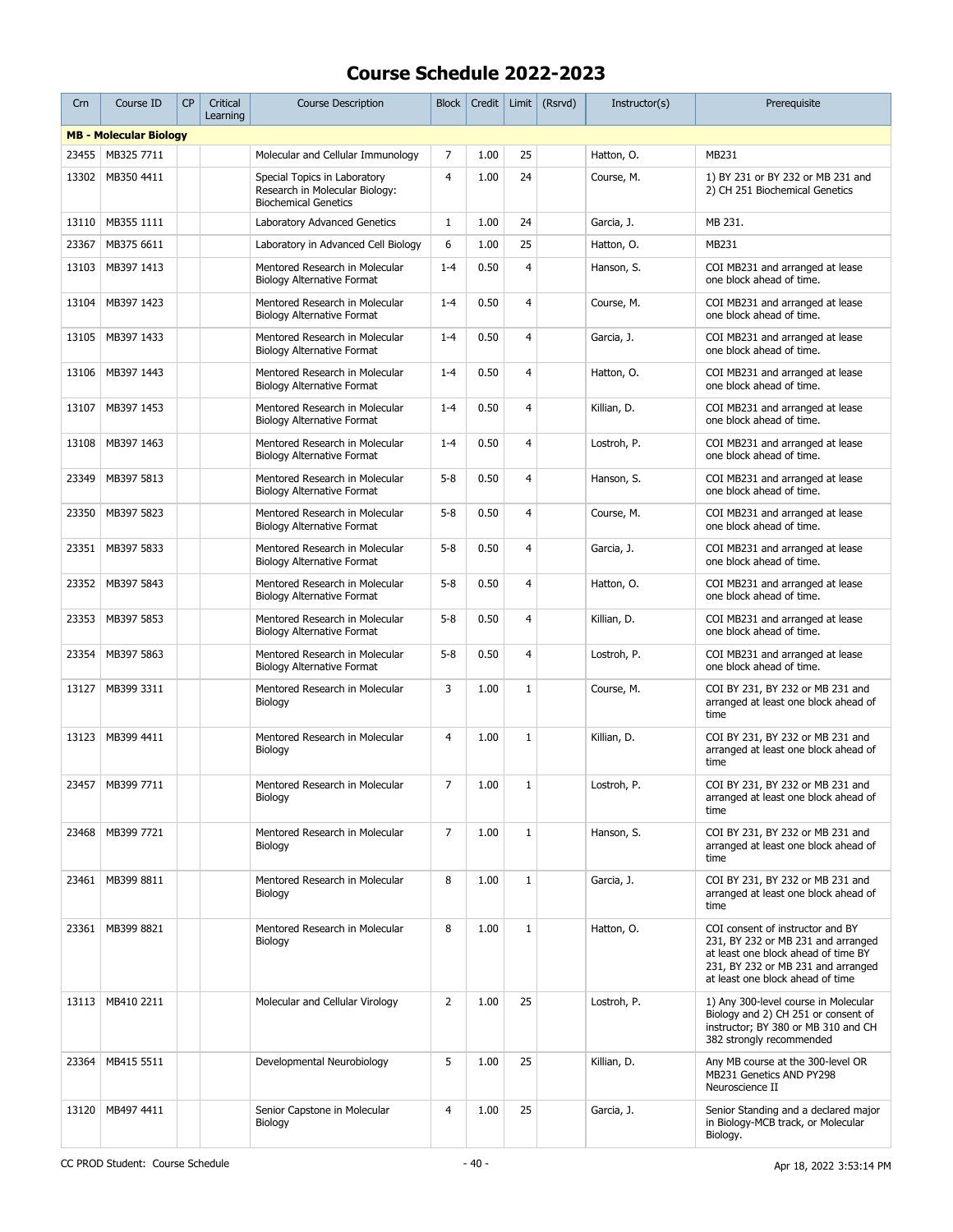# Course Schedule 2022-2023

| Crn | Course ID | CP | Critical Learning | Course Description | Block | Credit | Limit | (Rsrvd) | Instructor(s) | Prerequisite |
|---|---|---|---|---|---|---|---|---|---|---|
| **MB - Molecular Biology** | | | | | | | | | | |
| 23455 | MB325 7711 | | | Molecular and Cellular Immunology | 7 | 1.00 | 25 | | Hatton, O. | MB231 |
| 13302 | MB350 4411 | | | Special Topics in Laboratory Research in Molecular Biology: Biochemical Genetics | 4 | 1.00 | 24 | | Course, M. | 1) BY 231 or BY 232 or MB 231 and 2) CH 251 Biochemical Genetics |
| 13110 | MB355 1111 | | | Laboratory Advanced Genetics | 1 | 1.00 | 24 | | Garcia, J. | MB 231. |
| 23367 | MB375 6611 | | | Laboratory in Advanced Cell Biology | 6 | 1.00 | 25 | | Hatton, O. | MB231 |
| 13103 | MB397 1413 | | | Mentored Research in Molecular Biology Alternative Format | 1-4 | 0.50 | 4 | | Hanson, S. | COI MB231 and arranged at lease one block ahead of time. |
| 13104 | MB397 1423 | | | Mentored Research in Molecular Biology Alternative Format | 1-4 | 0.50 | 4 | | Course, M. | COI MB231 and arranged at lease one block ahead of time. |
| 13105 | MB397 1433 | | | Mentored Research in Molecular Biology Alternative Format | 1-4 | 0.50 | 4 | | Garcia, J. | COI MB231 and arranged at lease one block ahead of time. |
| 13106 | MB397 1443 | | | Mentored Research in Molecular Biology Alternative Format | 1-4 | 0.50 | 4 | | Hatton, O. | COI MB231 and arranged at lease one block ahead of time. |
| 13107 | MB397 1453 | | | Mentored Research in Molecular Biology Alternative Format | 1-4 | 0.50 | 4 | | Killian, D. | COI MB231 and arranged at lease one block ahead of time. |
| 13108 | MB397 1463 | | | Mentored Research in Molecular Biology Alternative Format | 1-4 | 0.50 | 4 | | Lostroh, P. | COI MB231 and arranged at lease one block ahead of time. |
| 23349 | MB397 5813 | | | Mentored Research in Molecular Biology Alternative Format | 5-8 | 0.50 | 4 | | Hanson, S. | COI MB231 and arranged at lease one block ahead of time. |
| 23350 | MB397 5823 | | | Mentored Research in Molecular Biology Alternative Format | 5-8 | 0.50 | 4 | | Course, M. | COI MB231 and arranged at lease one block ahead of time. |
| 23351 | MB397 5833 | | | Mentored Research in Molecular Biology Alternative Format | 5-8 | 0.50 | 4 | | Garcia, J. | COI MB231 and arranged at lease one block ahead of time. |
| 23352 | MB397 5843 | | | Mentored Research in Molecular Biology Alternative Format | 5-8 | 0.50 | 4 | | Hatton, O. | COI MB231 and arranged at lease one block ahead of time. |
| 23353 | MB397 5853 | | | Mentored Research in Molecular Biology Alternative Format | 5-8 | 0.50 | 4 | | Killian, D. | COI MB231 and arranged at lease one block ahead of time. |
| 23354 | MB397 5863 | | | Mentored Research in Molecular Biology Alternative Format | 5-8 | 0.50 | 4 | | Lostroh, P. | COI MB231 and arranged at lease one block ahead of time. |
| 13127 | MB399 3311 | | | Mentored Research in Molecular Biology | 3 | 1.00 | 1 | | Course, M. | COI BY 231, BY 232 or MB 231 and arranged at least one block ahead of time |
| 13123 | MB399 4411 | | | Mentored Research in Molecular Biology | 4 | 1.00 | 1 | | Killian, D. | COI BY 231, BY 232 or MB 231 and arranged at least one block ahead of time |
| 23457 | MB399 7711 | | | Mentored Research in Molecular Biology | 7 | 1.00 | 1 | | Lostroh, P. | COI BY 231, BY 232 or MB 231 and arranged at least one block ahead of time |
| 23468 | MB399 7721 | | | Mentored Research in Molecular Biology | 7 | 1.00 | 1 | | Hanson, S. | COI BY 231, BY 232 or MB 231 and arranged at least one block ahead of time |
| 23461 | MB399 8811 | | | Mentored Research in Molecular Biology | 8 | 1.00 | 1 | | Garcia, J. | COI BY 231, BY 232 or MB 231 and arranged at least one block ahead of time |
| 23361 | MB399 8821 | | | Mentored Research in Molecular Biology | 8 | 1.00 | 1 | | Hatton, O. | COI consent of instructor and BY 231, BY 232 or MB 231 and arranged at least one block ahead of time BY 231, BY 232 or MB 231 and arranged at least one block ahead of time |
| 13113 | MB410 2211 | | | Molecular and Cellular Virology | 2 | 1.00 | 25 | | Lostroh, P. | 1) Any 300-level course in Molecular Biology and 2) CH 251 or consent of instructor; BY 380 or MB 310 and CH 382 strongly recommended |
| 23364 | MB415 5511 | | | Developmental Neurobiology | 5 | 1.00 | 25 | | Killian, D. | Any MB course at the 300-level OR MB231 Genetics AND PY298 Neuroscience II |
| 13120 | MB497 4411 | | | Senior Capstone in Molecular Biology | 4 | 1.00 | 25 | | Garcia, J. | Senior Standing and a declared major in Biology-MCB track, or Molecular Biology. |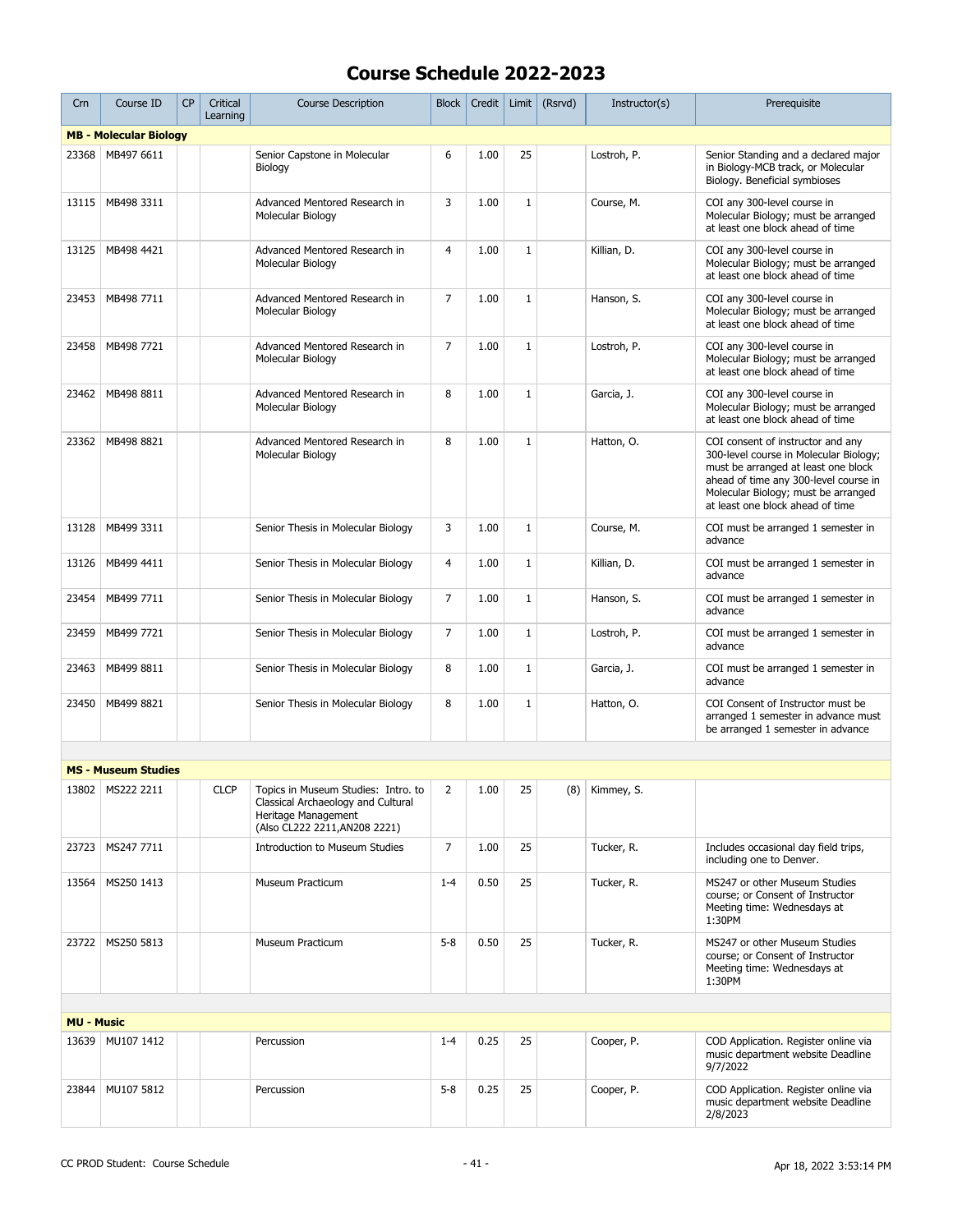# Course Schedule 2022-2023

| Crn | Course ID | CP | Critical Learning | Course Description | Block | Credit | Limit | (Rsrvd) | Instructor(s) | Prerequisite |
|---|---|---|---|---|---|---|---|---|---|---|
| **MB - Molecular Biology** | | | | | | | | | | |
| 23368 | MB497 6611 | | | Senior Capstone in Molecular Biology | 6 | 1.00 | 25 | | Lostroh, P. | Senior Standing and a declared major in Biology-MCB track, or Molecular Biology. Beneficial symbioses |
| 13115 | MB498 3311 | | | Advanced Mentored Research in Molecular Biology | 3 | 1.00 | 1 | | Course, M. | COI any 300-level course in Molecular Biology; must be arranged at least one block ahead of time |
| 13125 | MB498 4421 | | | Advanced Mentored Research in Molecular Biology | 4 | 1.00 | 1 | | Killian, D. | COI any 300-level course in Molecular Biology; must be arranged at least one block ahead of time |
| 23453 | MB498 7711 | | | Advanced Mentored Research in Molecular Biology | 7 | 1.00 | 1 | | Hanson, S. | COI any 300-level course in Molecular Biology; must be arranged at least one block ahead of time |
| 23458 | MB498 7721 | | | Advanced Mentored Research in Molecular Biology | 7 | 1.00 | 1 | | Lostroh, P. | COI any 300-level course in Molecular Biology; must be arranged at least one block ahead of time |
| 23462 | MB498 8811 | | | Advanced Mentored Research in Molecular Biology | 8 | 1.00 | 1 | | Garcia, J. | COI any 300-level course in Molecular Biology; must be arranged at least one block ahead of time |
| 23362 | MB498 8821 | | | Advanced Mentored Research in Molecular Biology | 8 | 1.00 | 1 | | Hatton, O. | COI consent of instructor and any 300-level course in Molecular Biology; must be arranged at least one block ahead of time any 300-level course in Molecular Biology; must be arranged at least one block ahead of time |
| 13128 | MB499 3311 | | | Senior Thesis in Molecular Biology | 3 | 1.00 | 1 | | Course, M. | COI must be arranged 1 semester in advance |
| 13126 | MB499 4411 | | | Senior Thesis in Molecular Biology | 4 | 1.00 | 1 | | Killian, D. | COI must be arranged 1 semester in advance |
| 23454 | MB499 7711 | | | Senior Thesis in Molecular Biology | 7 | 1.00 | 1 | | Hanson, S. | COI must be arranged 1 semester in advance |
| 23459 | MB499 7721 | | | Senior Thesis in Molecular Biology | 7 | 1.00 | 1 | | Lostroh, P. | COI must be arranged 1 semester in advance |
| 23463 | MB499 8811 | | | Senior Thesis in Molecular Biology | 8 | 1.00 | 1 | | Garcia, J. | COI must be arranged 1 semester in advance |
| 23450 | MB499 8821 | | | Senior Thesis in Molecular Biology | 8 | 1.00 | 1 | | Hatton, O. | COI Consent of Instructor must be arranged 1 semester in advance must be arranged 1 semester in advance |
| **MS - Museum Studies** | | | | | | | | | | |
| 13802 | MS222 2211 | | CLCP | Topics in Museum Studies: Intro. to Classical Archaeology and Cultural Heritage Management (Also CL222 2211,AN208 2221) | 2 | 1.00 | 25 | (8) | Kimmey, S. | |
| 23723 | MS247 7711 | | | Introduction to Museum Studies | 7 | 1.00 | 25 | | Tucker, R. | Includes occasional day field trips, including one to Denver. |
| 13564 | MS250 1413 | | | Museum Practicum | 1-4 | 0.50 | 25 | | Tucker, R. | MS247 or other Museum Studies course; or Consent of Instructor Meeting time: Wednesdays at 1:30PM |
| 23722 | MS250 5813 | | | Museum Practicum | 5-8 | 0.50 | 25 | | Tucker, R. | MS247 or other Museum Studies course; or Consent of Instructor Meeting time: Wednesdays at 1:30PM |
| **MU - Music** | | | | | | | | | | |
| 13639 | MU107 1412 | | | Percussion | 1-4 | 0.25 | 25 | | Cooper, P. | COD Application. Register online via music department website Deadline 9/7/2022 |
| 23844 | MU107 5812 | | | Percussion | 5-8 | 0.25 | 25 | | Cooper, P. | COD Application. Register online via music department website Deadline 2/8/2023 |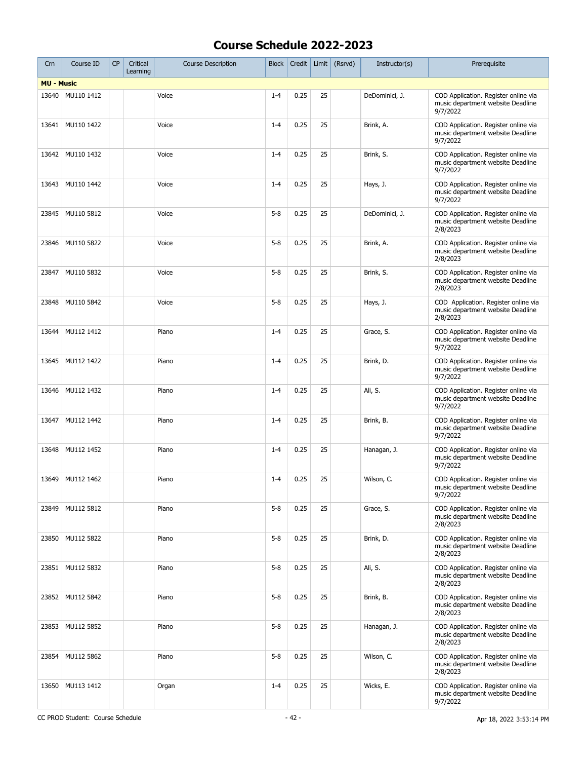# Course Schedule 2022-2023

| Crn | Course ID | CP | Critical Learning | Course Description | Block | Credit | Limit | (Rsrvd) | Instructor(s) | Prerequisite |
|---|---|---|---|---|---|---|---|---|---|---|
| **MU - Music** | | | | | | | | | | |
| 13640 | MU110 1412 | | | Voice | 1-4 | 0.25 | 25 | | DeDominici, J. | COD Application. Register online via music department website Deadline 9/7/2022 |
| 13641 | MU110 1422 | | | Voice | 1-4 | 0.25 | 25 | | Brink, A. | COD Application. Register online via music department website Deadline 9/7/2022 |
| 13642 | MU110 1432 | | | Voice | 1-4 | 0.25 | 25 | | Brink, S. | COD Application. Register online via music department website Deadline 9/7/2022 |
| 13643 | MU110 1442 | | | Voice | 1-4 | 0.25 | 25 | | Hays, J. | COD Application. Register online via music department website Deadline 9/7/2022 |
| 23845 | MU110 5812 | | | Voice | 5-8 | 0.25 | 25 | | DeDominici, J. | COD Application. Register online via music department website Deadline 2/8/2023 |
| 23846 | MU110 5822 | | | Voice | 5-8 | 0.25 | 25 | | Brink, A. | COD Application. Register online via music department website Deadline 2/8/2023 |
| 23847 | MU110 5832 | | | Voice | 5-8 | 0.25 | 25 | | Brink, S. | COD Application. Register online via music department website Deadline 2/8/2023 |
| 23848 | MU110 5842 | | | Voice | 5-8 | 0.25 | 25 | | Hays, J. | COD Application. Register online via music department website Deadline 2/8/2023 |
| 13644 | MU112 1412 | | | Piano | 1-4 | 0.25 | 25 | | Grace, S. | COD Application. Register online via music department website Deadline 9/7/2022 |
| 13645 | MU112 1422 | | | Piano | 1-4 | 0.25 | 25 | | Brink, D. | COD Application. Register online via music department website Deadline 9/7/2022 |
| 13646 | MU112 1432 | | | Piano | 1-4 | 0.25 | 25 | | Ali, S. | COD Application. Register online via music department website Deadline 9/7/2022 |
| 13647 | MU112 1442 | | | Piano | 1-4 | 0.25 | 25 | | Brink, B. | COD Application. Register online via music department website Deadline 9/7/2022 |
| 13648 | MU112 1452 | | | Piano | 1-4 | 0.25 | 25 | | Hanagan, J. | COD Application. Register online via music department website Deadline 9/7/2022 |
| 13649 | MU112 1462 | | | Piano | 1-4 | 0.25 | 25 | | Wilson, C. | COD Application. Register online via music department website Deadline 9/7/2022 |
| 23849 | MU112 5812 | | | Piano | 5-8 | 0.25 | 25 | | Grace, S. | COD Application. Register online via music department website Deadline 2/8/2023 |
| 23850 | MU112 5822 | | | Piano | 5-8 | 0.25 | 25 | | Brink, D. | COD Application. Register online via music department website Deadline 2/8/2023 |
| 23851 | MU112 5832 | | | Piano | 5-8 | 0.25 | 25 | | Ali, S. | COD Application. Register online via music department website Deadline 2/8/2023 |
| 23852 | MU112 5842 | | | Piano | 5-8 | 0.25 | 25 | | Brink, B. | COD Application. Register online via music department website Deadline 2/8/2023 |
| 23853 | MU112 5852 | | | Piano | 5-8 | 0.25 | 25 | | Hanagan, J. | COD Application. Register online via music department website Deadline 2/8/2023 |
| 23854 | MU112 5862 | | | Piano | 5-8 | 0.25 | 25 | | Wilson, C. | COD Application. Register online via music department website Deadline 2/8/2023 |
| 13650 | MU113 1412 | | | Organ | 1-4 | 0.25 | 25 | | Wicks, E. | COD Application. Register online via music department website Deadline 9/7/2022 |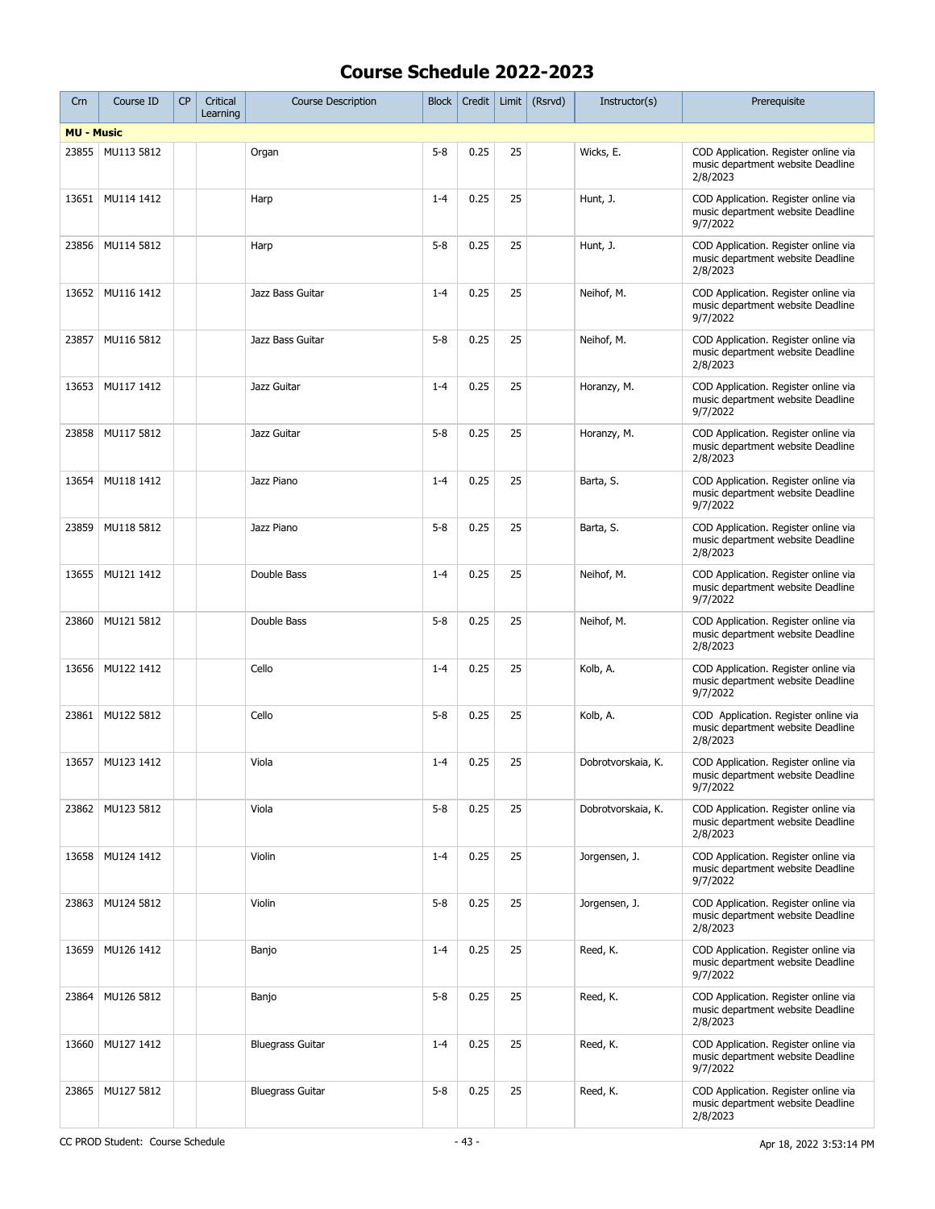# Course Schedule 2022-2023

| Crn | Course ID | CP | Critical Learning | Course Description | Block | Credit | Limit | (Rsrvd) | Instructor(s) | Prerequisite |
|---|---|---|---|---|---|---|---|---|---|---|
| **MU - Music** | | | | | | | | | | |
| 23855 | MU113 5812 | | | Organ | 5-8 | 0.25 | 25 | | Wicks, E. | COD Application. Register online via music department website Deadline 2/8/2023 |
| 13651 | MU114 1412 | | | Harp | 1-4 | 0.25 | 25 | | Hunt, J. | COD Application. Register online via music department website Deadline 9/7/2022 |
| 23856 | MU114 5812 | | | Harp | 5-8 | 0.25 | 25 | | Hunt, J. | COD Application. Register online via music department website Deadline 2/8/2023 |
| 13652 | MU116 1412 | | | Jazz Bass Guitar | 1-4 | 0.25 | 25 | | Neihof, M. | COD Application. Register online via music department website Deadline 9/7/2022 |
| 23857 | MU116 5812 | | | Jazz Bass Guitar | 5-8 | 0.25 | 25 | | Neihof, M. | COD Application. Register online via music department website Deadline 2/8/2023 |
| 13653 | MU117 1412 | | | Jazz Guitar | 1-4 | 0.25 | 25 | | Horanzy, M. | COD Application. Register online via music department website Deadline 9/7/2022 |
| 23858 | MU117 5812 | | | Jazz Guitar | 5-8 | 0.25 | 25 | | Horanzy, M. | COD Application. Register online via music department website Deadline 2/8/2023 |
| 13654 | MU118 1412 | | | Jazz Piano | 1-4 | 0.25 | 25 | | Barta, S. | COD Application. Register online via music department website Deadline 9/7/2022 |
| 23859 | MU118 5812 | | | Jazz Piano | 5-8 | 0.25 | 25 | | Barta, S. | COD Application. Register online via music department website Deadline 2/8/2023 |
| 13655 | MU121 1412 | | | Double Bass | 1-4 | 0.25 | 25 | | Neihof, M. | COD Application. Register online via music department website Deadline 9/7/2022 |
| 23860 | MU121 5812 | | | Double Bass | 5-8 | 0.25 | 25 | | Neihof, M. | COD Application. Register online via music department website Deadline 2/8/2023 |
| 13656 | MU122 1412 | | | Cello | 1-4 | 0.25 | 25 | | Kolb, A. | COD Application. Register online via music department website Deadline 9/7/2022 |
| 23861 | MU122 5812 | | | Cello | 5-8 | 0.25 | 25 | | Kolb, A. | COD Application. Register online via music department website Deadline 2/8/2023 |
| 13657 | MU123 1412 | | | Viola | 1-4 | 0.25 | 25 | | Dobrotvorskaia, K. | COD Application. Register online via music department website Deadline 9/7/2022 |
| 23862 | MU123 5812 | | | Viola | 5-8 | 0.25 | 25 | | Dobrotvorskaia, K. | COD Application. Register online via music department website Deadline 2/8/2023 |
| 13658 | MU124 1412 | | | Violin | 1-4 | 0.25 | 25 | | Jorgensen, J. | COD Application. Register online via music department website Deadline 9/7/2022 |
| 23863 | MU124 5812 | | | Violin | 5-8 | 0.25 | 25 | | Jorgensen, J. | COD Application. Register online via music department website Deadline 2/8/2023 |
| 13659 | MU126 1412 | | | Banjo | 1-4 | 0.25 | 25 | | Reed, K. | COD Application. Register online via music department website Deadline 9/7/2022 |
| 23864 | MU126 5812 | | | Banjo | 5-8 | 0.25 | 25 | | Reed, K. | COD Application. Register online via music department website Deadline 2/8/2023 |
| 13660 | MU127 1412 | | | Bluegrass Guitar | 1-4 | 0.25 | 25 | | Reed, K. | COD Application. Register online via music department website Deadline 9/7/2022 |
| 23865 | MU127 5812 | | | Bluegrass Guitar | 5-8 | 0.25 | 25 | | Reed, K. | COD Application. Register online via music department website Deadline 2/8/2023 |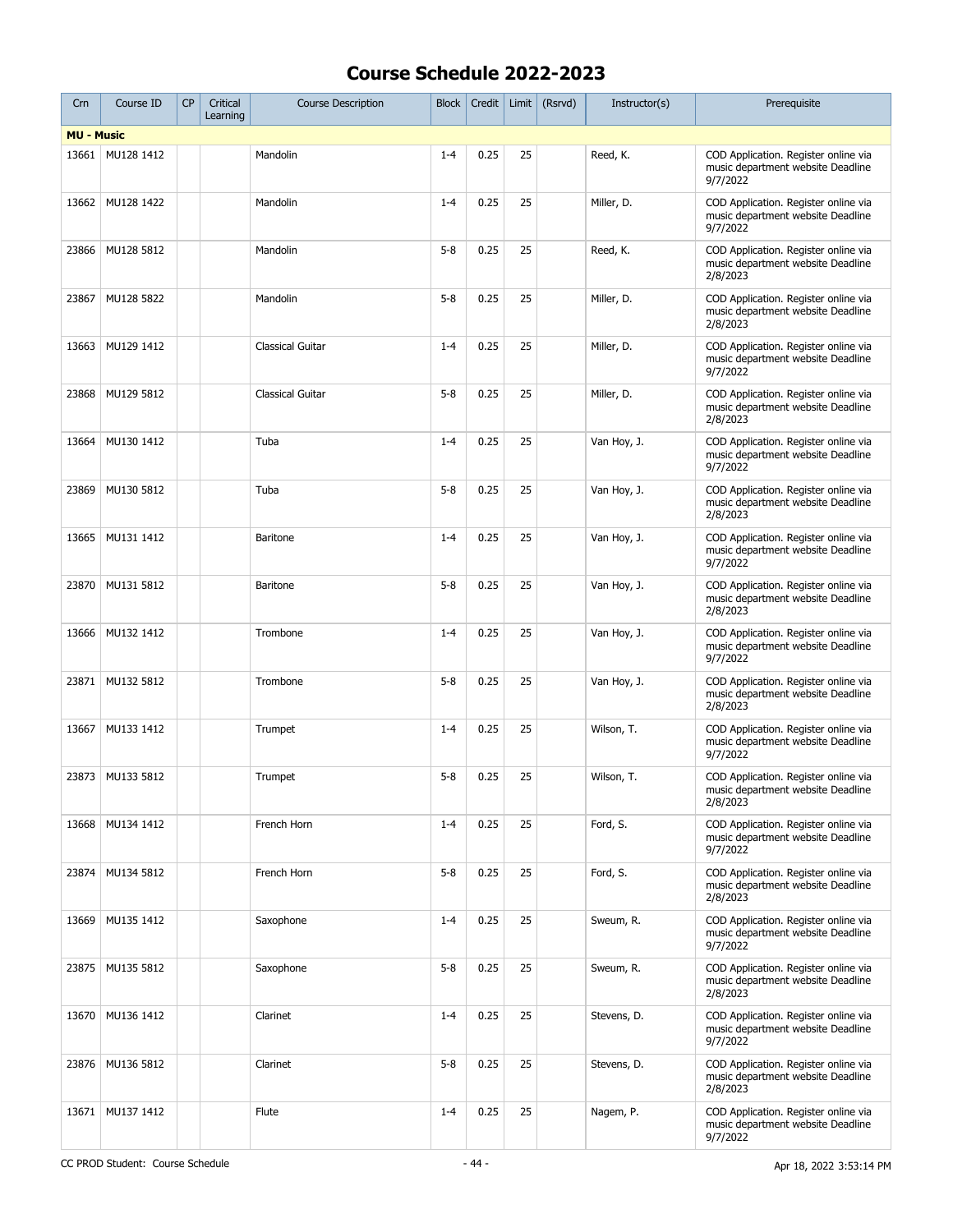# Course Schedule 2022-2023

| Crn | Course ID | CP | Critical Learning | Course Description | Block | Credit | Limit | (Rsrvd) | Instructor(s) | Prerequisite |
|---|---|---|---|---|---|---|---|---|---|---|
| **MU - Music** | | | | | | | | | | |
| 13661 | MU128 1412 | | | Mandolin | 1-4 | 0.25 | 25 | | Reed, K. | COD Application. Register online via music department website Deadline 9/7/2022 |
| 13662 | MU128 1422 | | | Mandolin | 1-4 | 0.25 | 25 | | Miller, D. | COD Application. Register online via music department website Deadline 9/7/2022 |
| 23866 | MU128 5812 | | | Mandolin | 5-8 | 0.25 | 25 | | Reed, K. | COD Application. Register online via music department website Deadline 2/8/2023 |
| 23867 | MU128 5822 | | | Mandolin | 5-8 | 0.25 | 25 | | Miller, D. | COD Application. Register online via music department website Deadline 2/8/2023 |
| 13663 | MU129 1412 | | | Classical Guitar | 1-4 | 0.25 | 25 | | Miller, D. | COD Application. Register online via music department website Deadline 9/7/2022 |
| 23868 | MU129 5812 | | | Classical Guitar | 5-8 | 0.25 | 25 | | Miller, D. | COD Application. Register online via music department website Deadline 2/8/2023 |
| 13664 | MU130 1412 | | | Tuba | 1-4 | 0.25 | 25 | | Van Hoy, J. | COD Application. Register online via music department website Deadline 9/7/2022 |
| 23869 | MU130 5812 | | | Tuba | 5-8 | 0.25 | 25 | | Van Hoy, J. | COD Application. Register online via music department website Deadline 2/8/2023 |
| 13665 | MU131 1412 | | | Baritone | 1-4 | 0.25 | 25 | | Van Hoy, J. | COD Application. Register online via music department website Deadline 9/7/2022 |
| 23870 | MU131 5812 | | | Baritone | 5-8 | 0.25 | 25 | | Van Hoy, J. | COD Application. Register online via music department website Deadline 2/8/2023 |
| 13666 | MU132 1412 | | | Trombone | 1-4 | 0.25 | 25 | | Van Hoy, J. | COD Application. Register online via music department website Deadline 9/7/2022 |
| 23871 | MU132 5812 | | | Trombone | 5-8 | 0.25 | 25 | | Van Hoy, J. | COD Application. Register online via music department website Deadline 2/8/2023 |
| 13667 | MU133 1412 | | | Trumpet | 1-4 | 0.25 | 25 | | Wilson, T. | COD Application. Register online via music department website Deadline 9/7/2022 |
| 23873 | MU133 5812 | | | Trumpet | 5-8 | 0.25 | 25 | | Wilson, T. | COD Application. Register online via music department website Deadline 2/8/2023 |
| 13668 | MU134 1412 | | | French Horn | 1-4 | 0.25 | 25 | | Ford, S. | COD Application. Register online via music department website Deadline 9/7/2022 |
| 23874 | MU134 5812 | | | French Horn | 5-8 | 0.25 | 25 | | Ford, S. | COD Application. Register online via music department website Deadline 2/8/2023 |
| 13669 | MU135 1412 | | | Saxophone | 1-4 | 0.25 | 25 | | Sweum, R. | COD Application. Register online via music department website Deadline 9/7/2022 |
| 23875 | MU135 5812 | | | Saxophone | 5-8 | 0.25 | 25 | | Sweum, R. | COD Application. Register online via music department website Deadline 2/8/2023 |
| 13670 | MU136 1412 | | | Clarinet | 1-4 | 0.25 | 25 | | Stevens, D. | COD Application. Register online via music department website Deadline 9/7/2022 |
| 23876 | MU136 5812 | | | Clarinet | 5-8 | 0.25 | 25 | | Stevens, D. | COD Application. Register online via music department website Deadline 2/8/2023 |
| 13671 | MU137 1412 | | | Flute | 1-4 | 0.25 | 25 | | Nagem, P. | COD Application. Register online via music department website Deadline 9/7/2022 |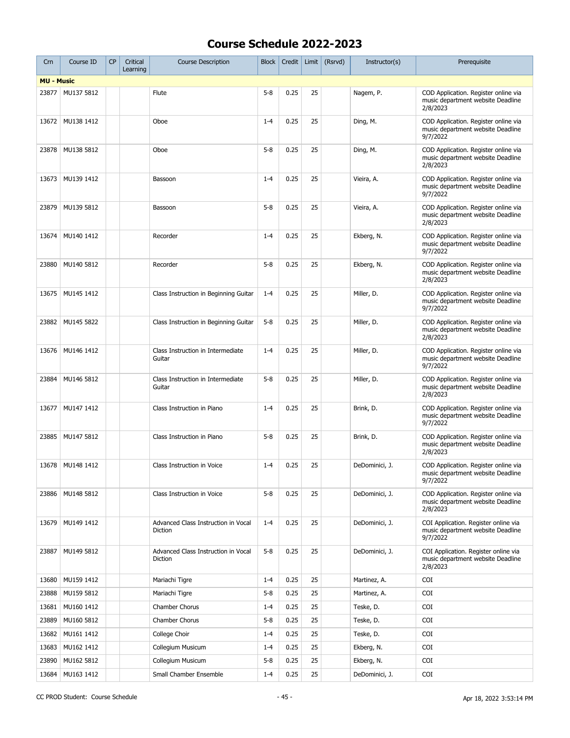# Course Schedule 2022-2023

| Crn | Course ID | CP | Critical Learning | Course Description | Block | Credit | Limit | (Rsrvd) | Instructor(s) | Prerequisite |
|---|---|---|---|---|---|---|---|---|---|---|
| **MU - Music** | | | | | | | | | | |
| 23877 | MU137 5812 | | | Flute | 5-8 | 0.25 | 25 | | Nagem, P. | COD Application. Register online via music department website Deadline 2/8/2023 |
| 13672 | MU138 1412 | | | Oboe | 1-4 | 0.25 | 25 | | Ding, M. | COD Application. Register online via music department website Deadline 9/7/2022 |
| 23878 | MU138 5812 | | | Oboe | 5-8 | 0.25 | 25 | | Ding, M. | COD Application. Register online via music department website Deadline 2/8/2023 |
| 13673 | MU139 1412 | | | Bassoon | 1-4 | 0.25 | 25 | | Vieira, A. | COD Application. Register online via music department website Deadline 9/7/2022 |
| 23879 | MU139 5812 | | | Bassoon | 5-8 | 0.25 | 25 | | Vieira, A. | COD Application. Register online via music department website Deadline 2/8/2023 |
| 13674 | MU140 1412 | | | Recorder | 1-4 | 0.25 | 25 | | Ekberg, N. | COD Application. Register online via music department website Deadline 9/7/2022 |
| 23880 | MU140 5812 | | | Recorder | 5-8 | 0.25 | 25 | | Ekberg, N. | COD Application. Register online via music department website Deadline 2/8/2023 |
| 13675 | MU145 1412 | | | Class Instruction in Beginning Guitar | 1-4 | 0.25 | 25 | | Miller, D. | COD Application. Register online via music department website Deadline 9/7/2022 |
| 23882 | MU145 5822 | | | Class Instruction in Beginning Guitar | 5-8 | 0.25 | 25 | | Miller, D. | COD Application. Register online via music department website Deadline 2/8/2023 |
| 13676 | MU146 1412 | | | Class Instruction in Intermediate Guitar | 1-4 | 0.25 | 25 | | Miller, D. | COD Application. Register online via music department website Deadline 9/7/2022 |
| 23884 | MU146 5812 | | | Class Instruction in Intermediate Guitar | 5-8 | 0.25 | 25 | | Miller, D. | COD Application. Register online via music department website Deadline 2/8/2023 |
| 13677 | MU147 1412 | | | Class Instruction in Piano | 1-4 | 0.25 | 25 | | Brink, D. | COD Application. Register online via music department website Deadline 9/7/2022 |
| 23885 | MU147 5812 | | | Class Instruction in Piano | 5-8 | 0.25 | 25 | | Brink, D. | COD Application. Register online via music department website Deadline 2/8/2023 |
| 13678 | MU148 1412 | | | Class Instruction in Voice | 1-4 | 0.25 | 25 | | DeDominici, J. | COD Application. Register online via music department website Deadline 9/7/2022 |
| 23886 | MU148 5812 | | | Class Instruction in Voice | 5-8 | 0.25 | 25 | | DeDominici, J. | COD Application. Register online via music department website Deadline 2/8/2023 |
| 13679 | MU149 1412 | | | Advanced Class Instruction in Vocal Diction | 1-4 | 0.25 | 25 | | DeDominici, J. | COI Application. Register online via music department website Deadline 9/7/2022 |
| 23887 | MU149 5812 | | | Advanced Class Instruction in Vocal Diction | 5-8 | 0.25 | 25 | | DeDominici, J. | COI Application. Register online via music department website Deadline 2/8/2023 |
| 13680 | MU159 1412 | | | Mariachi Tigre | 1-4 | 0.25 | 25 | | Martinez, A. | COI |
| 23888 | MU159 5812 | | | Mariachi Tigre | 5-8 | 0.25 | 25 | | Martinez, A. | COI |
| 13681 | MU160 1412 | | | Chamber Chorus | 1-4 | 0.25 | 25 | | Teske, D. | COI |
| 23889 | MU160 5812 | | | Chamber Chorus | 5-8 | 0.25 | 25 | | Teske, D. | COI |
| 13682 | MU161 1412 | | | College Choir | 1-4 | 0.25 | 25 | | Teske, D. | COI |
| 13683 | MU162 1412 | | | Collegium Musicum | 1-4 | 0.25 | 25 | | Ekberg, N. | COI |
| 23890 | MU162 5812 | | | Collegium Musicum | 5-8 | 0.25 | 25 | | Ekberg, N. | COI |
| 13684 | MU163 1412 | | | Small Chamber Ensemble | 1-4 | 0.25 | 25 | | DeDominici, J. | COI |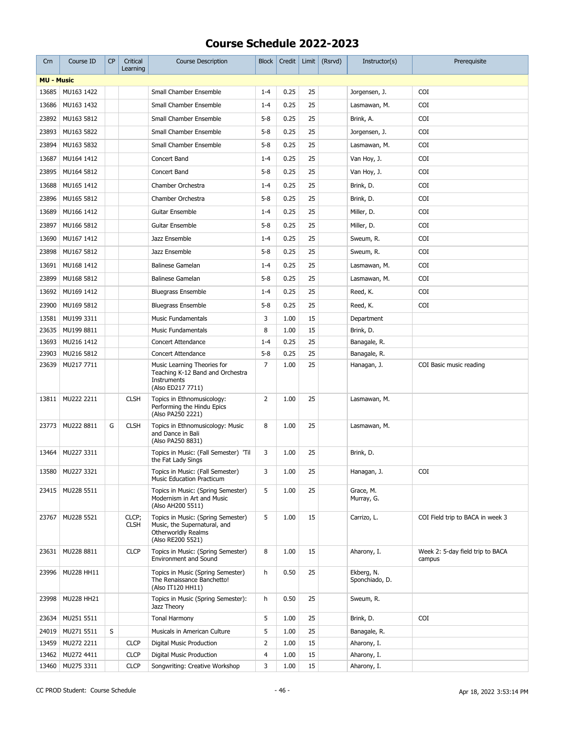# Course Schedule 2022-2023

| Crn | Course ID | CP | Critical Learning | Course Description | Block | Credit | Limit | (Rsrvd) | Instructor(s) | Prerequisite |
|---|---|---|---|---|---|---|---|---|---|---|
| **MU - Music** | | | | | | | | | | |
| 13685 | MU163 1422 | | | Small Chamber Ensemble | 1-4 | 0.25 | 25 | | Jorgensen, J. | COI |
| 13686 | MU163 1432 | | | Small Chamber Ensemble | 1-4 | 0.25 | 25 | | Lasmawan, M. | COI |
| 23892 | MU163 5812 | | | Small Chamber Ensemble | 5-8 | 0.25 | 25 | | Brink, A. | COI |
| 23893 | MU163 5822 | | | Small Chamber Ensemble | 5-8 | 0.25 | 25 | | Jorgensen, J. | COI |
| 23894 | MU163 5832 | | | Small Chamber Ensemble | 5-8 | 0.25 | 25 | | Lasmawan, M. | COI |
| 13687 | MU164 1412 | | | Concert Band | 1-4 | 0.25 | 25 | | Van Hoy, J. | COI |
| 23895 | MU164 5812 | | | Concert Band | 5-8 | 0.25 | 25 | | Van Hoy, J. | COI |
| 13688 | MU165 1412 | | | Chamber Orchestra | 1-4 | 0.25 | 25 | | Brink, D. | COI |
| 23896 | MU165 5812 | | | Chamber Orchestra | 5-8 | 0.25 | 25 | | Brink, D. | COI |
| 13689 | MU166 1412 | | | Guitar Ensemble | 1-4 | 0.25 | 25 | | Miller, D. | COI |
| 23897 | MU166 5812 | | | Guitar Ensemble | 5-8 | 0.25 | 25 | | Miller, D. | COI |
| 13690 | MU167 1412 | | | Jazz Ensemble | 1-4 | 0.25 | 25 | | Sweum, R. | COI |
| 23898 | MU167 5812 | | | Jazz Ensemble | 5-8 | 0.25 | 25 | | Sweum, R. | COI |
| 13691 | MU168 1412 | | | Balinese Gamelan | 1-4 | 0.25 | 25 | | Lasmawan, M. | COI |
| 23899 | MU168 5812 | | | Balinese Gamelan | 5-8 | 0.25 | 25 | | Lasmawan, M. | COI |
| 13692 | MU169 1412 | | | Bluegrass Ensemble | 1-4 | 0.25 | 25 | | Reed, K. | COI |
| 23900 | MU169 5812 | | | Bluegrass Ensemble | 5-8 | 0.25 | 25 | | Reed, K. | COI |
| 13581 | MU199 3311 | | | Music Fundamentals | 3 | 1.00 | 15 | | Department | |
| 23635 | MU199 8811 | | | Music Fundamentals | 8 | 1.00 | 15 | | Brink, D. | |
| 13693 | MU216 1412 | | | Concert Attendance | 1-4 | 0.25 | 25 | | Banagale, R. | |
| 23903 | MU216 5812 | | | Concert Attendance | 5-8 | 0.25 | 25 | | Banagale, R. | |
| 23639 | MU217 7711 | | | Music Learning Theories for Teaching K-12 Band and Orchestra Instruments (Also ED217 7711) | 7 | 1.00 | 25 | | Hanagan, J. | COI Basic music reading |
| 13811 | MU222 2211 | | CLSH | Topics in Ethnomusicology: Performing the Hindu Epics (Also PA250 2221) | 2 | 1.00 | 25 | | Lasmawan, M. | |
| 23773 | MU222 8811 | G | CLSH | Topics in Ethnomusicology: Music and Dance in Bali (Also PA250 8831) | 8 | 1.00 | 25 | | Lasmawan, M. | |
| 13464 | MU227 3311 | | | Topics in Music: (Fall Semester) 'Til the Fat Lady Sings | 3 | 1.00 | 25 | | Brink, D. | |
| 13580 | MU227 3321 | | | Topics in Music: (Fall Semester) Music Education Practicum | 3 | 1.00 | 25 | | Hanagan, J. | COI |
| 23415 | MU228 5511 | | | Topics in Music: (Spring Semester) Modernism in Art and Music (Also AH200 5511) | 5 | 1.00 | 25 | | Grace, M. Murray, G. | |
| 23767 | MU228 5521 | | CLCP; CLSH | Topics in Music: (Spring Semester) Music, the Supernatural, and Otherworldly Realms (Also RE200 5521) | 5 | 1.00 | 15 | | Carrizo, L. | COI Field trip to BACA in week 3 |
| 23631 | MU228 8811 | | CLCP | Topics in Music: (Spring Semester) Environment and Sound | 8 | 1.00 | 15 | | Aharony, I. | Week 2: 5-day field trip to BACA campus |
| 23996 | MU228 HH11 | | | Topics in Music (Spring Semester) The Renaissance Banchetto! (Also IT120 HH11) | h | 0.50 | 25 | | Ekberg, N. Sponchiado, D. | |
| 23998 | MU228 HH21 | | | Topics in Music (Spring Semester): Jazz Theory | h | 0.50 | 25 | | Sweum, R. | |
| 23634 | MU251 5511 | | | Tonal Harmony | 5 | 1.00 | 25 | | Brink, D. | COI |
| 24019 | MU271 5511 | S | | Musicals in American Culture | 5 | 1.00 | 25 | | Banagale, R. | |
| 13459 | MU272 2211 | | CLCP | Digital Music Production | 2 | 1.00 | 15 | | Aharony, I. | |
| 13462 | MU272 4411 | | CLCP | Digital Music Production | 4 | 1.00 | 15 | | Aharony, I. | |
| 13460 | MU275 3311 | | CLCP | Songwriting: Creative Workshop | 3 | 1.00 | 15 | | Aharony, I. | |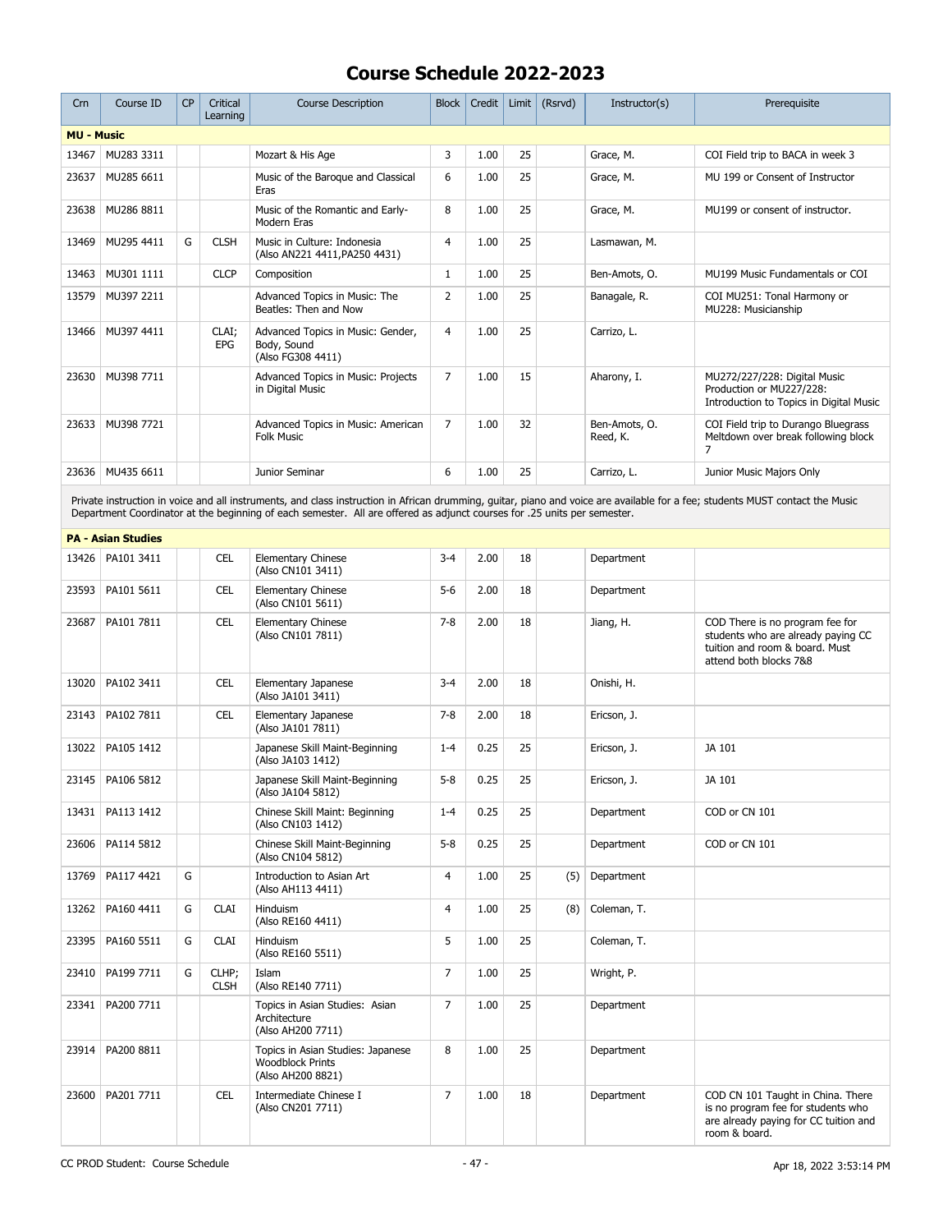# Course Schedule 2022-2023

| Crn | Course ID | CP | Critical Learning | Course Description | Block | Credit | Limit | (Rsrvd) | Instructor(s) | Prerequisite |
|---|---|---|---|---|---|---|---|---|---|---|
| **MU - Music** | | | | | | | | | | |
| 13467 | MU283 3311 | | | Mozart & His Age | 3 | 1.00 | 25 | | Grace, M. | COI Field trip to BACA in week 3 |
| 23637 | MU285 6611 | | | Music of the Baroque and Classical Eras | 6 | 1.00 | 25 | | Grace, M. | MU 199 or Consent of Instructor |
| 23638 | MU286 8811 | | | Music of the Romantic and Early-Modern Eras | 8 | 1.00 | 25 | | Grace, M. | MU199 or consent of instructor. |
| 13469 | MU295 4411 | G | CLSH | Music in Culture: Indonesia (Also AN221 4411,PA250 4431) | 4 | 1.00 | 25 | | Lasmawan, M. | |
| 13463 | MU301 1111 | | CLCP | Composition | 1 | 1.00 | 25 | | Ben-Amots, O. | MU199 Music Fundamentals or COI |
| 13579 | MU397 2211 | | | Advanced Topics in Music: The Beatles: Then and Now | 2 | 1.00 | 25 | | Banagale, R. | COI MU251: Tonal Harmony or MU228: Musicianship |
| 13466 | MU397 4411 | | CLAI; EPG | Advanced Topics in Music: Gender, Body, Sound (Also FG308 4411) | 4 | 1.00 | 25 | | Carrizo, L. | |
| 23630 | MU398 7711 | | | Advanced Topics in Music: Projects in Digital Music | 7 | 1.00 | 15 | | Aharony, I. | MU272/227/228: Digital Music Production or MU227/228: Introduction to Topics in Digital Music |
| 23633 | MU398 7721 | | | Advanced Topics in Music: American Folk Music | 7 | 1.00 | 32 | | Ben-Amots, O. Reed, K. | COI Field trip to Durango Bluegrass Meltdown over break following block 7 |
| 23636 | MU435 6611 | | | Junior Seminar | 6 | 1.00 | 25 | | Carrizo, L. | Junior Music Majors Only |
| Private instruction in voice and all instruments, and class instruction in African drumming, guitar, piano and voice are available for a fee; students MUST contact the Music Department Coordinator at the beginning of each semester. All are offered as adjunct courses for .25 units per semester. | | | | | | | | | | |
| **PA - Asian Studies** | | | | | | | | | | |
| 13426 | PA101 3411 | | CEL | Elementary Chinese (Also CN101 3411) | 3-4 | 2.00 | 18 | | Department | |
| 23593 | PA101 5611 | | CEL | Elementary Chinese (Also CN101 5611) | 5-6 | 2.00 | 18 | | Department | |
| 23687 | PA101 7811 | | CEL | Elementary Chinese (Also CN101 7811) | 7-8 | 2.00 | 18 | | Jiang, H. | COD There is no program fee for students who are already paying CC tuition and room & board. Must attend both blocks 7&8 |
| 13020 | PA102 3411 | | CEL | Elementary Japanese (Also JA101 3411) | 3-4 | 2.00 | 18 | | Onishi, H. | |
| 23143 | PA102 7811 | | CEL | Elementary Japanese (Also JA101 7811) | 7-8 | 2.00 | 18 | | Ericson, J. | |
| 13022 | PA105 1412 | | | Japanese Skill Maint-Beginning (Also JA103 1412) | 1-4 | 0.25 | 25 | | Ericson, J. | JA 101 |
| 23145 | PA106 5812 | | | Japanese Skill Maint-Beginning (Also JA104 5812) | 5-8 | 0.25 | 25 | | Ericson, J. | JA 101 |
| 13431 | PA113 1412 | | | Chinese Skill Maint: Beginning (Also CN103 1412) | 1-4 | 0.25 | 25 | | Department | COD or CN 101 |
| 23606 | PA114 5812 | | | Chinese Skill Maint-Beginning (Also CN104 5812) | 5-8 | 0.25 | 25 | | Department | COD or CN 101 |
| 13769 | PA117 4421 | G | | Introduction to Asian Art (Also AH113 4411) | 4 | 1.00 | 25 | (5) | Department | |
| 13262 | PA160 4411 | G | CLAI | Hinduism (Also RE160 4411) | 4 | 1.00 | 25 | (8) | Coleman, T. | |
| 23395 | PA160 5511 | G | CLAI | Hinduism (Also RE160 5511) | 5 | 1.00 | 25 | | Coleman, T. | |
| 23410 | PA199 7711 | G | CLHP; CLSH | Islam (Also RE140 7711) | 7 | 1.00 | 25 | | Wright, P. | |
| 23341 | PA200 7711 | | | Topics in Asian Studies: Asian Architecture (Also AH200 7711) | 7 | 1.00 | 25 | | Department | |
| 23914 | PA200 8811 | | | Topics in Asian Studies: Japanese Woodblock Prints (Also AH200 8821) | 8 | 1.00 | 25 | | Department | |
| 23600 | PA201 7711 | | CEL | Intermediate Chinese I (Also CN201 7711) | 7 | 1.00 | 18 | | Department | COD CN 101 Taught in China. There is no program fee for students who are already paying for CC tuition and room & board. |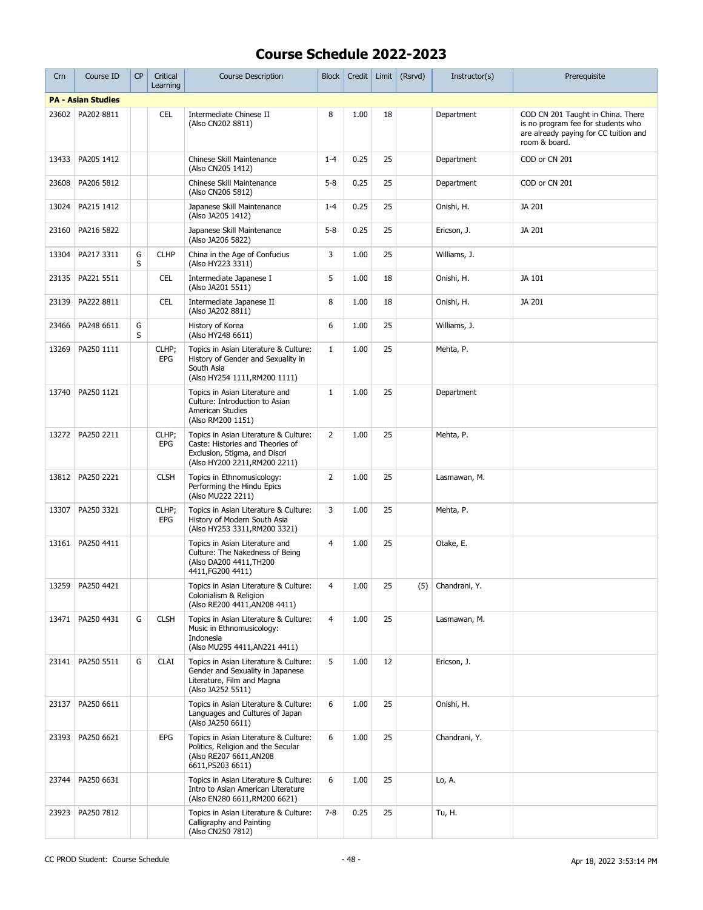# Course Schedule 2022-2023

| Crn | Course ID | CP | Critical Learning | Course Description | Block | Credit | Limit | (Rsrvd) | Instructor(s) | Prerequisite |
|---|---|---|---|---|---|---|---|---|---|---|
| **PA - Asian Studies** | | | | | | | | | | |
| 23602 | PA202 8811 | | CEL | Intermediate Chinese II (Also CN202 8811) | 8 | 1.00 | 18 | | Department | COD CN 201 Taught in China. There is no program fee for students who are already paying for CC tuition and room & board. |
| 13433 | PA205 1412 | | | Chinese Skill Maintenance (Also CN205 1412) | 1-4 | 0.25 | 25 | | Department | COD or CN 201 |
| 23608 | PA206 5812 | | | Chinese Skill Maintenance (Also CN206 5812) | 5-8 | 0.25 | 25 | | Department | COD or CN 201 |
| 13024 | PA215 1412 | | | Japanese Skill Maintenance (Also JA205 1412) | 1-4 | 0.25 | 25 | | Onishi, H. | JA 201 |
| 23160 | PA216 5822 | | | Japanese Skill Maintenance (Also JA206 5822) | 5-8 | 0.25 | 25 | | Ericson, J. | JA 201 |
| 13304 | PA217 3311 | G S | CLHP | China in the Age of Confucius (Also HY223 3311) | 3 | 1.00 | 25 | | Williams, J. | |
| 23135 | PA221 5511 | | CEL | Intermediate Japanese I (Also JA201 5511) | 5 | 1.00 | 18 | | Onishi, H. | JA 101 |
| 23139 | PA222 8811 | | CEL | Intermediate Japanese II (Also JA202 8811) | 8 | 1.00 | 18 | | Onishi, H. | JA 201 |
| 23466 | PA248 6611 | G S | | History of Korea (Also HY248 6611) | 6 | 1.00 | 25 | | Williams, J. | |
| 13269 | PA250 1111 | | CLHP; EPG | Topics in Asian Literature & Culture: History of Gender and Sexuality in South Asia (Also HY254 1111,RM200 1111) | 1 | 1.00 | 25 | | Mehta, P. | |
| 13740 | PA250 1121 | | | Topics in Asian Literature and Culture: Introduction to Asian American Studies (Also RM200 1151) | 1 | 1.00 | 25 | | Department | |
| 13272 | PA250 2211 | | CLHP; EPG | Topics in Asian Literature & Culture: Caste: Histories and Theories of Exclusion, Stigma, and Discri (Also HY200 2211,RM200 2211) | 2 | 1.00 | 25 | | Mehta, P. | |
| 13812 | PA250 2221 | | CLSH | Topics in Ethnomusicology: Performing the Hindu Epics (Also MU222 2211) | 2 | 1.00 | 25 | | Lasmawan, M. | |
| 13307 | PA250 3321 | | CLHP; EPG | Topics in Asian Literature & Culture: History of Modern South Asia (Also HY253 3311,RM200 3321) | 3 | 1.00 | 25 | | Mehta, P. | |
| 13161 | PA250 4411 | | | Topics in Asian Literature and Culture: The Nakedness of Being (Also DA200 4411,TH200 4411,FG200 4411) | 4 | 1.00 | 25 | | Otake, E. | |
| 13259 | PA250 4421 | | | Topics in Asian Literature & Culture: Colonialism & Religion (Also RE200 4411,AN208 4411) | 4 | 1.00 | 25 | (5) | Chandrani, Y. | |
| 13471 | PA250 4431 | G | CLSH | Topics in Asian Literature & Culture: Music in Ethnomusicology: Indonesia (Also MU295 4411,AN221 4411) | 4 | 1.00 | 25 | | Lasmawan, M. | |
| 23141 | PA250 5511 | G | CLAI | Topics in Asian Literature & Culture: Gender and Sexuality in Japanese Literature, Film and Magna (Also JA252 5511) | 5 | 1.00 | 12 | | Ericson, J. | |
| 23137 | PA250 6611 | | | Topics in Asian Literature & Culture: Languages and Cultures of Japan (Also JA250 6611) | 6 | 1.00 | 25 | | Onishi, H. | |
| 23393 | PA250 6621 | | EPG | Topics in Asian Literature & Culture: Politics, Religion and the Secular (Also RE207 6611,AN208 6611,PS203 6611) | 6 | 1.00 | 25 | | Chandrani, Y. | |
| 23744 | PA250 6631 | | | Topics in Asian Literature & Culture: Intro to Asian American Literature (Also EN280 6611,RM200 6621) | 6 | 1.00 | 25 | | Lo, A. | |
| 23923 | PA250 7812 | | | Topics in Asian Literature & Culture: Calligraphy and Painting (Also CN250 7812) | 7-8 | 0.25 | 25 | | Tu, H. | |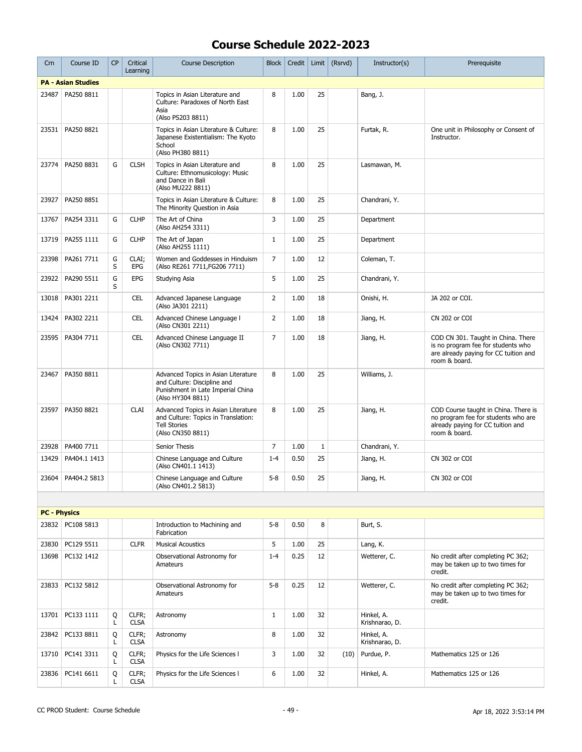# Course Schedule 2022-2023

| Crn | Course ID | CP | Critical Learning | Course Description | Block | Credit | Limit | (Rsrvd) | Instructor(s) | Prerequisite |
|---|---|---|---|---|---|---|---|---|---|---|
| **PA - Asian Studies** | | | | | | | | | | |
| 23487 | PA250 8811 | | | Topics in Asian Literature and Culture: Paradoxes of North East Asia (Also PS203 8811) | 8 | 1.00 | 25 | | Bang, J. | |
| 23531 | PA250 8821 | | | Topics in Asian Literature & Culture: Japanese Existentialism: The Kyoto School (Also PH380 8811) | 8 | 1.00 | 25 | | Furtak, R. | One unit in Philosophy or Consent of Instructor. |
| 23774 | PA250 8831 | G | CLSH | Topics in Asian Literature and Culture: Ethnomusicology: Music and Dance in Bali (Also MU222 8811) | 8 | 1.00 | 25 | | Lasmawan, M. | |
| 23927 | PA250 8851 | | | Topics in Asian Literature & Culture: The Minority Question in Asia | 8 | 1.00 | 25 | | Chandrani, Y. | |
| 13767 | PA254 3311 | G | CLHP | The Art of China (Also AH254 3311) | 3 | 1.00 | 25 | | Department | |
| 13719 | PA255 1111 | G | CLHP | The Art of Japan (Also AH255 1111) | 1 | 1.00 | 25 | | Department | |
| 23398 | PA261 7711 | G S | CLAI; EPG | Women and Goddesses in Hinduism (Also RE261 7711,FG206 7711) | 7 | 1.00 | 12 | | Coleman, T. | |
| 23922 | PA290 5511 | G S | EPG | Studying Asia | 5 | 1.00 | 25 | | Chandrani, Y. | |
| 13018 | PA301 2211 | | CEL | Advanced Japanese Language (Also JA301 2211) | 2 | 1.00 | 18 | | Onishi, H. | JA 202 or COI. |
| 13424 | PA302 2211 | | CEL | Advanced Chinese Language I (Also CN301 2211) | 2 | 1.00 | 18 | | Jiang, H. | CN 202 or COI |
| 23595 | PA304 7711 | | CEL | Advanced Chinese Language II (Also CN302 7711) | 7 | 1.00 | 18 | | Jiang, H. | COD CN 301. Taught in China. There is no program fee for students who are already paying for CC tuition and room & board. |
| 23467 | PA350 8811 | | | Advanced Topics in Asian Literature and Culture: Discipline and Punishment in Late Imperial China (Also HY304 8811) | 8 | 1.00 | 25 | | Williams, J. | |
| 23597 | PA350 8821 | | CLAI | Advanced Topics in Asian Literature and Culture: Topics in Translation: Tell Stories (Also CN350 8811) | 8 | 1.00 | 25 | | Jiang, H. | COD Course taught in China. There is no program fee for students who are already paying for CC tuition and room & board. |
| 23928 | PA400 7711 | | | Senior Thesis | 7 | 1.00 | 1 | | Chandrani, Y. | |
| 13429 | PA404.1 1413 | | | Chinese Language and Culture (Also CN401.1 1413) | 1-4 | 0.50 | 25 | | Jiang, H. | CN 302 or COI |
| 23604 | PA404.2 5813 | | | Chinese Language and Culture (Also CN401.2 5813) | 5-8 | 0.50 | 25 | | Jiang, H. | CN 302 or COI |
| **PC - Physics** | | | | | | | | | | |
| 23832 | PC108 5813 | | | Introduction to Machining and Fabrication | 5-8 | 0.50 | 8 | | Burt, S. | |
| 23830 | PC129 5511 | | CLFR | Musical Acoustics | 5 | 1.00 | 25 | | Lang, K. | |
| 13698 | PC132 1412 | | | Observational Astronomy for Amateurs | 1-4 | 0.25 | 12 | | Wetterer, C. | No credit after completing PC 362; may be taken up to two times for credit. |
| 23833 | PC132 5812 | | | Observational Astronomy for Amateurs | 5-8 | 0.25 | 12 | | Wetterer, C. | No credit after completing PC 362; may be taken up to two times for credit. |
| 13701 | PC133 1111 | Q L | CLFR; CLSA | Astronomy | 1 | 1.00 | 32 | | Hinkel, A. Krishnarao, D. | |
| 23842 | PC133 8811 | Q L | CLFR; CLSA | Astronomy | 8 | 1.00 | 32 | | Hinkel, A. Krishnarao, D. | |
| 13710 | PC141 3311 | Q L | CLFR; CLSA | Physics for the Life Sciences I | 3 | 1.00 | 32 | (10) | Purdue, P. | Mathematics 125 or 126 |
| 23836 | PC141 6611 | Q L | CLFR; CLSA | Physics for the Life Sciences I | 6 | 1.00 | 32 | | Hinkel, A. | Mathematics 125 or 126 |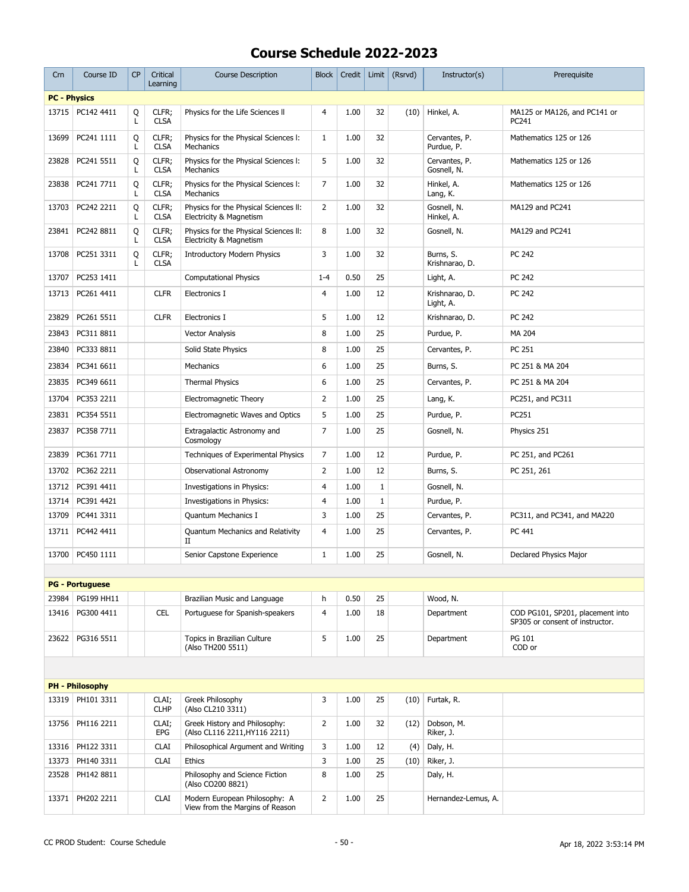# Course Schedule 2022-2023

| Crn | Course ID | CP | Critical Learning | Course Description | Block | Credit | Limit | (Rsrvd) | Instructor(s) | Prerequisite |
|---|---|---|---|---|---|---|---|---|---|---|
| **PC - Physics** | | | | | | | | | | |
| 13715 | PC142 4411 | Q L | CLFR; CLSA | Physics for the Life Sciences II | 4 | 1.00 | 32 | (10) | Hinkel, A. | MA125 or MA126, and PC141 or PC241 |
| 13699 | PC241 1111 | Q L | CLFR; CLSA | Physics for the Physical Sciences I: Mechanics | 1 | 1.00 | 32 | | Cervantes, P. Purdue, P. | Mathematics 125 or 126 |
| 23828 | PC241 5511 | Q L | CLFR; CLSA | Physics for the Physical Sciences I: Mechanics | 5 | 1.00 | 32 | | Cervantes, P. Gosnell, N. | Mathematics 125 or 126 |
| 23838 | PC241 7711 | Q L | CLFR; CLSA | Physics for the Physical Sciences I: Mechanics | 7 | 1.00 | 32 | | Hinkel, A. Lang, K. | Mathematics 125 or 126 |
| 13703 | PC242 2211 | Q L | CLFR; CLSA | Physics for the Physical Sciences II: Electricity & Magnetism | 2 | 1.00 | 32 | | Gosnell, N. Hinkel, A. | MA129 and PC241 |
| 23841 | PC242 8811 | Q L | CLFR; CLSA | Physics for the Physical Sciences II: Electricity & Magnetism | 8 | 1.00 | 32 | | Gosnell, N. | MA129 and PC241 |
| 13708 | PC251 3311 | Q L | CLFR; CLSA | Introductory Modern Physics | 3 | 1.00 | 32 | | Burns, S. Krishnarao, D. | PC 242 |
| 13707 | PC253 1411 | | | Computational Physics | 1-4 | 0.50 | 25 | | Light, A. | PC 242 |
| 13713 | PC261 4411 | | CLFR | Electronics I | 4 | 1.00 | 12 | | Krishnarao, D. Light, A. | PC 242 |
| 23829 | PC261 5511 | | CLFR | Electronics I | 5 | 1.00 | 12 | | Krishnarao, D. | PC 242 |
| 23843 | PC311 8811 | | | Vector Analysis | 8 | 1.00 | 25 | | Purdue, P. | MA 204 |
| 23840 | PC333 8811 | | | Solid State Physics | 8 | 1.00 | 25 | | Cervantes, P. | PC 251 |
| 23834 | PC341 6611 | | | Mechanics | 6 | 1.00 | 25 | | Burns, S. | PC 251 & MA 204 |
| 23835 | PC349 6611 | | | Thermal Physics | 6 | 1.00 | 25 | | Cervantes, P. | PC 251 & MA 204 |
| 13704 | PC353 2211 | | | Electromagnetic Theory | 2 | 1.00 | 25 | | Lang, K. | PC251, and PC311 |
| 23831 | PC354 5511 | | | Electromagnetic Waves and Optics | 5 | 1.00 | 25 | | Purdue, P. | PC251 |
| 23837 | PC358 7711 | | | Extragalactic Astronomy and Cosmology | 7 | 1.00 | 25 | | Gosnell, N. | Physics 251 |
| 23839 | PC361 7711 | | | Techniques of Experimental Physics | 7 | 1.00 | 12 | | Purdue, P. | PC 251, and PC261 |
| 13702 | PC362 2211 | | | Observational Astronomy | 2 | 1.00 | 12 | | Burns, S. | PC 251, 261 |
| 13712 | PC391 4411 | | | Investigations in Physics: | 4 | 1.00 | 1 | | Gosnell, N. | |
| 13714 | PC391 4421 | | | Investigations in Physics: | 4 | 1.00 | 1 | | Purdue, P. | |
| 13709 | PC441 3311 | | | Quantum Mechanics I | 3 | 1.00 | 25 | | Cervantes, P. | PC311, and PC341, and MA220 |
| 13711 | PC442 4411 | | | Quantum Mechanics and Relativity II | 4 | 1.00 | 25 | | Cervantes, P. | PC 441 |
| 13700 | PC450 1111 | | | Senior Capstone Experience | 1 | 1.00 | 25 | | Gosnell, N. | Declared Physics Major |
| **PG - Portuguese** | | | | | | | | | | |
| 23984 | PG199 HH11 | | | Brazilian Music and Language | h | 0.50 | 25 | | Wood, N. | |
| 13416 | PG300 4411 | | CEL | Portuguese for Spanish-speakers | 4 | 1.00 | 18 | | Department | COD PG101, SP201, placement into SP305 or consent of instructor. |
| 23622 | PG316 5511 | | | Topics in Brazilian Culture (Also TH200 5511) | 5 | 1.00 | 25 | | Department | PG 101 COD or |
| **PH - Philosophy** | | | | | | | | | | |
| 13319 | PH101 3311 | | CLAI; CLHP | Greek Philosophy (Also CL210 3311) | 3 | 1.00 | 25 | (10) | Furtak, R. | |
| 13756 | PH116 2211 | | CLAI; EPG | Greek History and Philosophy: (Also CL116 2211,HY116 2211) | 2 | 1.00 | 32 | (12) | Dobson, M. Riker, J. | |
| 13316 | PH122 3311 | | CLAI | Philosophical Argument and Writing | 3 | 1.00 | 12 | (4) | Daly, H. | |
| 13373 | PH140 3311 | | CLAI | Ethics | 3 | 1.00 | 25 | (10) | Riker, J. | |
| 23528 | PH142 8811 | | | Philosophy and Science Fiction (Also CO200 8821) | 8 | 1.00 | 25 | | Daly, H. | |
| 13371 | PH202 2211 | | CLAI | Modern European Philosophy: A View from the Margins of Reason | 2 | 1.00 | 25 | | Hernandez-Lemus, A. | |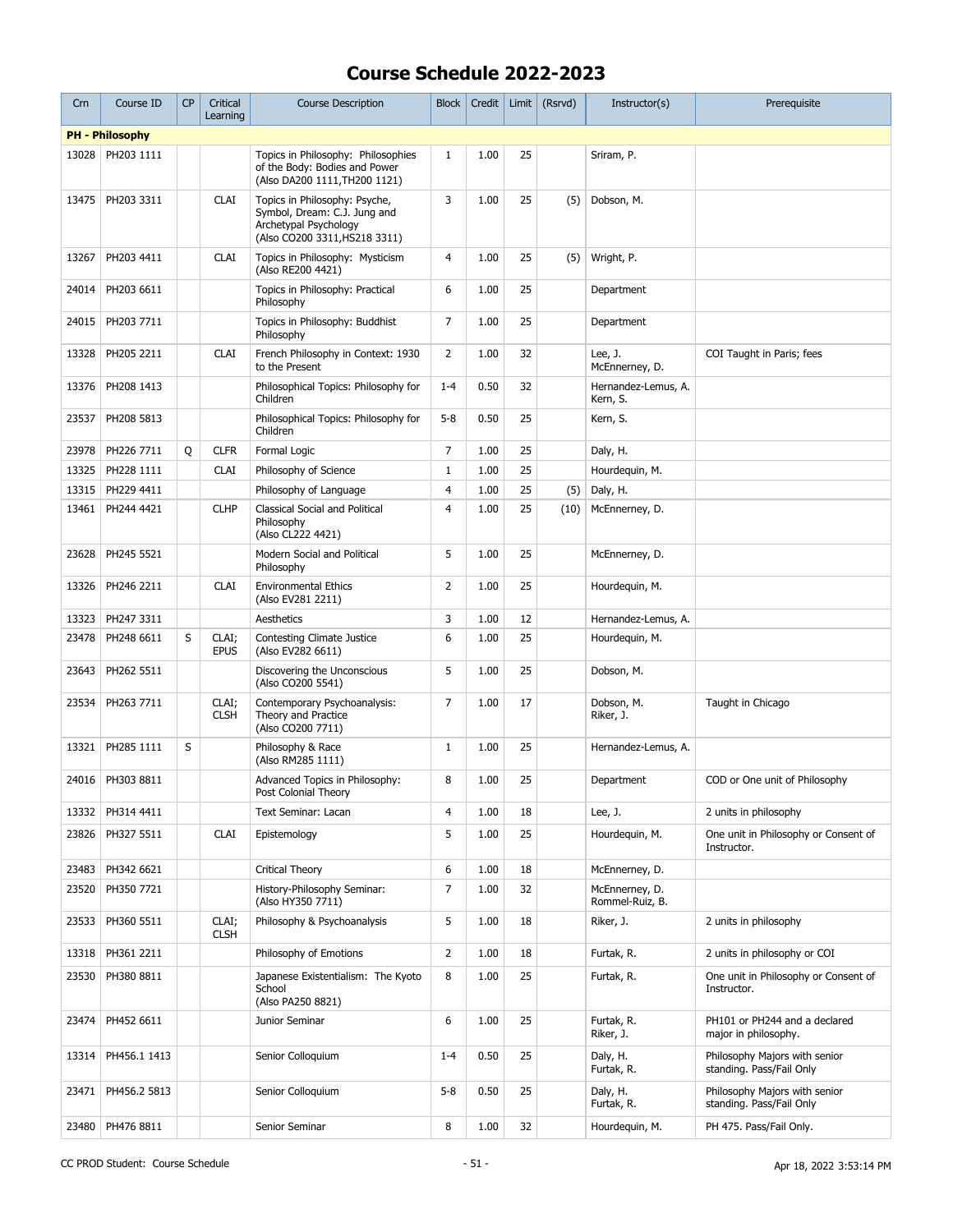# Course Schedule 2022-2023

| Crn | Course ID | CP | Critical Learning | Course Description | Block | Credit | Limit | (Rsrvd) | Instructor(s) | Prerequisite |
|---|---|---|---|---|---|---|---|---|---|---|
| **PH - Philosophy** | | | | | | | | | | |
| 13028 | PH203 1111 | | | Topics in Philosophy: Philosophies of the Body: Bodies and Power (Also DA200 1111,TH200 1121) | 1 | 1.00 | 25 | | Sriram, P. | |
| 13475 | PH203 3311 | | CLAI | Topics in Philosophy: Psyche, Symbol, Dream: C.J. Jung and Archetypal Psychology (Also CO200 3311,HS218 3311) | 3 | 1.00 | 25 | (5) | Dobson, M. | |
| 13267 | PH203 4411 | | CLAI | Topics in Philosophy: Mysticism (Also RE200 4421) | 4 | 1.00 | 25 | (5) | Wright, P. | |
| 24014 | PH203 6611 | | | Topics in Philosophy: Practical Philosophy | 6 | 1.00 | 25 | | Department | |
| 24015 | PH203 7711 | | | Topics in Philosophy: Buddhist Philosophy | 7 | 1.00 | 25 | | Department | |
| 13328 | PH205 2211 | | CLAI | French Philosophy in Context: 1930 to the Present | 2 | 1.00 | 32 | | Lee, J. McEnnerney, D. | COI Taught in Paris; fees |
| 13376 | PH208 1413 | | | Philosophical Topics: Philosophy for Children | 1-4 | 0.50 | 32 | | Hernandez-Lemus, A. Kern, S. | |
| 23537 | PH208 5813 | | | Philosophical Topics: Philosophy for Children | 5-8 | 0.50 | 25 | | Kern, S. | |
| 23978 | PH226 7711 | Q | CLFR | Formal Logic | 7 | 1.00 | 25 | | Daly, H. | |
| 13325 | PH228 1111 | | CLAI | Philosophy of Science | 1 | 1.00 | 25 | | Hourdequin, M. | |
| 13315 | PH229 4411 | | | Philosophy of Language | 4 | 1.00 | 25 | (5) | Daly, H. | |
| 13461 | PH244 4421 | | CLHP | Classical Social and Political Philosophy (Also CL222 4421) | 4 | 1.00 | 25 | (10) | McEnnerney, D. | |
| 23628 | PH245 5521 | | | Modern Social and Political Philosophy | 5 | 1.00 | 25 | | McEnnerney, D. | |
| 13326 | PH246 2211 | | CLAI | Environmental Ethics (Also EV281 2211) | 2 | 1.00 | 25 | | Hourdequin, M. | |
| 13323 | PH247 3311 | | | Aesthetics | 3 | 1.00 | 12 | | Hernandez-Lemus, A. | |
| 23478 | PH248 6611 | S | CLAI; EPUS | Contesting Climate Justice (Also EV282 6611) | 6 | 1.00 | 25 | | Hourdequin, M. | |
| 23643 | PH262 5511 | | | Discovering the Unconscious (Also CO200 5541) | 5 | 1.00 | 25 | | Dobson, M. | |
| 23534 | PH263 7711 | | CLAI; CLSH | Contemporary Psychoanalysis: Theory and Practice (Also CO200 7711) | 7 | 1.00 | 17 | | Dobson, M. Riker, J. | Taught in Chicago |
| 13321 | PH285 1111 | S | | Philosophy & Race (Also RM285 1111) | 1 | 1.00 | 25 | | Hernandez-Lemus, A. | |
| 24016 | PH303 8811 | | | Advanced Topics in Philosophy: Post Colonial Theory | 8 | 1.00 | 25 | | Department | COD or One unit of Philosophy |
| 13332 | PH314 4411 | | | Text Seminar: Lacan | 4 | 1.00 | 18 | | Lee, J. | 2 units in philosophy |
| 23826 | PH327 5511 | | CLAI | Epistemology | 5 | 1.00 | 25 | | Hourdequin, M. | One unit in Philosophy or Consent of Instructor. |
| 23483 | PH342 6621 | | | Critical Theory | 6 | 1.00 | 18 | | McEnnerney, D. | |
| 23520 | PH350 7721 | | | History-Philosophy Seminar: (Also HY350 7711) | 7 | 1.00 | 32 | | McEnnerney, D. Rommel-Ruiz, B. | |
| 23533 | PH360 5511 | | CLAI; CLSH | Philosophy & Psychoanalysis | 5 | 1.00 | 18 | | Riker, J. | 2 units in philosophy |
| 13318 | PH361 2211 | | | Philosophy of Emotions | 2 | 1.00 | 18 | | Furtak, R. | 2 units in philosophy or COI |
| 23530 | PH380 8811 | | | Japanese Existentialism: The Kyoto School (Also PA250 8821) | 8 | 1.00 | 25 | | Furtak, R. | One unit in Philosophy or Consent of Instructor. |
| 23474 | PH452 6611 | | | Junior Seminar | 6 | 1.00 | 25 | | Furtak, R. Riker, J. | PH101 or PH244 and a declared major in philosophy. |
| 13314 | PH456.1 1413 | | | Senior Colloquium | 1-4 | 0.50 | 25 | | Daly, H. Furtak, R. | Philosophy Majors with senior standing. Pass/Fail Only |
| 23471 | PH456.2 5813 | | | Senior Colloquium | 5-8 | 0.50 | 25 | | Daly, H. Furtak, R. | Philosophy Majors with senior standing. Pass/Fail Only |
| 23480 | PH476 8811 | | | Senior Seminar | 8 | 1.00 | 32 | | Hourdequin, M. | PH 475. Pass/Fail Only. |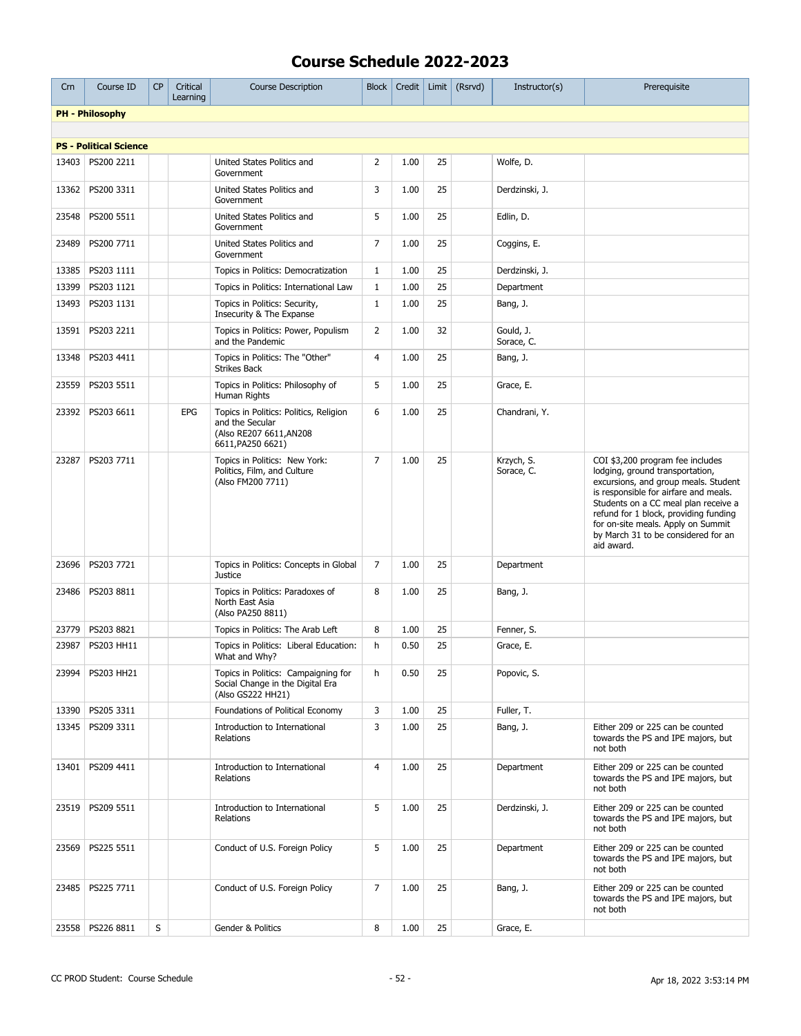# Course Schedule 2022-2023

| Crn | Course ID | CP | Critical Learning | Course Description | Block | Credit | Limit | (Rsrvd) | Instructor(s) | Prerequisite |
|---|---|---|---|---|---|---|---|---|---|---|
| **PH - Philosophy** | | | | | | | | | | |
| **PS - Political Science** | | | | | | | | | | |
| 13403 | PS200 2211 | | | United States Politics and Government | 2 | 1.00 | 25 | | Wolfe, D. | |
| 13362 | PS200 3311 | | | United States Politics and Government | 3 | 1.00 | 25 | | Derdzinski, J. | |
| 23548 | PS200 5511 | | | United States Politics and Government | 5 | 1.00 | 25 | | Edlin, D. | |
| 23489 | PS200 7711 | | | United States Politics and Government | 7 | 1.00 | 25 | | Coggins, E. | |
| 13385 | PS203 1111 | | | Topics in Politics: Democratization | 1 | 1.00 | 25 | | Derdzinski, J. | |
| 13399 | PS203 1121 | | | Topics in Politics: International Law | 1 | 1.00 | 25 | | Department | |
| 13493 | PS203 1131 | | | Topics in Politics: Security, Insecurity & The Expanse | 1 | 1.00 | 25 | | Bang, J. | |
| 13591 | PS203 2211 | | | Topics in Politics: Power, Populism and the Pandemic | 2 | 1.00 | 32 | | Gould, J.<br>Sorace, C. | |
| 13348 | PS203 4411 | | | Topics in Politics: The "Other" Strikes Back | 4 | 1.00 | 25 | | Bang, J. | |
| 23559 | PS203 5511 | | | Topics in Politics: Philosophy of Human Rights | 5 | 1.00 | 25 | | Grace, E. | |
| 23392 | PS203 6611 | | EPG | Topics in Politics: Politics, Religion and the Secular (Also RE207 6611,AN208 6611,PA250 6621) | 6 | 1.00 | 25 | | Chandrani, Y. | |
| 23287 | PS203 7711 | | | Topics in Politics: New York: Politics, Film, and Culture (Also FM200 7711) | 7 | 1.00 | 25 | | Krzych, S.<br>Sorace, C. | COI $3,200 program fee includes lodging, ground transportation, excursions, and group meals. Student is responsible for airfare and meals. Students on a CC meal plan receive a refund for 1 block, providing funding for on-site meals. Apply on Summit by March 31 to be considered for an aid award. |
| 23696 | PS203 7721 | | | Topics in Politics: Concepts in Global Justice | 7 | 1.00 | 25 | | Department | |
| 23486 | PS203 8811 | | | Topics in Politics: Paradoxes of North East Asia (Also PA250 8811) | 8 | 1.00 | 25 | | Bang, J. | |
| 23779 | PS203 8821 | | | Topics in Politics: The Arab Left | 8 | 1.00 | 25 | | Fenner, S. | |
| 23987 | PS203 HH11 | | | Topics in Politics: Liberal Education: What and Why? | h | 0.50 | 25 | | Grace, E. | |
| 23994 | PS203 HH21 | | | Topics in Politics: Campaigning for Social Change in the Digital Era (Also GS222 HH21) | h | 0.50 | 25 | | Popovic, S. | |
| 13390 | PS205 3311 | | | Foundations of Political Economy | 3 | 1.00 | 25 | | Fuller, T. | |
| 13345 | PS209 3311 | | | Introduction to International Relations | 3 | 1.00 | 25 | | Bang, J. | Either 209 or 225 can be counted towards the PS and IPE majors, but not both |
| 13401 | PS209 4411 | | | Introduction to International Relations | 4 | 1.00 | 25 | | Department | Either 209 or 225 can be counted towards the PS and IPE majors, but not both |
| 23519 | PS209 5511 | | | Introduction to International Relations | 5 | 1.00 | 25 | | Derdzinski, J. | Either 209 or 225 can be counted towards the PS and IPE majors, but not both |
| 23569 | PS225 5511 | | | Conduct of U.S. Foreign Policy | 5 | 1.00 | 25 | | Department | Either 209 or 225 can be counted towards the PS and IPE majors, but not both |
| 23485 | PS225 7711 | | | Conduct of U.S. Foreign Policy | 7 | 1.00 | 25 | | Bang, J. | Either 209 or 225 can be counted towards the PS and IPE majors, but not both |
| 23558 | PS226 8811 | S | | Gender & Politics | 8 | 1.00 | 25 | | Grace, E. | |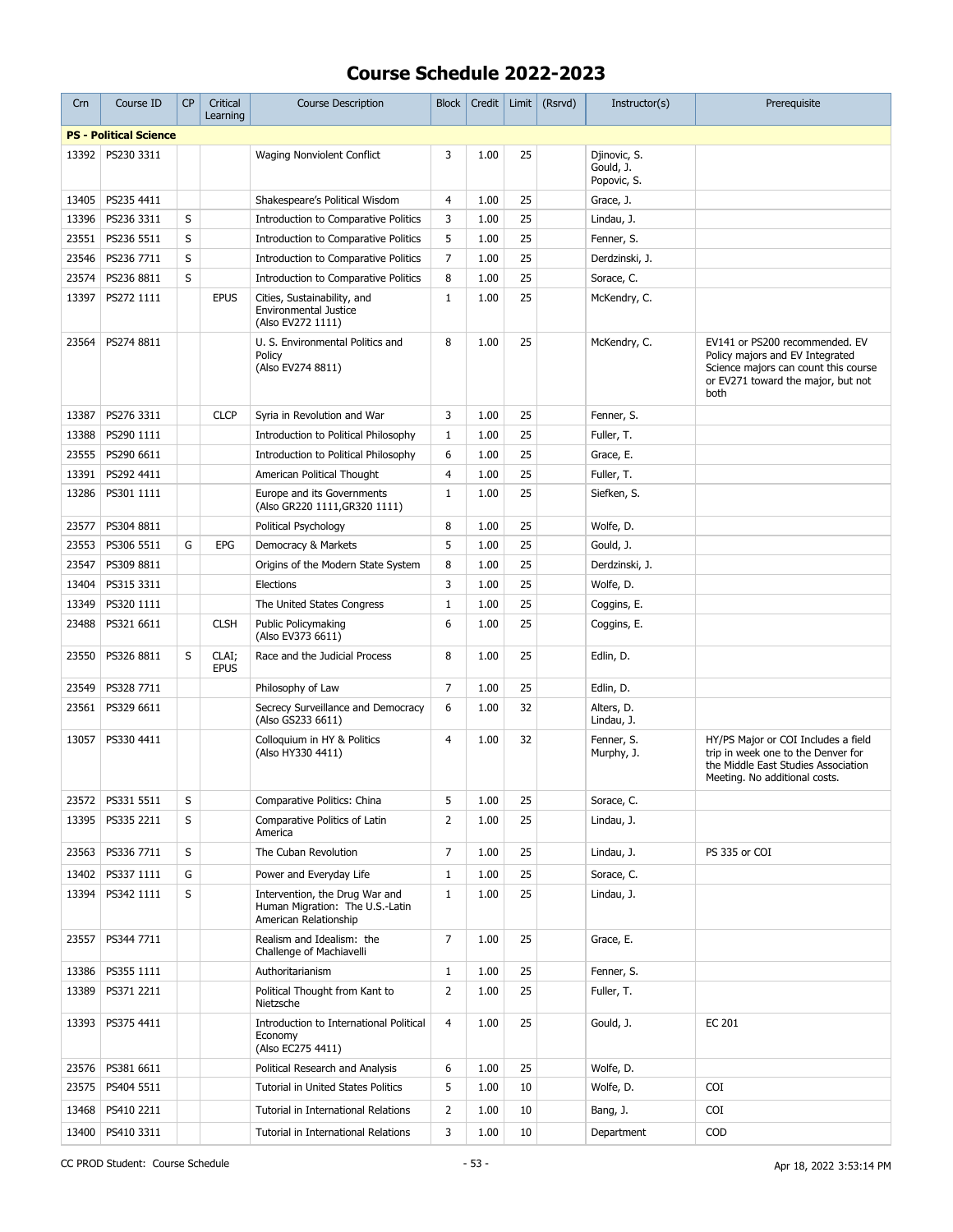# Course Schedule 2022-2023

| Crn | Course ID | CP | Critical Learning | Course Description | Block | Credit | Limit | (Rsrvd) | Instructor(s) | Prerequisite |
|---|---|---|---|---|---|---|---|---|---|---|
| **PS - Political Science** | | | | | | | | | | |
| 13392 | PS230 3311 | | | Waging Nonviolent Conflict | 3 | 1.00 | 25 | | Djinovic, S.<br>Gould, J.<br>Popovic, S. | |
| 13405 | PS235 4411 | | | Shakespeare's Political Wisdom | 4 | 1.00 | 25 | | Grace, J. | |
| 13396 | PS236 3311 | S | | Introduction to Comparative Politics | 3 | 1.00 | 25 | | Lindau, J. | |
| 23551 | PS236 5511 | S | | Introduction to Comparative Politics | 5 | 1.00 | 25 | | Fenner, S. | |
| 23546 | PS236 7711 | S | | Introduction to Comparative Politics | 7 | 1.00 | 25 | | Derdzinski, J. | |
| 23574 | PS236 8811 | S | | Introduction to Comparative Politics | 8 | 1.00 | 25 | | Sorace, C. | |
| 13397 | PS272 1111 | | EPUS | Cities, Sustainability, and Environmental Justice<br>(Also EV272 1111) | 1 | 1.00 | 25 | | McKendry, C. | |
| 23564 | PS274 8811 | | | U. S. Environmental Politics and Policy<br>(Also EV274 8811) | 8 | 1.00 | 25 | | McKendry, C. | EV141 or PS200 recommended. EV Policy majors and EV Integrated Science majors can count this course or EV271 toward the major, but not both |
| 13387 | PS276 3311 | | CLCP | Syria in Revolution and War | 3 | 1.00 | 25 | | Fenner, S. | |
| 13388 | PS290 1111 | | | Introduction to Political Philosophy | 1 | 1.00 | 25 | | Fuller, T. | |
| 23555 | PS290 6611 | | | Introduction to Political Philosophy | 6 | 1.00 | 25 | | Grace, E. | |
| 13391 | PS292 4411 | | | American Political Thought | 4 | 1.00 | 25 | | Fuller, T. | |
| 13286 | PS301 1111 | | | Europe and its Governments<br>(Also GR220 1111,GR320 1111) | 1 | 1.00 | 25 | | Siefken, S. | |
| 23577 | PS304 8811 | | | Political Psychology | 8 | 1.00 | 25 | | Wolfe, D. | |
| 23553 | PS306 5511 | G | EPG | Democracy & Markets | 5 | 1.00 | 25 | | Gould, J. | |
| 23547 | PS309 8811 | | | Origins of the Modern State System | 8 | 1.00 | 25 | | Derdzinski, J. | |
| 13404 | PS315 3311 | | | Elections | 3 | 1.00 | 25 | | Wolfe, D. | |
| 13349 | PS320 1111 | | | The United States Congress | 1 | 1.00 | 25 | | Coggins, E. | |
| 23488 | PS321 6611 | | CLSH | Public Policymaking<br>(Also EV373 6611) | 6 | 1.00 | 25 | | Coggins, E. | |
| 23550 | PS326 8811 | S | CLAI; EPUS | Race and the Judicial Process | 8 | 1.00 | 25 | | Edlin, D. | |
| 23549 | PS328 7711 | | | Philosophy of Law | 7 | 1.00 | 25 | | Edlin, D. | |
| 23561 | PS329 6611 | | | Secrecy Surveillance and Democracy<br>(Also GS233 6611) | 6 | 1.00 | 32 | | Alters, D.<br>Lindau, J. | |
| 13057 | PS330 4411 | | | Colloquium in HY & Politics<br>(Also HY330 4411) | 4 | 1.00 | 32 | | Fenner, S.<br>Murphy, J. | HY/PS Major or COI Includes a field trip in week one to the Denver for the Middle East Studies Association Meeting. No additional costs. |
| 23572 | PS331 5511 | S | | Comparative Politics: China | 5 | 1.00 | 25 | | Sorace, C. | |
| 13395 | PS335 2211 | S | | Comparative Politics of Latin America | 2 | 1.00 | 25 | | Lindau, J. | |
| 23563 | PS336 7711 | S | | The Cuban Revolution | 7 | 1.00 | 25 | | Lindau, J. | PS 335 or COI |
| 13402 | PS337 1111 | G | | Power and Everyday Life | 1 | 1.00 | 25 | | Sorace, C. | |
| 13394 | PS342 1111 | S | | Intervention, the Drug War and Human Migration: The U.S.-Latin American Relationship | 1 | 1.00 | 25 | | Lindau, J. | |
| 23557 | PS344 7711 | | | Realism and Idealism: the Challenge of Machiavelli | 7 | 1.00 | 25 | | Grace, E. | |
| 13386 | PS355 1111 | | | Authoritarianism | 1 | 1.00 | 25 | | Fenner, S. | |
| 13389 | PS371 2211 | | | Political Thought from Kant to Nietzsche | 2 | 1.00 | 25 | | Fuller, T. | |
| 13393 | PS375 4411 | | | Introduction to International Political Economy<br>(Also EC275 4411) | 4 | 1.00 | 25 | | Gould, J. | EC 201 |
| 23576 | PS381 6611 | | | Political Research and Analysis | 6 | 1.00 | 25 | | Wolfe, D. | |
| 23575 | PS404 5511 | | | Tutorial in United States Politics | 5 | 1.00 | 10 | | Wolfe, D. | COI |
| 13468 | PS410 2211 | | | Tutorial in International Relations | 2 | 1.00 | 10 | | Bang, J. | COI |
| 13400 | PS410 3311 | | | Tutorial in International Relations | 3 | 1.00 | 10 | | Department | COD |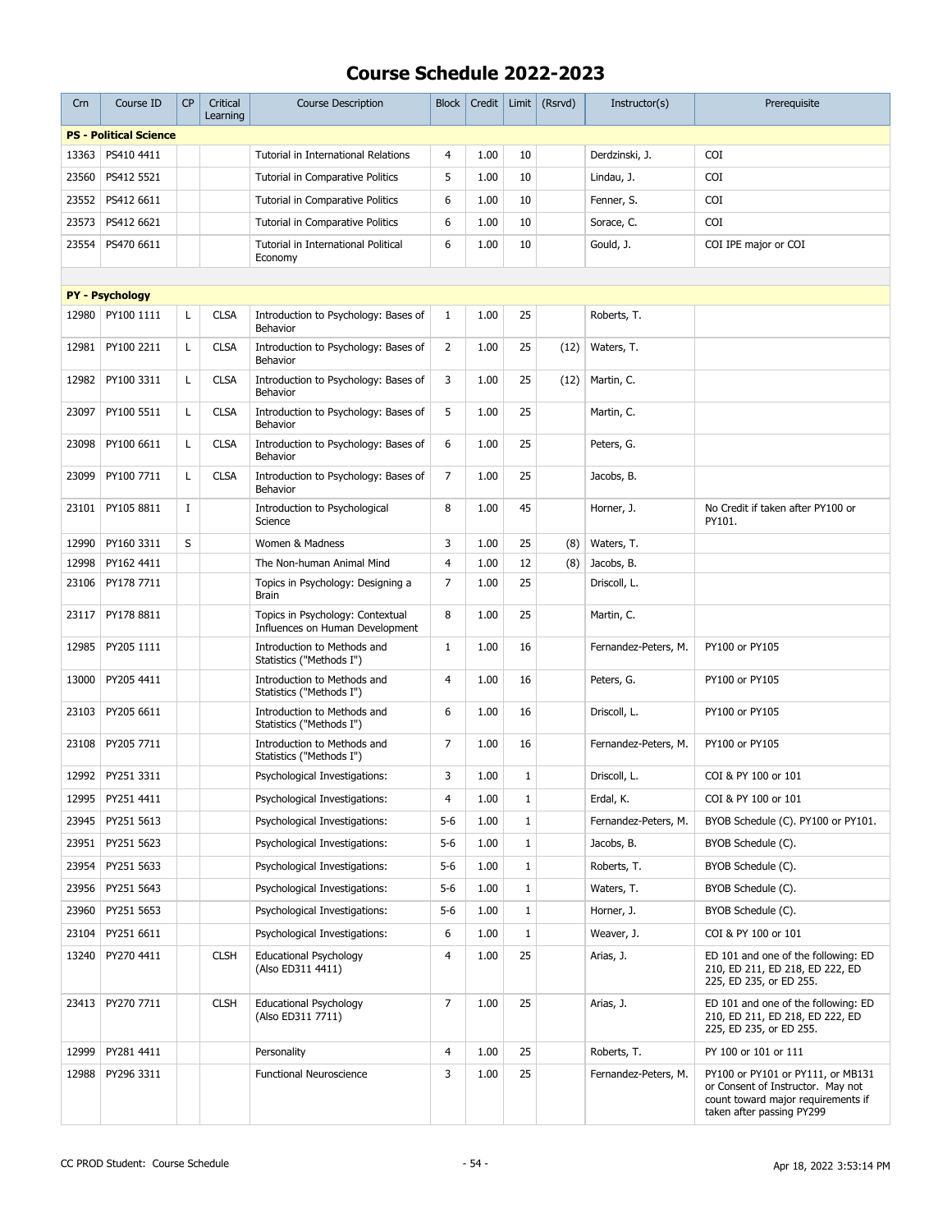# Course Schedule 2022-2023

| Crn | Course ID | CP | Critical Learning | Course Description | Block | Credit | Limit | (Rsrvd) | Instructor(s) | Prerequisite |
|---|---|---|---|---|---|---|---|---|---|---|
| **PS - Political Science** | | | | | | | | | | |
| 13363 | PS410 4411 | | | Tutorial in International Relations | 4 | 1.00 | 10 | | Derdzinski, J. | COI |
| 23560 | PS412 5521 | | | Tutorial in Comparative Politics | 5 | 1.00 | 10 | | Lindau, J. | COI |
| 23552 | PS412 6611 | | | Tutorial in Comparative Politics | 6 | 1.00 | 10 | | Fenner, S. | COI |
| 23573 | PS412 6621 | | | Tutorial in Comparative Politics | 6 | 1.00 | 10 | | Sorace, C. | COI |
| 23554 | PS470 6611 | | | Tutorial in International Political Economy | 6 | 1.00 | 10 | | Gould, J. | COI IPE major or COI |
| **PY - Psychology** | | | | | | | | | | |
| 12980 | PY100 1111 | L | CLSA | Introduction to Psychology: Bases of Behavior | 1 | 1.00 | 25 | | Roberts, T. | |
| 12981 | PY100 2211 | L | CLSA | Introduction to Psychology: Bases of Behavior | 2 | 1.00 | 25 | (12) | Waters, T. | |
| 12982 | PY100 3311 | L | CLSA | Introduction to Psychology: Bases of Behavior | 3 | 1.00 | 25 | (12) | Martin, C. | |
| 23097 | PY100 5511 | L | CLSA | Introduction to Psychology: Bases of Behavior | 5 | 1.00 | 25 | | Martin, C. | |
| 23098 | PY100 6611 | L | CLSA | Introduction to Psychology: Bases of Behavior | 6 | 1.00 | 25 | | Peters, G. | |
| 23099 | PY100 7711 | L | CLSA | Introduction to Psychology: Bases of Behavior | 7 | 1.00 | 25 | | Jacobs, B. | |
| 23101 | PY105 8811 | I | | Introduction to Psychological Science | 8 | 1.00 | 45 | | Horner, J. | No Credit if taken after PY100 or PY101. |
| 12990 | PY160 3311 | S | | Women & Madness | 3 | 1.00 | 25 | (8) | Waters, T. | |
| 12998 | PY162 4411 | | | The Non-human Animal Mind | 4 | 1.00 | 12 | (8) | Jacobs, B. | |
| 23106 | PY178 7711 | | | Topics in Psychology: Designing a Brain | 7 | 1.00 | 25 | | Driscoll, L. | |
| 23117 | PY178 8811 | | | Topics in Psychology: Contextual Influences on Human Development | 8 | 1.00 | 25 | | Martin, C. | |
| 12985 | PY205 1111 | | | Introduction to Methods and Statistics ("Methods I") | 1 | 1.00 | 16 | | Fernandez-Peters, M. | PY100 or PY105 |
| 13000 | PY205 4411 | | | Introduction to Methods and Statistics ("Methods I") | 4 | 1.00 | 16 | | Peters, G. | PY100 or PY105 |
| 23103 | PY205 6611 | | | Introduction to Methods and Statistics ("Methods I") | 6 | 1.00 | 16 | | Driscoll, L. | PY100 or PY105 |
| 23108 | PY205 7711 | | | Introduction to Methods and Statistics ("Methods I") | 7 | 1.00 | 16 | | Fernandez-Peters, M. | PY100 or PY105 |
| 12992 | PY251 3311 | | | Psychological Investigations: | 3 | 1.00 | 1 | | Driscoll, L. | COI & PY 100 or 101 |
| 12995 | PY251 4411 | | | Psychological Investigations: | 4 | 1.00 | 1 | | Erdal, K. | COI & PY 100 or 101 |
| 23945 | PY251 5613 | | | Psychological Investigations: | 5-6 | 1.00 | 1 | | Fernandez-Peters, M. | BYOB Schedule (C). PY100 or PY101. |
| 23951 | PY251 5623 | | | Psychological Investigations: | 5-6 | 1.00 | 1 | | Jacobs, B. | BYOB Schedule (C). |
| 23954 | PY251 5633 | | | Psychological Investigations: | 5-6 | 1.00 | 1 | | Roberts, T. | BYOB Schedule (C). |
| 23956 | PY251 5643 | | | Psychological Investigations: | 5-6 | 1.00 | 1 | | Waters, T. | BYOB Schedule (C). |
| 23960 | PY251 5653 | | | Psychological Investigations: | 5-6 | 1.00 | 1 | | Horner, J. | BYOB Schedule (C). |
| 23104 | PY251 6611 | | | Psychological Investigations: | 6 | 1.00 | 1 | | Weaver, J. | COI & PY 100 or 101 |
| 13240 | PY270 4411 | | CLSH | Educational Psychology (Also ED311 4411) | 4 | 1.00 | 25 | | Arias, J. | ED 101 and one of the following: ED 210, ED 211, ED 218, ED 222, ED 225, ED 235, or ED 255. |
| 23413 | PY270 7711 | | CLSH | Educational Psychology (Also ED311 7711) | 7 | 1.00 | 25 | | Arias, J. | ED 101 and one of the following: ED 210, ED 211, ED 218, ED 222, ED 225, ED 235, or ED 255. |
| 12999 | PY281 4411 | | | Personality | 4 | 1.00 | 25 | | Roberts, T. | PY 100 or 101 or 111 |
| 12988 | PY296 3311 | | | Functional Neuroscience | 3 | 1.00 | 25 | | Fernandez-Peters, M. | PY100 or PY101 or PY111, or MB131 or Consent of Instructor. May not count toward major requirements if taken after passing PY299 |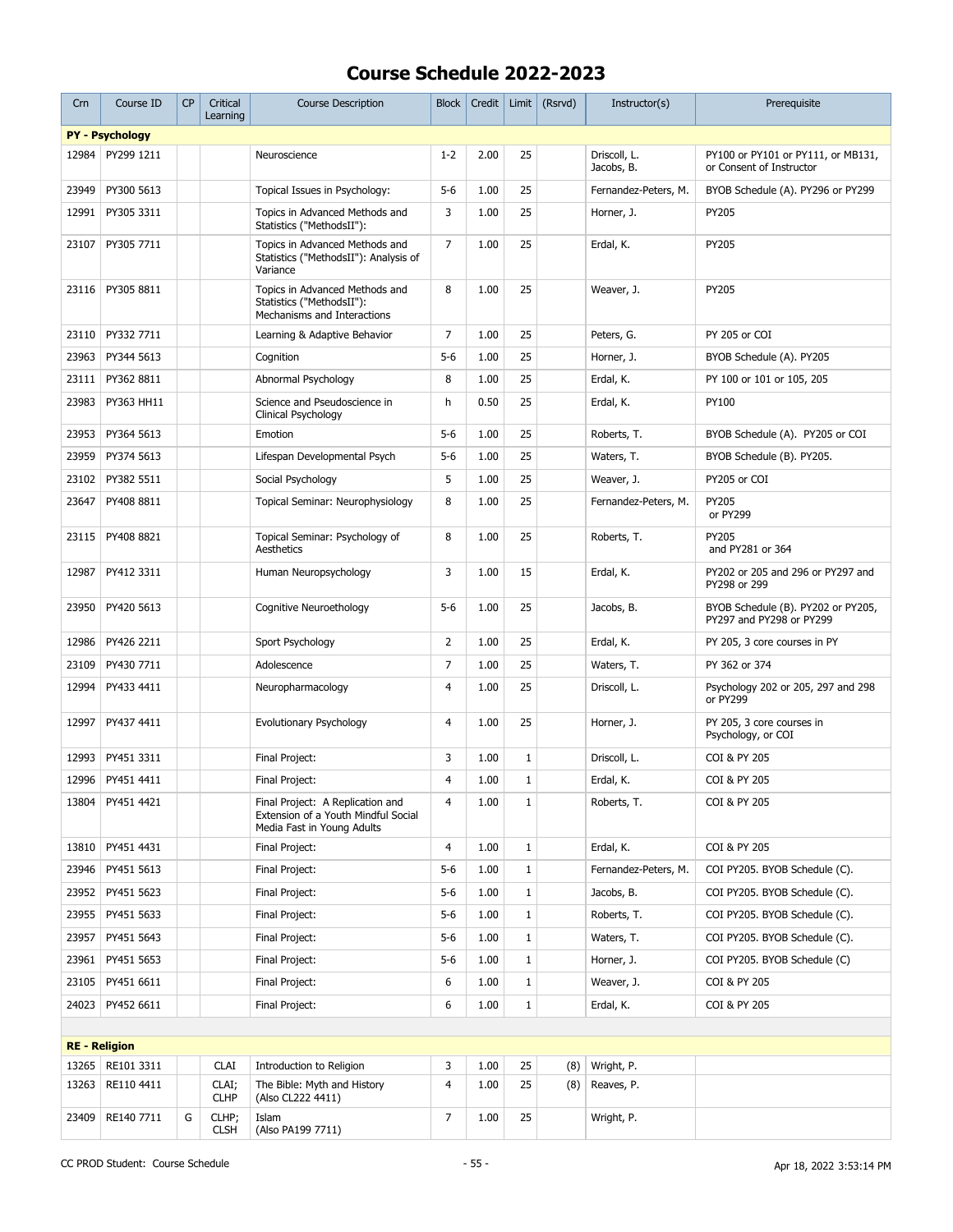# Course Schedule 2022-2023

| Crn | Course ID | CP | Critical Learning | Course Description | Block | Credit | Limit | (Rsrvd) | Instructor(s) | Prerequisite |
|---|---|---|---|---|---|---|---|---|---|---|
| **PY - Psychology** | | | | | | | | | | |
| 12984 | PY299 1211 | | | Neuroscience | 1-2 | 2.00 | 25 | | Driscoll, L. Jacobs, B. | PY100 or PY101 or PY111, or MB131, or Consent of Instructor |
| 23949 | PY300 5613 | | | Topical Issues in Psychology: | 5-6 | 1.00 | 25 | | Fernandez-Peters, M. | BYOB Schedule (A). PY296 or PY299 |
| 12991 | PY305 3311 | | | Topics in Advanced Methods and Statistics ("MethodsII"): | 3 | 1.00 | 25 | | Horner, J. | PY205 |
| 23107 | PY305 7711 | | | Topics in Advanced Methods and Statistics ("MethodsII"): Analysis of Variance | 7 | 1.00 | 25 | | Erdal, K. | PY205 |
| 23116 | PY305 8811 | | | Topics in Advanced Methods and Statistics ("MethodsII"): Mechanisms and Interactions | 8 | 1.00 | 25 | | Weaver, J. | PY205 |
| 23110 | PY332 7711 | | | Learning & Adaptive Behavior | 7 | 1.00 | 25 | | Peters, G. | PY 205 or COI |
| 23963 | PY344 5613 | | | Cognition | 5-6 | 1.00 | 25 | | Horner, J. | BYOB Schedule (A). PY205 |
| 23111 | PY362 8811 | | | Abnormal Psychology | 8 | 1.00 | 25 | | Erdal, K. | PY 100 or 101 or 105, 205 |
| 23983 | PY363 HH11 | | | Science and Pseudoscience in Clinical Psychology | h | 0.50 | 25 | | Erdal, K. | PY100 |
| 23953 | PY364 5613 | | | Emotion | 5-6 | 1.00 | 25 | | Roberts, T. | BYOB Schedule (A). PY205 or COI |
| 23959 | PY374 5613 | | | Lifespan Developmental Psych | 5-6 | 1.00 | 25 | | Waters, T. | BYOB Schedule (B). PY205. |
| 23102 | PY382 5511 | | | Social Psychology | 5 | 1.00 | 25 | | Weaver, J. | PY205 or COI |
| 23647 | PY408 8811 | | | Topical Seminar: Neurophysiology | 8 | 1.00 | 25 | | Fernandez-Peters, M. | PY205 or PY299 |
| 23115 | PY408 8821 | | | Topical Seminar: Psychology of Aesthetics | 8 | 1.00 | 25 | | Roberts, T. | PY205 and PY281 or 364 |
| 12987 | PY412 3311 | | | Human Neuropsychology | 3 | 1.00 | 15 | | Erdal, K. | PY202 or 205 and 296 or PY297 and PY298 or 299 |
| 23950 | PY420 5613 | | | Cognitive Neuroethology | 5-6 | 1.00 | 25 | | Jacobs, B. | BYOB Schedule (B). PY202 or PY205, PY297 and PY298 or PY299 |
| 12986 | PY426 2211 | | | Sport Psychology | 2 | 1.00 | 25 | | Erdal, K. | PY 205, 3 core courses in PY |
| 23109 | PY430 7711 | | | Adolescence | 7 | 1.00 | 25 | | Waters, T. | PY 362 or 374 |
| 12994 | PY433 4411 | | | Neuropharmacology | 4 | 1.00 | 25 | | Driscoll, L. | Psychology 202 or 205, 297 and 298 or PY299 |
| 12997 | PY437 4411 | | | Evolutionary Psychology | 4 | 1.00 | 25 | | Horner, J. | PY 205, 3 core courses in Psychology, or COI |
| 12993 | PY451 3311 | | | Final Project: | 3 | 1.00 | 1 | | Driscoll, L. | COI & PY 205 |
| 12996 | PY451 4411 | | | Final Project: | 4 | 1.00 | 1 | | Erdal, K. | COI & PY 205 |
| 13804 | PY451 4421 | | | Final Project: A Replication and Extension of a Youth Mindful Social Media Fast in Young Adults | 4 | 1.00 | 1 | | Roberts, T. | COI & PY 205 |
| 13810 | PY451 4431 | | | Final Project: | 4 | 1.00 | 1 | | Erdal, K. | COI & PY 205 |
| 23946 | PY451 5613 | | | Final Project: | 5-6 | 1.00 | 1 | | Fernandez-Peters, M. | COI PY205. BYOB Schedule (C). |
| 23952 | PY451 5623 | | | Final Project: | 5-6 | 1.00 | 1 | | Jacobs, B. | COI PY205. BYOB Schedule (C). |
| 23955 | PY451 5633 | | | Final Project: | 5-6 | 1.00 | 1 | | Roberts, T. | COI PY205. BYOB Schedule (C). |
| 23957 | PY451 5643 | | | Final Project: | 5-6 | 1.00 | 1 | | Waters, T. | COI PY205. BYOB Schedule (C). |
| 23961 | PY451 5653 | | | Final Project: | 5-6 | 1.00 | 1 | | Horner, J. | COI PY205. BYOB Schedule (C) |
| 23105 | PY451 6611 | | | Final Project: | 6 | 1.00 | 1 | | Weaver, J. | COI & PY 205 |
| 24023 | PY452 6611 | | | Final Project: | 6 | 1.00 | 1 | | Erdal, K. | COI & PY 205 |
| **RE - Religion** | | | | | | | | | | |
| 13265 | RE101 3311 | | CLAI | Introduction to Religion | 3 | 1.00 | 25 | (8) | Wright, P. | |
| 13263 | RE110 4411 | | CLAI; CLHP | The Bible: Myth and History (Also CL222 4411) | 4 | 1.00 | 25 | (8) | Reaves, P. | |
| 23409 | RE140 7711 | G | CLHP; CLSH | Islam (Also PA199 7711) | 7 | 1.00 | 25 | | Wright, P. | |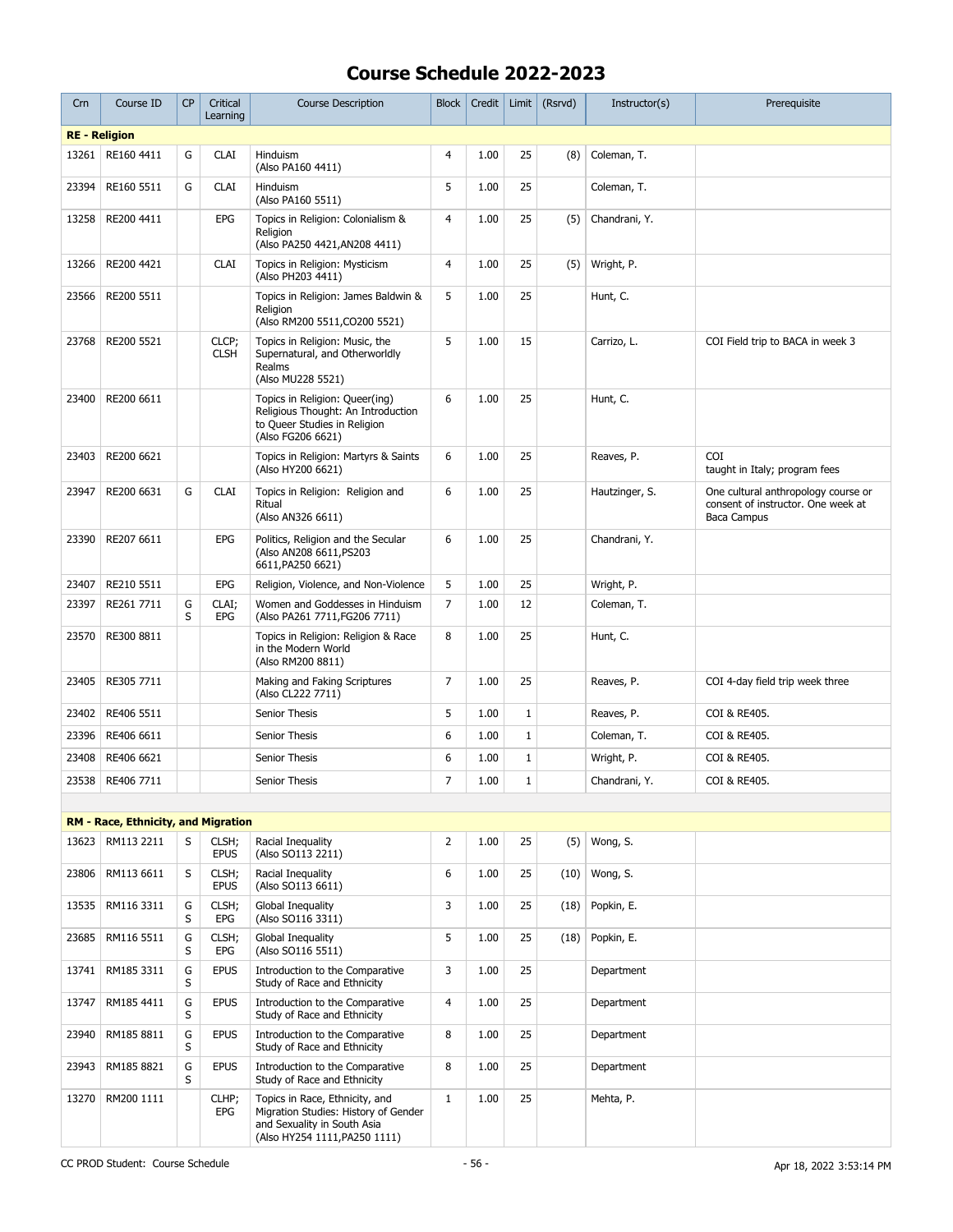# Course Schedule 2022-2023

| Crn | Course ID | CP | Critical Learning | Course Description | Block | Credit | Limit | (Rsrvd) | Instructor(s) | Prerequisite |
|---|---|---|---|---|---|---|---|---|---|---|
| **RE - Religion** | | | | | | | | | | |
| 13261 | RE160 4411 | G | CLAI | Hinduism (Also PA160 4411) | 4 | 1.00 | 25 | (8) | Coleman, T. | |
| 23394 | RE160 5511 | G | CLAI | Hinduism (Also PA160 5511) | 5 | 1.00 | 25 | | Coleman, T. | |
| 13258 | RE200 4411 | | EPG | Topics in Religion: Colonialism & Religion (Also PA250 4421,AN208 4411) | 4 | 1.00 | 25 | (5) | Chandrani, Y. | |
| 13266 | RE200 4421 | | CLAI | Topics in Religion: Mysticism (Also PH203 4411) | 4 | 1.00 | 25 | (5) | Wright, P. | |
| 23566 | RE200 5511 | | | Topics in Religion: James Baldwin & Religion (Also RM200 5511,CO200 5521) | 5 | 1.00 | 25 | | Hunt, C. | |
| 23768 | RE200 5521 | | CLCP; CLSH | Topics in Religion: Music, the Supernatural, and Otherworldly Realms (Also MU228 5521) | 5 | 1.00 | 15 | | Carrizo, L. | COI Field trip to BACA in week 3 |
| 23400 | RE200 6611 | | | Topics in Religion: Queer(ing) Religious Thought: An Introduction to Queer Studies in Religion (Also FG206 6621) | 6 | 1.00 | 25 | | Hunt, C. | |
| 23403 | RE200 6621 | | | Topics in Religion: Martyrs & Saints (Also HY200 6621) | 6 | 1.00 | 25 | | Reaves, P. | COI taught in Italy; program fees |
| 23947 | RE200 6631 | G | CLAI | Topics in Religion: Religion and Ritual (Also AN326 6611) | 6 | 1.00 | 25 | | Hautzinger, S. | One cultural anthropology course or consent of instructor. One week at Baca Campus |
| 23390 | RE207 6611 | | EPG | Politics, Religion and the Secular (Also AN208 6611,PS203 6611,PA250 6621) | 6 | 1.00 | 25 | | Chandrani, Y. | |
| 23407 | RE210 5511 | | EPG | Religion, Violence, and Non-Violence | 5 | 1.00 | 25 | | Wright, P. | |
| 23397 | RE261 7711 | G S | CLAI; EPG | Women and Goddesses in Hinduism (Also PA261 7711,FG206 7711) | 7 | 1.00 | 12 | | Coleman, T. | |
| 23570 | RE300 8811 | | | Topics in Religion: Religion & Race in the Modern World (Also RM200 8811) | 8 | 1.00 | 25 | | Hunt, C. | |
| 23405 | RE305 7711 | | | Making and Faking Scriptures (Also CL222 7711) | 7 | 1.00 | 25 | | Reaves, P. | COI 4-day field trip week three |
| 23402 | RE406 5511 | | | Senior Thesis | 5 | 1.00 | 1 | | Reaves, P. | COI & RE405. |
| 23396 | RE406 6611 | | | Senior Thesis | 6 | 1.00 | 1 | | Coleman, T. | COI & RE405. |
| 23408 | RE406 6621 | | | Senior Thesis | 6 | 1.00 | 1 | | Wright, P. | COI & RE405. |
| 23538 | RE406 7711 | | | Senior Thesis | 7 | 1.00 | 1 | | Chandrani, Y. | COI & RE405. |
| **RM - Race, Ethnicity, and Migration** | | | | | | | | | | |
| 13623 | RM113 2211 | S | CLSH; EPUS | Racial Inequality (Also SO113 2211) | 2 | 1.00 | 25 | (5) | Wong, S. | |
| 23806 | RM113 6611 | S | CLSH; EPUS | Racial Inequality (Also SO113 6611) | 6 | 1.00 | 25 | (10) | Wong, S. | |
| 13535 | RM116 3311 | G S | CLSH; EPG | Global Inequality (Also SO116 3311) | 3 | 1.00 | 25 | (18) | Popkin, E. | |
| 23685 | RM116 5511 | G S | CLSH; EPG | Global Inequality (Also SO116 5511) | 5 | 1.00 | 25 | (18) | Popkin, E. | |
| 13741 | RM185 3311 | G S | EPUS | Introduction to the Comparative Study of Race and Ethnicity | 3 | 1.00 | 25 | | Department | |
| 13747 | RM185 4411 | G S | EPUS | Introduction to the Comparative Study of Race and Ethnicity | 4 | 1.00 | 25 | | Department | |
| 23940 | RM185 8811 | G S | EPUS | Introduction to the Comparative Study of Race and Ethnicity | 8 | 1.00 | 25 | | Department | |
| 23943 | RM185 8821 | G S | EPUS | Introduction to the Comparative Study of Race and Ethnicity | 8 | 1.00 | 25 | | Department | |
| 13270 | RM200 1111 | | CLHP; EPG | Topics in Race, Ethnicity, and Migration Studies: History of Gender and Sexuality in South Asia (Also HY254 1111,PA250 1111) | 1 | 1.00 | 25 | | Mehta, P. | |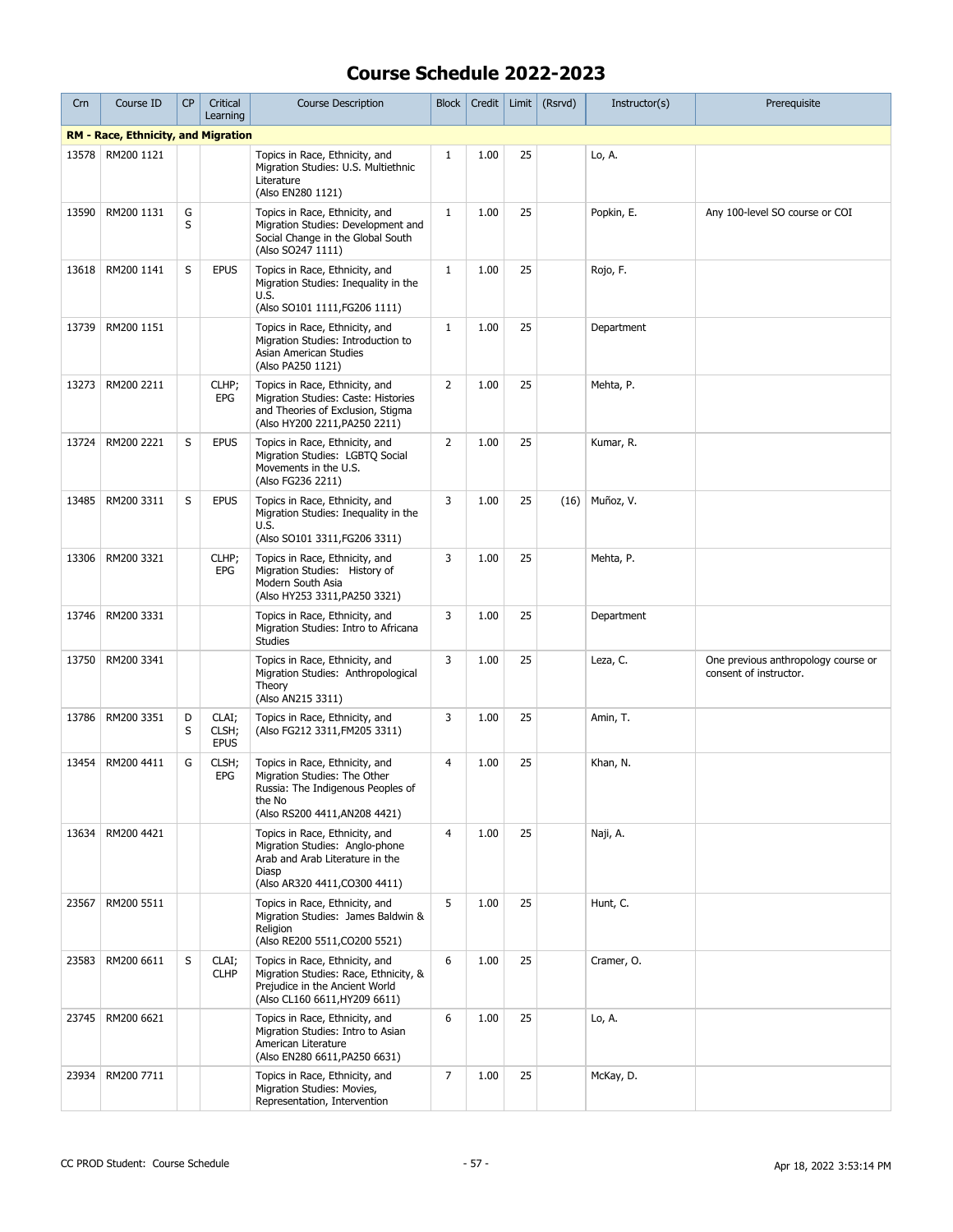# Course Schedule 2022-2023

| Crn | Course ID | CP | Critical Learning | Course Description | Block | Credit | Limit | (Rsrvd) | Instructor(s) | Prerequisite |
|---|---|---|---|---|---|---|---|---|---|---|
| **RM - Race, Ethnicity, and Migration** | | | | | | | | | | |
| 13578 | RM200 1121 | | | Topics in Race, Ethnicity, and Migration Studies: U.S. Multiethnic Literature (Also EN280 1121) | 1 | 1.00 | 25 | | Lo, A. | |
| 13590 | RM200 1131 | G S | | Topics in Race, Ethnicity, and Migration Studies: Development and Social Change in the Global South (Also SO247 1111) | 1 | 1.00 | 25 | | Popkin, E. | Any 100-level SO course or COI |
| 13618 | RM200 1141 | S | EPUS | Topics in Race, Ethnicity, and Migration Studies: Inequality in the U.S. (Also SO101 1111,FG206 1111) | 1 | 1.00 | 25 | | Rojo, F. | |
| 13739 | RM200 1151 | | | Topics in Race, Ethnicity, and Migration Studies: Introduction to Asian American Studies (Also PA250 1121) | 1 | 1.00 | 25 | | Department | |
| 13273 | RM200 2211 | | CLHP; EPG | Topics in Race, Ethnicity, and Migration Studies: Caste: Histories and Theories of Exclusion, Stigma (Also HY200 2211,PA250 2211) | 2 | 1.00 | 25 | | Mehta, P. | |
| 13724 | RM200 2221 | S | EPUS | Topics in Race, Ethnicity, and Migration Studies: LGBTQ Social Movements in the U.S. (Also FG236 2211) | 2 | 1.00 | 25 | | Kumar, R. | |
| 13485 | RM200 3311 | S | EPUS | Topics in Race, Ethnicity, and Migration Studies: Inequality in the U.S. (Also SO101 3311,FG206 3311) | 3 | 1.00 | 25 | (16) | Muñoz, V. | |
| 13306 | RM200 3321 | | CLHP; EPG | Topics in Race, Ethnicity, and Migration Studies: History of Modern South Asia (Also HY253 3311,PA250 3321) | 3 | 1.00 | 25 | | Mehta, P. | |
| 13746 | RM200 3331 | | | Topics in Race, Ethnicity, and Migration Studies: Intro to Africana Studies | 3 | 1.00 | 25 | | Department | |
| 13750 | RM200 3341 | | | Topics in Race, Ethnicity, and Migration Studies: Anthropological Theory (Also AN215 3311) | 3 | 1.00 | 25 | | Leza, C. | One previous anthropology course or consent of instructor. |
| 13786 | RM200 3351 | D S | CLAI; CLSH; EPUS | Topics in Race, Ethnicity, and (Also FG212 3311,FM205 3311) | 3 | 1.00 | 25 | | Amin, T. | |
| 13454 | RM200 4411 | G | CLSH; EPG | Topics in Race, Ethnicity, and Migration Studies: The Other Russia: The Indigenous Peoples of the No (Also RS200 4411,AN208 4421) | 4 | 1.00 | 25 | | Khan, N. | |
| 13634 | RM200 4421 | | | Topics in Race, Ethnicity, and Migration Studies: Anglo-phone Arab and Arab Literature in the Diasp (Also AR320 4411,CO300 4411) | 4 | 1.00 | 25 | | Naji, A. | |
| 23567 | RM200 5511 | | | Topics in Race, Ethnicity, and Migration Studies: James Baldwin & Religion (Also RE200 5511,CO200 5521) | 5 | 1.00 | 25 | | Hunt, C. | |
| 23583 | RM200 6611 | S | CLAI; CLHP | Topics in Race, Ethnicity, and Migration Studies: Race, Ethnicity, & Prejudice in the Ancient World (Also CL160 6611,HY209 6611) | 6 | 1.00 | 25 | | Cramer, O. | |
| 23745 | RM200 6621 | | | Topics in Race, Ethnicity, and Migration Studies: Intro to Asian American Literature (Also EN280 6611,PA250 6631) | 6 | 1.00 | 25 | | Lo, A. | |
| 23934 | RM200 7711 | | | Topics in Race, Ethnicity, and Migration Studies: Movies, Representation, Intervention | 7 | 1.00 | 25 | | McKay, D. | |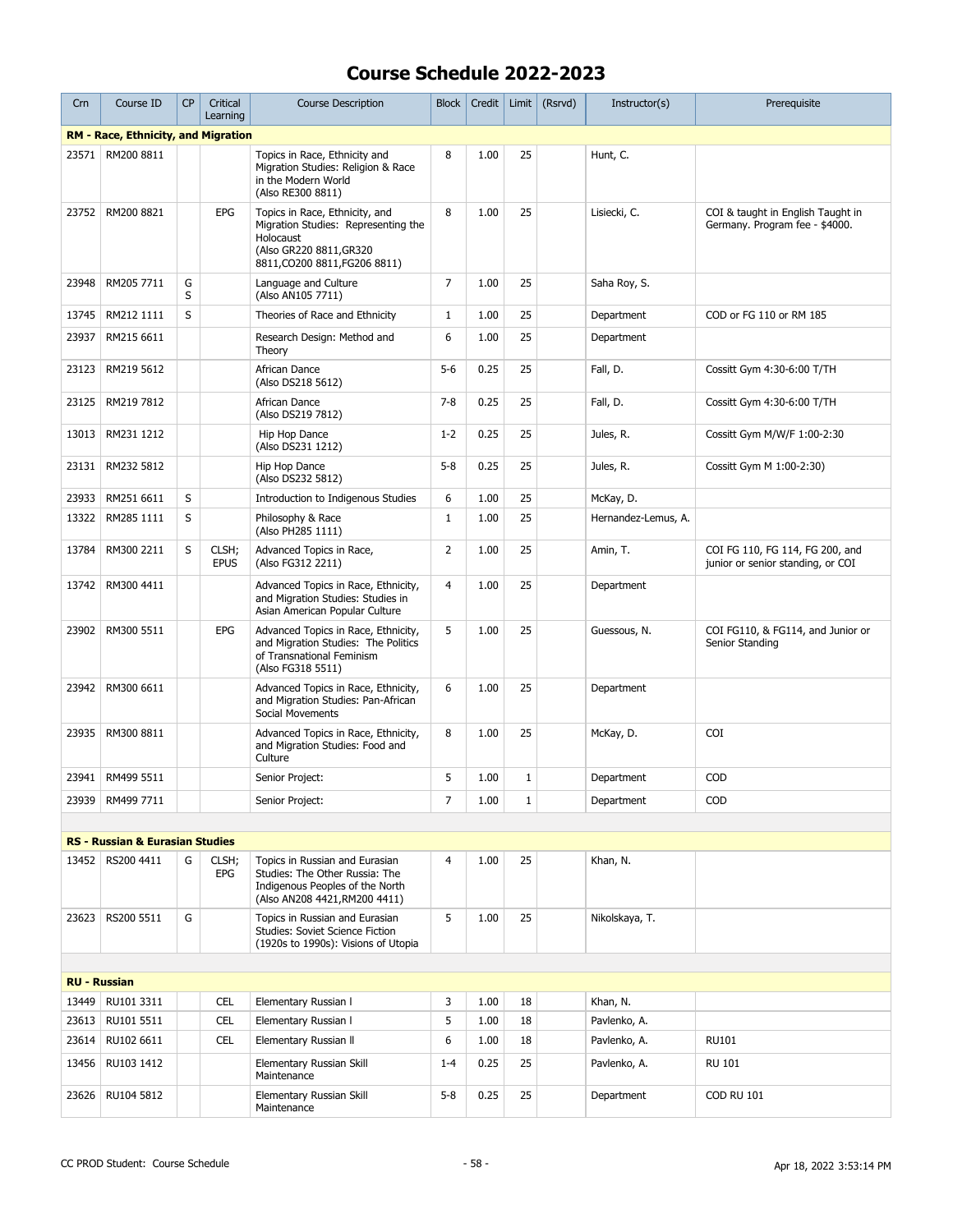# Course Schedule 2022-2023

| Crn | Course ID | CP | Critical Learning | Course Description | Block | Credit | Limit | (Rsrvd) | Instructor(s) | Prerequisite |
|---|---|---|---|---|---|---|---|---|---|---|
| **RM - Race, Ethnicity, and Migration** | | | | | | | | | | |
| 23571 | RM200 8811 | | | Topics in Race, Ethnicity and Migration Studies: Religion & Race in the Modern World (Also RE300 8811) | 8 | 1.00 | 25 | | Hunt, C. | |
| 23752 | RM200 8821 | | EPG | Topics in Race, Ethnicity, and Migration Studies: Representing the Holocaust (Also GR220 8811,GR320 8811,CO200 8811,FG206 8811) | 8 | 1.00 | 25 | | Lisiecki, C. | COI & taught in English Taught in Germany. Program fee - $4000. |
| 23948 | RM205 7711 | G S | | Language and Culture (Also AN105 7711) | 7 | 1.00 | 25 | | Saha Roy, S. | |
| 13745 | RM212 1111 | S | | Theories of Race and Ethnicity | 1 | 1.00 | 25 | | Department | COD or FG 110 or RM 185 |
| 23937 | RM215 6611 | | | Research Design: Method and Theory | 6 | 1.00 | 25 | | Department | |
| 23123 | RM219 5612 | | | African Dance (Also DS218 5612) | 5-6 | 0.25 | 25 | | Fall, D. | Cossitt Gym 4:30-6:00 T/TH |
| 23125 | RM219 7812 | | | African Dance (Also DS219 7812) | 7-8 | 0.25 | 25 | | Fall, D. | Cossitt Gym 4:30-6:00 T/TH |
| 13013 | RM231 1212 | | | Hip Hop Dance (Also DS231 1212) | 1-2 | 0.25 | 25 | | Jules, R. | Cossitt Gym M/W/F 1:00-2:30 |
| 23131 | RM232 5812 | | | Hip Hop Dance (Also DS232 5812) | 5-8 | 0.25 | 25 | | Jules, R. | Cossitt Gym M 1:00-2:30) |
| 23933 | RM251 6611 | S | | Introduction to Indigenous Studies | 6 | 1.00 | 25 | | McKay, D. | |
| 13322 | RM285 1111 | S | | Philosophy & Race (Also PH285 1111) | 1 | 1.00 | 25 | | Hernandez-Lemus, A. | |
| 13784 | RM300 2211 | S | CLSH; EPUS | Advanced Topics in Race, (Also FG312 2211) | 2 | 1.00 | 25 | | Amin, T. | COI FG 110, FG 114, FG 200, and junior or senior standing, or COI |
| 13742 | RM300 4411 | | | Advanced Topics in Race, Ethnicity, and Migration Studies: Studies in Asian American Popular Culture | 4 | 1.00 | 25 | | Department | |
| 23902 | RM300 5511 | | EPG | Advanced Topics in Race, Ethnicity, and Migration Studies: The Politics of Transnational Feminism (Also FG318 5511) | 5 | 1.00 | 25 | | Guessous, N. | COI FG110, & FG114, and Junior or Senior Standing |
| 23942 | RM300 6611 | | | Advanced Topics in Race, Ethnicity, and Migration Studies: Pan-African Social Movements | 6 | 1.00 | 25 | | Department | |
| 23935 | RM300 8811 | | | Advanced Topics in Race, Ethnicity, and Migration Studies: Food and Culture | 8 | 1.00 | 25 | | McKay, D. | COI |
| 23941 | RM499 5511 | | | Senior Project: | 5 | 1.00 | 1 | | Department | COD |
| 23939 | RM499 7711 | | | Senior Project: | 7 | 1.00 | 1 | | Department | COD |
| **RS - Russian & Eurasian Studies** | | | | | | | | | | |
| 13452 | RS200 4411 | G | CLSH; EPG | Topics in Russian and Eurasian Studies: The Other Russia: The Indigenous Peoples of the North (Also AN208 4421,RM200 4411) | 4 | 1.00 | 25 | | Khan, N. | |
| 23623 | RS200 5511 | G | | Topics in Russian and Eurasian Studies: Soviet Science Fiction (1920s to 1990s): Visions of Utopia | 5 | 1.00 | 25 | | Nikolskaya, T. | |
| **RU - Russian** | | | | | | | | | | |
| 13449 | RU101 3311 | | CEL | Elementary Russian I | 3 | 1.00 | 18 | | Khan, N. | |
| 23613 | RU101 5511 | | CEL | Elementary Russian I | 5 | 1.00 | 18 | | Pavlenko, A. | |
| 23614 | RU102 6611 | | CEL | Elementary Russian II | 6 | 1.00 | 18 | | Pavlenko, A. | RU101 |
| 13456 | RU103 1412 | | | Elementary Russian Skill Maintenance | 1-4 | 0.25 | 25 | | Pavlenko, A. | RU 101 |
| 23626 | RU104 5812 | | | Elementary Russian Skill Maintenance | 5-8 | 0.25 | 25 | | Department | COD RU 101 |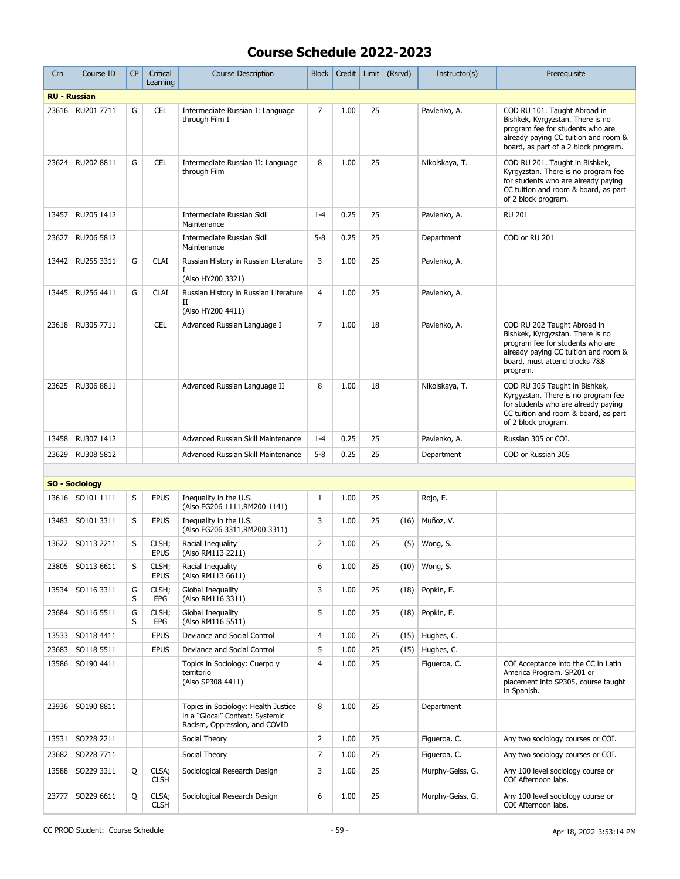# Course Schedule 2022-2023

| Crn | Course ID | CP | Critical Learning | Course Description | Block | Credit | Limit | (Rsrvd) | Instructor(s) | Prerequisite |
|---|---|---|---|---|---|---|---|---|---|---|
| **RU - Russian** | | | | | | | | | | |
| 23616 | RU201 7711 | G | CEL | Intermediate Russian I: Language through Film I | 7 | 1.00 | 25 | | Pavlenko, A. | COD RU 101. Taught Abroad in Bishkek, Kyrgyzstan. There is no program fee for students who are already paying CC tuition and room & board, as part of a 2 block program. |
| 23624 | RU202 8811 | G | CEL | Intermediate Russian II: Language through Film | 8 | 1.00 | 25 | | Nikolskaya, T. | COD RU 201. Taught in Bishkek, Kyrgyzstan. There is no program fee for students who are already paying CC tuition and room & board, as part of 2 block program. |
| 13457 | RU205 1412 | | | Intermediate Russian Skill Maintenance | 1-4 | 0.25 | 25 | | Pavlenko, A. | RU 201 |
| 23627 | RU206 5812 | | | Intermediate Russian Skill Maintenance | 5-8 | 0.25 | 25 | | Department | COD or RU 201 |
| 13442 | RU255 3311 | G | CLAI | Russian History in Russian Literature I (Also HY200 3321) | 3 | 1.00 | 25 | | Pavlenko, A. | |
| 13445 | RU256 4411 | G | CLAI | Russian History in Russian Literature II (Also HY200 4411) | 4 | 1.00 | 25 | | Pavlenko, A. | |
| 23618 | RU305 7711 | | CEL | Advanced Russian Language I | 7 | 1.00 | 18 | | Pavlenko, A. | COD RU 202 Taught Abroad in Bishkek, Kyrgyzstan. There is no program fee for students who are already paying CC tuition and room & board, must attend blocks 7&8 program. |
| 23625 | RU306 8811 | | | Advanced Russian Language II | 8 | 1.00 | 18 | | Nikolskaya, T. | COD RU 305 Taught in Bishkek, Kyrgyzstan. There is no program fee for students who are already paying CC tuition and room & board, as part of 2 block program. |
| 13458 | RU307 1412 | | | Advanced Russian Skill Maintenance | 1-4 | 0.25 | 25 | | Pavlenko, A. | Russian 305 or COI. |
| 23629 | RU308 5812 | | | Advanced Russian Skill Maintenance | 5-8 | 0.25 | 25 | | Department | COD or Russian 305 |
| **SO - Sociology** | | | | | | | | | | |
| 13616 | SO101 1111 | S | EPUS | Inequality in the U.S. (Also FG206 1111,RM200 1141) | 1 | 1.00 | 25 | | Rojo, F. | |
| 13483 | SO101 3311 | S | EPUS | Inequality in the U.S. (Also FG206 3311,RM200 3311) | 3 | 1.00 | 25 | (16) | Muñoz, V. | |
| 13622 | SO113 2211 | S | CLSH; EPUS | Racial Inequality (Also RM113 2211) | 2 | 1.00 | 25 | (5) | Wong, S. | |
| 23805 | SO113 6611 | S | CLSH; EPUS | Racial Inequality (Also RM113 6611) | 6 | 1.00 | 25 | (10) | Wong, S. | |
| 13534 | SO116 3311 | G S | CLSH; EPG | Global Inequality (Also RM116 3311) | 3 | 1.00 | 25 | (18) | Popkin, E. | |
| 23684 | SO116 5511 | G S | CLSH; EPG | Global Inequality (Also RM116 5511) | 5 | 1.00 | 25 | (18) | Popkin, E. | |
| 13533 | SO118 4411 | | EPUS | Deviance and Social Control | 4 | 1.00 | 25 | (15) | Hughes, C. | |
| 23683 | SO118 5511 | | EPUS | Deviance and Social Control | 5 | 1.00 | 25 | (15) | Hughes, C. | |
| 13586 | SO190 4411 | | | Topics in Sociology: Cuerpo y territorio (Also SP308 4411) | 4 | 1.00 | 25 | | Figueroa, C. | COI Acceptance into the CC in Latin America Program. SP201 or placement into SP305, course taught in Spanish. |
| 23936 | SO190 8811 | | | Topics in Sociology: Health Justice in a "Glocal" Context: Systemic Racism, Oppression, and COVID | 8 | 1.00 | 25 | | Department | |
| 13531 | SO228 2211 | | | Social Theory | 2 | 1.00 | 25 | | Figueroa, C. | Any two sociology courses or COI. |
| 23682 | SO228 7711 | | | Social Theory | 7 | 1.00 | 25 | | Figueroa, C. | Any two sociology courses or COI. |
| 13588 | SO229 3311 | Q | CLSA; CLSH | Sociological Research Design | 3 | 1.00 | 25 | | Murphy-Geiss, G. | Any 100 level sociology course or COI Afternoon labs. |
| 23777 | SO229 6611 | Q | CLSA; CLSH | Sociological Research Design | 6 | 1.00 | 25 | | Murphy-Geiss, G. | Any 100 level sociology course or COI Afternoon labs. |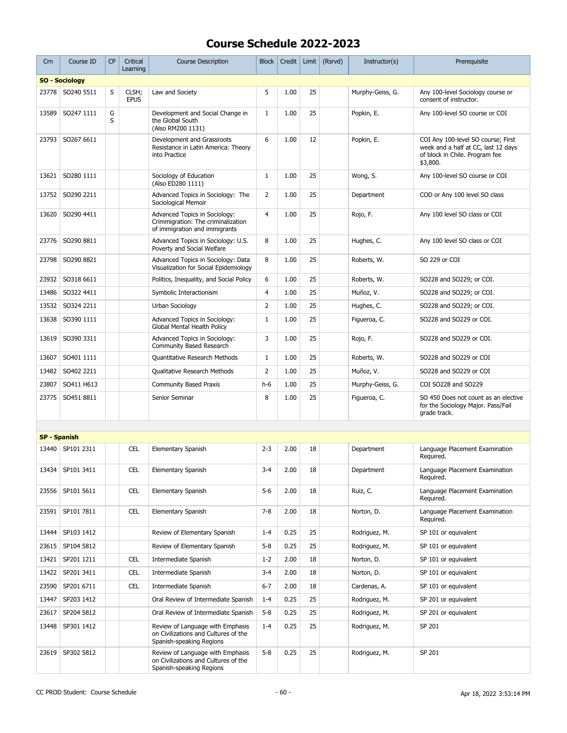# Course Schedule 2022-2023

| Crn | Course ID | CP | Critical Learning | Course Description | Block | Credit | Limit | (Rsrvd) | Instructor(s) | Prerequisite |
|---|---|---|---|---|---|---|---|---|---|---|
| **SO - Sociology** | | | | | | | | | | |
| 23778 | SO240 5511 | S | CLSH; EPUS | Law and Society | 5 | 1.00 | 25 | | Murphy-Geiss, G. | Any 100-level Sociology course or consent of instructor. |
| 13589 | SO247 1111 | G S | | Development and Social Change in the Global South (Also RM200 1131) | 1 | 1.00 | 25 | | Popkin, E. | Any 100-level SO course or COI |
| 23793 | SO267 6611 | | | Development and Grassroots Resistance in Latin America: Theory into Practice | 6 | 1.00 | 12 | | Popkin, E. | COI Any 100-level SO course; First week and a half at CC, last 12 days of block in Chile. Program fee $3,800. |
| 13621 | SO280 1111 | | | Sociology of Education (Also ED280 1111) | 1 | 1.00 | 25 | | Wong, S. | Any 100-level SO course or COI |
| 13752 | SO290 2211 | | | Advanced Topics in Sociology: The Sociological Memoir | 2 | 1.00 | 25 | | Department | COD or Any 100 level SO class |
| 13620 | SO290 4411 | | | Advanced Topics in Sociology: Crimmigration: The criminalization of immigration and immigrants | 4 | 1.00 | 25 | | Rojo, F. | Any 100 level SO class or COI |
| 23776 | SO290 8811 | | | Advanced Topics in Sociology: U.S. Poverty and Social Welfare | 8 | 1.00 | 25 | | Hughes, C. | Any 100 level SO class or COI |
| 23798 | SO290 8821 | | | Advanced Topics in Sociology: Data Visualization for Social Epidemiology | 8 | 1.00 | 25 | | Roberts, W. | SO 229 or COI |
| 23932 | SO318 6611 | | | Politics, Inequality, and Social Policy | 6 | 1.00 | 25 | | Roberts, W. | SO228 and SO229; or COI. |
| 13486 | SO322 4411 | | | Symbolic Interactionism | 4 | 1.00 | 25 | | Muñoz, V. | SO228 and SO229; or COI. |
| 13532 | SO324 2211 | | | Urban Sociology | 2 | 1.00 | 25 | | Hughes, C. | SO228 and SO229; or COI. |
| 13638 | SO390 1111 | | | Advanced Topics in Sociology: Global Mental Health Policy | 1 | 1.00 | 25 | | Figueroa, C. | SO228 and SO229 or COI. |
| 13619 | SO390 3311 | | | Advanced Topics in Sociology: Community Based Research | 3 | 1.00 | 25 | | Rojo, F. | SO228 and SO229 or COI. |
| 13607 | SO401 1111 | | | Quantitative Research Methods | 1 | 1.00 | 25 | | Roberts, W. | SO228 and SO229 or COI |
| 13482 | SO402 2211 | | | Qualitative Research Methods | 2 | 1.00 | 25 | | Muñoz, V. | SO228 and SO229 or COI |
| 23807 | SO411 H613 | | | Community Based Praxis | h-6 | 1.00 | 25 | | Murphy-Geiss, G. | COI SO228 and SO229 |
| 23775 | SO451 8811 | | | Senior Seminar | 8 | 1.00 | 25 | | Figueroa, C. | SO 450 Does not count as an elective for the Sociology Major. Pass/Fail grade track. |
| **SP - Spanish** | | | | | | | | | | |
| 13440 | SP101 2311 | | CEL | Elementary Spanish | 2-3 | 2.00 | 18 | | Department | Language Placement Examination Required. |
| 13434 | SP101 3411 | | CEL | Elementary Spanish | 3-4 | 2.00 | 18 | | Department | Language Placement Examination Required. |
| 23556 | SP101 5611 | | CEL | Elementary Spanish | 5-6 | 2.00 | 18 | | Ruiz, C. | Language Placement Examination Required. |
| 23591 | SP101 7811 | | CEL | Elementary Spanish | 7-8 | 2.00 | 18 | | Norton, D. | Language Placement Examination Required. |
| 13444 | SP103 1412 | | | Review of Elementary Spanish | 1-4 | 0.25 | 25 | | Rodriguez, M. | SP 101 or equivalent |
| 23615 | SP104 5812 | | | Review of Elementary Spanish | 5-8 | 0.25 | 25 | | Rodriguez, M. | SP 101 or equivalent |
| 13421 | SP201 1211 | | CEL | Intermediate Spanish | 1-2 | 2.00 | 18 | | Norton, D. | SP 101 or equivalent |
| 13422 | SP201 3411 | | CEL | Intermediate Spanish | 3-4 | 2.00 | 18 | | Norton, D. | SP 101 or equivalent |
| 23590 | SP201 6711 | | CEL | Intermediate Spanish | 6-7 | 2.00 | 18 | | Cardenas, A. | SP 101 or equivalent |
| 13447 | SP203 1412 | | | Oral Review of Intermediate Spanish | 1-4 | 0.25 | 25 | | Rodriguez, M. | SP 201 or equivalent |
| 23617 | SP204 5812 | | | Oral Review of Intermediate Spanish | 5-8 | 0.25 | 25 | | Rodriguez, M. | SP 201 or equivalent |
| 13448 | SP301 1412 | | | Review of Language with Emphasis on Civilizations and Cultures of the Spanish-speaking Regions | 1-4 | 0.25 | 25 | | Rodriguez, M. | SP 201 |
| 23619 | SP302 5812 | | | Review of Language with Emphasis on Civilizations and Cultures of the Spanish-speaking Regions | 5-8 | 0.25 | 25 | | Rodriguez, M. | SP 201 |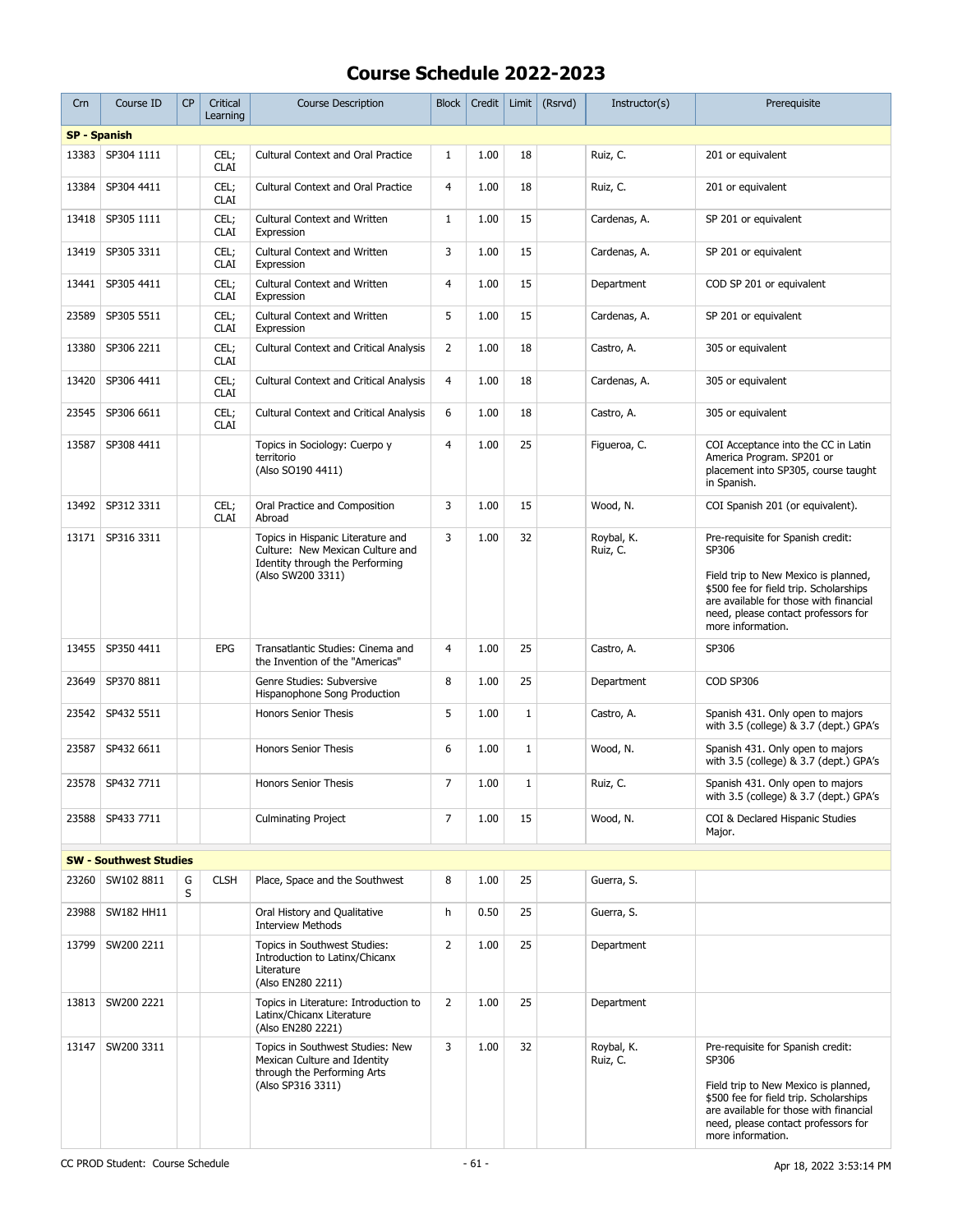# Course Schedule 2022-2023

| Crn | Course ID | CP | Critical Learning | Course Description | Block | Credit | Limit | (Rsrvd) | Instructor(s) | Prerequisite |
|---|---|---|---|---|---|---|---|---|---|---|
| **SP - Spanish** | | | | | | | | | | |
| 13383 | SP304 1111 | | CEL; CLAI | Cultural Context and Oral Practice | 1 | 1.00 | 18 | | Ruiz, C. | 201 or equivalent |
| 13384 | SP304 4411 | | CEL; CLAI | Cultural Context and Oral Practice | 4 | 1.00 | 18 | | Ruiz, C. | 201 or equivalent |
| 13418 | SP305 1111 | | CEL; CLAI | Cultural Context and Written Expression | 1 | 1.00 | 15 | | Cardenas, A. | SP 201 or equivalent |
| 13419 | SP305 3311 | | CEL; CLAI | Cultural Context and Written Expression | 3 | 1.00 | 15 | | Cardenas, A. | SP 201 or equivalent |
| 13441 | SP305 4411 | | CEL; CLAI | Cultural Context and Written Expression | 4 | 1.00 | 15 | | Department | COD SP 201 or equivalent |
| 23589 | SP305 5511 | | CEL; CLAI | Cultural Context and Written Expression | 5 | 1.00 | 15 | | Cardenas, A. | SP 201 or equivalent |
| 13380 | SP306 2211 | | CEL; CLAI | Cultural Context and Critical Analysis | 2 | 1.00 | 18 | | Castro, A. | 305 or equivalent |
| 13420 | SP306 4411 | | CEL; CLAI | Cultural Context and Critical Analysis | 4 | 1.00 | 18 | | Cardenas, A. | 305 or equivalent |
| 23545 | SP306 6611 | | CEL; CLAI | Cultural Context and Critical Analysis | 6 | 1.00 | 18 | | Castro, A. | 305 or equivalent |
| 13587 | SP308 4411 | | | Topics in Sociology: Cuerpo y territorio (Also SO190 4411) | 4 | 1.00 | 25 | | Figueroa, C. | COI Acceptance into the CC in Latin America Program. SP201 or placement into SP305, course taught in Spanish. |
| 13492 | SP312 3311 | | CEL; CLAI | Oral Practice and Composition Abroad | 3 | 1.00 | 15 | | Wood, N. | COI Spanish 201 (or equivalent). |
| 13171 | SP316 3311 | | | Topics in Hispanic Literature and Culture: New Mexican Culture and Identity through the Performing (Also SW200 3311) | 3 | 1.00 | 32 | | Roybal, K. Ruiz, C. | Pre-requisite for Spanish credit: SP306<br><br>Field trip to New Mexico is planned, $500 fee for field trip. Scholarships are available for those with financial need, please contact professors for more information. |
| 13455 | SP350 4411 | | EPG | Transatlantic Studies: Cinema and the Invention of the "Americas" | 4 | 1.00 | 25 | | Castro, A. | SP306 |
| 23649 | SP370 8811 | | | Genre Studies: Subversive Hispanophone Song Production | 8 | 1.00 | 25 | | Department | COD SP306 |
| 23542 | SP432 5511 | | | Honors Senior Thesis | 5 | 1.00 | 1 | | Castro, A. | Spanish 431. Only open to majors with 3.5 (college) & 3.7 (dept.) GPA's |
| 23587 | SP432 6611 | | | Honors Senior Thesis | 6 | 1.00 | 1 | | Wood, N. | Spanish 431. Only open to majors with 3.5 (college) & 3.7 (dept.) GPA's |
| 23578 | SP432 7711 | | | Honors Senior Thesis | 7 | 1.00 | 1 | | Ruiz, C. | Spanish 431. Only open to majors with 3.5 (college) & 3.7 (dept.) GPA's |
| 23588 | SP433 7711 | | | Culminating Project | 7 | 1.00 | 15 | | Wood, N. | COI & Declared Hispanic Studies Major. |
| **SW - Southwest Studies** | | | | | | | | | | |
| 23260 | SW102 8811 | G S | CLSH | Place, Space and the Southwest | 8 | 1.00 | 25 | | Guerra, S. | |
| 23988 | SW182 HH11 | | | Oral History and Qualitative Interview Methods | h | 0.50 | 25 | | Guerra, S. | |
| 13799 | SW200 2211 | | | Topics in Southwest Studies: Introduction to Latinx/Chicanx Literature (Also EN280 2211) | 2 | 1.00 | 25 | | Department | |
| 13813 | SW200 2221 | | | Topics in Literature: Introduction to Latinx/Chicanx Literature (Also EN280 2221) | 2 | 1.00 | 25 | | Department | |
| 13147 | SW200 3311 | | | Topics in Southwest Studies: New Mexican Culture and Identity through the Performing Arts (Also SP316 3311) | 3 | 1.00 | 32 | | Roybal, K. Ruiz, C. | Pre-requisite for Spanish credit: SP306<br><br>Field trip to New Mexico is planned, $500 fee for field trip. Scholarships are available for those with financial need, please contact professors for more information. |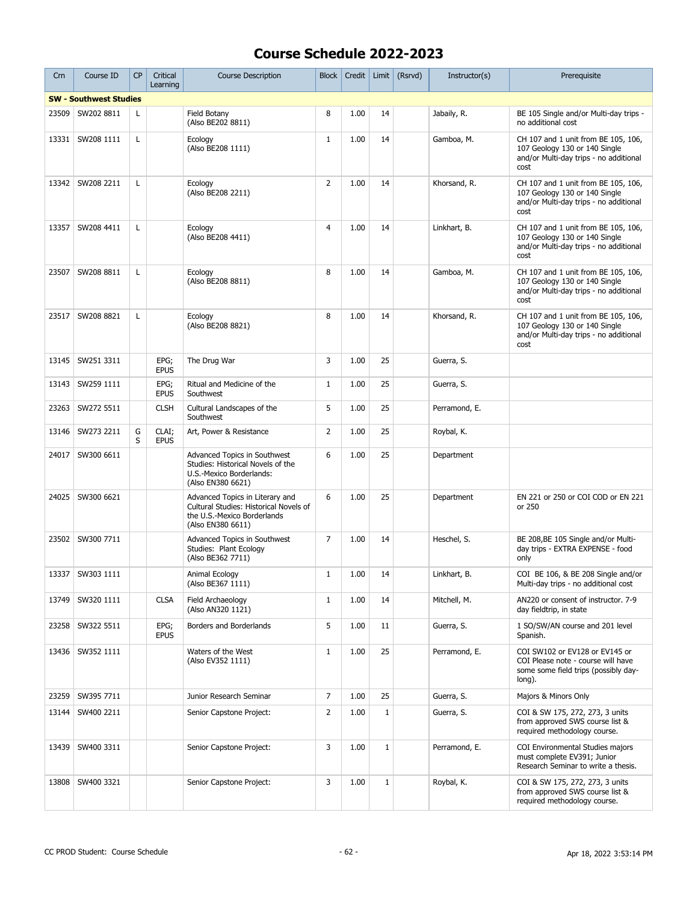# Course Schedule 2022-2023

| Crn | Course ID | CP | Critical Learning | Course Description | Block | Credit | Limit | (Rsrvd) | Instructor(s) | Prerequisite |
|---|---|---|---|---|---|---|---|---|---|---|
| **SW - Southwest Studies** | | | | | | | | | | |
| 23509 | SW202 8811 | L | | Field Botany (Also BE202 8811) | 8 | 1.00 | 14 | | Jabaily, R. | BE 105 Single and/or Multi-day trips - no additional cost |
| 13331 | SW208 1111 | L | | Ecology (Also BE208 1111) | 1 | 1.00 | 14 | | Gamboa, M. | CH 107 and 1 unit from BE 105, 106, 107 Geology 130 or 140 Single and/or Multi-day trips - no additional cost |
| 13342 | SW208 2211 | L | | Ecology (Also BE208 2211) | 2 | 1.00 | 14 | | Khorsand, R. | CH 107 and 1 unit from BE 105, 106, 107 Geology 130 or 140 Single and/or Multi-day trips - no additional cost |
| 13357 | SW208 4411 | L | | Ecology (Also BE208 4411) | 4 | 1.00 | 14 | | Linkhart, B. | CH 107 and 1 unit from BE 105, 106, 107 Geology 130 or 140 Single and/or Multi-day trips - no additional cost |
| 23507 | SW208 8811 | L | | Ecology (Also BE208 8811) | 8 | 1.00 | 14 | | Gamboa, M. | CH 107 and 1 unit from BE 105, 106, 107 Geology 130 or 140 Single and/or Multi-day trips - no additional cost |
| 23517 | SW208 8821 | L | | Ecology (Also BE208 8821) | 8 | 1.00 | 14 | | Khorsand, R. | CH 107 and 1 unit from BE 105, 106, 107 Geology 130 or 140 Single and/or Multi-day trips - no additional cost |
| 13145 | SW251 3311 | | EPG; EPUS | The Drug War | 3 | 1.00 | 25 | | Guerra, S. | |
| 13143 | SW259 1111 | | EPG; EPUS | Ritual and Medicine of the Southwest | 1 | 1.00 | 25 | | Guerra, S. | |
| 23263 | SW272 5511 | | CLSH | Cultural Landscapes of the Southwest | 5 | 1.00 | 25 | | Perramond, E. | |
| 13146 | SW273 2211 | G S | CLAI; EPUS | Art, Power & Resistance | 2 | 1.00 | 25 | | Roybal, K. | |
| 24017 | SW300 6611 | | | Advanced Topics in Southwest Studies: Historical Novels of the U.S.-Mexico Borderlands: (Also EN380 6621) | 6 | 1.00 | 25 | | Department | |
| 24025 | SW300 6621 | | | Advanced Topics in Literary and Cultural Studies: Historical Novels of the U.S.-Mexico Borderlands (Also EN380 6611) | 6 | 1.00 | 25 | | Department | EN 221 or 250 or COI COD or EN 221 or 250 |
| 23502 | SW300 7711 | | | Advanced Topics in Southwest Studies: Plant Ecology (Also BE362 7711) | 7 | 1.00 | 14 | | Heschel, S. | BE 208,BE 105 Single and/or Multi-day trips - EXTRA EXPENSE - food only |
| 13337 | SW303 1111 | | | Animal Ecology (Also BE367 1111) | 1 | 1.00 | 14 | | Linkhart, B. | COI BE 106, & BE 208 Single and/or Multi-day trips - no additional cost |
| 13749 | SW320 1111 | | CLSA | Field Archaeology (Also AN320 1121) | 1 | 1.00 | 14 | | Mitchell, M. | AN220 or consent of instructor. 7-9 day fieldtrip, in state |
| 23258 | SW322 5511 | | EPG; EPUS | Borders and Borderlands | 5 | 1.00 | 11 | | Guerra, S. | 1 SO/SW/AN course and 201 level Spanish. |
| 13436 | SW352 1111 | | | Waters of the West (Also EV352 1111) | 1 | 1.00 | 25 | | Perramond, E. | COI SW102 or EV128 or EV145 or COI Please note - course will have some some field trips (possibly day-long). |
| 23259 | SW395 7711 | | | Junior Research Seminar | 7 | 1.00 | 25 | | Guerra, S. | Majors & Minors Only |
| 13144 | SW400 2211 | | | Senior Capstone Project: | 2 | 1.00 | 1 | | Guerra, S. | COI & SW 175, 272, 273, 3 units from approved SWS course list & required methodology course. |
| 13439 | SW400 3311 | | | Senior Capstone Project: | 3 | 1.00 | 1 | | Perramond, E. | COI Environmental Studies majors must complete EV391; Junior Research Seminar to write a thesis. |
| 13808 | SW400 3321 | | | Senior Capstone Project: | 3 | 1.00 | 1 | | Roybal, K. | COI & SW 175, 272, 273, 3 units from approved SWS course list & required methodology course. |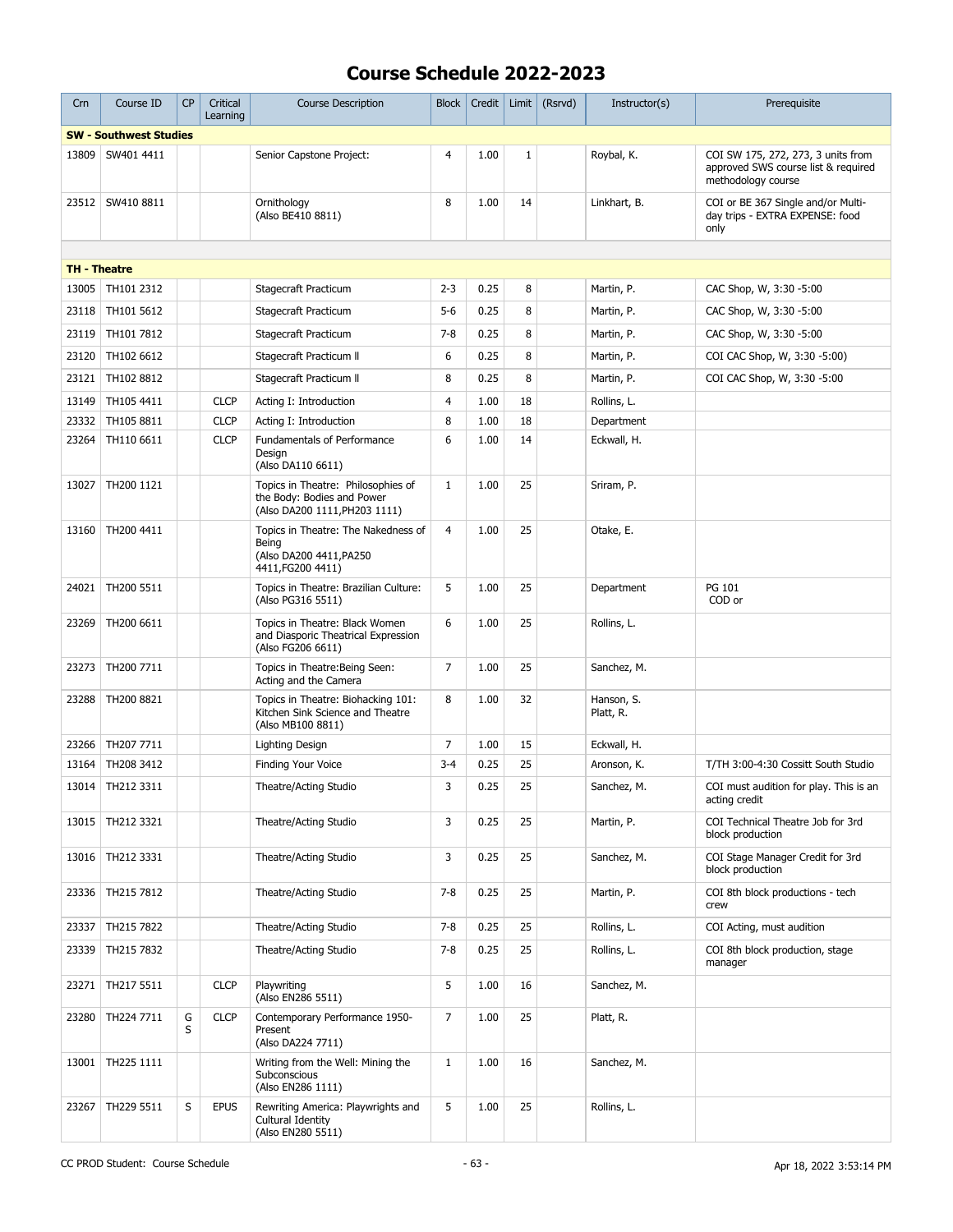# Course Schedule 2022-2023

| Crn | Course ID | CP | Critical Learning | Course Description | Block | Credit | Limit | (Rsrvd) | Instructor(s) | Prerequisite |
|---|---|---|---|---|---|---|---|---|---|---|
| **SW - Southwest Studies** | | | | | | | | | | |
| 13809 | SW401 4411 | | | Senior Capstone Project: | 4 | 1.00 | 1 | | Roybal, K. | COI SW 175, 272, 273, 3 units from approved SWS course list & required methodology course |
| 23512 | SW410 8811 | | | Ornithology (Also BE410 8811) | 8 | 1.00 | 14 | | Linkhart, B. | COI or BE 367 Single and/or Multi-day trips - EXTRA EXPENSE: food only |
| **TH - Theatre** | | | | | | | | | | |
| 13005 | TH101 2312 | | | Stagecraft Practicum | 2-3 | 0.25 | 8 | | Martin, P. | CAC Shop, W, 3:30 -5:00 |
| 23118 | TH101 5612 | | | Stagecraft Practicum | 5-6 | 0.25 | 8 | | Martin, P. | CAC Shop, W, 3:30 -5:00 |
| 23119 | TH101 7812 | | | Stagecraft Practicum | 7-8 | 0.25 | 8 | | Martin, P. | CAC Shop, W, 3:30 -5:00 |
| 23120 | TH102 6612 | | | Stagecraft Practicum II | 6 | 0.25 | 8 | | Martin, P. | COI CAC Shop, W, 3:30 -5:00) |
| 23121 | TH102 8812 | | | Stagecraft Practicum II | 8 | 0.25 | 8 | | Martin, P. | COI CAC Shop, W, 3:30 -5:00 |
| 13149 | TH105 4411 | | CLCP | Acting I: Introduction | 4 | 1.00 | 18 | | Rollins, L. | |
| 23332 | TH105 8811 | | CLCP | Acting I: Introduction | 8 | 1.00 | 18 | | Department | |
| 23264 | TH110 6611 | | CLCP | Fundamentals of Performance Design (Also DA110 6611) | 6 | 1.00 | 14 | | Eckwall, H. | |
| 13027 | TH200 1121 | | | Topics in Theatre: Philosophies of the Body: Bodies and Power (Also DA200 1111,PH203 1111) | 1 | 1.00 | 25 | | Sriram, P. | |
| 13160 | TH200 4411 | | | Topics in Theatre: The Nakedness of Being (Also DA200 4411,PA250 4411,FG200 4411) | 4 | 1.00 | 25 | | Otake, E. | |
| 24021 | TH200 5511 | | | Topics in Theatre: Brazilian Culture: (Also PG316 5511) | 5 | 1.00 | 25 | | Department | PG 101 COD or |
| 23269 | TH200 6611 | | | Topics in Theatre: Black Women and Diasporic Theatrical Expression (Also FG206 6611) | 6 | 1.00 | 25 | | Rollins, L. | |
| 23273 | TH200 7711 | | | Topics in Theatre:Being Seen: Acting and the Camera | 7 | 1.00 | 25 | | Sanchez, M. | |
| 23288 | TH200 8821 | | | Topics in Theatre: Biohacking 101: Kitchen Sink Science and Theatre (Also MB100 8811) | 8 | 1.00 | 32 | | Hanson, S. Platt, R. | |
| 23266 | TH207 7711 | | | Lighting Design | 7 | 1.00 | 15 | | Eckwall, H. | |
| 13164 | TH208 3412 | | | Finding Your Voice | 3-4 | 0.25 | 25 | | Aronson, K. | T/TH 3:00-4:30 Cossitt South Studio |
| 13014 | TH212 3311 | | | Theatre/Acting Studio | 3 | 0.25 | 25 | | Sanchez, M. | COI must audition for play. This is an acting credit |
| 13015 | TH212 3321 | | | Theatre/Acting Studio | 3 | 0.25 | 25 | | Martin, P. | COI Technical Theatre Job for 3rd block production |
| 13016 | TH212 3331 | | | Theatre/Acting Studio | 3 | 0.25 | 25 | | Sanchez, M. | COI Stage Manager Credit for 3rd block production |
| 23336 | TH215 7812 | | | Theatre/Acting Studio | 7-8 | 0.25 | 25 | | Martin, P. | COI 8th block productions - tech crew |
| 23337 | TH215 7822 | | | Theatre/Acting Studio | 7-8 | 0.25 | 25 | | Rollins, L. | COI Acting, must audition |
| 23339 | TH215 7832 | | | Theatre/Acting Studio | 7-8 | 0.25 | 25 | | Rollins, L. | COI 8th block production, stage manager |
| 23271 | TH217 5511 | | CLCP | Playwriting (Also EN286 5511) | 5 | 1.00 | 16 | | Sanchez, M. | |
| 23280 | TH224 7711 | G S | CLCP | Contemporary Performance 1950-Present (Also DA224 7711) | 7 | 1.00 | 25 | | Platt, R. | |
| 13001 | TH225 1111 | | | Writing from the Well: Mining the Subconscious (Also EN286 1111) | 1 | 1.00 | 16 | | Sanchez, M. | |
| 23267 | TH229 5511 | S | EPUS | Rewriting America: Playwrights and Cultural Identity (Also EN280 5511) | 5 | 1.00 | 25 | | Rollins, L. | |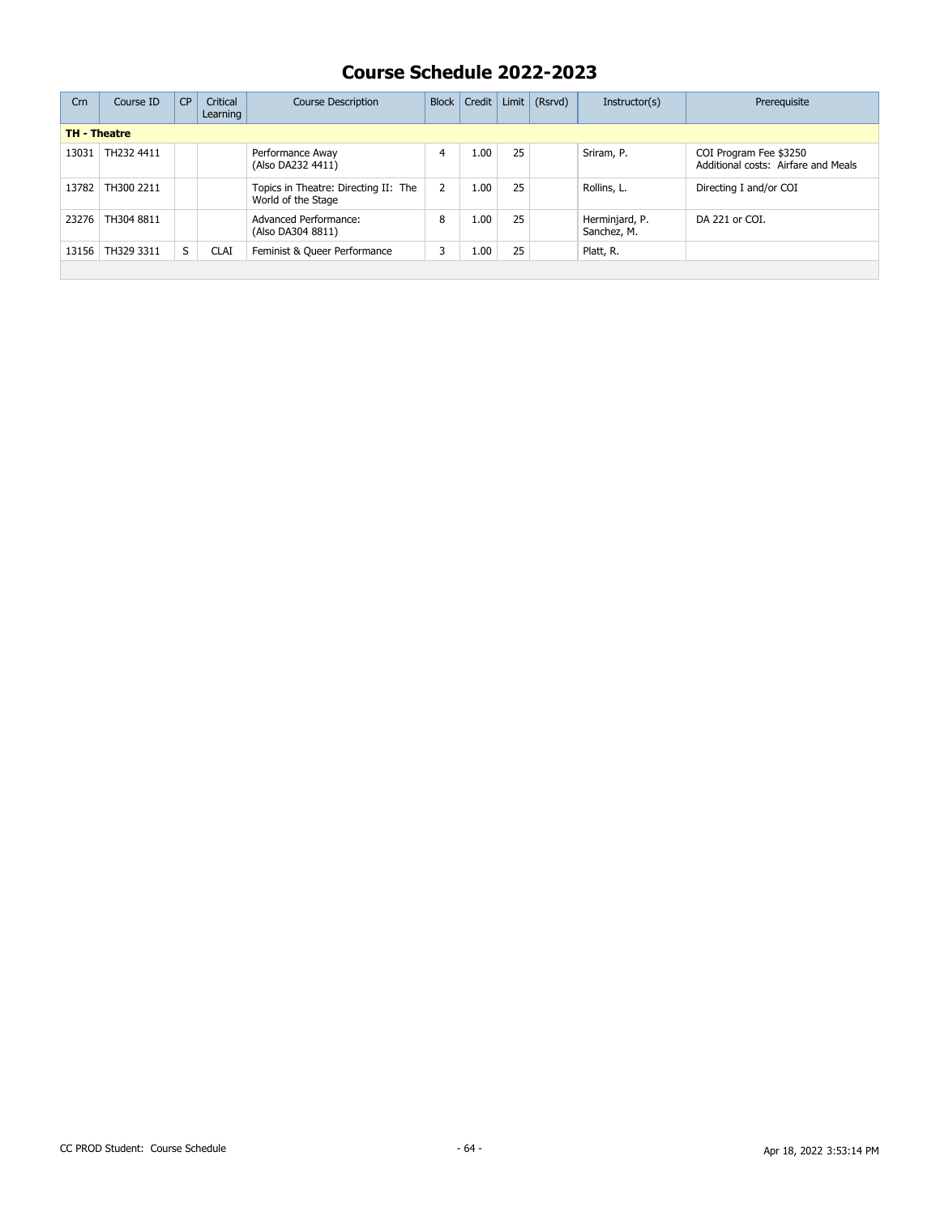# Course Schedule 2022-2023

| Crn | Course ID | CP | Critical Learning | Course Description | Block | Credit | Limit | (Rsrvd) | Instructor(s) | Prerequisite |
|---|---|---|---|---|---|---|---|---|---|---|
| **TH - Theatre** | | | | | | | | | | |
| 13031 | TH232 4411 | | | Performance Away (Also DA232 4411) | 4 | 1.00 | 25 | | Sriram, P. | COI Program Fee $3250 Additional costs: Airfare and Meals |
| 13782 | TH300 2211 | | | Topics in Theatre: Directing II: The World of the Stage | 2 | 1.00 | 25 | | Rollins, L. | Directing I and/or COI |
| 23276 | TH304 8811 | | | Advanced Performance: (Also DA304 8811) | 8 | 1.00 | 25 | | Herminjard, P. Sanchez, M. | DA 221 or COI. |
| 13156 | TH329 3311 | S | CLAI | Feminist & Queer Performance | 3 | 1.00 | 25 | | Platt, R. | |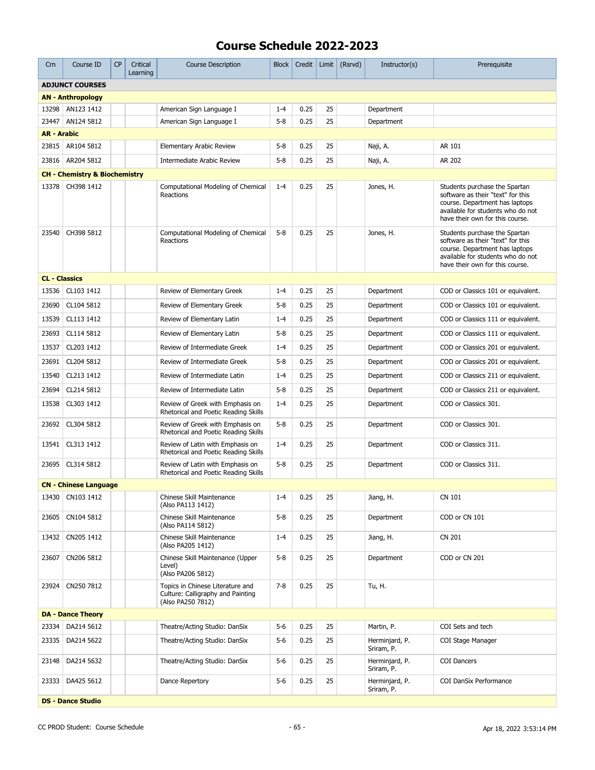# Course Schedule 2022-2023

| Crn | Course ID | CP | Critical Learning | Course Description | Block | Credit | Limit | (Rsrvd) | Instructor(s) | Prerequisite |
|---|---|---|---|---|---|---|---|---|---|---|
| **ADJUNCT COURSES** | | | | | | | | | | |
| **AN - Anthropology** | | | | | | | | | | |
| 13298 | AN123 1412 | | | American Sign Language I | 1-4 | 0.25 | 25 | | Department | |
| 23447 | AN124 5812 | | | American Sign Language I | 5-8 | 0.25 | 25 | | Department | |
| **AR - Arabic** | | | | | | | | | | |
| 23815 | AR104 5812 | | | Elementary Arabic Review | 5-8 | 0.25 | 25 | | Naji, A. | AR 101 |
| 23816 | AR204 5812 | | | Intermediate Arabic Review | 5-8 | 0.25 | 25 | | Naji, A. | AR 202 |
| **CH - Chemistry & Biochemistry** | | | | | | | | | | |
| 13378 | CH398 1412 | | | Computational Modeling of Chemical Reactions | 1-4 | 0.25 | 25 | | Jones, H. | Students purchase the Spartan software as their "text" for this course. Department has laptops available for students who do not have their own for this course. |
| 23540 | CH398 5812 | | | Computational Modeling of Chemical Reactions | 5-8 | 0.25 | 25 | | Jones, H. | Students purchase the Spartan software as their "text" for this course. Department has laptops available for students who do not have their own for this course. |
| **CL - Classics** | | | | | | | | | | |
| 13536 | CL103 1412 | | | Review of Elementary Greek | 1-4 | 0.25 | 25 | | Department | COD or Classics 101 or equivalent. |
| 23690 | CL104 5812 | | | Review of Elementary Greek | 5-8 | 0.25 | 25 | | Department | COD or Classics 101 or equivalent. |
| 13539 | CL113 1412 | | | Review of Elementary Latin | 1-4 | 0.25 | 25 | | Department | COD or Classics 111 or equivalent. |
| 23693 | CL114 5812 | | | Review of Elementary Latin | 5-8 | 0.25 | 25 | | Department | COD or Classics 111 or equivalent. |
| 13537 | CL203 1412 | | | Review of Intermediate Greek | 1-4 | 0.25 | 25 | | Department | COD or Classics 201 or equivalent. |
| 23691 | CL204 5812 | | | Review of Intermediate Greek | 5-8 | 0.25 | 25 | | Department | COD or Classics 201 or equivalent. |
| 13540 | CL213 1412 | | | Review of Intermediate Latin | 1-4 | 0.25 | 25 | | Department | COD or Classics 211 or equivalent. |
| 23694 | CL214 5812 | | | Review of Intermediate Latin | 5-8 | 0.25 | 25 | | Department | COD or Classics 211 or equivalent. |
| 13538 | CL303 1412 | | | Review of Greek with Emphasis on Rhetorical and Poetic Reading Skills | 1-4 | 0.25 | 25 | | Department | COD or Classics 301. |
| 23692 | CL304 5812 | | | Review of Greek with Emphasis on Rhetorical and Poetic Reading Skills | 5-8 | 0.25 | 25 | | Department | COD or Classics 301. |
| 13541 | CL313 1412 | | | Review of Latin with Emphasis on Rhetorical and Poetic Reading Skills | 1-4 | 0.25 | 25 | | Department | COD or Classics 311. |
| 23695 | CL314 5812 | | | Review of Latin with Emphasis on Rhetorical and Poetic Reading Skills | 5-8 | 0.25 | 25 | | Department | COD or Classics 311. |
| **CN - Chinese Language** | | | | | | | | | | |
| 13430 | CN103 1412 | | | Chinese Skill Maintenance (Also PA113 1412) | 1-4 | 0.25 | 25 | | Jiang, H. | CN 101 |
| 23605 | CN104 5812 | | | Chinese Skill Maintenance (Also PA114 5812) | 5-8 | 0.25 | 25 | | Department | COD or CN 101 |
| 13432 | CN205 1412 | | | Chinese Skill Maintenance (Also PA205 1412) | 1-4 | 0.25 | 25 | | Jiang, H. | CN 201 |
| 23607 | CN206 5812 | | | Chinese Skill Maintenance (Upper Level) (Also PA206 5812) | 5-8 | 0.25 | 25 | | Department | COD or CN 201 |
| 23924 | CN250 7812 | | | Topics in Chinese Literature and Culture: Calligraphy and Painting (Also PA250 7812) | 7-8 | 0.25 | 25 | | Tu, H. | |
| **DA - Dance Theory** | | | | | | | | | | |
| 23334 | DA214 5612 | | | Theatre/Acting Studio: DanSix | 5-6 | 0.25 | 25 | | Martin, P. | COI Sets and tech |
| 23335 | DA214 5622 | | | Theatre/Acting Studio: DanSix | 5-6 | 0.25 | 25 | | Herminjard, P. Sriram, P. | COI Stage Manager |
| 23148 | DA214 5632 | | | Theatre/Acting Studio: DanSix | 5-6 | 0.25 | 25 | | Herminjard, P. Sriram, P. | COI Dancers |
| 23333 | DA425 5612 | | | Dance Repertory | 5-6 | 0.25 | 25 | | Herminjard, P. Sriram, P. | COI DanSix Performance |
| **DS - Dance Studio** | | | | | | | | | | |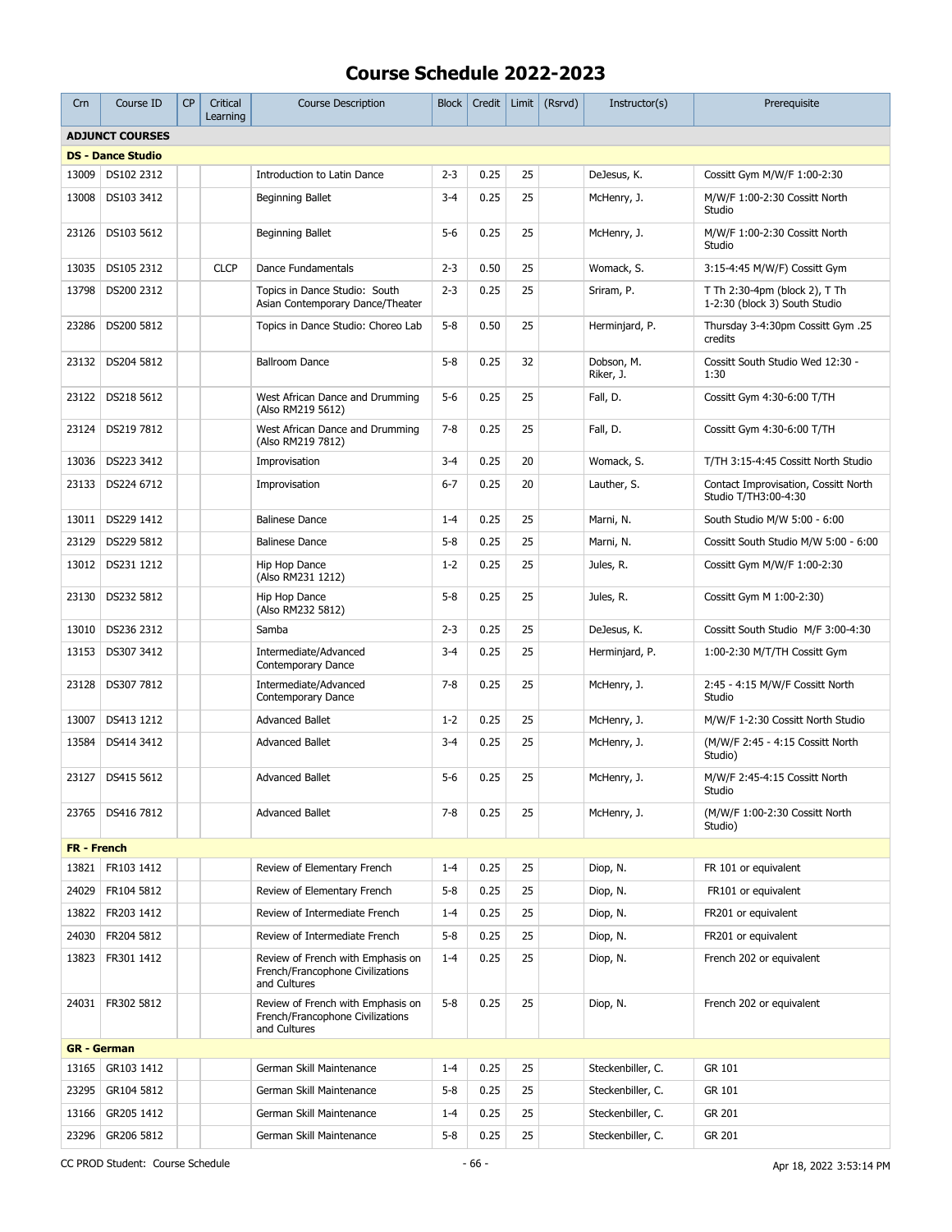# Course Schedule 2022-2023

| Crn | Course ID | CP | Critical Learning | Course Description | Block | Credit | Limit | (Rsrvd) | Instructor(s) | Prerequisite |
|---|---|---|---|---|---|---|---|---|---|---|
| **ADJUNCT COURSES** | | | | | | | | | | |
| **DS - Dance Studio** | | | | | | | | | | |
| 13009 | DS102 2312 | | | Introduction to Latin Dance | 2-3 | 0.25 | 25 | | DeJesus, K. | Cossitt Gym M/W/F 1:00-2:30 |
| 13008 | DS103 3412 | | | Beginning Ballet | 3-4 | 0.25 | 25 | | McHenry, J. | M/W/F 1:00-2:30 Cossitt North Studio |
| 23126 | DS103 5612 | | | Beginning Ballet | 5-6 | 0.25 | 25 | | McHenry, J. | M/W/F 1:00-2:30 Cossitt North Studio |
| 13035 | DS105 2312 | | CLCP | Dance Fundamentals | 2-3 | 0.50 | 25 | | Womack, S. | 3:15-4:45 M/W/F) Cossitt Gym |
| 13798 | DS200 2312 | | | Topics in Dance Studio: South Asian Contemporary Dance/Theater | 2-3 | 0.25 | 25 | | Sriram, P. | T Th 2:30-4pm (block 2), T Th 1-2:30 (block 3) South Studio |
| 23286 | DS200 5812 | | | Topics in Dance Studio: Choreo Lab | 5-8 | 0.50 | 25 | | Herminjard, P. | Thursday 3-4:30pm Cossitt Gym .25 credits |
| 23132 | DS204 5812 | | | Ballroom Dance | 5-8 | 0.25 | 32 | | Dobson, M. Riker, J. | Cossitt South Studio Wed 12:30 - 1:30 |
| 23122 | DS218 5612 | | | West African Dance and Drumming (Also RM219 5612) | 5-6 | 0.25 | 25 | | Fall, D. | Cossitt Gym 4:30-6:00 T/TH |
| 23124 | DS219 7812 | | | West African Dance and Drumming (Also RM219 7812) | 7-8 | 0.25 | 25 | | Fall, D. | Cossitt Gym 4:30-6:00 T/TH |
| 13036 | DS223 3412 | | | Improvisation | 3-4 | 0.25 | 20 | | Womack, S. | T/TH 3:15-4:45 Cossitt North Studio |
| 23133 | DS224 6712 | | | Improvisation | 6-7 | 0.25 | 20 | | Lauther, S. | Contact Improvisation, Cossitt North Studio T/TH3:00-4:30 |
| 13011 | DS229 1412 | | | Balinese Dance | 1-4 | 0.25 | 25 | | Marni, N. | South Studio M/W 5:00 - 6:00 |
| 23129 | DS229 5812 | | | Balinese Dance | 5-8 | 0.25 | 25 | | Marni, N. | Cossitt South Studio M/W 5:00 - 6:00 |
| 13012 | DS231 1212 | | | Hip Hop Dance (Also RM231 1212) | 1-2 | 0.25 | 25 | | Jules, R. | Cossitt Gym M/W/F 1:00-2:30 |
| 23130 | DS232 5812 | | | Hip Hop Dance (Also RM232 5812) | 5-8 | 0.25 | 25 | | Jules, R. | Cossitt Gym M 1:00-2:30) |
| 13010 | DS236 2312 | | | Samba | 2-3 | 0.25 | 25 | | DeJesus, K. | Cossitt South Studio M/F 3:00-4:30 |
| 13153 | DS307 3412 | | | Intermediate/Advanced Contemporary Dance | 3-4 | 0.25 | 25 | | Herminjard, P. | 1:00-2:30 M/T/TH Cossitt Gym |
| 23128 | DS307 7812 | | | Intermediate/Advanced Contemporary Dance | 7-8 | 0.25 | 25 | | McHenry, J. | 2:45 - 4:15 M/W/F Cossitt North Studio |
| 13007 | DS413 1212 | | | Advanced Ballet | 1-2 | 0.25 | 25 | | McHenry, J. | M/W/F 1-2:30 Cossitt North Studio |
| 13584 | DS414 3412 | | | Advanced Ballet | 3-4 | 0.25 | 25 | | McHenry, J. | (M/W/F 2:45 - 4:15 Cossitt North Studio) |
| 23127 | DS415 5612 | | | Advanced Ballet | 5-6 | 0.25 | 25 | | McHenry, J. | M/W/F 2:45-4:15 Cossitt North Studio |
| 23765 | DS416 7812 | | | Advanced Ballet | 7-8 | 0.25 | 25 | | McHenry, J. | (M/W/F 1:00-2:30 Cossitt North Studio) |
| **FR - French** | | | | | | | | | | |
| 13821 | FR103 1412 | | | Review of Elementary French | 1-4 | 0.25 | 25 | | Diop, N. | FR 101 or equivalent |
| 24029 | FR104 5812 | | | Review of Elementary French | 5-8 | 0.25 | 25 | | Diop, N. | FR101 or equivalent |
| 13822 | FR203 1412 | | | Review of Intermediate French | 1-4 | 0.25 | 25 | | Diop, N. | FR201 or equivalent |
| 24030 | FR204 5812 | | | Review of Intermediate French | 5-8 | 0.25 | 25 | | Diop, N. | FR201 or equivalent |
| 13823 | FR301 1412 | | | Review of French with Emphasis on French/Francophone Civilizations and Cultures | 1-4 | 0.25 | 25 | | Diop, N. | French 202 or equivalent |
| 24031 | FR302 5812 | | | Review of French with Emphasis on French/Francophone Civilizations and Cultures | 5-8 | 0.25 | 25 | | Diop, N. | French 202 or equivalent |
| **GR - German** | | | | | | | | | | |
| 13165 | GR103 1412 | | | German Skill Maintenance | 1-4 | 0.25 | 25 | | Steckenbiller, C. | GR 101 |
| 23295 | GR104 5812 | | | German Skill Maintenance | 5-8 | 0.25 | 25 | | Steckenbiller, C. | GR 101 |
| 13166 | GR205 1412 | | | German Skill Maintenance | 1-4 | 0.25 | 25 | | Steckenbiller, C. | GR 201 |
| 23296 | GR206 5812 | | | German Skill Maintenance | 5-8 | 0.25 | 25 | | Steckenbiller, C. | GR 201 |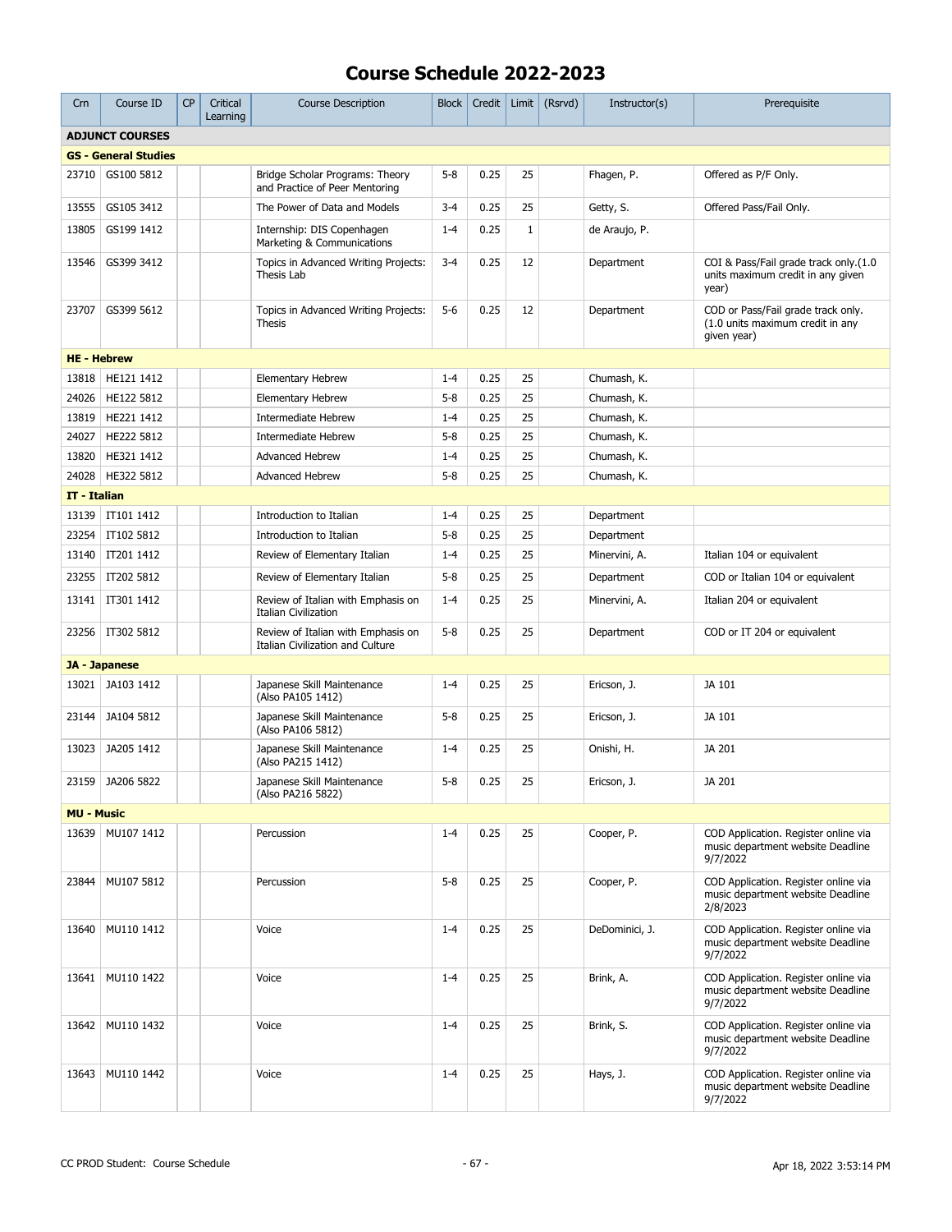# Course Schedule 2022-2023

| Crn | Course ID | CP | Critical Learning | Course Description | Block | Credit | Limit | (Rsrvd) | Instructor(s) | Prerequisite |
|---|---|---|---|---|---|---|---|---|---|---|
| **ADJUNCT COURSES** | | | | | | | | | | |
| **GS - General Studies** | | | | | | | | | | |
| 23710 | GS100 5812 | | | Bridge Scholar Programs: Theory and Practice of Peer Mentoring | 5-8 | 0.25 | 25 | | Fhagen, P. | Offered as P/F Only. |
| 13555 | GS105 3412 | | | The Power of Data and Models | 3-4 | 0.25 | 25 | | Getty, S. | Offered Pass/Fail Only. |
| 13805 | GS199 1412 | | | Internship: DIS Copenhagen Marketing & Communications | 1-4 | 0.25 | 1 | | de Araujo, P. | |
| 13546 | GS399 3412 | | | Topics in Advanced Writing Projects: Thesis Lab | 3-4 | 0.25 | 12 | | Department | COI & Pass/Fail grade track only.(1.0 units maximum credit in any given year) |
| 23707 | GS399 5612 | | | Topics in Advanced Writing Projects: Thesis | 5-6 | 0.25 | 12 | | Department | COD or Pass/Fail grade track only. (1.0 units maximum credit in any given year) |
| **HE - Hebrew** | | | | | | | | | | |
| 13818 | HE121 1412 | | | Elementary Hebrew | 1-4 | 0.25 | 25 | | Chumash, K. | |
| 24026 | HE122 5812 | | | Elementary Hebrew | 5-8 | 0.25 | 25 | | Chumash, K. | |
| 13819 | HE221 1412 | | | Intermediate Hebrew | 1-4 | 0.25 | 25 | | Chumash, K. | |
| 24027 | HE222 5812 | | | Intermediate Hebrew | 5-8 | 0.25 | 25 | | Chumash, K. | |
| 13820 | HE321 1412 | | | Advanced Hebrew | 1-4 | 0.25 | 25 | | Chumash, K. | |
| 24028 | HE322 5812 | | | Advanced Hebrew | 5-8 | 0.25 | 25 | | Chumash, K. | |
| **IT - Italian** | | | | | | | | | | |
| 13139 | IT101 1412 | | | Introduction to Italian | 1-4 | 0.25 | 25 | | Department | |
| 23254 | IT102 5812 | | | Introduction to Italian | 5-8 | 0.25 | 25 | | Department | |
| 13140 | IT201 1412 | | | Review of Elementary Italian | 1-4 | 0.25 | 25 | | Minervini, A. | Italian 104 or equivalent |
| 23255 | IT202 5812 | | | Review of Elementary Italian | 5-8 | 0.25 | 25 | | Department | COD or Italian 104 or equivalent |
| 13141 | IT301 1412 | | | Review of Italian with Emphasis on Italian Civilization | 1-4 | 0.25 | 25 | | Minervini, A. | Italian 204 or equivalent |
| 23256 | IT302 5812 | | | Review of Italian with Emphasis on Italian Civilization and Culture | 5-8 | 0.25 | 25 | | Department | COD or IT 204 or equivalent |
| **JA - Japanese** | | | | | | | | | | |
| 13021 | JA103 1412 | | | Japanese Skill Maintenance (Also PA105 1412) | 1-4 | 0.25 | 25 | | Ericson, J. | JA 101 |
| 23144 | JA104 5812 | | | Japanese Skill Maintenance (Also PA106 5812) | 5-8 | 0.25 | 25 | | Ericson, J. | JA 101 |
| 13023 | JA205 1412 | | | Japanese Skill Maintenance (Also PA215 1412) | 1-4 | 0.25 | 25 | | Onishi, H. | JA 201 |
| 23159 | JA206 5822 | | | Japanese Skill Maintenance (Also PA216 5822) | 5-8 | 0.25 | 25 | | Ericson, J. | JA 201 |
| **MU - Music** | | | | | | | | | | |
| 13639 | MU107 1412 | | | Percussion | 1-4 | 0.25 | 25 | | Cooper, P. | COD Application. Register online via music department website Deadline 9/7/2022 |
| 23844 | MU107 5812 | | | Percussion | 5-8 | 0.25 | 25 | | Cooper, P. | COD Application. Register online via music department website Deadline 2/8/2023 |
| 13640 | MU110 1412 | | | Voice | 1-4 | 0.25 | 25 | | DeDominici, J. | COD Application. Register online via music department website Deadline 9/7/2022 |
| 13641 | MU110 1422 | | | Voice | 1-4 | 0.25 | 25 | | Brink, A. | COD Application. Register online via music department website Deadline 9/7/2022 |
| 13642 | MU110 1432 | | | Voice | 1-4 | 0.25 | 25 | | Brink, S. | COD Application. Register online via music department website Deadline 9/7/2022 |
| 13643 | MU110 1442 | | | Voice | 1-4 | 0.25 | 25 | | Hays, J. | COD Application. Register online via music department website Deadline 9/7/2022 |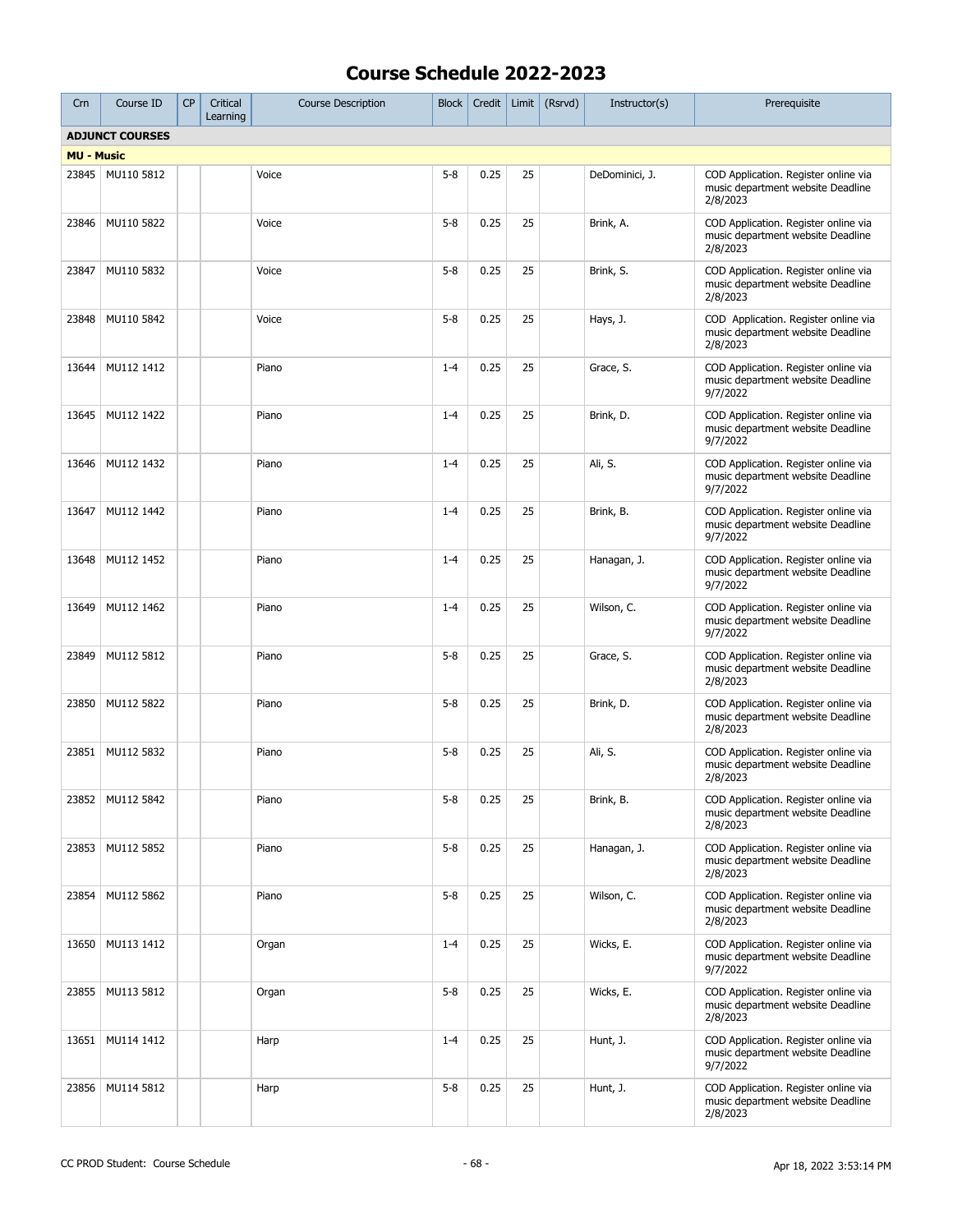# Course Schedule 2022-2023

| Crn | Course ID | CP | Critical Learning | Course Description | Block | Credit | Limit | (Rsrvd) | Instructor(s) | Prerequisite |
|---|---|---|---|---|---|---|---|---|---|---|
| **ADJUNCT COURSES** | | | | | | | | | | |
| **MU - Music** | | | | | | | | | | |
| 23845 | MU110 5812 | | | Voice | 5-8 | 0.25 | 25 | | DeDominici, J. | COD Application. Register online via music department website Deadline 2/8/2023 |
| 23846 | MU110 5822 | | | Voice | 5-8 | 0.25 | 25 | | Brink, A. | COD Application. Register online via music department website Deadline 2/8/2023 |
| 23847 | MU110 5832 | | | Voice | 5-8 | 0.25 | 25 | | Brink, S. | COD Application. Register online via music department website Deadline 2/8/2023 |
| 23848 | MU110 5842 | | | Voice | 5-8 | 0.25 | 25 | | Hays, J. | COD Application. Register online via music department website Deadline 2/8/2023 |
| 13644 | MU112 1412 | | | Piano | 1-4 | 0.25 | 25 | | Grace, S. | COD Application. Register online via music department website Deadline 9/7/2022 |
| 13645 | MU112 1422 | | | Piano | 1-4 | 0.25 | 25 | | Brink, D. | COD Application. Register online via music department website Deadline 9/7/2022 |
| 13646 | MU112 1432 | | | Piano | 1-4 | 0.25 | 25 | | Ali, S. | COD Application. Register online via music department website Deadline 9/7/2022 |
| 13647 | MU112 1442 | | | Piano | 1-4 | 0.25 | 25 | | Brink, B. | COD Application. Register online via music department website Deadline 9/7/2022 |
| 13648 | MU112 1452 | | | Piano | 1-4 | 0.25 | 25 | | Hanagan, J. | COD Application. Register online via music department website Deadline 9/7/2022 |
| 13649 | MU112 1462 | | | Piano | 1-4 | 0.25 | 25 | | Wilson, C. | COD Application. Register online via music department website Deadline 9/7/2022 |
| 23849 | MU112 5812 | | | Piano | 5-8 | 0.25 | 25 | | Grace, S. | COD Application. Register online via music department website Deadline 2/8/2023 |
| 23850 | MU112 5822 | | | Piano | 5-8 | 0.25 | 25 | | Brink, D. | COD Application. Register online via music department website Deadline 2/8/2023 |
| 23851 | MU112 5832 | | | Piano | 5-8 | 0.25 | 25 | | Ali, S. | COD Application. Register online via music department website Deadline 2/8/2023 |
| 23852 | MU112 5842 | | | Piano | 5-8 | 0.25 | 25 | | Brink, B. | COD Application. Register online via music department website Deadline 2/8/2023 |
| 23853 | MU112 5852 | | | Piano | 5-8 | 0.25 | 25 | | Hanagan, J. | COD Application. Register online via music department website Deadline 2/8/2023 |
| 23854 | MU112 5862 | | | Piano | 5-8 | 0.25 | 25 | | Wilson, C. | COD Application. Register online via music department website Deadline 2/8/2023 |
| 13650 | MU113 1412 | | | Organ | 1-4 | 0.25 | 25 | | Wicks, E. | COD Application. Register online via music department website Deadline 9/7/2022 |
| 23855 | MU113 5812 | | | Organ | 5-8 | 0.25 | 25 | | Wicks, E. | COD Application. Register online via music department website Deadline 2/8/2023 |
| 13651 | MU114 1412 | | | Harp | 1-4 | 0.25 | 25 | | Hunt, J. | COD Application. Register online via music department website Deadline 9/7/2022 |
| 23856 | MU114 5812 | | | Harp | 5-8 | 0.25 | 25 | | Hunt, J. | COD Application. Register online via music department website Deadline 2/8/2023 |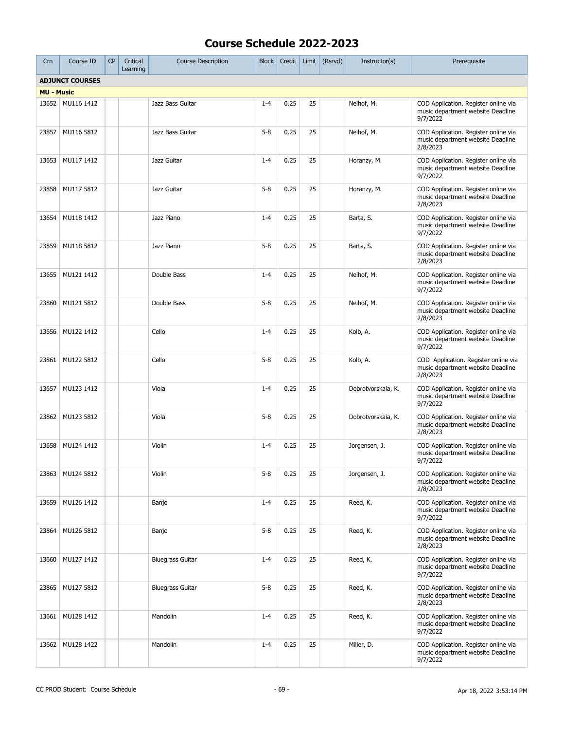# Course Schedule 2022-2023

| Crn | Course ID | CP | Critical Learning | Course Description | Block | Credit | Limit | (Rsrvd) | Instructor(s) | Prerequisite |
|---|---|---|---|---|---|---|---|---|---|---|
| **ADJUNCT COURSES** | | | | | | | | | | |
| **MU - Music** | | | | | | | | | | |
| 13652 | MU116 1412 | | | Jazz Bass Guitar | 1-4 | 0.25 | 25 | | Neihof, M. | COD Application. Register online via music department website Deadline 9/7/2022 |
| 23857 | MU116 5812 | | | Jazz Bass Guitar | 5-8 | 0.25 | 25 | | Neihof, M. | COD Application. Register online via music department website Deadline 2/8/2023 |
| 13653 | MU117 1412 | | | Jazz Guitar | 1-4 | 0.25 | 25 | | Horanzy, M. | COD Application. Register online via music department website Deadline 9/7/2022 |
| 23858 | MU117 5812 | | | Jazz Guitar | 5-8 | 0.25 | 25 | | Horanzy, M. | COD Application. Register online via music department website Deadline 2/8/2023 |
| 13654 | MU118 1412 | | | Jazz Piano | 1-4 | 0.25 | 25 | | Barta, S. | COD Application. Register online via music department website Deadline 9/7/2022 |
| 23859 | MU118 5812 | | | Jazz Piano | 5-8 | 0.25 | 25 | | Barta, S. | COD Application. Register online via music department website Deadline 2/8/2023 |
| 13655 | MU121 1412 | | | Double Bass | 1-4 | 0.25 | 25 | | Neihof, M. | COD Application. Register online via music department website Deadline 9/7/2022 |
| 23860 | MU121 5812 | | | Double Bass | 5-8 | 0.25 | 25 | | Neihof, M. | COD Application. Register online via music department website Deadline 2/8/2023 |
| 13656 | MU122 1412 | | | Cello | 1-4 | 0.25 | 25 | | Kolb, A. | COD Application. Register online via music department website Deadline 9/7/2022 |
| 23861 | MU122 5812 | | | Cello | 5-8 | 0.25 | 25 | | Kolb, A. | COD Application. Register online via music department website Deadline 2/8/2023 |
| 13657 | MU123 1412 | | | Viola | 1-4 | 0.25 | 25 | | Dobrotvorskaia, K. | COD Application. Register online via music department website Deadline 9/7/2022 |
| 23862 | MU123 5812 | | | Viola | 5-8 | 0.25 | 25 | | Dobrotvorskaia, K. | COD Application. Register online via music department website Deadline 2/8/2023 |
| 13658 | MU124 1412 | | | Violin | 1-4 | 0.25 | 25 | | Jorgensen, J. | COD Application. Register online via music department website Deadline 9/7/2022 |
| 23863 | MU124 5812 | | | Violin | 5-8 | 0.25 | 25 | | Jorgensen, J. | COD Application. Register online via music department website Deadline 2/8/2023 |
| 13659 | MU126 1412 | | | Banjo | 1-4 | 0.25 | 25 | | Reed, K. | COD Application. Register online via music department website Deadline 9/7/2022 |
| 23864 | MU126 5812 | | | Banjo | 5-8 | 0.25 | 25 | | Reed, K. | COD Application. Register online via music department website Deadline 2/8/2023 |
| 13660 | MU127 1412 | | | Bluegrass Guitar | 1-4 | 0.25 | 25 | | Reed, K. | COD Application. Register online via music department website Deadline 9/7/2022 |
| 23865 | MU127 5812 | | | Bluegrass Guitar | 5-8 | 0.25 | 25 | | Reed, K. | COD Application. Register online via music department website Deadline 2/8/2023 |
| 13661 | MU128 1412 | | | Mandolin | 1-4 | 0.25 | 25 | | Reed, K. | COD Application. Register online via music department website Deadline 9/7/2022 |
| 13662 | MU128 1422 | | | Mandolin | 1-4 | 0.25 | 25 | | Miller, D. | COD Application. Register online via music department website Deadline 9/7/2022 |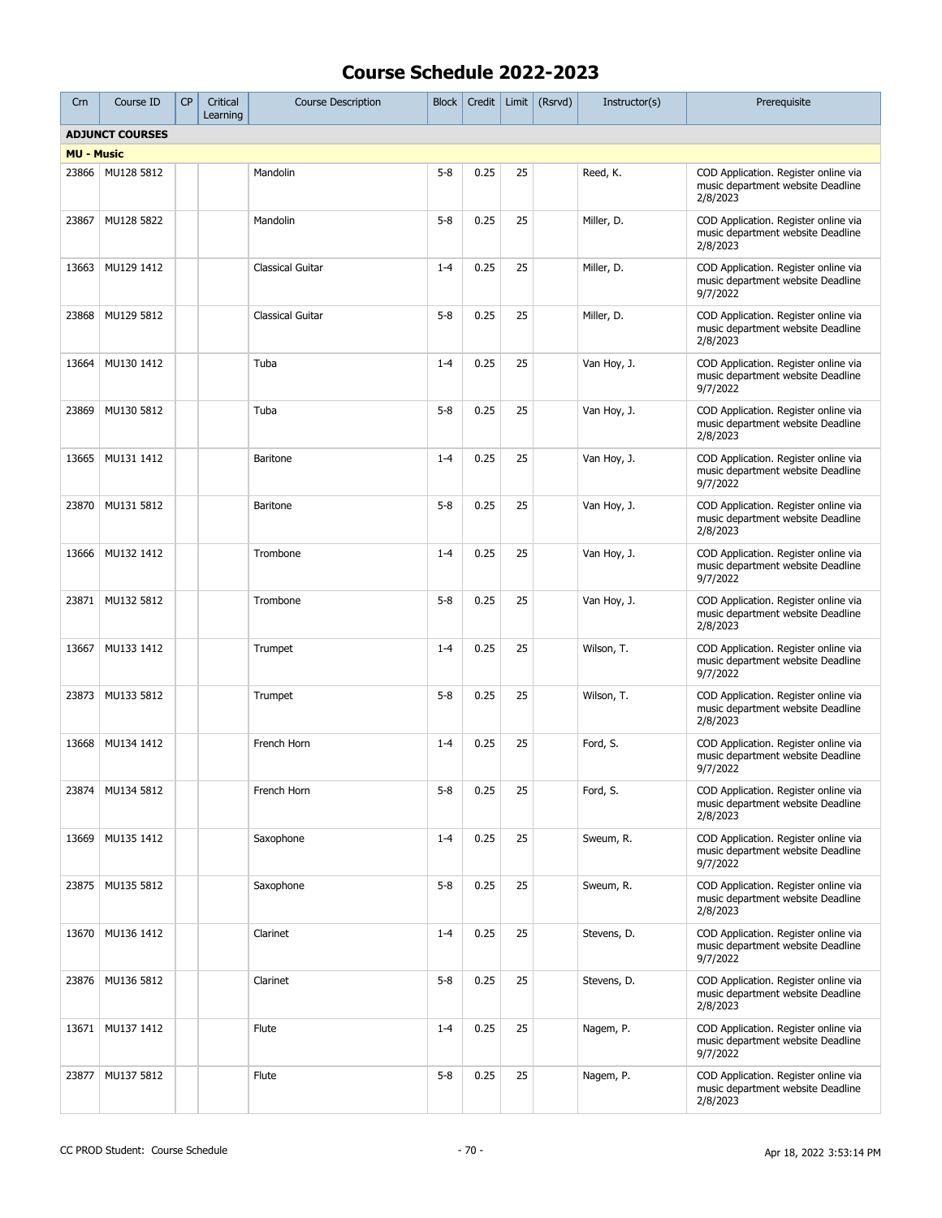# Course Schedule 2022-2023

| Crn | Course ID | CP | Critical Learning | Course Description | Block | Credit | Limit | (Rsrvd) | Instructor(s) | Prerequisite |
|---|---|---|---|---|---|---|---|---|---|---|
| **ADJUNCT COURSES** | | | | | | | | | | |
| **MU - Music** | | | | | | | | | | |
| 23866 | MU128 5812 | | | Mandolin | 5-8 | 0.25 | 25 | | Reed, K. | COD Application. Register online via music department website Deadline 2/8/2023 |
| 23867 | MU128 5822 | | | Mandolin | 5-8 | 0.25 | 25 | | Miller, D. | COD Application. Register online via music department website Deadline 2/8/2023 |
| 13663 | MU129 1412 | | | Classical Guitar | 1-4 | 0.25 | 25 | | Miller, D. | COD Application. Register online via music department website Deadline 9/7/2022 |
| 23868 | MU129 5812 | | | Classical Guitar | 5-8 | 0.25 | 25 | | Miller, D. | COD Application. Register online via music department website Deadline 2/8/2023 |
| 13664 | MU130 1412 | | | Tuba | 1-4 | 0.25 | 25 | | Van Hoy, J. | COD Application. Register online via music department website Deadline 9/7/2022 |
| 23869 | MU130 5812 | | | Tuba | 5-8 | 0.25 | 25 | | Van Hoy, J. | COD Application. Register online via music department website Deadline 2/8/2023 |
| 13665 | MU131 1412 | | | Baritone | 1-4 | 0.25 | 25 | | Van Hoy, J. | COD Application. Register online via music department website Deadline 9/7/2022 |
| 23870 | MU131 5812 | | | Baritone | 5-8 | 0.25 | 25 | | Van Hoy, J. | COD Application. Register online via music department website Deadline 2/8/2023 |
| 13666 | MU132 1412 | | | Trombone | 1-4 | 0.25 | 25 | | Van Hoy, J. | COD Application. Register online via music department website Deadline 9/7/2022 |
| 23871 | MU132 5812 | | | Trombone | 5-8 | 0.25 | 25 | | Van Hoy, J. | COD Application. Register online via music department website Deadline 2/8/2023 |
| 13667 | MU133 1412 | | | Trumpet | 1-4 | 0.25 | 25 | | Wilson, T. | COD Application. Register online via music department website Deadline 9/7/2022 |
| 23873 | MU133 5812 | | | Trumpet | 5-8 | 0.25 | 25 | | Wilson, T. | COD Application. Register online via music department website Deadline 2/8/2023 |
| 13668 | MU134 1412 | | | French Horn | 1-4 | 0.25 | 25 | | Ford, S. | COD Application. Register online via music department website Deadline 9/7/2022 |
| 23874 | MU134 5812 | | | French Horn | 5-8 | 0.25 | 25 | | Ford, S. | COD Application. Register online via music department website Deadline 2/8/2023 |
| 13669 | MU135 1412 | | | Saxophone | 1-4 | 0.25 | 25 | | Sweum, R. | COD Application. Register online via music department website Deadline 9/7/2022 |
| 23875 | MU135 5812 | | | Saxophone | 5-8 | 0.25 | 25 | | Sweum, R. | COD Application. Register online via music department website Deadline 2/8/2023 |
| 13670 | MU136 1412 | | | Clarinet | 1-4 | 0.25 | 25 | | Stevens, D. | COD Application. Register online via music department website Deadline 9/7/2022 |
| 23876 | MU136 5812 | | | Clarinet | 5-8 | 0.25 | 25 | | Stevens, D. | COD Application. Register online via music department website Deadline 2/8/2023 |
| 13671 | MU137 1412 | | | Flute | 1-4 | 0.25 | 25 | | Nagem, P. | COD Application. Register online via music department website Deadline 9/7/2022 |
| 23877 | MU137 5812 | | | Flute | 5-8 | 0.25 | 25 | | Nagem, P. | COD Application. Register online via music department website Deadline 2/8/2023 |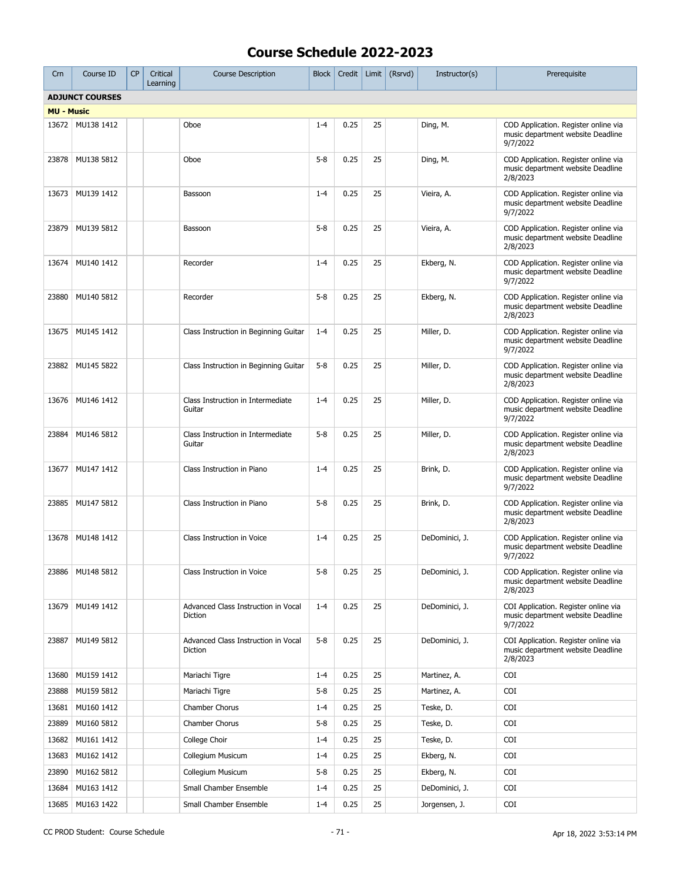# Course Schedule 2022-2023

| Crn | Course ID | CP | Critical Learning | Course Description | Block | Credit | Limit | (Rsrvd) | Instructor(s) | Prerequisite |
|---|---|---|---|---|---|---|---|---|---|---|
| **ADJUNCT COURSES** | | | | | | | | | | |
| **MU - Music** | | | | | | | | | | |
| 13672 | MU138 1412 | | | Oboe | 1-4 | 0.25 | 25 | | Ding, M. | COD Application. Register online via music department website Deadline 9/7/2022 |
| 23878 | MU138 5812 | | | Oboe | 5-8 | 0.25 | 25 | | Ding, M. | COD Application. Register online via music department website Deadline 2/8/2023 |
| 13673 | MU139 1412 | | | Bassoon | 1-4 | 0.25 | 25 | | Vieira, A. | COD Application. Register online via music department website Deadline 9/7/2022 |
| 23879 | MU139 5812 | | | Bassoon | 5-8 | 0.25 | 25 | | Vieira, A. | COD Application. Register online via music department website Deadline 2/8/2023 |
| 13674 | MU140 1412 | | | Recorder | 1-4 | 0.25 | 25 | | Ekberg, N. | COD Application. Register online via music department website Deadline 9/7/2022 |
| 23880 | MU140 5812 | | | Recorder | 5-8 | 0.25 | 25 | | Ekberg, N. | COD Application. Register online via music department website Deadline 2/8/2023 |
| 13675 | MU145 1412 | | | Class Instruction in Beginning Guitar | 1-4 | 0.25 | 25 | | Miller, D. | COD Application. Register online via music department website Deadline 9/7/2022 |
| 23882 | MU145 5822 | | | Class Instruction in Beginning Guitar | 5-8 | 0.25 | 25 | | Miller, D. | COD Application. Register online via music department website Deadline 2/8/2023 |
| 13676 | MU146 1412 | | | Class Instruction in Intermediate Guitar | 1-4 | 0.25 | 25 | | Miller, D. | COD Application. Register online via music department website Deadline 9/7/2022 |
| 23884 | MU146 5812 | | | Class Instruction in Intermediate Guitar | 5-8 | 0.25 | 25 | | Miller, D. | COD Application. Register online via music department website Deadline 2/8/2023 |
| 13677 | MU147 1412 | | | Class Instruction in Piano | 1-4 | 0.25 | 25 | | Brink, D. | COD Application. Register online via music department website Deadline 9/7/2022 |
| 23885 | MU147 5812 | | | Class Instruction in Piano | 5-8 | 0.25 | 25 | | Brink, D. | COD Application. Register online via music department website Deadline 2/8/2023 |
| 13678 | MU148 1412 | | | Class Instruction in Voice | 1-4 | 0.25 | 25 | | DeDominici, J. | COD Application. Register online via music department website Deadline 9/7/2022 |
| 23886 | MU148 5812 | | | Class Instruction in Voice | 5-8 | 0.25 | 25 | | DeDominici, J. | COD Application. Register online via music department website Deadline 2/8/2023 |
| 13679 | MU149 1412 | | | Advanced Class Instruction in Vocal Diction | 1-4 | 0.25 | 25 | | DeDominici, J. | COI Application. Register online via music department website Deadline 9/7/2022 |
| 23887 | MU149 5812 | | | Advanced Class Instruction in Vocal Diction | 5-8 | 0.25 | 25 | | DeDominici, J. | COI Application. Register online via music department website Deadline 2/8/2023 |
| 13680 | MU159 1412 | | | Mariachi Tigre | 1-4 | 0.25 | 25 | | Martinez, A. | COI |
| 23888 | MU159 5812 | | | Mariachi Tigre | 5-8 | 0.25 | 25 | | Martinez, A. | COI |
| 13681 | MU160 1412 | | | Chamber Chorus | 1-4 | 0.25 | 25 | | Teske, D. | COI |
| 23889 | MU160 5812 | | | Chamber Chorus | 5-8 | 0.25 | 25 | | Teske, D. | COI |
| 13682 | MU161 1412 | | | College Choir | 1-4 | 0.25 | 25 | | Teske, D. | COI |
| 13683 | MU162 1412 | | | Collegium Musicum | 1-4 | 0.25 | 25 | | Ekberg, N. | COI |
| 23890 | MU162 5812 | | | Collegium Musicum | 5-8 | 0.25 | 25 | | Ekberg, N. | COI |
| 13684 | MU163 1412 | | | Small Chamber Ensemble | 1-4 | 0.25 | 25 | | DeDominici, J. | COI |
| 13685 | MU163 1422 | | | Small Chamber Ensemble | 1-4 | 0.25 | 25 | | Jorgensen, J. | COI |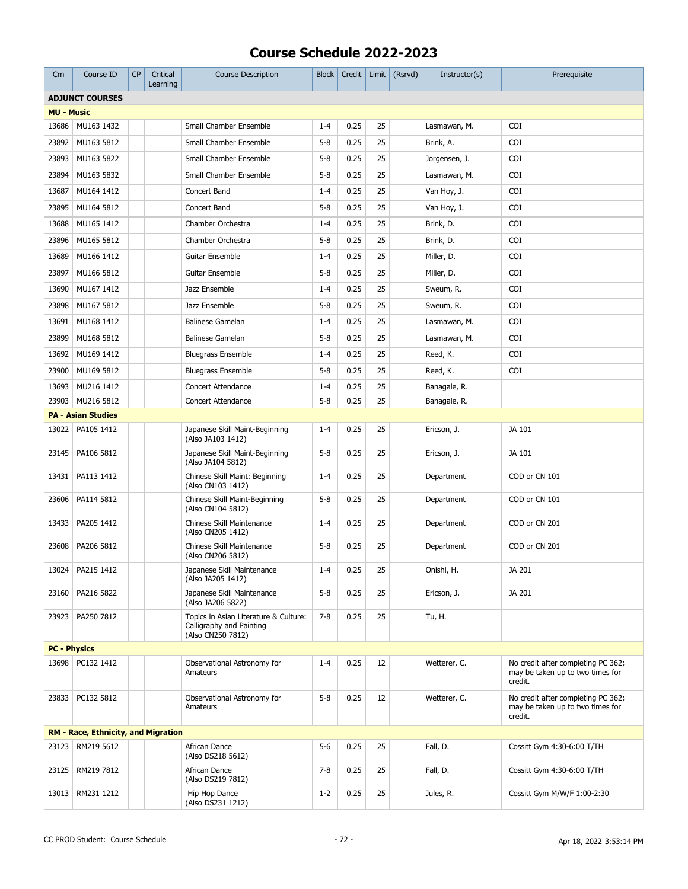# Course Schedule 2022-2023

| Crn | Course ID | CP | Critical Learning | Course Description | Block | Credit | Limit | (Rsrvd) | Instructor(s) | Prerequisite |
|---|---|---|---|---|---|---|---|---|---|---|
| **ADJUNCT COURSES** | | | | | | | | | | |
| **MU - Music** | | | | | | | | | | |
| 13686 | MU163 1432 | | | Small Chamber Ensemble | 1-4 | 0.25 | 25 | | Lasmawan, M. | COI |
| 23892 | MU163 5812 | | | Small Chamber Ensemble | 5-8 | 0.25 | 25 | | Brink, A. | COI |
| 23893 | MU163 5822 | | | Small Chamber Ensemble | 5-8 | 0.25 | 25 | | Jorgensen, J. | COI |
| 23894 | MU163 5832 | | | Small Chamber Ensemble | 5-8 | 0.25 | 25 | | Lasmawan, M. | COI |
| 13687 | MU164 1412 | | | Concert Band | 1-4 | 0.25 | 25 | | Van Hoy, J. | COI |
| 23895 | MU164 5812 | | | Concert Band | 5-8 | 0.25 | 25 | | Van Hoy, J. | COI |
| 13688 | MU165 1412 | | | Chamber Orchestra | 1-4 | 0.25 | 25 | | Brink, D. | COI |
| 23896 | MU165 5812 | | | Chamber Orchestra | 5-8 | 0.25 | 25 | | Brink, D. | COI |
| 13689 | MU166 1412 | | | Guitar Ensemble | 1-4 | 0.25 | 25 | | Miller, D. | COI |
| 23897 | MU166 5812 | | | Guitar Ensemble | 5-8 | 0.25 | 25 | | Miller, D. | COI |
| 13690 | MU167 1412 | | | Jazz Ensemble | 1-4 | 0.25 | 25 | | Sweum, R. | COI |
| 23898 | MU167 5812 | | | Jazz Ensemble | 5-8 | 0.25 | 25 | | Sweum, R. | COI |
| 13691 | MU168 1412 | | | Balinese Gamelan | 1-4 | 0.25 | 25 | | Lasmawan, M. | COI |
| 23899 | MU168 5812 | | | Balinese Gamelan | 5-8 | 0.25 | 25 | | Lasmawan, M. | COI |
| 13692 | MU169 1412 | | | Bluegrass Ensemble | 1-4 | 0.25 | 25 | | Reed, K. | COI |
| 23900 | MU169 5812 | | | Bluegrass Ensemble | 5-8 | 0.25 | 25 | | Reed, K. | COI |
| 13693 | MU216 1412 | | | Concert Attendance | 1-4 | 0.25 | 25 | | Banagale, R. | |
| 23903 | MU216 5812 | | | Concert Attendance | 5-8 | 0.25 | 25 | | Banagale, R. | |
| **PA - Asian Studies** | | | | | | | | | | |
| 13022 | PA105 1412 | | | Japanese Skill Maint-Beginning (Also JA103 1412) | 1-4 | 0.25 | 25 | | Ericson, J. | JA 101 |
| 23145 | PA106 5812 | | | Japanese Skill Maint-Beginning (Also JA104 5812) | 5-8 | 0.25 | 25 | | Ericson, J. | JA 101 |
| 13431 | PA113 1412 | | | Chinese Skill Maint: Beginning (Also CN103 1412) | 1-4 | 0.25 | 25 | | Department | COD or CN 101 |
| 23606 | PA114 5812 | | | Chinese Skill Maint-Beginning (Also CN104 5812) | 5-8 | 0.25 | 25 | | Department | COD or CN 101 |
| 13433 | PA205 1412 | | | Chinese Skill Maintenance (Also CN205 1412) | 1-4 | 0.25 | 25 | | Department | COD or CN 201 |
| 23608 | PA206 5812 | | | Chinese Skill Maintenance (Also CN206 5812) | 5-8 | 0.25 | 25 | | Department | COD or CN 201 |
| 13024 | PA215 1412 | | | Japanese Skill Maintenance (Also JA205 1412) | 1-4 | 0.25 | 25 | | Onishi, H. | JA 201 |
| 23160 | PA216 5822 | | | Japanese Skill Maintenance (Also JA206 5822) | 5-8 | 0.25 | 25 | | Ericson, J. | JA 201 |
| 23923 | PA250 7812 | | | Topics in Asian Literature & Culture: Calligraphy and Painting (Also CN250 7812) | 7-8 | 0.25 | 25 | | Tu, H. | |
| **PC - Physics** | | | | | | | | | | |
| 13698 | PC132 1412 | | | Observational Astronomy for Amateurs | 1-4 | 0.25 | 12 | | Wetterer, C. | No credit after completing PC 362; may be taken up to two times for credit. |
| 23833 | PC132 5812 | | | Observational Astronomy for Amateurs | 5-8 | 0.25 | 12 | | Wetterer, C. | No credit after completing PC 362; may be taken up to two times for credit. |
| **RM - Race, Ethnicity, and Migration** | | | | | | | | | | |
| 23123 | RM219 5612 | | | African Dance (Also DS218 5612) | 5-6 | 0.25 | 25 | | Fall, D. | Cossitt Gym 4:30-6:00 T/TH |
| 23125 | RM219 7812 | | | African Dance (Also DS219 7812) | 7-8 | 0.25 | 25 | | Fall, D. | Cossitt Gym 4:30-6:00 T/TH |
| 13013 | RM231 1212 | | | Hip Hop Dance (Also DS231 1212) | 1-2 | 0.25 | 25 | | Jules, R. | Cossitt Gym M/W/F 1:00-2:30 |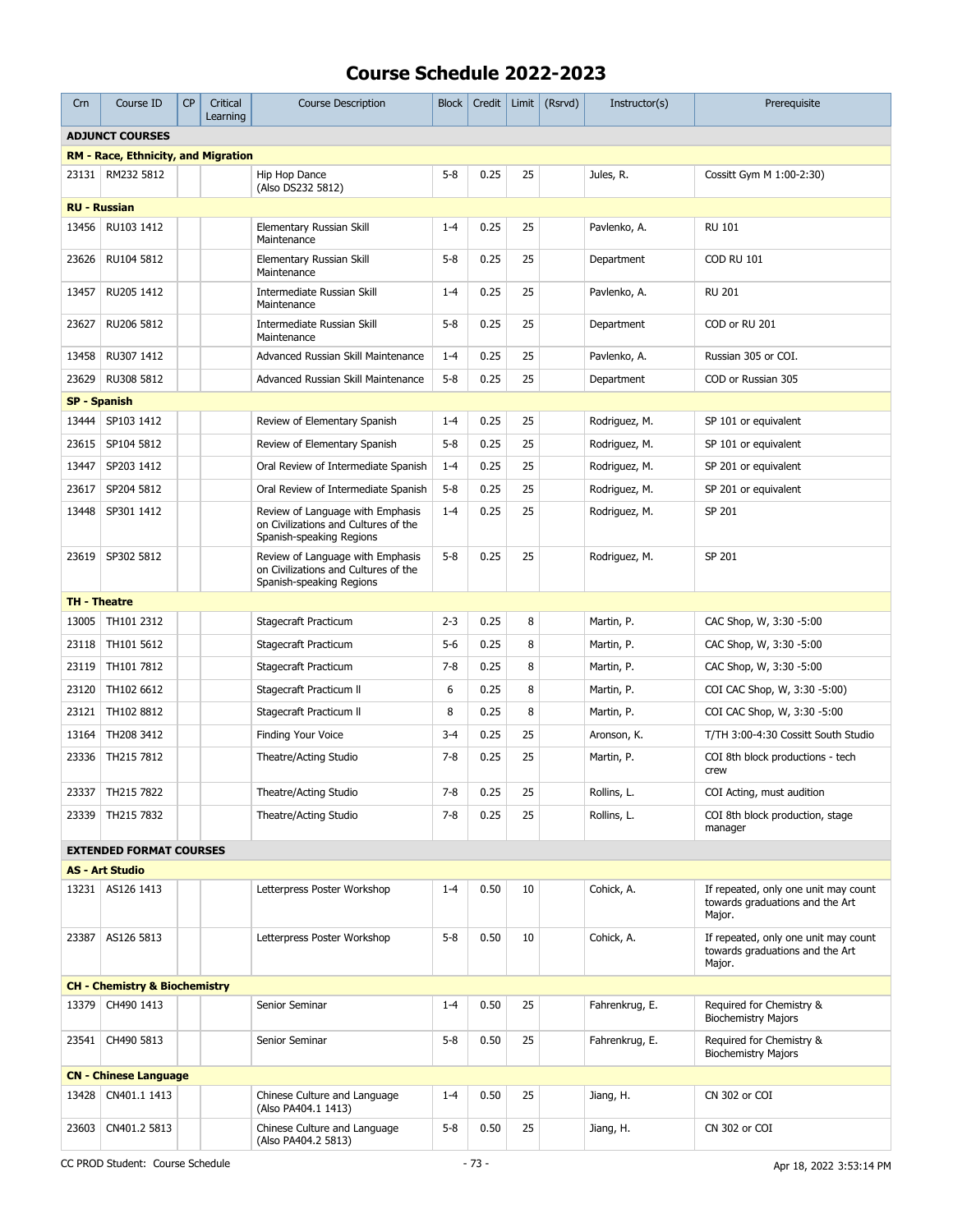# Course Schedule 2022-2023

| Crn | Course ID | CP | Critical Learning | Course Description | Block | Credit | Limit | (Rsrvd) | Instructor(s) | Prerequisite |
|---|---|---|---|---|---|---|---|---|---|---|
| **ADJUNCT COURSES** | | | | | | | | | | |
| **RM - Race, Ethnicity, and Migration** | | | | | | | | | | |
| 23131 | RM232 5812 | | | Hip Hop Dance (Also DS232 5812) | 5-8 | 0.25 | 25 | | Jules, R. | Cossitt Gym M 1:00-2:30) |
| **RU - Russian** | | | | | | | | | | |
| 13456 | RU103 1412 | | | Elementary Russian Skill Maintenance | 1-4 | 0.25 | 25 | | Pavlenko, A. | RU 101 |
| 23626 | RU104 5812 | | | Elementary Russian Skill Maintenance | 5-8 | 0.25 | 25 | | Department | COD RU 101 |
| 13457 | RU205 1412 | | | Intermediate Russian Skill Maintenance | 1-4 | 0.25 | 25 | | Pavlenko, A. | RU 201 |
| 23627 | RU206 5812 | | | Intermediate Russian Skill Maintenance | 5-8 | 0.25 | 25 | | Department | COD or RU 201 |
| 13458 | RU307 1412 | | | Advanced Russian Skill Maintenance | 1-4 | 0.25 | 25 | | Pavlenko, A. | Russian 305 or COI. |
| 23629 | RU308 5812 | | | Advanced Russian Skill Maintenance | 5-8 | 0.25 | 25 | | Department | COD or Russian 305 |
| **SP - Spanish** | | | | | | | | | | |
| 13444 | SP103 1412 | | | Review of Elementary Spanish | 1-4 | 0.25 | 25 | | Rodriguez, M. | SP 101 or equivalent |
| 23615 | SP104 5812 | | | Review of Elementary Spanish | 5-8 | 0.25 | 25 | | Rodriguez, M. | SP 101 or equivalent |
| 13447 | SP203 1412 | | | Oral Review of Intermediate Spanish | 1-4 | 0.25 | 25 | | Rodriguez, M. | SP 201 or equivalent |
| 23617 | SP204 5812 | | | Oral Review of Intermediate Spanish | 5-8 | 0.25 | 25 | | Rodriguez, M. | SP 201 or equivalent |
| 13448 | SP301 1412 | | | Review of Language with Emphasis on Civilizations and Cultures of the Spanish-speaking Regions | 1-4 | 0.25 | 25 | | Rodriguez, M. | SP 201 |
| 23619 | SP302 5812 | | | Review of Language with Emphasis on Civilizations and Cultures of the Spanish-speaking Regions | 5-8 | 0.25 | 25 | | Rodriguez, M. | SP 201 |
| **TH - Theatre** | | | | | | | | | | |
| 13005 | TH101 2312 | | | Stagecraft Practicum | 2-3 | 0.25 | 8 | | Martin, P. | CAC Shop, W, 3:30 -5:00 |
| 23118 | TH101 5612 | | | Stagecraft Practicum | 5-6 | 0.25 | 8 | | Martin, P. | CAC Shop, W, 3:30 -5:00 |
| 23119 | TH101 7812 | | | Stagecraft Practicum | 7-8 | 0.25 | 8 | | Martin, P. | CAC Shop, W, 3:30 -5:00 |
| 23120 | TH102 6612 | | | Stagecraft Practicum ll | 6 | 0.25 | 8 | | Martin, P. | COI CAC Shop, W, 3:30 -5:00) |
| 23121 | TH102 8812 | | | Stagecraft Practicum ll | 8 | 0.25 | 8 | | Martin, P. | COI CAC Shop, W, 3:30 -5:00 |
| 13164 | TH208 3412 | | | Finding Your Voice | 3-4 | 0.25 | 25 | | Aronson, K. | T/TH 3:00-4:30 Cossitt South Studio |
| 23336 | TH215 7812 | | | Theatre/Acting Studio | 7-8 | 0.25 | 25 | | Martin, P. | COI 8th block productions - tech crew |
| 23337 | TH215 7822 | | | Theatre/Acting Studio | 7-8 | 0.25 | 25 | | Rollins, L. | COI Acting, must audition |
| 23339 | TH215 7832 | | | Theatre/Acting Studio | 7-8 | 0.25 | 25 | | Rollins, L. | COI 8th block production, stage manager |
| **EXTENDED FORMAT COURSES** | | | | | | | | | | |
| **AS - Art Studio** | | | | | | | | | | |
| 13231 | AS126 1413 | | | Letterpress Poster Workshop | 1-4 | 0.50 | 10 | | Cohick, A. | If repeated, only one unit may count towards graduations and the Art Major. |
| 23387 | AS126 5813 | | | Letterpress Poster Workshop | 5-8 | 0.50 | 10 | | Cohick, A. | If repeated, only one unit may count towards graduations and the Art Major. |
| **CH - Chemistry & Biochemistry** | | | | | | | | | | |
| 13379 | CH490 1413 | | | Senior Seminar | 1-4 | 0.50 | 25 | | Fahrenkrug, E. | Required for Chemistry & Biochemistry Majors |
| 23541 | CH490 5813 | | | Senior Seminar | 5-8 | 0.50 | 25 | | Fahrenkrug, E. | Required for Chemistry & Biochemistry Majors |
| **CN - Chinese Language** | | | | | | | | | | |
| 13428 | CN401.1 1413 | | | Chinese Culture and Language (Also PA404.1 1413) | 1-4 | 0.50 | 25 | | Jiang, H. | CN 302 or COI |
| 23603 | CN401.2 5813 | | | Chinese Culture and Language (Also PA404.2 5813) | 5-8 | 0.50 | 25 | | Jiang, H. | CN 302 or COI |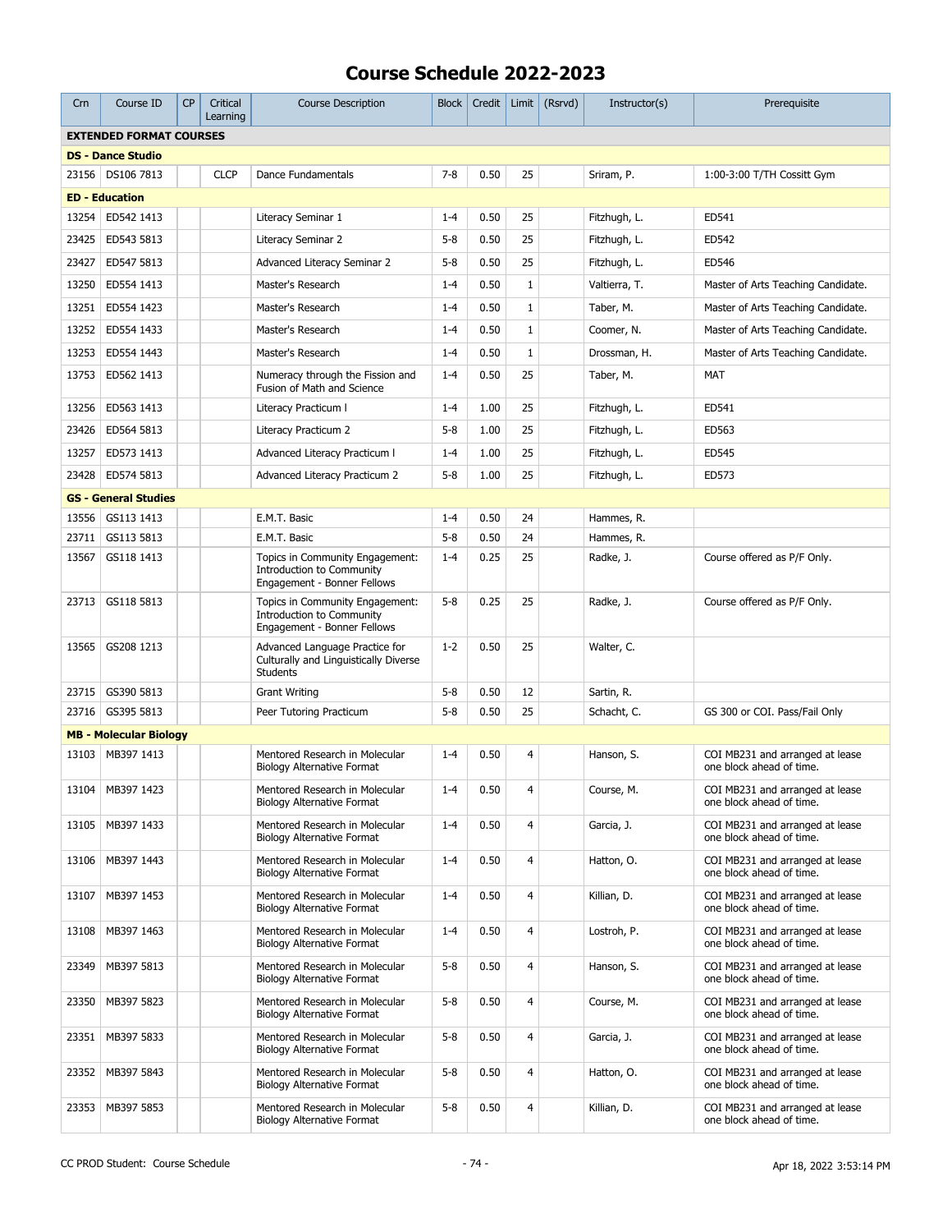# Course Schedule 2022-2023

| Crn | Course ID | CP | Critical Learning | Course Description | Block | Credit | Limit | (Rsrvd) | Instructor(s) | Prerequisite |
|---|---|---|---|---|---|---|---|---|---|---|
| **EXTENDED FORMAT COURSES** | | | | | | | | | | |
| **DS - Dance Studio** | | | | | | | | | | |
| 23156 | DS106 7813 | | CLCP | Dance Fundamentals | 7-8 | 0.50 | 25 | | Sriram, P. | 1:00-3:00 T/TH Cossitt Gym |
| **ED - Education** | | | | | | | | | | |
| 13254 | ED542 1413 | | | Literacy Seminar 1 | 1-4 | 0.50 | 25 | | Fitzhugh, L. | ED541 |
| 23425 | ED543 5813 | | | Literacy Seminar 2 | 5-8 | 0.50 | 25 | | Fitzhugh, L. | ED542 |
| 23427 | ED547 5813 | | | Advanced Literacy Seminar 2 | 5-8 | 0.50 | 25 | | Fitzhugh, L. | ED546 |
| 13250 | ED554 1413 | | | Master's Research | 1-4 | 0.50 | 1 | | Valtierra, T. | Master of Arts Teaching Candidate. |
| 13251 | ED554 1423 | | | Master's Research | 1-4 | 0.50 | 1 | | Taber, M. | Master of Arts Teaching Candidate. |
| 13252 | ED554 1433 | | | Master's Research | 1-4 | 0.50 | 1 | | Coomer, N. | Master of Arts Teaching Candidate. |
| 13253 | ED554 1443 | | | Master's Research | 1-4 | 0.50 | 1 | | Drossman, H. | Master of Arts Teaching Candidate. |
| 13753 | ED562 1413 | | | Numeracy through the Fission and Fusion of Math and Science | 1-4 | 0.50 | 25 | | Taber, M. | MAT |
| 13256 | ED563 1413 | | | Literacy Practicum I | 1-4 | 1.00 | 25 | | Fitzhugh, L. | ED541 |
| 23426 | ED564 5813 | | | Literacy Practicum 2 | 5-8 | 1.00 | 25 | | Fitzhugh, L. | ED563 |
| 13257 | ED573 1413 | | | Advanced Literacy Practicum I | 1-4 | 1.00 | 25 | | Fitzhugh, L. | ED545 |
| 23428 | ED574 5813 | | | Advanced Literacy Practicum 2 | 5-8 | 1.00 | 25 | | Fitzhugh, L. | ED573 |
| **GS - General Studies** | | | | | | | | | | |
| 13556 | GS113 1413 | | | E.M.T. Basic | 1-4 | 0.50 | 24 | | Hammes, R. | |
| 23711 | GS113 5813 | | | E.M.T. Basic | 5-8 | 0.50 | 24 | | Hammes, R. | |
| 13567 | GS118 1413 | | | Topics in Community Engagement: Introduction to Community Engagement - Bonner Fellows | 1-4 | 0.25 | 25 | | Radke, J. | Course offered as P/F Only. |
| 23713 | GS118 5813 | | | Topics in Community Engagement: Introduction to Community Engagement - Bonner Fellows | 5-8 | 0.25 | 25 | | Radke, J. | Course offered as P/F Only. |
| 13565 | GS208 1213 | | | Advanced Language Practice for Culturally and Linguistically Diverse Students | 1-2 | 0.50 | 25 | | Walter, C. | |
| 23715 | GS390 5813 | | | Grant Writing | 5-8 | 0.50 | 12 | | Sartin, R. | |
| 23716 | GS395 5813 | | | Peer Tutoring Practicum | 5-8 | 0.50 | 25 | | Schacht, C. | GS 300 or COI. Pass/Fail Only |
| **MB - Molecular Biology** | | | | | | | | | | |
| 13103 | MB397 1413 | | | Mentored Research in Molecular Biology Alternative Format | 1-4 | 0.50 | 4 | | Hanson, S. | COI MB231 and arranged at lease one block ahead of time. |
| 13104 | MB397 1423 | | | Mentored Research in Molecular Biology Alternative Format | 1-4 | 0.50 | 4 | | Course, M. | COI MB231 and arranged at lease one block ahead of time. |
| 13105 | MB397 1433 | | | Mentored Research in Molecular Biology Alternative Format | 1-4 | 0.50 | 4 | | Garcia, J. | COI MB231 and arranged at lease one block ahead of time. |
| 13106 | MB397 1443 | | | Mentored Research in Molecular Biology Alternative Format | 1-4 | 0.50 | 4 | | Hatton, O. | COI MB231 and arranged at lease one block ahead of time. |
| 13107 | MB397 1453 | | | Mentored Research in Molecular Biology Alternative Format | 1-4 | 0.50 | 4 | | Killian, D. | COI MB231 and arranged at lease one block ahead of time. |
| 13108 | MB397 1463 | | | Mentored Research in Molecular Biology Alternative Format | 1-4 | 0.50 | 4 | | Lostroh, P. | COI MB231 and arranged at lease one block ahead of time. |
| 23349 | MB397 5813 | | | Mentored Research in Molecular Biology Alternative Format | 5-8 | 0.50 | 4 | | Hanson, S. | COI MB231 and arranged at lease one block ahead of time. |
| 23350 | MB397 5823 | | | Mentored Research in Molecular Biology Alternative Format | 5-8 | 0.50 | 4 | | Course, M. | COI MB231 and arranged at lease one block ahead of time. |
| 23351 | MB397 5833 | | | Mentored Research in Molecular Biology Alternative Format | 5-8 | 0.50 | 4 | | Garcia, J. | COI MB231 and arranged at lease one block ahead of time. |
| 23352 | MB397 5843 | | | Mentored Research in Molecular Biology Alternative Format | 5-8 | 0.50 | 4 | | Hatton, O. | COI MB231 and arranged at lease one block ahead of time. |
| 23353 | MB397 5853 | | | Mentored Research in Molecular Biology Alternative Format | 5-8 | 0.50 | 4 | | Killian, D. | COI MB231 and arranged at lease one block ahead of time. |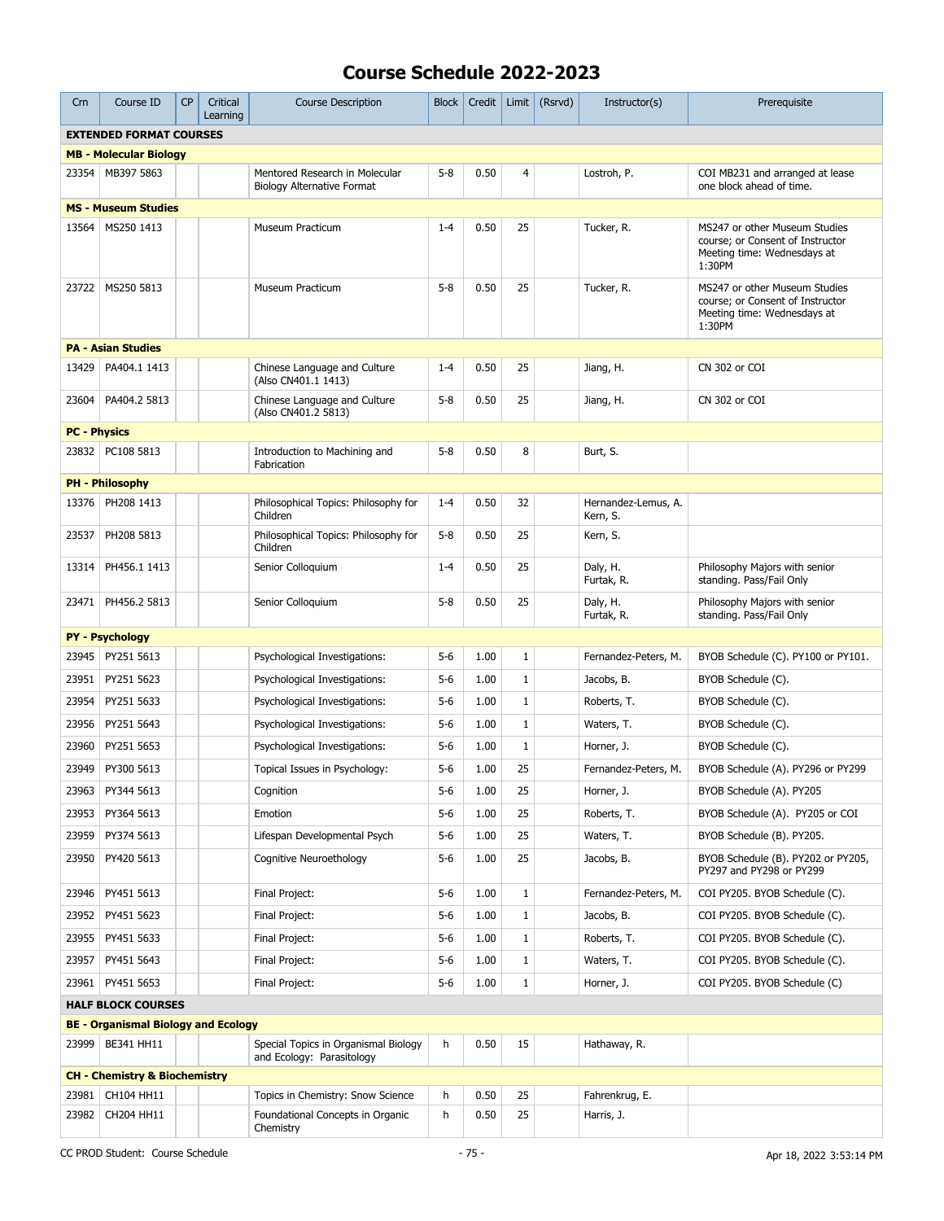# Course Schedule 2022-2023

| Crn | Course ID | CP | Critical Learning | Course Description | Block | Credit | Limit | (Rsrvd) | Instructor(s) | Prerequisite |
|---|---|---|---|---|---|---|---|---|---|---|
| **EXTENDED FORMAT COURSES** | | | | | | | | | | |
| **MB - Molecular Biology** | | | | | | | | | | |
| 23354 | MB397 5863 | | | Mentored Research in Molecular Biology Alternative Format | 5-8 | 0.50 | 4 | | Lostroh, P. | COI MB231 and arranged at lease one block ahead of time. |
| **MS - Museum Studies** | | | | | | | | | | |
| 13564 | MS250 1413 | | | Museum Practicum | 1-4 | 0.50 | 25 | | Tucker, R. | MS247 or other Museum Studies course; or Consent of Instructor Meeting time: Wednesdays at 1:30PM |
| 23722 | MS250 5813 | | | Museum Practicum | 5-8 | 0.50 | 25 | | Tucker, R. | MS247 or other Museum Studies course; or Consent of Instructor Meeting time: Wednesdays at 1:30PM |
| **PA - Asian Studies** | | | | | | | | | | |
| 13429 | PA404.1 1413 | | | Chinese Language and Culture (Also CN401.1 1413) | 1-4 | 0.50 | 25 | | Jiang, H. | CN 302 or COI |
| 23604 | PA404.2 5813 | | | Chinese Language and Culture (Also CN401.2 5813) | 5-8 | 0.50 | 25 | | Jiang, H. | CN 302 or COI |
| **PC - Physics** | | | | | | | | | | |
| 23832 | PC108 5813 | | | Introduction to Machining and Fabrication | 5-8 | 0.50 | 8 | | Burt, S. | |
| **PH - Philosophy** | | | | | | | | | | |
| 13376 | PH208 1413 | | | Philosophical Topics: Philosophy for Children | 1-4 | 0.50 | 32 | | Hernandez-Lemus, A. Kern, S. | |
| 23537 | PH208 5813 | | | Philosophical Topics: Philosophy for Children | 5-8 | 0.50 | 25 | | Kern, S. | |
| 13314 | PH456.1 1413 | | | Senior Colloquium | 1-4 | 0.50 | 25 | | Daly, H. Furtak, R. | Philosophy Majors with senior standing. Pass/Fail Only |
| 23471 | PH456.2 5813 | | | Senior Colloquium | 5-8 | 0.50 | 25 | | Daly, H. Furtak, R. | Philosophy Majors with senior standing. Pass/Fail Only |
| **PY - Psychology** | | | | | | | | | | |
| 23945 | PY251 5613 | | | Psychological Investigations: | 5-6 | 1.00 | 1 | | Fernandez-Peters, M. | BYOB Schedule (C). PY100 or PY101. |
| 23951 | PY251 5623 | | | Psychological Investigations: | 5-6 | 1.00 | 1 | | Jacobs, B. | BYOB Schedule (C). |
| 23954 | PY251 5633 | | | Psychological Investigations: | 5-6 | 1.00 | 1 | | Roberts, T. | BYOB Schedule (C). |
| 23956 | PY251 5643 | | | Psychological Investigations: | 5-6 | 1.00 | 1 | | Waters, T. | BYOB Schedule (C). |
| 23960 | PY251 5653 | | | Psychological Investigations: | 5-6 | 1.00 | 1 | | Horner, J. | BYOB Schedule (C). |
| 23949 | PY300 5613 | | | Topical Issues in Psychology: | 5-6 | 1.00 | 25 | | Fernandez-Peters, M. | BYOB Schedule (A). PY296 or PY299 |
| 23963 | PY344 5613 | | | Cognition | 5-6 | 1.00 | 25 | | Horner, J. | BYOB Schedule (A). PY205 |
| 23953 | PY364 5613 | | | Emotion | 5-6 | 1.00 | 25 | | Roberts, T. | BYOB Schedule (A). PY205 or COI |
| 23959 | PY374 5613 | | | Lifespan Developmental Psych | 5-6 | 1.00 | 25 | | Waters, T. | BYOB Schedule (B). PY205. |
| 23950 | PY420 5613 | | | Cognitive Neuroethology | 5-6 | 1.00 | 25 | | Jacobs, B. | BYOB Schedule (B). PY202 or PY205, PY297 and PY298 or PY299 |
| 23946 | PY451 5613 | | | Final Project: | 5-6 | 1.00 | 1 | | Fernandez-Peters, M. | COI PY205. BYOB Schedule (C). |
| 23952 | PY451 5623 | | | Final Project: | 5-6 | 1.00 | 1 | | Jacobs, B. | COI PY205. BYOB Schedule (C). |
| 23955 | PY451 5633 | | | Final Project: | 5-6 | 1.00 | 1 | | Roberts, T. | COI PY205. BYOB Schedule (C). |
| 23957 | PY451 5643 | | | Final Project: | 5-6 | 1.00 | 1 | | Waters, T. | COI PY205. BYOB Schedule (C). |
| 23961 | PY451 5653 | | | Final Project: | 5-6 | 1.00 | 1 | | Horner, J. | COI PY205. BYOB Schedule (C) |
| **HALF BLOCK COURSES** | | | | | | | | | | |
| **BE - Organismal Biology and Ecology** | | | | | | | | | | |
| 23999 | BE341 HH11 | | | Special Topics in Organismal Biology and Ecology: Parasitology | h | 0.50 | 15 | | Hathaway, R. | |
| **CH - Chemistry & Biochemistry** | | | | | | | | | | |
| 23981 | CH104 HH11 | | | Topics in Chemistry: Snow Science | h | 0.50 | 25 | | Fahrenkrug, E. | |
| 23982 | CH204 HH11 | | | Foundational Concepts in Organic Chemistry | h | 0.50 | 25 | | Harris, J. | |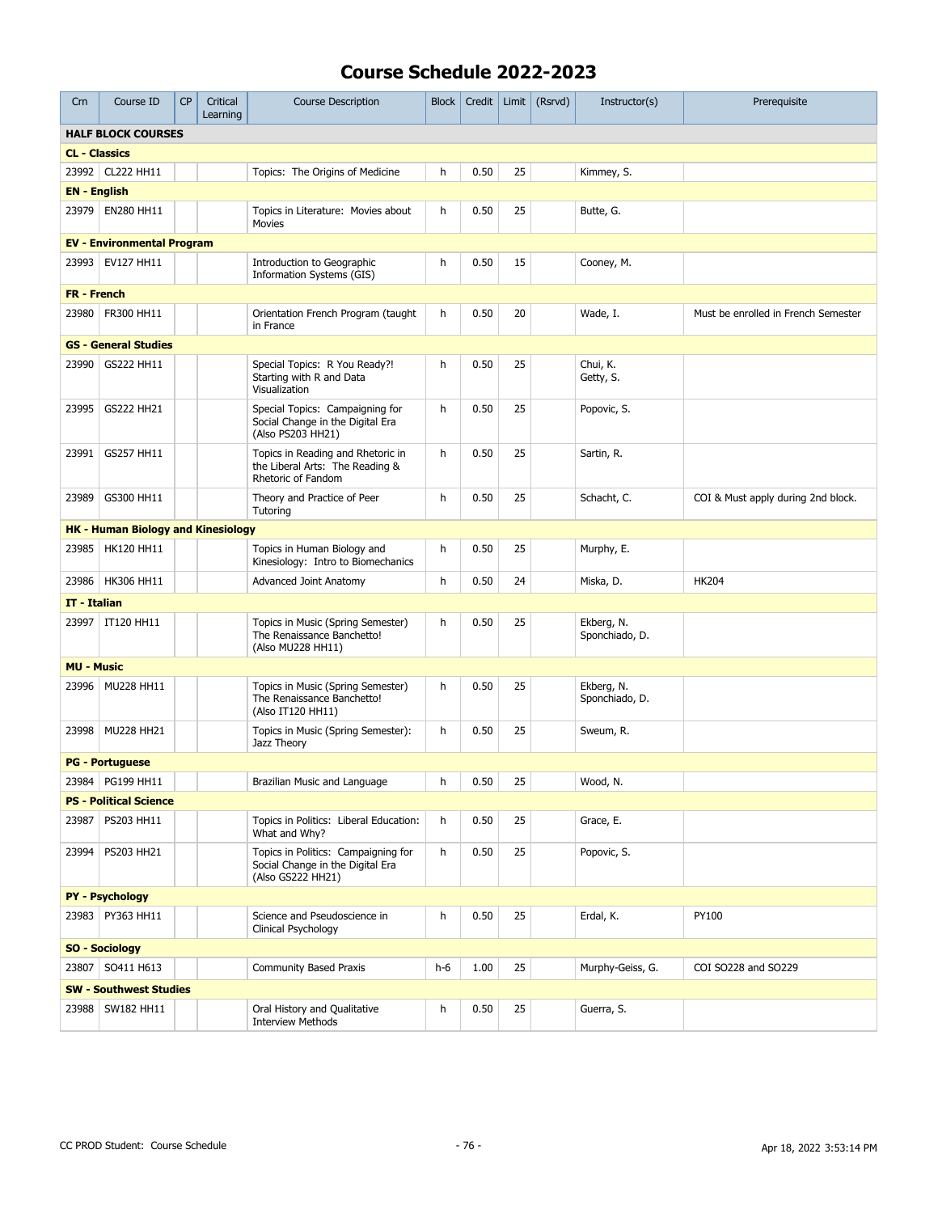# Course Schedule 2022-2023

| Crn | Course ID | CP | Critical Learning | Course Description | Block | Credit | Limit | (Rsrvd) | Instructor(s) | Prerequisite |
|---|---|---|---|---|---|---|---|---|---|---|
| **HALF BLOCK COURSES** | | | | | | | | | | |
| **CL - Classics** | | | | | | | | | | |
| 23992 | CL222 HH11 | | | Topics: The Origins of Medicine | h | 0.50 | 25 | | Kimmey, S. | |
| **EN - English** | | | | | | | | | | |
| 23979 | EN280 HH11 | | | Topics in Literature: Movies about Movies | h | 0.50 | 25 | | Butte, G. | |
| **EV - Environmental Program** | | | | | | | | | | |
| 23993 | EV127 HH11 | | | Introduction to Geographic Information Systems (GIS) | h | 0.50 | 15 | | Cooney, M. | |
| **FR - French** | | | | | | | | | | |
| 23980 | FR300 HH11 | | | Orientation French Program (taught in France | h | 0.50 | 20 | | Wade, I. | Must be enrolled in French Semester |
| **GS - General Studies** | | | | | | | | | | |
| 23990 | GS222 HH11 | | | Special Topics: R You Ready?! Starting with R and Data Visualization | h | 0.50 | 25 | | Chui, K.<br>Getty, S. | |
| 23995 | GS222 HH21 | | | Special Topics: Campaigning for Social Change in the Digital Era (Also PS203 HH21) | h | 0.50 | 25 | | Popovic, S. | |
| 23991 | GS257 HH11 | | | Topics in Reading and Rhetoric in the Liberal Arts: The Reading & Rhetoric of Fandom | h | 0.50 | 25 | | Sartin, R. | |
| 23989 | GS300 HH11 | | | Theory and Practice of Peer Tutoring | h | 0.50 | 25 | | Schacht, C. | COI & Must apply during 2nd block. |
| **HK - Human Biology and Kinesiology** | | | | | | | | | | |
| 23985 | HK120 HH11 | | | Topics in Human Biology and Kinesiology: Intro to Biomechanics | h | 0.50 | 25 | | Murphy, E. | |
| 23986 | HK306 HH11 | | | Advanced Joint Anatomy | h | 0.50 | 24 | | Miska, D. | HK204 |
| **IT - Italian** | | | | | | | | | | |
| 23997 | IT120 HH11 | | | Topics in Music (Spring Semester) The Renaissance Banchetto! (Also MU228 HH11) | h | 0.50 | 25 | | Ekberg, N.<br>Sponchiado, D. | |
| **MU - Music** | | | | | | | | | | |
| 23996 | MU228 HH11 | | | Topics in Music (Spring Semester) The Renaissance Banchetto! (Also IT120 HH11) | h | 0.50 | 25 | | Ekberg, N.<br>Sponchiado, D. | |
| 23998 | MU228 HH21 | | | Topics in Music (Spring Semester): Jazz Theory | h | 0.50 | 25 | | Sweum, R. | |
| **PG - Portuguese** | | | | | | | | | | |
| 23984 | PG199 HH11 | | | Brazilian Music and Language | h | 0.50 | 25 | | Wood, N. | |
| **PS - Political Science** | | | | | | | | | | |
| 23987 | PS203 HH11 | | | Topics in Politics: Liberal Education: What and Why? | h | 0.50 | 25 | | Grace, E. | |
| 23994 | PS203 HH21 | | | Topics in Politics: Campaigning for Social Change in the Digital Era (Also GS222 HH21) | h | 0.50 | 25 | | Popovic, S. | |
| **PY - Psychology** | | | | | | | | | | |
| 23983 | PY363 HH11 | | | Science and Pseudoscience in Clinical Psychology | h | 0.50 | 25 | | Erdal, K. | PY100 |
| **SO - Sociology** | | | | | | | | | | |
| 23807 | SO411 H613 | | | Community Based Praxis | h-6 | 1.00 | 25 | | Murphy-Geiss, G. | COI SO228 and SO229 |
| **SW - Southwest Studies** | | | | | | | | | | |
| 23988 | SW182 HH11 | | | Oral History and Qualitative Interview Methods | h | 0.50 | 25 | | Guerra, S. | |